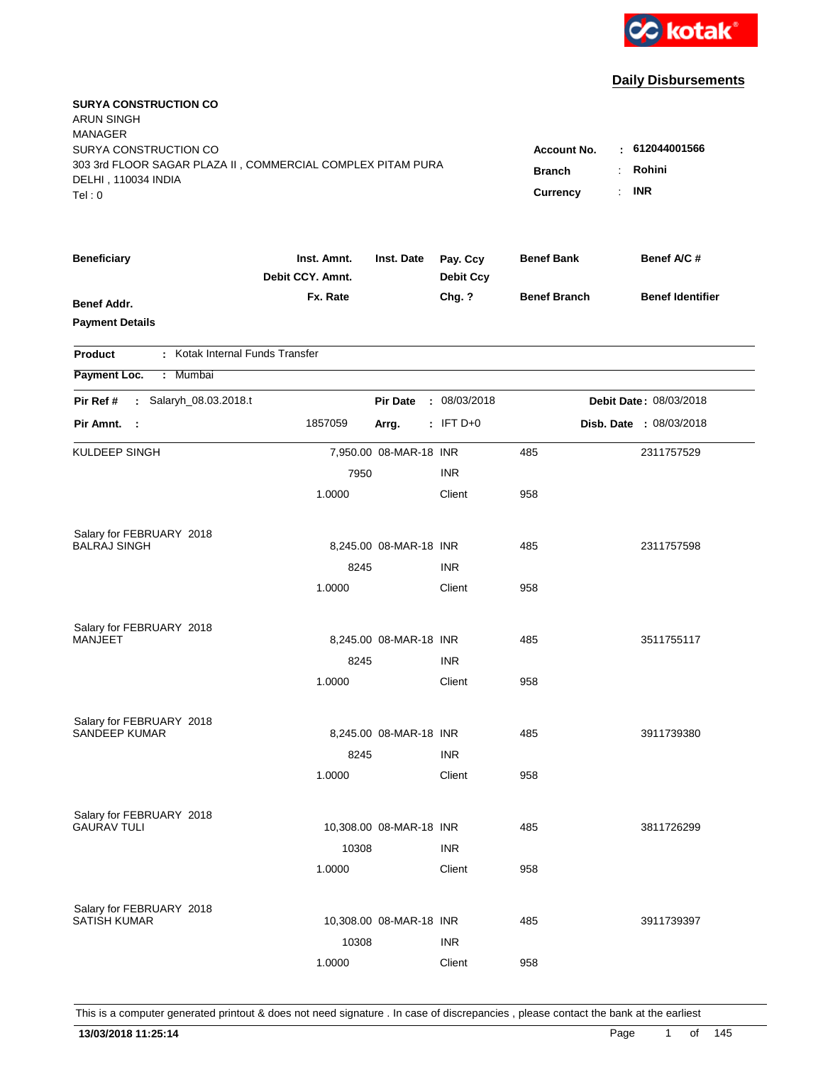kotak

## Daily Disbursements

**SURYA CONSTRUCTION CO**
ARUN SINGH
MANAGER
SURYA CONSTRUCTION CO
303 3rd FLOOR SAGAR PLAZA II , COMMERCIAL COMPLEX PITAM PURA
DELHI , 110034 INDIA
Tel : 0

| | | |
|---|---|---|
| **Account No.** | : | **612044001566** |
| **Branch** | : | **Rohini** |
| **Currency** | : | **INR** |

| Beneficiary / Benef Addr. / Payment Details | Inst. Amnt. / Debit CCY. Amnt. / Fx. Rate | Inst. Date | Pay. Ccy / Debit Ccy / Chg. ? | Benef Bank / Benef Branch | Benef A/C # / Benef Identifier |
|---|---|---|---|---|---|

**Product** : Kotak Internal Funds Transfer

**Payment Loc.** : Mumbai

**Pir Ref #** : Salaryh_08.03.2018.t  **Pir Date** : 08/03/2018  **Debit Date** : 08/03/2018

**Pir Amnt.** : 1857059  **Arrg.** : IFT D+0  **Disb. Date** : 08/03/2018

| Beneficiary | Inst. Amnt. | Inst. Date | Pay. Ccy | Benef Bank | Benef A/C # |
|---|---|---|---|---|---|
| KULDEEP SINGH | 7,950.00 | 08-MAR-18 | INR | 485 | 2311757529 |
| | 7950 | | INR | | |
| | 1.0000 | | Client | 958 | |
| Salary for FEBRUARY 2018 | | | | | |
| BALRAJ SINGH | 8,245.00 | 08-MAR-18 | INR | 485 | 2311757598 |
| | 8245 | | INR | | |
| | 1.0000 | | Client | 958 | |
| Salary for FEBRUARY 2018 | | | | | |
| MANJEET | 8,245.00 | 08-MAR-18 | INR | 485 | 3511755117 |
| | 8245 | | INR | | |
| | 1.0000 | | Client | 958 | |
| Salary for FEBRUARY 2018 | | | | | |
| SANDEEP KUMAR | 8,245.00 | 08-MAR-18 | INR | 485 | 3911739380 |
| | 8245 | | INR | | |
| | 1.0000 | | Client | 958 | |
| Salary for FEBRUARY 2018 | | | | | |
| GAURAV TULI | 10,308.00 | 08-MAR-18 | INR | 485 | 3811726299 |
| | 10308 | | INR | | |
| | 1.0000 | | Client | 958 | |
| Salary for FEBRUARY 2018 | | | | | |
| SATISH KUMAR | 10,308.00 | 08-MAR-18 | INR | 485 | 3911739397 |
| | 10308 | | INR | | |
| | 1.0000 | | Client | 958 | |

This is a computer generated printout & does not need signature . In case of discrepancies , please contact the bank at the earliest

**13/03/2018 11:25:14**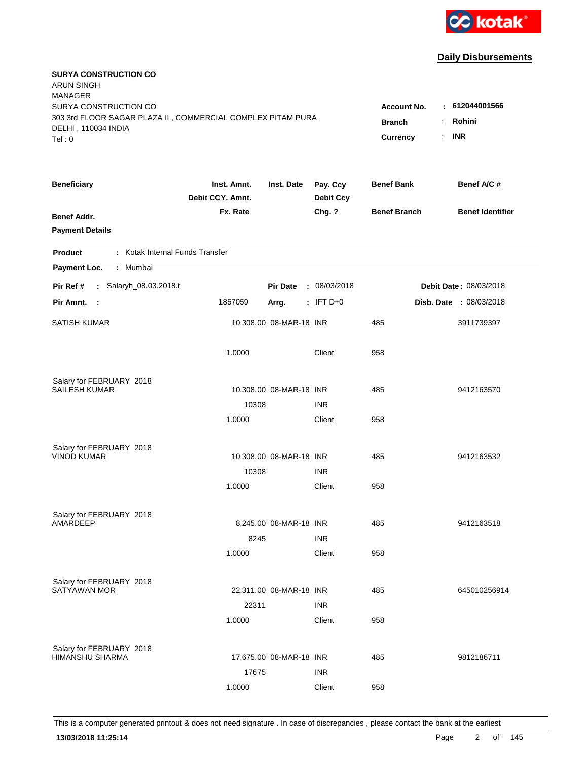kotak

## Daily Disbursements

**SURYA CONSTRUCTION CO**
ARUN SINGH
MANAGER
SURYA CONSTRUCTION CO
303 3rd FLOOR SAGAR PLAZA II , COMMERCIAL COMPLEX PITAM PURA
DELHI , 110034 INDIA
Tel : 0

**Account No.** : **612044001566**
**Branch** : **Rohini**
**Currency** : **INR**

| Beneficiary / Benef Addr. / Payment Details | Inst. Amnt. / Debit CCY. Amnt. / Fx. Rate | Inst. Date | Pay. Ccy / Debit Ccy / Chg. ? | Benef Bank / Benef Branch | Benef A/C # / Benef Identifier |
|---|---|---|---|---|---|

**Product** : Kotak Internal Funds Transfer
**Payment Loc.** : Mumbai

**Pir Ref #** : Salaryh_08.03.2018.t **Pir Date** : 08/03/2018 **Debit Date** : 08/03/2018
**Pir Amnt.** : 1857059 **Arrg.** : IFT D+0 **Disb. Date** : 08/03/2018

| Beneficiary | Inst. Amnt. | Inst. Date | Pay. Ccy | Benef Bank | Benef A/C # |
|---|---|---|---|---|---|
| SATISH KUMAR | 10,308.00 | 08-MAR-18 | INR | 485 | 3911739397 |
| | 1.0000 | | Client | 958 | |
| Salary for FEBRUARY 2018 | | | | | |
| SAILESH KUMAR | 10,308.00 | 08-MAR-18 | INR | 485 | 9412163570 |
| | 10308 | | INR | | |
| | 1.0000 | | Client | 958 | |
| Salary for FEBRUARY 2018 | | | | | |
| VINOD KUMAR | 10,308.00 | 08-MAR-18 | INR | 485 | 9412163532 |
| | 10308 | | INR | | |
| | 1.0000 | | Client | 958 | |
| Salary for FEBRUARY 2018 | | | | | |
| AMARDEEP | 8,245.00 | 08-MAR-18 | INR | 485 | 9412163518 |
| | 8245 | | INR | | |
| | 1.0000 | | Client | 958 | |
| Salary for FEBRUARY 2018 | | | | | |
| SATYAWAN MOR | 22,311.00 | 08-MAR-18 | INR | 485 | 645010256914 |
| | 22311 | | INR | | |
| | 1.0000 | | Client | 958 | |
| Salary for FEBRUARY 2018 | | | | | |
| HIMANSHU SHARMA | 17,675.00 | 08-MAR-18 | INR | 485 | 9812186711 |
| | 17675 | | INR | | |
| | 1.0000 | | Client | 958 | |

This is a computer generated printout & does not need signature . In case of discrepancies , please contact the bank at the earliest

**13/03/2018 11:25:14**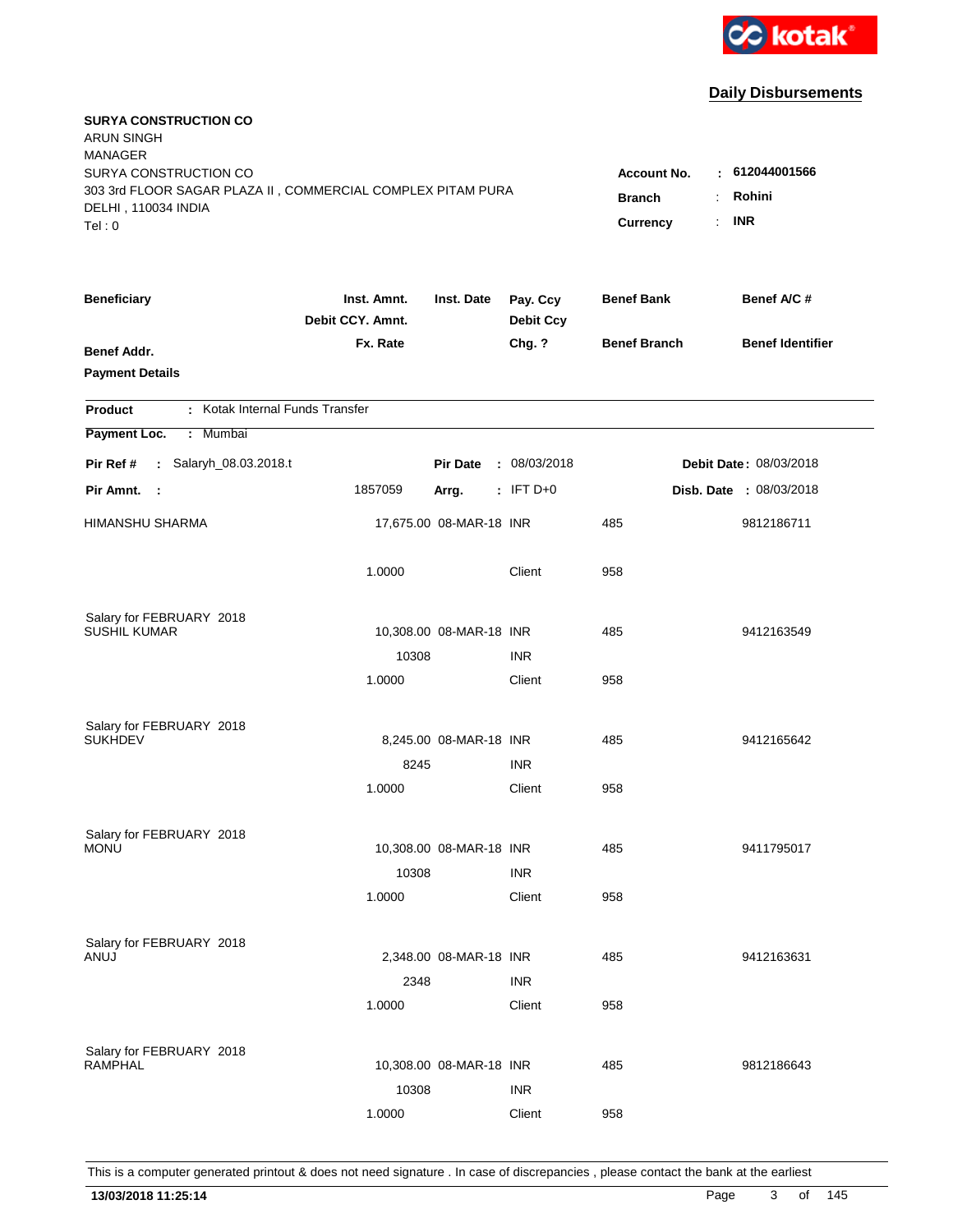**Daily Disbursements**

**SURYA CONSTRUCTION CO**
ARUN SINGH
MANAGER
SURYA CONSTRUCTION CO
303 3rd FLOOR SAGAR PLAZA II , COMMERCIAL COMPLEX PITAM PURA
DELHI , 110034 INDIA
Tel : 0

**Account No.** : **612044001566**
**Branch** : **Rohini**
**Currency** : **INR**

| Beneficiary / Benef Addr. / Payment Details | Inst. Amnt. / Debit CCY. Amnt. / Fx. Rate | Inst. Date | Pay. Ccy / Debit Ccy / Chg. ? | Benef Bank / Benef Branch | Benef A/C # / Benef Identifier |
|---|---|---|---|---|---|

**Product** : Kotak Internal Funds Transfer
**Payment Loc.** : Mumbai

**Pir Ref #** : Salaryh_08.03.2018.t | **Pir Date** : 08/03/2018 | **Debit Date** : 08/03/2018
**Pir Amnt.** : 1857059 | **Arrg.** : IFT D+0 | **Disb. Date** : 08/03/2018

| Beneficiary | Inst. Amnt. | Inst. Date | Pay. Ccy | Benef Bank | Benef A/C # |
|---|---|---|---|---|---|
| HIMANSHU SHARMA | 17,675.00 | 08-MAR-18 | INR | 485 | 9812186711 |
| | 1.0000 | | Client | 958 | |
| Salary for FEBRUARY 2018 | | | | | |
| SUSHIL KUMAR | 10,308.00 | 08-MAR-18 | INR | 485 | 9412163549 |
| | 10308 | | INR | | |
| | 1.0000 | | Client | 958 | |
| Salary for FEBRUARY 2018 | | | | | |
| SUKHDEV | 8,245.00 | 08-MAR-18 | INR | 485 | 9412165642 |
| | 8245 | | INR | | |
| | 1.0000 | | Client | 958 | |
| Salary for FEBRUARY 2018 | | | | | |
| MONU | 10,308.00 | 08-MAR-18 | INR | 485 | 9411795017 |
| | 10308 | | INR | | |
| | 1.0000 | | Client | 958 | |
| Salary for FEBRUARY 2018 | | | | | |
| ANUJ | 2,348.00 | 08-MAR-18 | INR | 485 | 9412163631 |
| | 2348 | | INR | | |
| | 1.0000 | | Client | 958 | |
| Salary for FEBRUARY 2018 | | | | | |
| RAMPHAL | 10,308.00 | 08-MAR-18 | INR | 485 | 9812186643 |
| | 10308 | | INR | | |
| | 1.0000 | | Client | 958 | |

This is a computer generated printout & does not need signature . In case of discrepancies , please contact the bank at the earliest

**13/03/2018 11:25:14**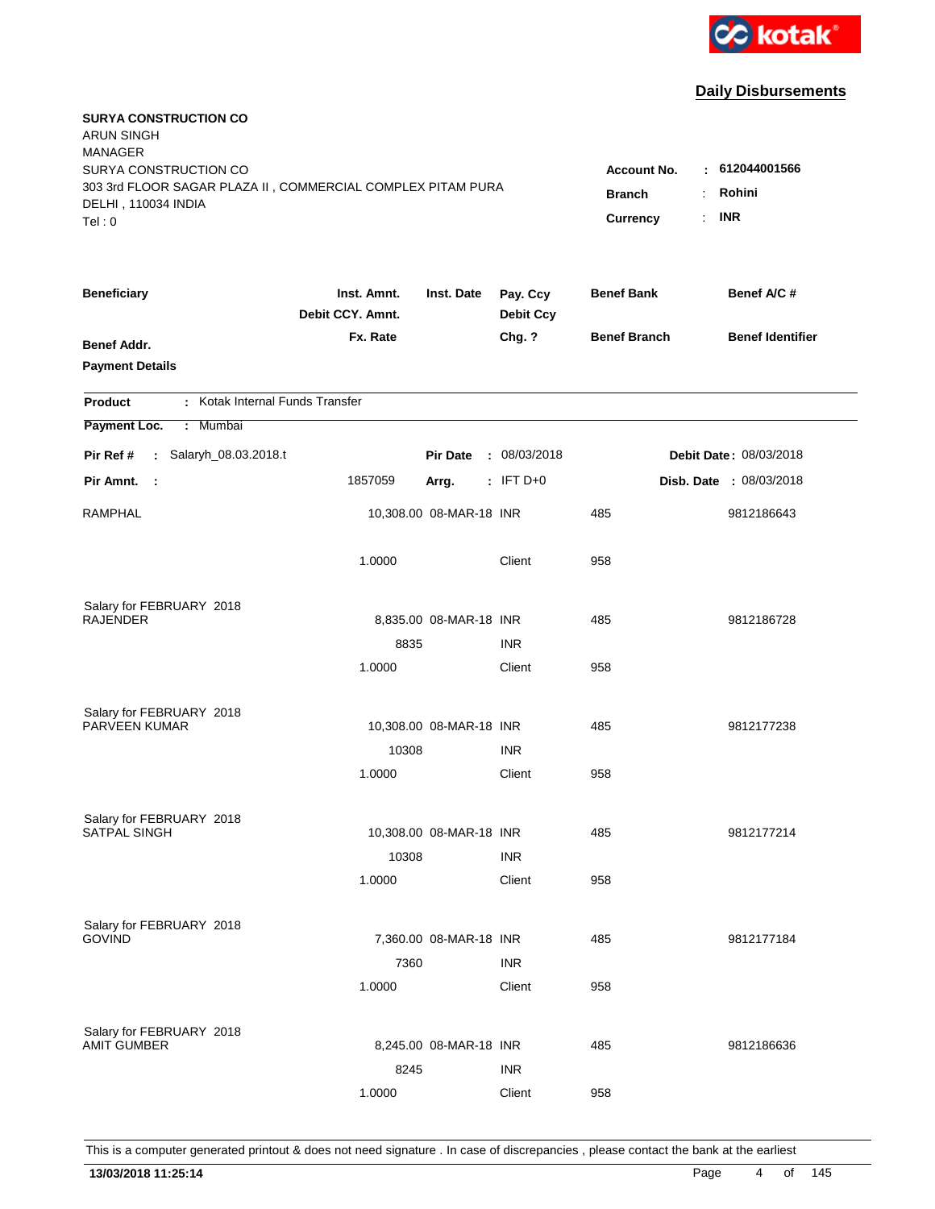kotak

## Daily Disbursements

**SURYA CONSTRUCTION CO**
ARUN SINGH
MANAGER
SURYA CONSTRUCTION CO
303 3rd FLOOR SAGAR PLAZA II , COMMERCIAL COMPLEX PITAM PURA
DELHI , 110034 INDIA
Tel : 0

**Account No.** : **612044001566**
**Branch** : **Rohini**
**Currency** : **INR**

| Beneficiary | Inst. Amnt. / Debit CCY. Amnt. / Fx. Rate | Inst. Date | Pay. Ccy / Debit Ccy / Chg. ? | Benef Bank / Benef Branch | Benef A/C # / Benef Identifier |
|---|---|---|---|---|---|
| **Benef Addr.** | | | | | |
| **Payment Details** | | | | | |

**Product** : Kotak Internal Funds Transfer

**Payment Loc.** : Mumbai

**Pir Ref #** : Salaryh_08.03.2018.t | **Pir Date** : 08/03/2018 | **Debit Date** : 08/03/2018

**Pir Amnt.** : 1857059 | **Arrg.** : IFT D+0 | **Disb. Date** : 08/03/2018

| Beneficiary | Inst. Amnt. | Inst. Date | Pay. Ccy | Benef Bank | Benef A/C # |
|---|---|---|---|---|---|
| RAMPHAL | 10,308.00 | 08-MAR-18 | INR | 485 | 9812186643 |
| | 1.0000 | | Client | 958 | |
| Salary for FEBRUARY 2018 | | | | | |
| RAJENDER | 8,835.00 | 08-MAR-18 | INR | 485 | 9812186728 |
| | 8835 | | INR | | |
| | 1.0000 | | Client | 958 | |
| Salary for FEBRUARY 2018 | | | | | |
| PARVEEN KUMAR | 10,308.00 | 08-MAR-18 | INR | 485 | 9812177238 |
| | 10308 | | INR | | |
| | 1.0000 | | Client | 958 | |
| Salary for FEBRUARY 2018 | | | | | |
| SATPAL SINGH | 10,308.00 | 08-MAR-18 | INR | 485 | 9812177214 |
| | 10308 | | INR | | |
| | 1.0000 | | Client | 958 | |
| Salary for FEBRUARY 2018 | | | | | |
| GOVIND | 7,360.00 | 08-MAR-18 | INR | 485 | 9812177184 |
| | 7360 | | INR | | |
| | 1.0000 | | Client | 958 | |
| Salary for FEBRUARY 2018 | | | | | |
| AMIT GUMBER | 8,245.00 | 08-MAR-18 | INR | 485 | 9812186636 |
| | 8245 | | INR | | |
| | 1.0000 | | Client | 958 | |

This is a computer generated printout & does not need signature . In case of discrepancies , please contact the bank at the earliest

**13/03/2018 11:25:14**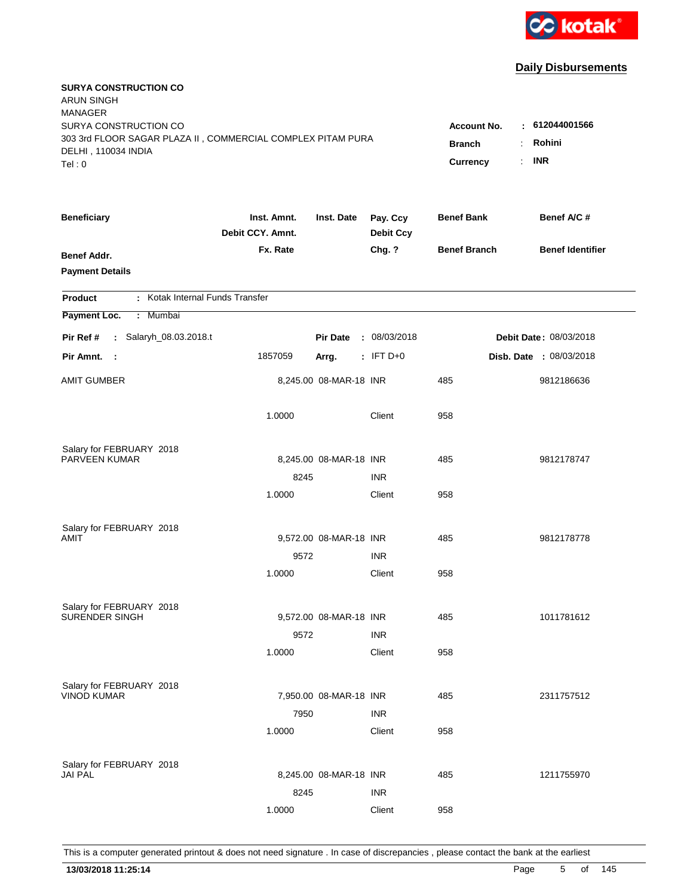kotak

**Daily Disbursements**

**SURYA CONSTRUCTION CO**
ARUN SINGH
MANAGER
SURYA CONSTRUCTION CO
303 3rd FLOOR SAGAR PLAZA II , COMMERCIAL COMPLEX PITAM PURA
DELHI , 110034 INDIA
Tel : 0

**Account No.** : **612044001566**
**Branch** : **Rohini**
**Currency** : **INR**

| **Beneficiary** / **Benef Addr.** / **Payment Details** | **Inst. Amnt.** / **Debit CCY. Amnt.** / **Fx. Rate** | **Inst. Date** | **Pay. Ccy** / **Debit Ccy** / **Chg. ?** | **Benef Bank** / **Benef Branch** | **Benef A/C #** / **Benef Identifier** |
|---|---|---|---|---|---|

**Product** : Kotak Internal Funds Transfer
**Payment Loc.** : Mumbai

**Pir Ref #** : Salaryh_08.03.2018.t | **Pir Date** : 08/03/2018 | **Debit Date** : 08/03/2018
**Pir Amnt.** : 1857059 | **Arrg.** : IFT D+0 | **Disb. Date** : 08/03/2018

| Beneficiary | Inst. Amnt. | Inst. Date | Pay. Ccy | Benef Bank | Benef A/C # |
|---|---|---|---|---|---|
| AMIT GUMBER | 8,245.00 | 08-MAR-18 | INR | 485 | 9812186636 |
| | 1.0000 | | Client | 958 | |
| Salary for FEBRUARY 2018 | | | | | |
| PARVEEN KUMAR | 8,245.00 | 08-MAR-18 | INR | 485 | 9812178747 |
| | 8245 | | INR | | |
| | 1.0000 | | Client | 958 | |
| Salary for FEBRUARY 2018 | | | | | |
| AMIT | 9,572.00 | 08-MAR-18 | INR | 485 | 9812178778 |
| | 9572 | | INR | | |
| | 1.0000 | | Client | 958 | |
| Salary for FEBRUARY 2018 | | | | | |
| SURENDER SINGH | 9,572.00 | 08-MAR-18 | INR | 485 | 1011781612 |
| | 9572 | | INR | | |
| | 1.0000 | | Client | 958 | |
| Salary for FEBRUARY 2018 | | | | | |
| VINOD KUMAR | 7,950.00 | 08-MAR-18 | INR | 485 | 2311757512 |
| | 7950 | | INR | | |
| | 1.0000 | | Client | 958 | |
| Salary for FEBRUARY 2018 | | | | | |
| JAI PAL | 8,245.00 | 08-MAR-18 | INR | 485 | 1211755970 |
| | 8245 | | INR | | |
| | 1.0000 | | Client | 958 | |

This is a computer generated printout & does not need signature . In case of discrepancies , please contact the bank at the earliest

**13/03/2018 11:25:14**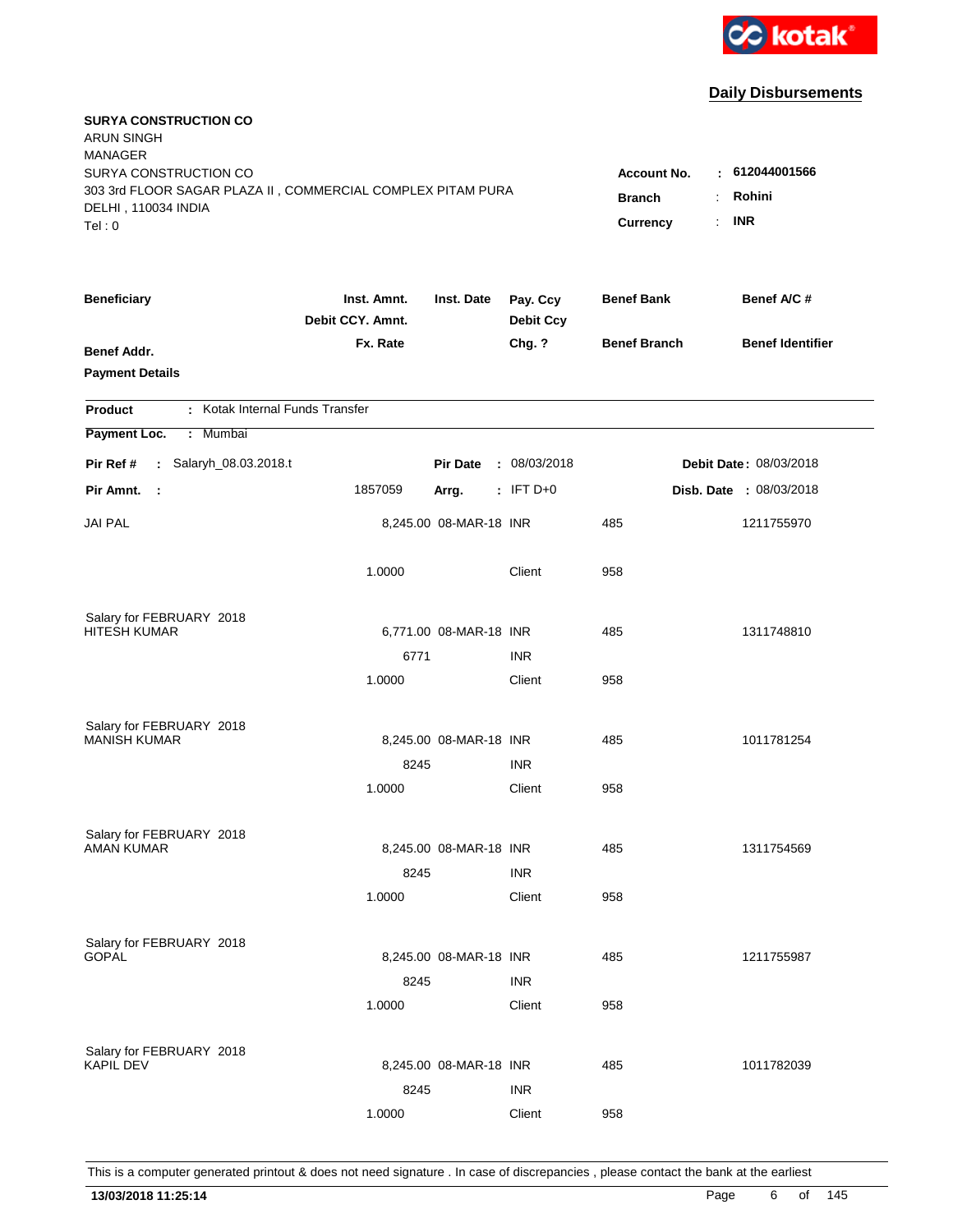**Daily Disbursements**

**SURYA CONSTRUCTION CO**
ARUN SINGH
MANAGER
SURYA CONSTRUCTION CO
303 3rd FLOOR SAGAR PLAZA II , COMMERCIAL COMPLEX PITAM PURA
DELHI , 110034 INDIA
Tel : 0

**Account No.** : **612044001566**
**Branch** : **Rohini**
**Currency** : **INR**

| Beneficiary / Benef Addr. / Payment Details | Inst. Amnt. / Debit CCY. Amnt. / Fx. Rate | Inst. Date | Pay. Ccy / Debit Ccy / Chg. ? | Benef Bank / Benef Branch | Benef A/C # / Benef Identifier |
|---|---|---|---|---|---|

**Product** : Kotak Internal Funds Transfer
**Payment Loc.** : Mumbai

**Pir Ref #** : Salaryh_08.03.2018.t | **Pir Date** : 08/03/2018 | **Debit Date** : 08/03/2018
**Pir Amnt.** : 1857059 | **Arrg.** : IFT D+0 | **Disb. Date** : 08/03/2018

| Beneficiary | Inst. Amnt. | Inst. Date | Pay. Ccy | Benef Bank | Benef A/C # |
|---|---|---|---|---|---|
| JAI PAL | 8,245.00 | 08-MAR-18 | INR | 485 | 1211755970 |
| | 1.0000 | | Client | 958 | |
| Salary for FEBRUARY 2018 | | | | | |
| HITESH KUMAR | 6,771.00 | 08-MAR-18 | INR | 485 | 1311748810 |
| | 6771 | | INR | | |
| | 1.0000 | | Client | 958 | |
| Salary for FEBRUARY 2018 | | | | | |
| MANISH KUMAR | 8,245.00 | 08-MAR-18 | INR | 485 | 1011781254 |
| | 8245 | | INR | | |
| | 1.0000 | | Client | 958 | |
| Salary for FEBRUARY 2018 | | | | | |
| AMAN KUMAR | 8,245.00 | 08-MAR-18 | INR | 485 | 1311754569 |
| | 8245 | | INR | | |
| | 1.0000 | | Client | 958 | |
| Salary for FEBRUARY 2018 | | | | | |
| GOPAL | 8,245.00 | 08-MAR-18 | INR | 485 | 1211755987 |
| | 8245 | | INR | | |
| | 1.0000 | | Client | 958 | |
| Salary for FEBRUARY 2018 | | | | | |
| KAPIL DEV | 8,245.00 | 08-MAR-18 | INR | 485 | 1011782039 |
| | 8245 | | INR | | |
| | 1.0000 | | Client | 958 | |

This is a computer generated printout & does not need signature . In case of discrepancies , please contact the bank at the earliest

**13/03/2018 11:25:14**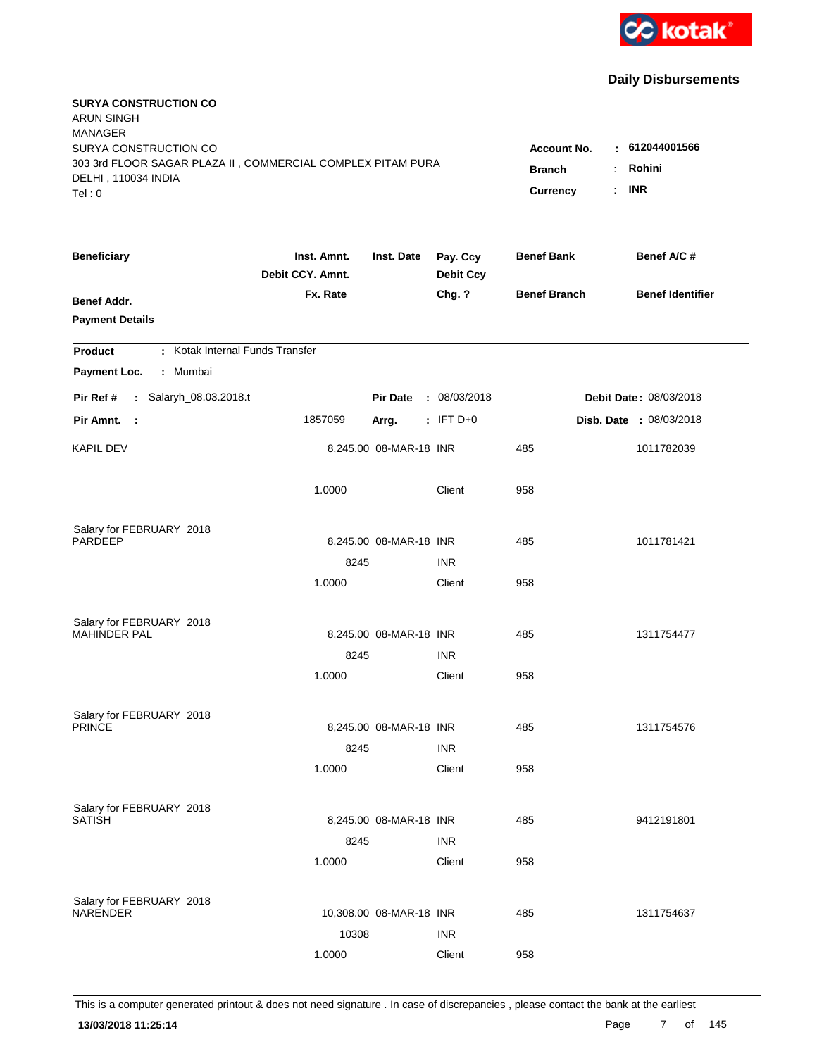kotak

## Daily Disbursements

**SURYA CONSTRUCTION CO**
ARUN SINGH
MANAGER
SURYA CONSTRUCTION CO
303 3rd FLOOR SAGAR PLAZA II , COMMERCIAL COMPLEX PITAM PURA
DELHI , 110034 INDIA
Tel : 0

**Account No.** : 612044001566
**Branch** : Rohini
**Currency** : INR

| Beneficiary / Benef Addr. / Payment Details | Inst. Amnt. / Debit CCY. Amnt. / Fx. Rate | Inst. Date | Pay. Ccy / Debit Ccy / Chg. ? | Benef Bank / Benef Branch | Benef A/C # / Benef Identifier |
|---|---|---|---|---|---|

**Product** : Kotak Internal Funds Transfer
**Payment Loc.** : Mumbai

**Pir Ref #** : Salaryh_08.03.2018.t | **Pir Date** : 08/03/2018 | **Debit Date** : 08/03/2018
**Pir Amnt.** : 1857059 | **Arrg.** : IFT D+0 | **Disb. Date** : 08/03/2018

| Beneficiary | Inst. Amnt. | Inst. Date | Pay. Ccy | Benef Bank | Benef A/C # |
|---|---|---|---|---|---|
| KAPIL DEV | 8,245.00 | 08-MAR-18 | INR | 485 | 1011782039 |
| | 1.0000 | | Client | 958 | |
| Salary for FEBRUARY 2018 | | | | | |
| PARDEEP | 8,245.00 | 08-MAR-18 | INR | 485 | 1011781421 |
| | 8245 | | INR | | |
| | 1.0000 | | Client | 958 | |
| Salary for FEBRUARY 2018 | | | | | |
| MAHINDER PAL | 8,245.00 | 08-MAR-18 | INR | 485 | 1311754477 |
| | 8245 | | INR | | |
| | 1.0000 | | Client | 958 | |
| Salary for FEBRUARY 2018 | | | | | |
| PRINCE | 8,245.00 | 08-MAR-18 | INR | 485 | 1311754576 |
| | 8245 | | INR | | |
| | 1.0000 | | Client | 958 | |
| Salary for FEBRUARY 2018 | | | | | |
| SATISH | 8,245.00 | 08-MAR-18 | INR | 485 | 9412191801 |
| | 8245 | | INR | | |
| | 1.0000 | | Client | 958 | |
| Salary for FEBRUARY 2018 | | | | | |
| NARENDER | 10,308.00 | 08-MAR-18 | INR | 485 | 1311754637 |
| | 10308 | | INR | | |
| | 1.0000 | | Client | 958 | |

This is a computer generated printout & does not need signature . In case of discrepancies , please contact the bank at the earliest

**13/03/2018 11:25:14**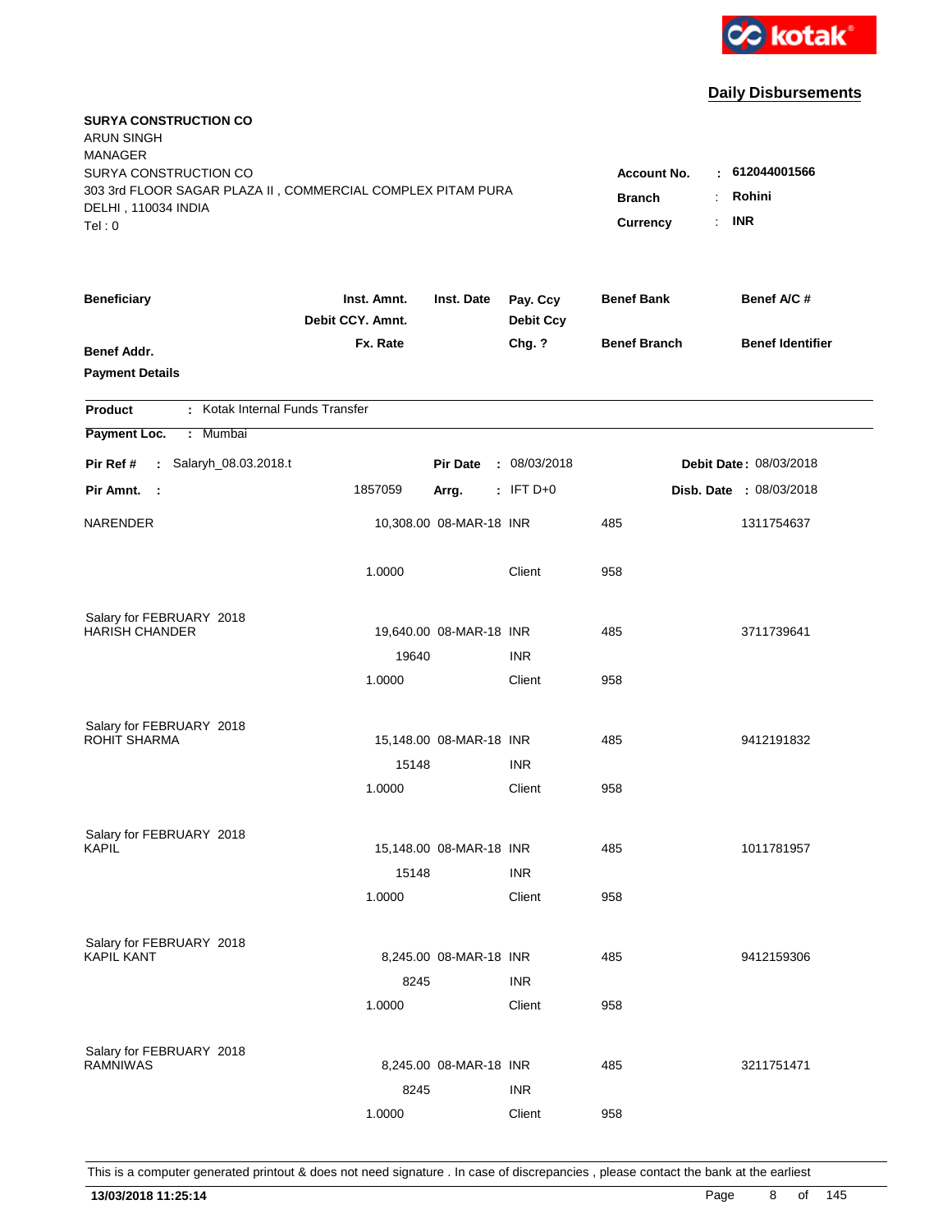# Daily Disbursements

**SURYA CONSTRUCTION CO**
ARUN SINGH
MANAGER
SURYA CONSTRUCTION CO
303 3rd FLOOR SAGAR PLAZA II , COMMERCIAL COMPLEX PITAM PURA
DELHI , 110034 INDIA
Tel : 0

**Account No.** : **612044001566**
**Branch** : **Rohini**
**Currency** : **INR**

| **Beneficiary** | **Inst. Amnt.** / **Debit CCY. Amnt.** / **Fx. Rate** | **Inst. Date** | **Pay. Ccy** / **Debit Ccy** / **Chg. ?** | **Benef Bank** / **Benef Branch** | **Benef A/C #** / **Benef Identifier** |
|---|---|---|---|---|---|
| **Benef Addr.** / **Payment Details** | | | | | |

**Product** : Kotak Internal Funds Transfer

**Payment Loc.** : Mumbai

**Pir Ref #** : Salaryh_08.03.2018.t | **Pir Date** : 08/03/2018 | **Debit Date** : 08/03/2018

**Pir Amnt.** : 1857059 | **Arrg.** : IFT D+0 | **Disb. Date** : 08/03/2018

| Beneficiary | Inst. Amnt. / Debit CCY. Amnt. / Fx. Rate | Inst. Date | Pay. Ccy / Debit Ccy / Chg. ? | Benef Bank / Benef Branch | Benef A/C # |
|---|---|---|---|---|---|
| NARENDER | 10,308.00 | 08-MAR-18 | INR | 485 | 1311754637 |
| | 1.0000 | | Client | 958 | |
| Salary for FEBRUARY 2018 | | | | | |
| HARISH CHANDER | 19,640.00 | 08-MAR-18 | INR | 485 | 3711739641 |
| | 19640 | | INR | | |
| | 1.0000 | | Client | 958 | |
| Salary for FEBRUARY 2018 | | | | | |
| ROHIT SHARMA | 15,148.00 | 08-MAR-18 | INR | 485 | 9412191832 |
| | 15148 | | INR | | |
| | 1.0000 | | Client | 958 | |
| Salary for FEBRUARY 2018 | | | | | |
| KAPIL | 15,148.00 | 08-MAR-18 | INR | 485 | 1011781957 |
| | 15148 | | INR | | |
| | 1.0000 | | Client | 958 | |
| Salary for FEBRUARY 2018 | | | | | |
| KAPIL KANT | 8,245.00 | 08-MAR-18 | INR | 485 | 9412159306 |
| | 8245 | | INR | | |
| | 1.0000 | | Client | 958 | |
| Salary for FEBRUARY 2018 | | | | | |
| RAMNIWAS | 8,245.00 | 08-MAR-18 | INR | 485 | 3211751471 |
| | 8245 | | INR | | |
| | 1.0000 | | Client | 958 | |

This is a computer generated printout & does not need signature . In case of discrepancies , please contact the bank at the earliest

**13/03/2018 11:25:14**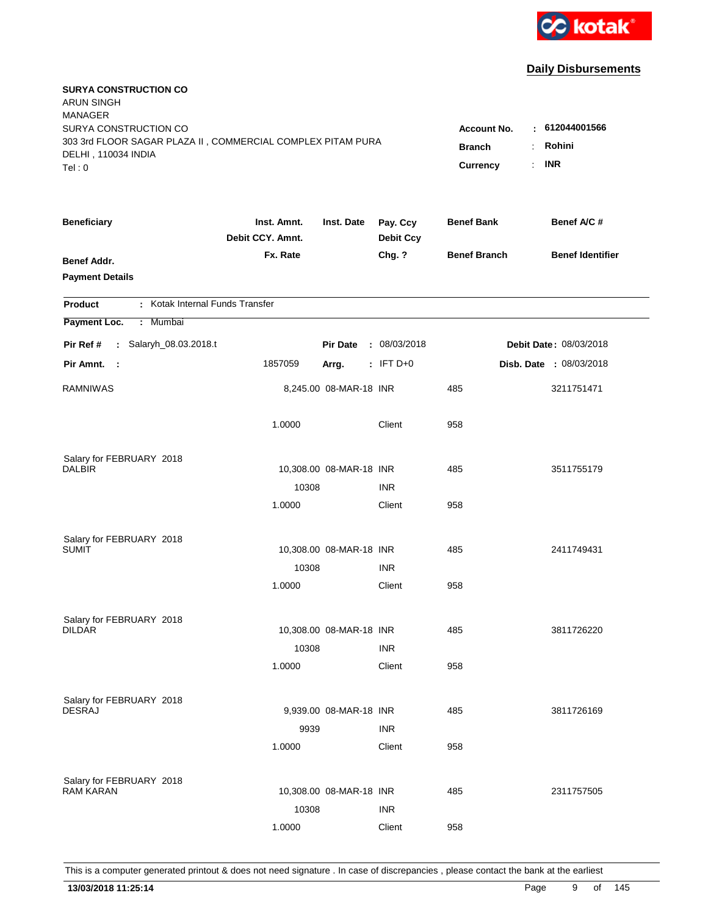# Daily Disbursements

**SURYA CONSTRUCTION CO**
ARUN SINGH
MANAGER
SURYA CONSTRUCTION CO
303 3rd FLOOR SAGAR PLAZA II , COMMERCIAL COMPLEX PITAM PURA
DELHI , 110034 INDIA
Tel : 0

**Account No.** : **612044001566**
**Branch** : **Rohini**
**Currency** : **INR**

| Beneficiary / Benef Addr. / Payment Details | Inst. Amnt. / Debit CCY. Amnt. / Fx. Rate | Inst. Date | Pay. Ccy / Debit Ccy / Chg. ? | Benef Bank / Benef Branch | Benef A/C # / Benef Identifier |
|---|---|---|---|---|---|

**Product** : Kotak Internal Funds Transfer
**Payment Loc.** : Mumbai

**Pir Ref #** : Salaryh_08.03.2018.t | **Pir Date** : 08/03/2018 | **Debit Date** : 08/03/2018
**Pir Amnt.** : 1857059 | **Arrg.** : IFT D+0 | **Disb. Date** : 08/03/2018

| Beneficiary | Inst. Amnt. | Inst. Date | Pay. Ccy | Benef Bank | Benef A/C # |
|---|---|---|---|---|---|
| RAMNIWAS | 8,245.00 | 08-MAR-18 | INR | 485 | 3211751471 |
| | 1.0000 | | Client | 958 | |
| Salary for FEBRUARY 2018 | | | | | |
| DALBIR | 10,308.00 | 08-MAR-18 | INR | 485 | 3511755179 |
| | 10308 | | INR | | |
| | 1.0000 | | Client | 958 | |
| Salary for FEBRUARY 2018 | | | | | |
| SUMIT | 10,308.00 | 08-MAR-18 | INR | 485 | 2411749431 |
| | 10308 | | INR | | |
| | 1.0000 | | Client | 958 | |
| Salary for FEBRUARY 2018 | | | | | |
| DILDAR | 10,308.00 | 08-MAR-18 | INR | 485 | 3811726220 |
| | 10308 | | INR | | |
| | 1.0000 | | Client | 958 | |
| Salary for FEBRUARY 2018 | | | | | |
| DESRAJ | 9,939.00 | 08-MAR-18 | INR | 485 | 3811726169 |
| | 9939 | | INR | | |
| | 1.0000 | | Client | 958 | |
| Salary for FEBRUARY 2018 | | | | | |
| RAM KARAN | 10,308.00 | 08-MAR-18 | INR | 485 | 2311757505 |
| | 10308 | | INR | | |
| | 1.0000 | | Client | 958 | |

This is a computer generated printout & does not need signature . In case of discrepancies , please contact the bank at the earliest

**13/03/2018 11:25:14**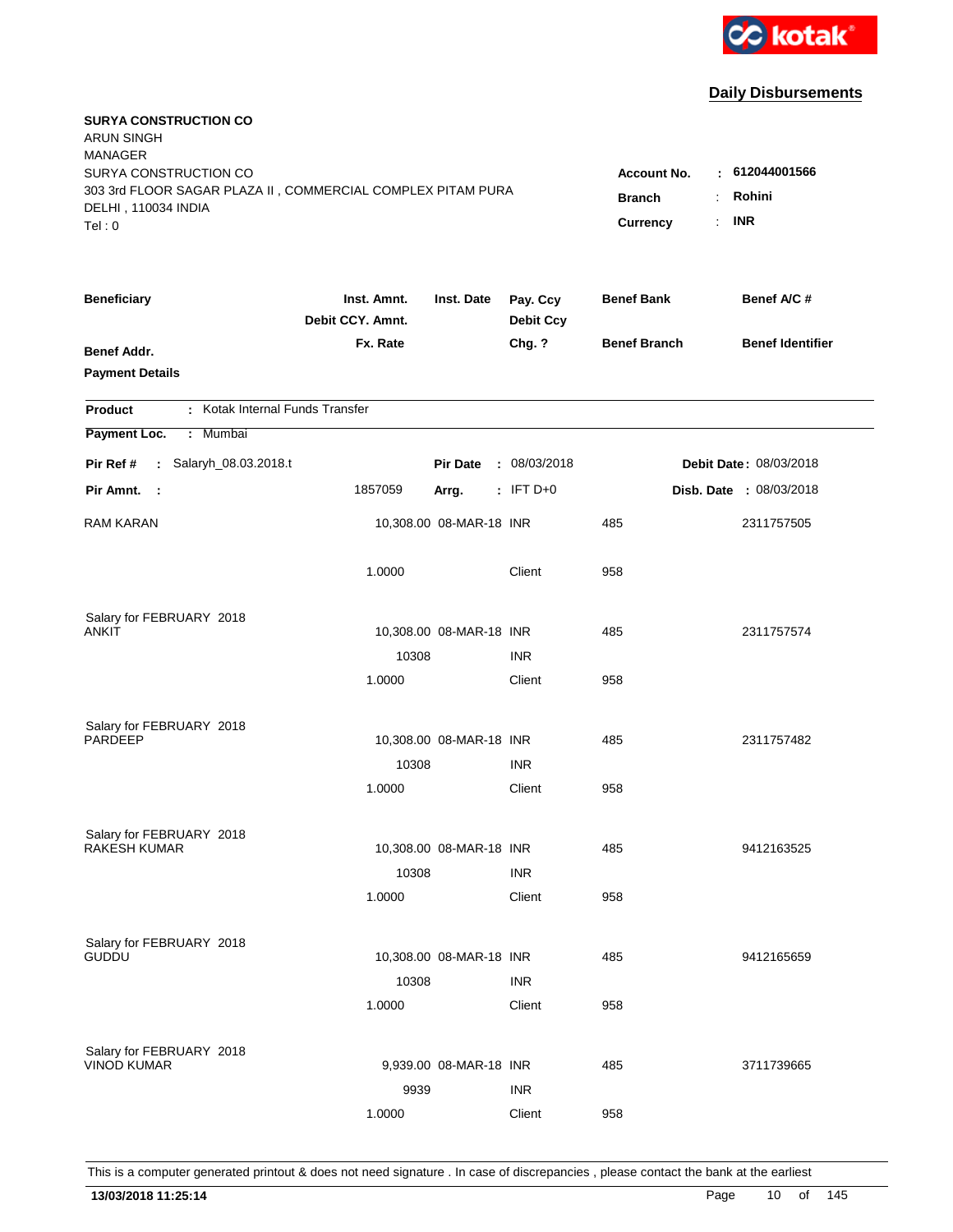**Daily Disbursements**

**SURYA CONSTRUCTION CO**
ARUN SINGH
MANAGER
SURYA CONSTRUCTION CO
303 3rd FLOOR SAGAR PLAZA II , COMMERCIAL COMPLEX PITAM PURA
DELHI , 110034 INDIA
Tel : 0

**Account No.** : **612044001566**
**Branch** : **Rohini**
**Currency** : **INR**

| Beneficiary / Benef Addr. / Payment Details | Inst. Amnt. / Debit CCY. Amnt. / Fx. Rate | Inst. Date | Pay. Ccy / Debit Ccy / Chg. ? | Benef Bank / Benef Branch | Benef A/C # / Benef Identifier |
|---|---|---|---|---|---|

**Product** : Kotak Internal Funds Transfer
**Payment Loc.** : Mumbai

**Pir Ref #** : Salaryh_08.03.2018.t  **Pir Date** : 08/03/2018  **Debit Date** : 08/03/2018
**Pir Amnt.** : 1857059  **Arrg.** : IFT D+0  **Disb. Date** : 08/03/2018

| Beneficiary | Inst. Amnt. | Inst. Date | Pay. Ccy | Benef Bank | Benef A/C # |
|---|---|---|---|---|---|
| RAM KARAN | 10,308.00 | 08-MAR-18 | INR | 485 | 2311757505 |
| | 1.0000 | | Client | 958 | |
| Salary for FEBRUARY 2018 | | | | | |
| ANKIT | 10,308.00 | 08-MAR-18 | INR | 485 | 2311757574 |
| | 10308 | | INR | | |
| | 1.0000 | | Client | 958 | |
| Salary for FEBRUARY 2018 | | | | | |
| PARDEEP | 10,308.00 | 08-MAR-18 | INR | 485 | 2311757482 |
| | 10308 | | INR | | |
| | 1.0000 | | Client | 958 | |
| Salary for FEBRUARY 2018 | | | | | |
| RAKESH KUMAR | 10,308.00 | 08-MAR-18 | INR | 485 | 9412163525 |
| | 10308 | | INR | | |
| | 1.0000 | | Client | 958 | |
| Salary for FEBRUARY 2018 | | | | | |
| GUDDU | 10,308.00 | 08-MAR-18 | INR | 485 | 9412165659 |
| | 10308 | | INR | | |
| | 1.0000 | | Client | 958 | |
| Salary for FEBRUARY 2018 | | | | | |
| VINOD KUMAR | 9,939.00 | 08-MAR-18 | INR | 485 | 3711739665 |
| | 9939 | | INR | | |
| | 1.0000 | | Client | 958 | |

This is a computer generated printout & does not need signature . In case of discrepancies , please contact the bank at the earliest

**13/03/2018 11:25:14**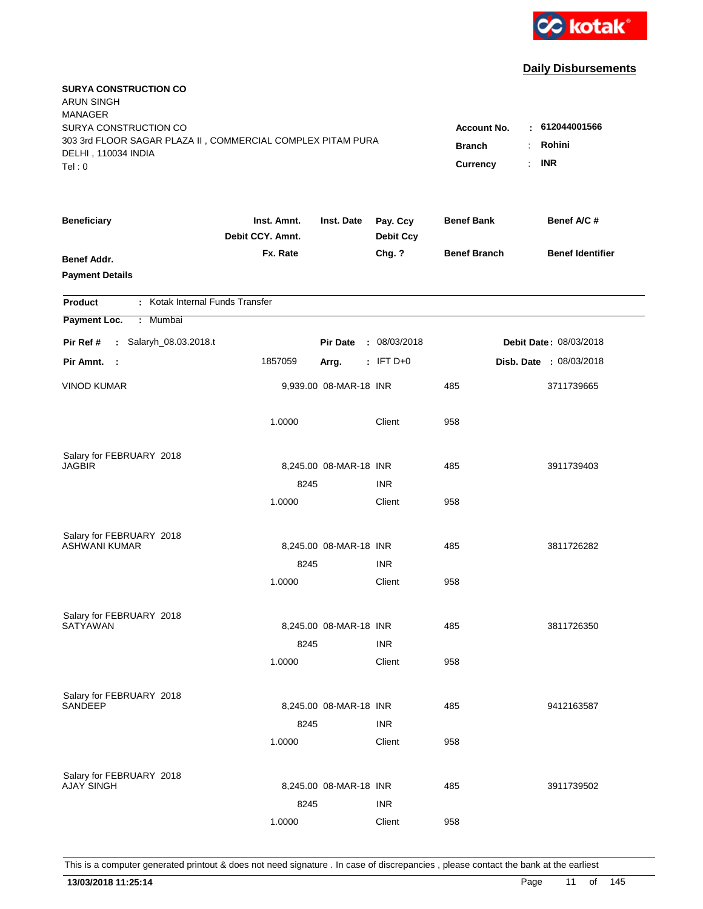kotak

## Daily Disbursements

**SURYA CONSTRUCTION CO**
ARUN SINGH
MANAGER
SURYA CONSTRUCTION CO
303 3rd FLOOR SAGAR PLAZA II , COMMERCIAL COMPLEX PITAM PURA
DELHI , 110034 INDIA
Tel : 0

**Account No.** : **612044001566**
**Branch** : **Rohini**
**Currency** : **INR**

| Beneficiary / Benef Addr. / Payment Details | Inst. Amnt. / Debit CCY. Amnt. / Fx. Rate | Inst. Date | Pay. Ccy / Debit Ccy / Chg. ? | Benef Bank / Benef Branch | Benef A/C # / Benef Identifier |
|---|---|---|---|---|---|

**Product** : Kotak Internal Funds Transfer
**Payment Loc.** : Mumbai

**Pir Ref #** : Salaryh_08.03.2018.t | **Pir Date** : 08/03/2018 | **Debit Date** : 08/03/2018
**Pir Amnt.** : 1857059 | **Arrg.** : IFT D+0 | **Disb. Date** : 08/03/2018

| Beneficiary | Inst. Amnt. | Inst. Date | Pay. Ccy | Benef Bank | Benef A/C # |
|---|---|---|---|---|---|
| VINOD KUMAR | 9,939.00 | 08-MAR-18 | INR | 485 | 3711739665 |
| | 1.0000 | | Client | 958 | |
| Salary for FEBRUARY 2018 | | | | | |
| JAGBIR | 8,245.00 | 08-MAR-18 | INR | 485 | 3911739403 |
| | 8245 | | INR | | |
| | 1.0000 | | Client | 958 | |
| Salary for FEBRUARY 2018 | | | | | |
| ASHWANI KUMAR | 8,245.00 | 08-MAR-18 | INR | 485 | 3811726282 |
| | 8245 | | INR | | |
| | 1.0000 | | Client | 958 | |
| Salary for FEBRUARY 2018 | | | | | |
| SATYAWAN | 8,245.00 | 08-MAR-18 | INR | 485 | 3811726350 |
| | 8245 | | INR | | |
| | 1.0000 | | Client | 958 | |
| Salary for FEBRUARY 2018 | | | | | |
| SANDEEP | 8,245.00 | 08-MAR-18 | INR | 485 | 9412163587 |
| | 8245 | | INR | | |
| | 1.0000 | | Client | 958 | |
| Salary for FEBRUARY 2018 | | | | | |
| AJAY SINGH | 8,245.00 | 08-MAR-18 | INR | 485 | 3911739502 |
| | 8245 | | INR | | |
| | 1.0000 | | Client | 958 | |

This is a computer generated printout & does not need signature . In case of discrepancies , please contact the bank at the earliest

**13/03/2018 11:25:14**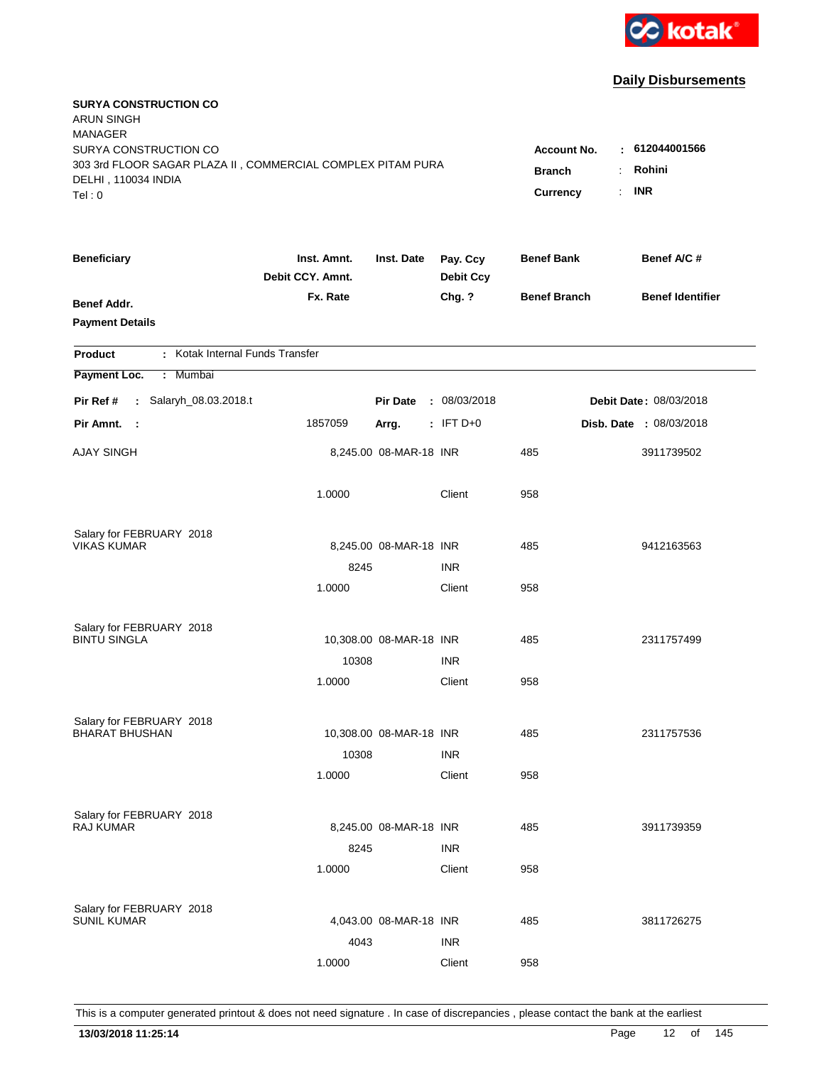kotak

## Daily Disbursements

**SURYA CONSTRUCTION CO**
ARUN SINGH
MANAGER
SURYA CONSTRUCTION CO
303 3rd FLOOR SAGAR PLAZA II , COMMERCIAL COMPLEX PITAM PURA
DELHI , 110034 INDIA
Tel : 0

**Account No.** : **612044001566**
**Branch** : **Rohini**
**Currency** : **INR**

| Beneficiary / Benef Addr. / Payment Details | Inst. Amnt. / Debit CCY. Amnt. / Fx. Rate | Inst. Date | Pay. Ccy / Debit Ccy / Chg. ? | Benef Bank / Benef Branch | Benef A/C # / Benef Identifier |
|---|---|---|---|---|---|

**Product** : Kotak Internal Funds Transfer
**Payment Loc.** : Mumbai

**Pir Ref #** : Salaryh_08.03.2018.t    **Pir Date** : 08/03/2018    **Debit Date** : 08/03/2018
**Pir Amnt.** : 1857059    **Arrg.** : IFT D+0    **Disb. Date** : 08/03/2018

| Beneficiary | Inst. Amnt. | Inst. Date | Pay. Ccy | Benef Bank | Benef A/C # |
|---|---|---|---|---|---|
| AJAY SINGH | 8,245.00 | 08-MAR-18 | INR | 485 | 3911739502 |
| | 1.0000 | | Client | 958 | |
| Salary for FEBRUARY 2018 | | | | | |
| VIKAS KUMAR | 8,245.00 | 08-MAR-18 | INR | 485 | 9412163563 |
| | 8245 | | INR | | |
| | 1.0000 | | Client | 958 | |
| Salary for FEBRUARY 2018 | | | | | |
| BINTU SINGLA | 10,308.00 | 08-MAR-18 | INR | 485 | 2311757499 |
| | 10308 | | INR | | |
| | 1.0000 | | Client | 958 | |
| Salary for FEBRUARY 2018 | | | | | |
| BHARAT BHUSHAN | 10,308.00 | 08-MAR-18 | INR | 485 | 2311757536 |
| | 10308 | | INR | | |
| | 1.0000 | | Client | 958 | |
| Salary for FEBRUARY 2018 | | | | | |
| RAJ KUMAR | 8,245.00 | 08-MAR-18 | INR | 485 | 3911739359 |
| | 8245 | | INR | | |
| | 1.0000 | | Client | 958 | |
| Salary for FEBRUARY 2018 | | | | | |
| SUNIL KUMAR | 4,043.00 | 08-MAR-18 | INR | 485 | 3811726275 |
| | 4043 | | INR | | |
| | 1.0000 | | Client | 958 | |

This is a computer generated printout & does not need signature . In case of discrepancies , please contact the bank at the earliest

**13/03/2018 11:25:14**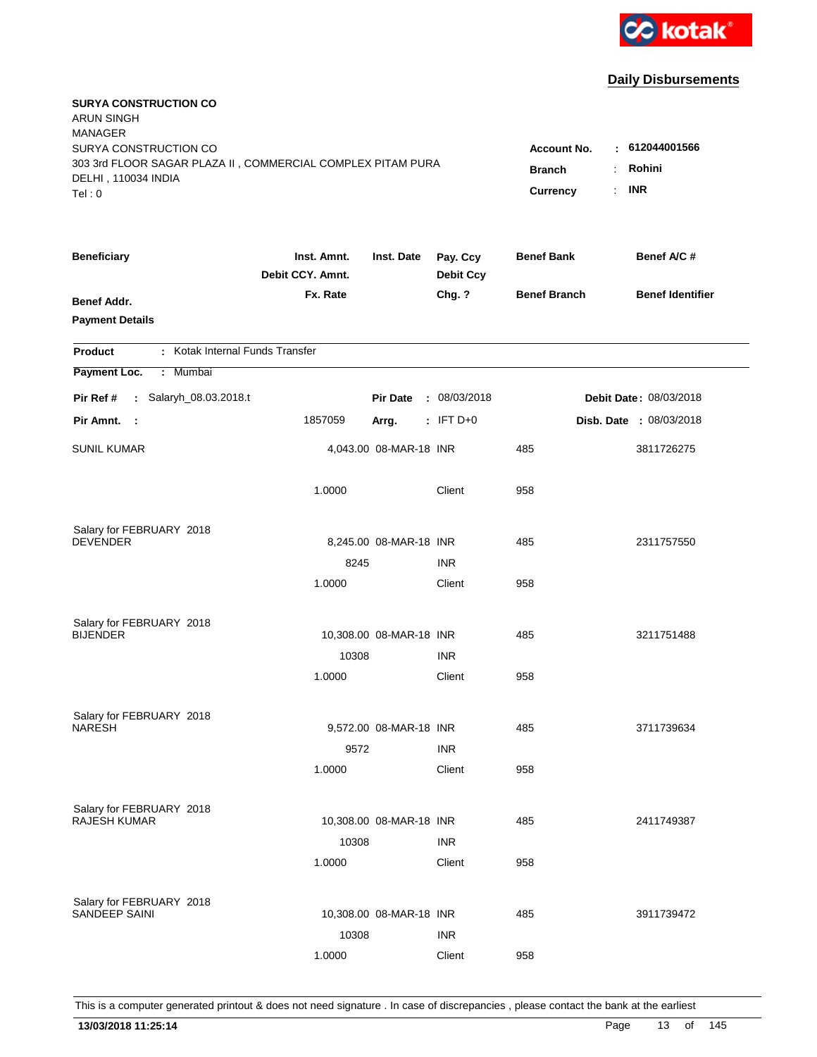**Daily Disbursements**

**SURYA CONSTRUCTION CO**
ARUN SINGH
MANAGER
SURYA CONSTRUCTION CO
303 3rd FLOOR SAGAR PLAZA II , COMMERCIAL COMPLEX PITAM PURA
DELHI , 110034 INDIA
Tel : 0

**Account No.** : **612044001566**
**Branch** : **Rohini**
**Currency** : **INR**

| Beneficiary / Benef Addr. / Payment Details | Inst. Amnt. / Debit CCY. Amnt. / Fx. Rate | Inst. Date | Pay. Ccy / Debit Ccy / Chg. ? | Benef Bank / Benef Branch | Benef A/C # / Benef Identifier |
|---|---|---|---|---|---|

**Product** : Kotak Internal Funds Transfer
**Payment Loc.** : Mumbai

**Pir Ref #** : Salaryh_08.03.2018.t    **Pir Date** : 08/03/2018    **Debit Date** : 08/03/2018
**Pir Amnt.** : 1857059    **Arrg.** : IFT D+0    **Disb. Date** : 08/03/2018

| Beneficiary | Inst. Amnt. | Inst. Date | Pay. Ccy | Benef Bank | Benef A/C # |
|---|---|---|---|---|---|
| SUNIL KUMAR | 4,043.00 | 08-MAR-18 | INR | 485 | 3811726275 |
| | 1.0000 | | Client | 958 | |
| Salary for FEBRUARY 2018 | | | | | |
| DEVENDER | 8,245.00 | 08-MAR-18 | INR | 485 | 2311757550 |
| | 8245 | | INR | | |
| | 1.0000 | | Client | 958 | |
| Salary for FEBRUARY 2018 | | | | | |
| BIJENDER | 10,308.00 | 08-MAR-18 | INR | 485 | 3211751488 |
| | 10308 | | INR | | |
| | 1.0000 | | Client | 958 | |
| Salary for FEBRUARY 2018 | | | | | |
| NARESH | 9,572.00 | 08-MAR-18 | INR | 485 | 3711739634 |
| | 9572 | | INR | | |
| | 1.0000 | | Client | 958 | |
| Salary for FEBRUARY 2018 | | | | | |
| RAJESH KUMAR | 10,308.00 | 08-MAR-18 | INR | 485 | 2411749387 |
| | 10308 | | INR | | |
| | 1.0000 | | Client | 958 | |
| Salary for FEBRUARY 2018 | | | | | |
| SANDEEP SAINI | 10,308.00 | 08-MAR-18 | INR | 485 | 3911739472 |
| | 10308 | | INR | | |
| | 1.0000 | | Client | 958 | |

This is a computer generated printout & does not need signature . In case of discrepancies , please contact the bank at the earliest

**13/03/2018 11:25:14**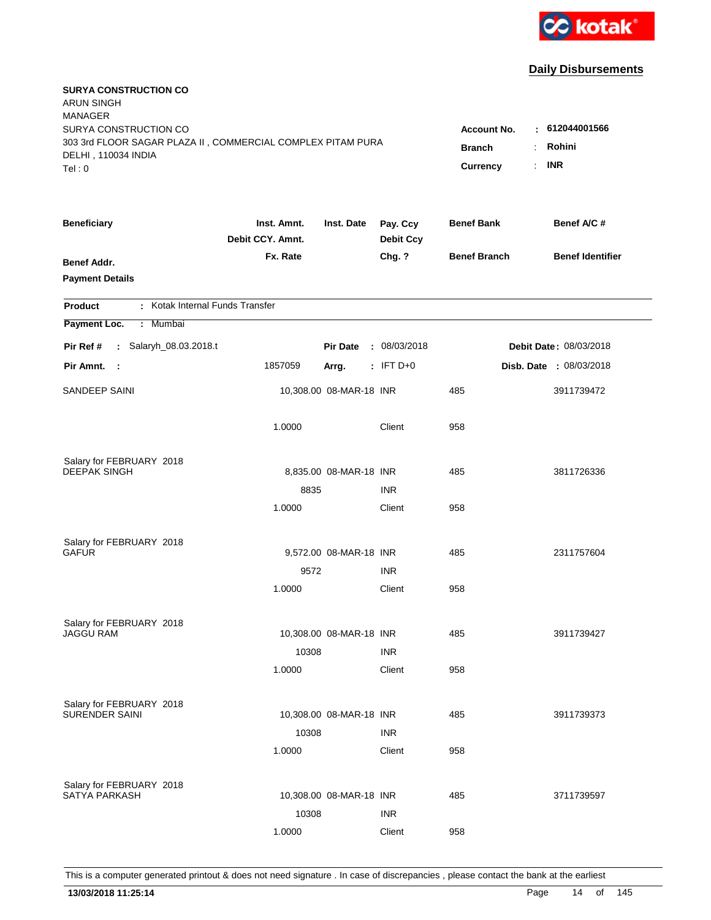kotak

## Daily Disbursements

**SURYA CONSTRUCTION CO**
ARUN SINGH
MANAGER
SURYA CONSTRUCTION CO
303 3rd FLOOR SAGAR PLAZA II , COMMERCIAL COMPLEX PITAM PURA
DELHI , 110034 INDIA
Tel : 0

**Account No.** : **612044001566**
**Branch** : **Rohini**
**Currency** : **INR**

| Beneficiary | Inst. Amnt. / Debit CCY. Amnt. / Fx. Rate | Inst. Date | Pay. Ccy / Debit Ccy / Chg. ? | Benef Bank / Benef Branch | Benef A/C # / Benef Identifier |
|---|---|---|---|---|---|
| **Benef Addr.** | | | | | |
| **Payment Details** | | | | | |

**Product** : Kotak Internal Funds Transfer

**Payment Loc.** : Mumbai

**Pir Ref #** : Salaryh_08.03.2018.t    **Pir Date** : 08/03/2018    **Debit Date** : 08/03/2018

**Pir Amnt.** : 1857059    **Arrg.** : IFT D+0    **Disb. Date** : 08/03/2018

| Beneficiary | Inst. Amnt. / Debit CCY. Amnt. / Fx. Rate | Inst. Date | Pay. Ccy / Debit Ccy / Chg. ? | Benef Bank / Benef Branch | Benef A/C # |
|---|---|---|---|---|---|
| SANDEEP SAINI | 10,308.00 | 08-MAR-18 | INR | 485 | 3911739472 |
| | 1.0000 | | Client | 958 | |
| Salary for FEBRUARY 2018 | | | | | |
| DEEPAK SINGH | 8,835.00 | 08-MAR-18 | INR | 485 | 3811726336 |
| | 8835 | | INR | | |
| | 1.0000 | | Client | 958 | |
| Salary for FEBRUARY 2018 | | | | | |
| GAFUR | 9,572.00 | 08-MAR-18 | INR | 485 | 2311757604 |
| | 9572 | | INR | | |
| | 1.0000 | | Client | 958 | |
| Salary for FEBRUARY 2018 | | | | | |
| JAGGU RAM | 10,308.00 | 08-MAR-18 | INR | 485 | 3911739427 |
| | 10308 | | INR | | |
| | 1.0000 | | Client | 958 | |
| Salary for FEBRUARY 2018 | | | | | |
| SURENDER SAINI | 10,308.00 | 08-MAR-18 | INR | 485 | 3911739373 |
| | 10308 | | INR | | |
| | 1.0000 | | Client | 958 | |
| Salary for FEBRUARY 2018 | | | | | |
| SATYA PARKASH | 10,308.00 | 08-MAR-18 | INR | 485 | 3711739597 |
| | 10308 | | INR | | |
| | 1.0000 | | Client | 958 | |

This is a computer generated printout & does not need signature . In case of discrepancies , please contact the bank at the earliest

**13/03/2018 11:25:14**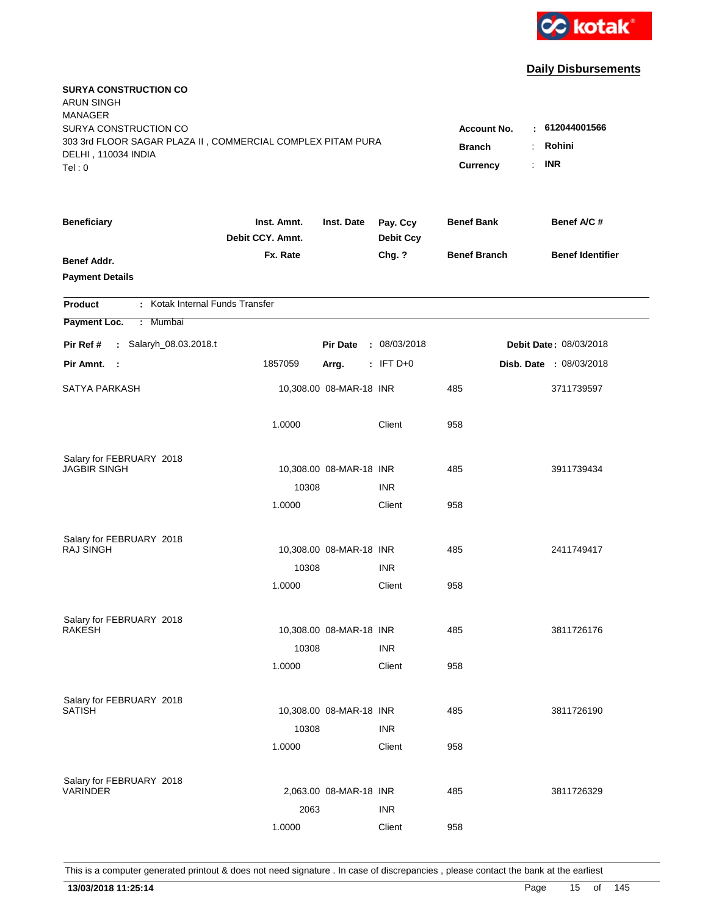kotak

## Daily Disbursements

**SURYA CONSTRUCTION CO**
ARUN SINGH
MANAGER
SURYA CONSTRUCTION CO
303 3rd FLOOR SAGAR PLAZA II , COMMERCIAL COMPLEX PITAM PURA
DELHI , 110034 INDIA
Tel : 0

**Account No.** : **612044001566**
**Branch** : **Rohini**
**Currency** : **INR**

| Beneficiary | Inst. Amnt. / Debit CCY. Amnt. / Fx. Rate | Inst. Date | Pay. Ccy / Debit Ccy / Chg. ? | Benef Bank / Benef Branch | Benef A/C # / Benef Identifier |
|---|---|---|---|---|---|
| **Benef Addr.** | | | | | |
| **Payment Details** | | | | | |

**Product** : Kotak Internal Funds Transfer

**Payment Loc.** : Mumbai

**Pir Ref #** : Salaryh_08.03.2018.t &nbsp;&nbsp; **Pir Date** : 08/03/2018 &nbsp;&nbsp; **Debit Date** : 08/03/2018

**Pir Amnt.** : 1857059 &nbsp;&nbsp; **Arrg.** : IFT D+0 &nbsp;&nbsp; **Disb. Date** : 08/03/2018

| Beneficiary | Inst. Amnt. | Inst. Date | Pay. Ccy | Benef Bank | Benef A/C # |
|---|---|---|---|---|---|
| SATYA PARKASH | 10,308.00 | 08-MAR-18 | INR | 485 | 3711739597 |
| | 1.0000 | | Client | 958 | |
| Salary for FEBRUARY 2018 | | | | | |
| JAGBIR SINGH | 10,308.00 | 08-MAR-18 | INR | 485 | 3911739434 |
| | 10308 | | INR | | |
| | 1.0000 | | Client | 958 | |
| Salary for FEBRUARY 2018 | | | | | |
| RAJ SINGH | 10,308.00 | 08-MAR-18 | INR | 485 | 2411749417 |
| | 10308 | | INR | | |
| | 1.0000 | | Client | 958 | |
| Salary for FEBRUARY 2018 | | | | | |
| RAKESH | 10,308.00 | 08-MAR-18 | INR | 485 | 3811726176 |
| | 10308 | | INR | | |
| | 1.0000 | | Client | 958 | |
| Salary for FEBRUARY 2018 | | | | | |
| SATISH | 10,308.00 | 08-MAR-18 | INR | 485 | 3811726190 |
| | 10308 | | INR | | |
| | 1.0000 | | Client | 958 | |
| Salary for FEBRUARY 2018 | | | | | |
| VARINDER | 2,063.00 | 08-MAR-18 | INR | 485 | 3811726329 |
| | 2063 | | INR | | |
| | 1.0000 | | Client | 958 | |

This is a computer generated printout & does not need signature . In case of discrepancies , please contact the bank at the earliest

**13/03/2018 11:25:14**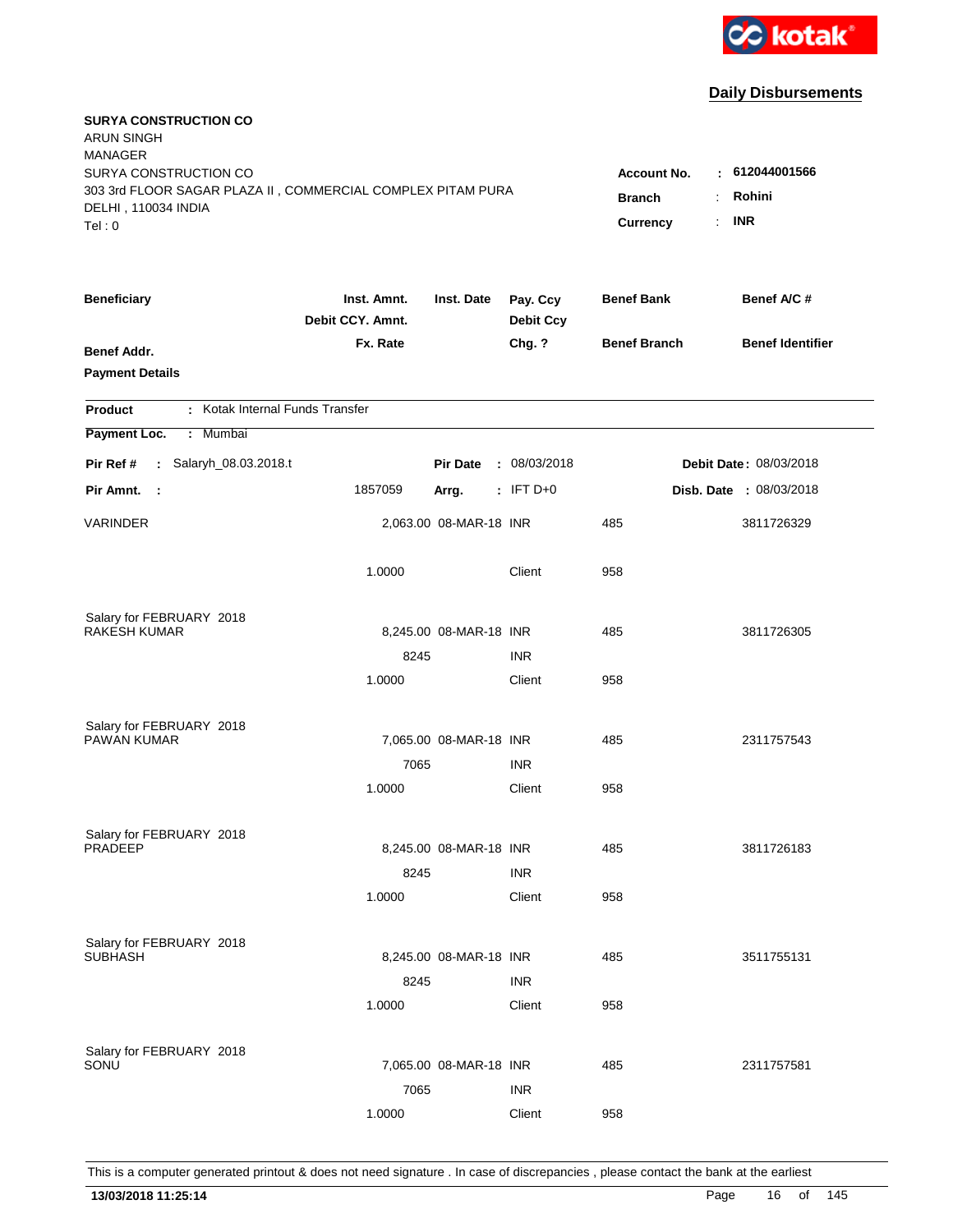kotak

**Daily Disbursements**

**SURYA CONSTRUCTION CO**
ARUN SINGH
MANAGER
SURYA CONSTRUCTION CO
303 3rd FLOOR SAGAR PLAZA II , COMMERCIAL COMPLEX PITAM PURA
DELHI , 110034 INDIA
Tel : 0

**Account No.** : **612044001566**
**Branch** : **Rohini**
**Currency** : **INR**

| Beneficiary / Benef Addr. / Payment Details | Inst. Amnt. / Debit CCY. Amnt. / Fx. Rate | Inst. Date | Pay. Ccy / Debit Ccy / Chg. ? | Benef Bank / Benef Branch | Benef A/C # / Benef Identifier |
|---|---|---|---|---|---|

**Product** : Kotak Internal Funds Transfer
**Payment Loc.** : Mumbai

**Pir Ref #** : Salaryh_08.03.2018.t | **Pir Date** : 08/03/2018 | **Debit Date** : 08/03/2018
**Pir Amnt.** : 1857059 | **Arrg.** : IFT D+0 | **Disb. Date** : 08/03/2018

| Beneficiary | Inst. Amnt. | Inst. Date | Pay. Ccy | Benef Bank | Benef A/C # |
|---|---|---|---|---|---|
| VARINDER | 2,063.00 | 08-MAR-18 | INR | 485 | 3811726329 |
| | 1.0000 | | Client | 958 | |
| Salary for FEBRUARY 2018 | | | | | |
| RAKESH KUMAR | 8,245.00 | 08-MAR-18 | INR | 485 | 3811726305 |
| | 8245 | | INR | | |
| | 1.0000 | | Client | 958 | |
| Salary for FEBRUARY 2018 | | | | | |
| PAWAN KUMAR | 7,065.00 | 08-MAR-18 | INR | 485 | 2311757543 |
| | 7065 | | INR | | |
| | 1.0000 | | Client | 958 | |
| Salary for FEBRUARY 2018 | | | | | |
| PRADEEP | 8,245.00 | 08-MAR-18 | INR | 485 | 3811726183 |
| | 8245 | | INR | | |
| | 1.0000 | | Client | 958 | |
| Salary for FEBRUARY 2018 | | | | | |
| SUBHASH | 8,245.00 | 08-MAR-18 | INR | 485 | 3511755131 |
| | 8245 | | INR | | |
| | 1.0000 | | Client | 958 | |
| Salary for FEBRUARY 2018 | | | | | |
| SONU | 7,065.00 | 08-MAR-18 | INR | 485 | 2311757581 |
| | 7065 | | INR | | |
| | 1.0000 | | Client | 958 | |

This is a computer generated printout & does not need signature . In case of discrepancies , please contact the bank at the earliest

**13/03/2018 11:25:14**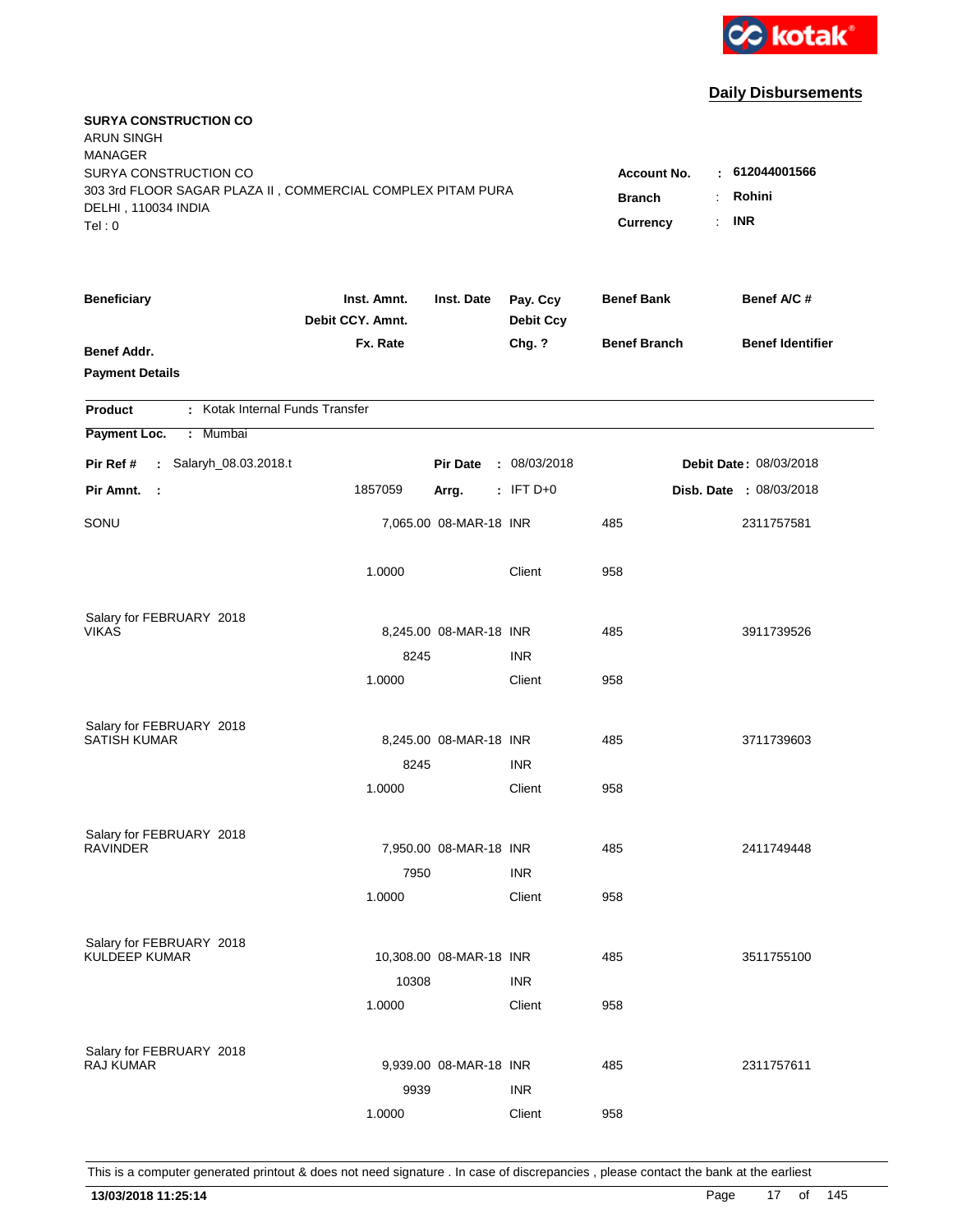kotak

## Daily Disbursements

**SURYA CONSTRUCTION CO**
ARUN SINGH
MANAGER
SURYA CONSTRUCTION CO
303 3rd FLOOR SAGAR PLAZA II , COMMERCIAL COMPLEX PITAM PURA
DELHI , 110034 INDIA
Tel : 0

**Account No.** : **612044001566**
**Branch** : **Rohini**
**Currency** : **INR**

| Beneficiary | Inst. Amnt. / Debit CCY. Amnt. / Fx. Rate | Inst. Date | Pay. Ccy / Debit Ccy / Chg. ? | Benef Bank / Benef Branch | Benef A/C # / Benef Identifier |
|---|---|---|---|---|---|
| **Benef Addr.** | | | | | |
| **Payment Details** | | | | | |

**Product** : Kotak Internal Funds Transfer

**Payment Loc.** : Mumbai

**Pir Ref #** : Salaryh_08.03.2018.t | **Pir Date** : 08/03/2018 | **Debit Date** : 08/03/2018

**Pir Amnt.** : 1857059 | **Arrg.** : IFT D+0 | **Disb. Date** : 08/03/2018

| Beneficiary | Inst. Amnt. / Debit CCY. Amnt. / Fx. Rate | Inst. Date | Pay. Ccy / Debit Ccy / Chg. ? | Benef Bank / Benef Branch | Benef A/C # / Benef Identifier |
|---|---|---|---|---|---|
| SONU | 7,065.00 | 08-MAR-18 | INR | 485 | 2311757581 |
| | 1.0000 | | Client | 958 | |
| Salary for FEBRUARY 2018 | | | | | |
| VIKAS | 8,245.00 | 08-MAR-18 | INR | 485 | 3911739526 |
| | 8245 | | INR | | |
| | 1.0000 | | Client | 958 | |
| Salary for FEBRUARY 2018 | | | | | |
| SATISH KUMAR | 8,245.00 | 08-MAR-18 | INR | 485 | 3711739603 |
| | 8245 | | INR | | |
| | 1.0000 | | Client | 958 | |
| Salary for FEBRUARY 2018 | | | | | |
| RAVINDER | 7,950.00 | 08-MAR-18 | INR | 485 | 2411749448 |
| | 7950 | | INR | | |
| | 1.0000 | | Client | 958 | |
| Salary for FEBRUARY 2018 | | | | | |
| KULDEEP KUMAR | 10,308.00 | 08-MAR-18 | INR | 485 | 3511755100 |
| | 10308 | | INR | | |
| | 1.0000 | | Client | 958 | |
| Salary for FEBRUARY 2018 | | | | | |
| RAJ KUMAR | 9,939.00 | 08-MAR-18 | INR | 485 | 2311757611 |
| | 9939 | | INR | | |
| | 1.0000 | | Client | 958 | |

This is a computer generated printout & does not need signature . In case of discrepancies , please contact the bank at the earliest

**13/03/2018 11:25:14**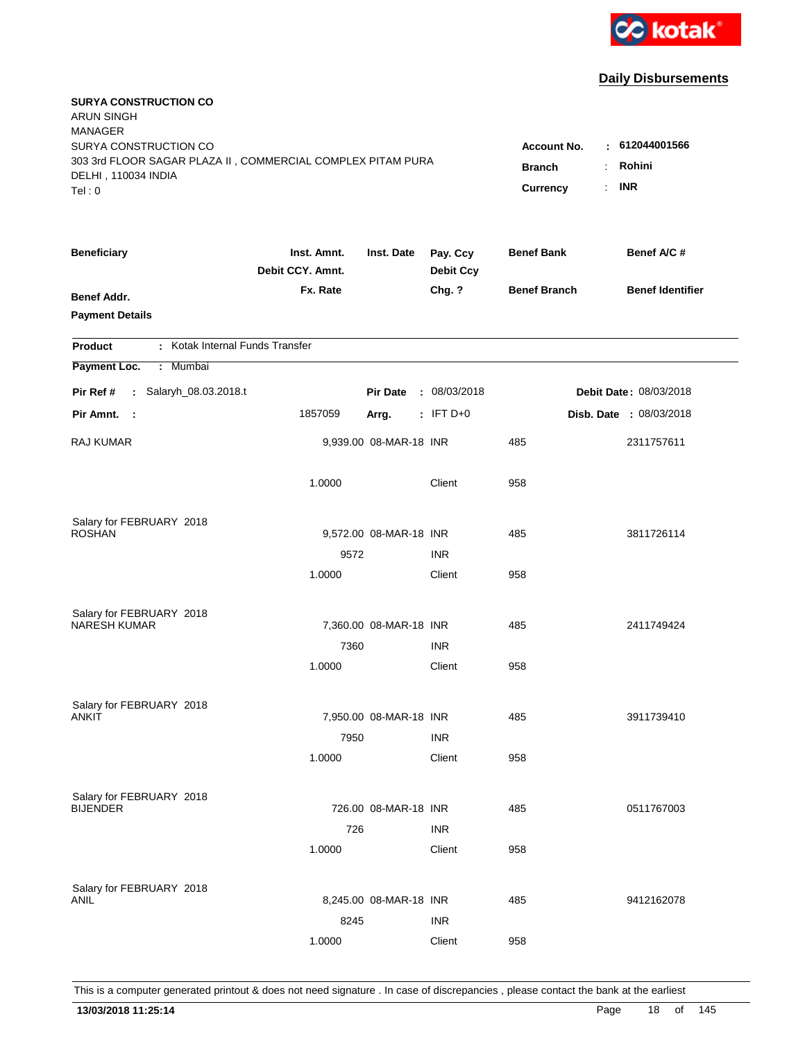**Daily Disbursements**

**SURYA CONSTRUCTION CO**
ARUN SINGH
MANAGER
SURYA CONSTRUCTION CO
303 3rd FLOOR SAGAR PLAZA II , COMMERCIAL COMPLEX PITAM PURA
DELHI , 110034 INDIA
Tel : 0

**Account No.** : **612044001566**
**Branch** : **Rohini**
**Currency** : **INR**

| Beneficiary / Benef Addr. / Payment Details | Inst. Amnt. / Debit CCY. Amnt. / Fx. Rate | Inst. Date | Pay. Ccy / Debit Ccy / Chg. ? | Benef Bank / Benef Branch | Benef A/C # / Benef Identifier |
|---|---|---|---|---|---|

**Product** : Kotak Internal Funds Transfer
**Payment Loc.** : Mumbai

**Pir Ref #** : Salaryh_08.03.2018.t | **Pir Date** : 08/03/2018 | **Debit Date** : 08/03/2018
**Pir Amnt.** : 1857059 | **Arrg.** : IFT D+0 | **Disb. Date** : 08/03/2018

| Beneficiary | Inst. Amnt. | Inst. Date | Pay. Ccy | Benef Bank | Benef A/C # |
|---|---|---|---|---|---|
| RAJ KUMAR | 9,939.00 | 08-MAR-18 | INR | 485 | 2311757611 |
| | 1.0000 | | Client | 958 | |
| Salary for FEBRUARY 2018 | | | | | |
| ROSHAN | 9,572.00 | 08-MAR-18 | INR | 485 | 3811726114 |
| | 9572 | | INR | | |
| | 1.0000 | | Client | 958 | |
| Salary for FEBRUARY 2018 | | | | | |
| NARESH KUMAR | 7,360.00 | 08-MAR-18 | INR | 485 | 2411749424 |
| | 7360 | | INR | | |
| | 1.0000 | | Client | 958 | |
| Salary for FEBRUARY 2018 | | | | | |
| ANKIT | 7,950.00 | 08-MAR-18 | INR | 485 | 3911739410 |
| | 7950 | | INR | | |
| | 1.0000 | | Client | 958 | |
| Salary for FEBRUARY 2018 | | | | | |
| BIJENDER | 726.00 | 08-MAR-18 | INR | 485 | 0511767003 |
| | 726 | | INR | | |
| | 1.0000 | | Client | 958 | |
| Salary for FEBRUARY 2018 | | | | | |
| ANIL | 8,245.00 | 08-MAR-18 | INR | 485 | 9412162078 |
| | 8245 | | INR | | |
| | 1.0000 | | Client | 958 | |

This is a computer generated printout & does not need signature . In case of discrepancies , please contact the bank at the earliest

**13/03/2018 11:25:14**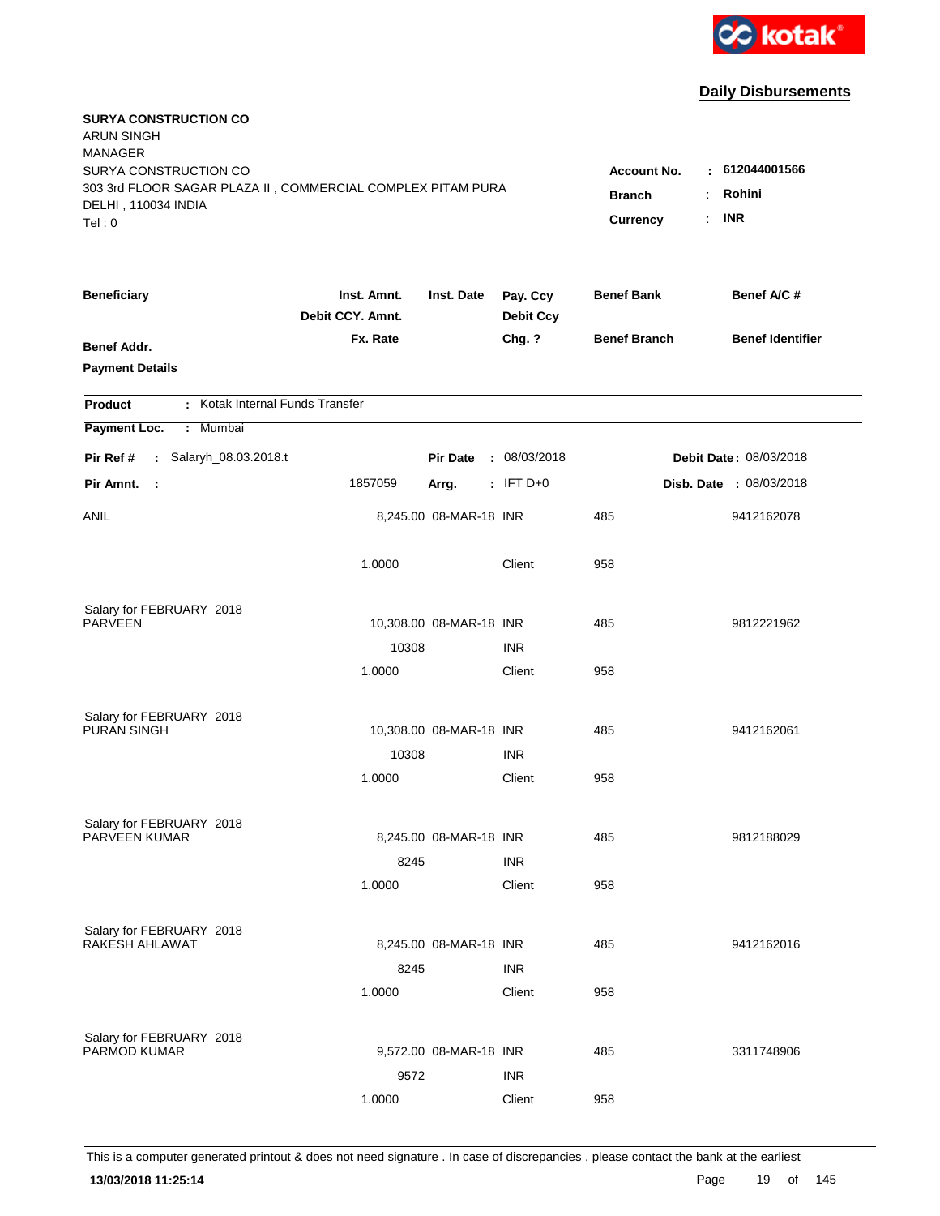kotak

## Daily Disbursements

**SURYA CONSTRUCTION CO**
ARUN SINGH
MANAGER
SURYA CONSTRUCTION CO
303 3rd FLOOR SAGAR PLAZA II , COMMERCIAL COMPLEX PITAM PURA
DELHI , 110034 INDIA
Tel : 0

**Account No.** : **612044001566**
**Branch** : **Rohini**
**Currency** : **INR**

| Beneficiary | Inst. Amnt. / Debit CCY. Amnt. / Fx. Rate | Inst. Date | Pay. Ccy / Debit Ccy / Chg. ? | Benef Bank / Benef Branch | Benef A/C # / Benef Identifier |
|---|---|---|---|---|---|
| **Benef Addr.** | | | | | |
| **Payment Details** | | | | | |

**Product** : Kotak Internal Funds Transfer

**Payment Loc.** : Mumbai

**Pir Ref #** : Salaryh_08.03.2018.t — **Pir Date** : 08/03/2018 — **Debit Date** : 08/03/2018

**Pir Amnt.** : 1857059 — **Arrg.** : IFT D+0 — **Disb. Date** : 08/03/2018

| Beneficiary | Inst. Amnt. / Debit CCY. Amnt. / Fx. Rate | Inst. Date | Pay. Ccy / Debit Ccy / Chg. ? | Benef Bank / Benef Branch | Benef A/C # |
|---|---|---|---|---|---|
| ANIL | 8,245.00 | 08-MAR-18 | INR | 485 | 9412162078 |
| | 1.0000 | | Client | 958 | |
| Salary for FEBRUARY 2018 | | | | | |
| PARVEEN | 10,308.00 | 08-MAR-18 | INR | 485 | 9812221962 |
| | 10308 | | INR | | |
| | 1.0000 | | Client | 958 | |
| Salary for FEBRUARY 2018 | | | | | |
| PURAN SINGH | 10,308.00 | 08-MAR-18 | INR | 485 | 9412162061 |
| | 10308 | | INR | | |
| | 1.0000 | | Client | 958 | |
| Salary for FEBRUARY 2018 | | | | | |
| PARVEEN KUMAR | 8,245.00 | 08-MAR-18 | INR | 485 | 9812188029 |
| | 8245 | | INR | | |
| | 1.0000 | | Client | 958 | |
| Salary for FEBRUARY 2018 | | | | | |
| RAKESH AHLAWAT | 8,245.00 | 08-MAR-18 | INR | 485 | 9412162016 |
| | 8245 | | INR | | |
| | 1.0000 | | Client | 958 | |
| Salary for FEBRUARY 2018 | | | | | |
| PARMOD KUMAR | 9,572.00 | 08-MAR-18 | INR | 485 | 3311748906 |
| | 9572 | | INR | | |
| | 1.0000 | | Client | 958 | |

This is a computer generated printout & does not need signature . In case of discrepancies , please contact the bank at the earliest

**13/03/2018 11:25:14**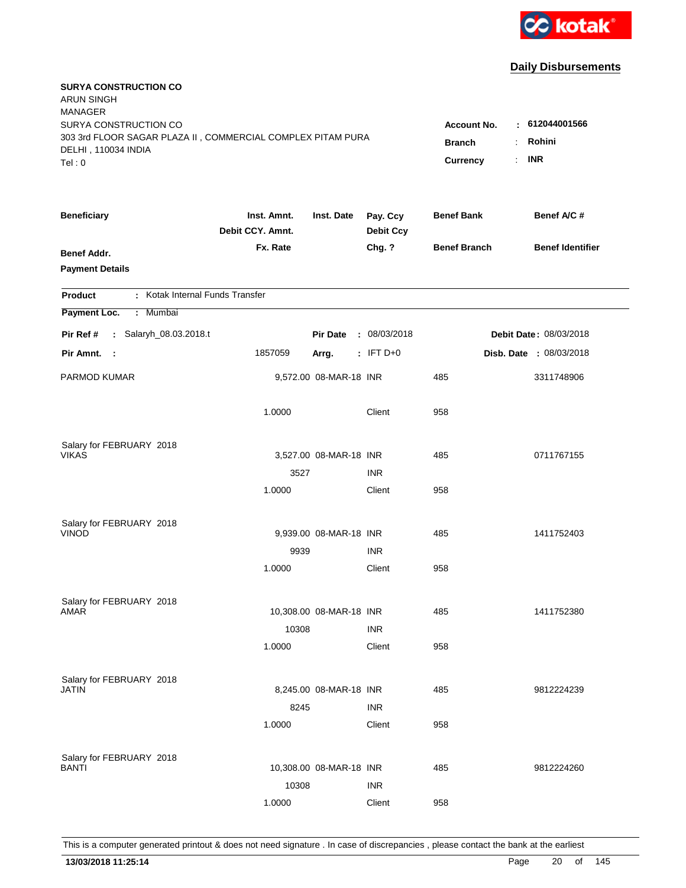kotak

## Daily Disbursements

**SURYA CONSTRUCTION CO**
ARUN SINGH
MANAGER
SURYA CONSTRUCTION CO
303 3rd FLOOR SAGAR PLAZA II , COMMERCIAL COMPLEX PITAM PURA
DELHI , 110034 INDIA
Tel : 0

**Account No.** : **612044001566**
**Branch** : **Rohini**
**Currency** : **INR**

| Beneficiary / Benef Addr. / Payment Details | Inst. Amnt. / Debit CCY. Amnt. / Fx. Rate | Inst. Date | Pay. Ccy / Debit Ccy / Chg. ? | Benef Bank / Benef Branch | Benef A/C # / Benef Identifier |
|---|---|---|---|---|---|

**Product** : Kotak Internal Funds Transfer
**Payment Loc.** : Mumbai

**Pir Ref #** : Salaryh_08.03.2018.t | **Pir Date** : 08/03/2018 | **Debit Date** : 08/03/2018
**Pir Amnt.** : 1857059 | **Arrg.** : IFT D+0 | **Disb. Date** : 08/03/2018

| Beneficiary | Inst. Amnt. | Inst. Date | Pay. Ccy | Benef Bank | Benef A/C # |
|---|---|---|---|---|---|
| PARMOD KUMAR | 9,572.00 | 08-MAR-18 | INR | 485 | 3311748906 |
| | 1.0000 | | Client | 958 | |
| Salary for FEBRUARY 2018 | | | | | |
| VIKAS | 3,527.00 | 08-MAR-18 | INR | 485 | 0711767155 |
| | 3527 | | INR | | |
| | 1.0000 | | Client | 958 | |
| Salary for FEBRUARY 2018 | | | | | |
| VINOD | 9,939.00 | 08-MAR-18 | INR | 485 | 1411752403 |
| | 9939 | | INR | | |
| | 1.0000 | | Client | 958 | |
| Salary for FEBRUARY 2018 | | | | | |
| AMAR | 10,308.00 | 08-MAR-18 | INR | 485 | 1411752380 |
| | 10308 | | INR | | |
| | 1.0000 | | Client | 958 | |
| Salary for FEBRUARY 2018 | | | | | |
| JATIN | 8,245.00 | 08-MAR-18 | INR | 485 | 9812224239 |
| | 8245 | | INR | | |
| | 1.0000 | | Client | 958 | |
| Salary for FEBRUARY 2018 | | | | | |
| BANTI | 10,308.00 | 08-MAR-18 | INR | 485 | 9812224260 |
| | 10308 | | INR | | |
| | 1.0000 | | Client | 958 | |

This is a computer generated printout & does not need signature . In case of discrepancies , please contact the bank at the earliest

**13/03/2018 11:25:14**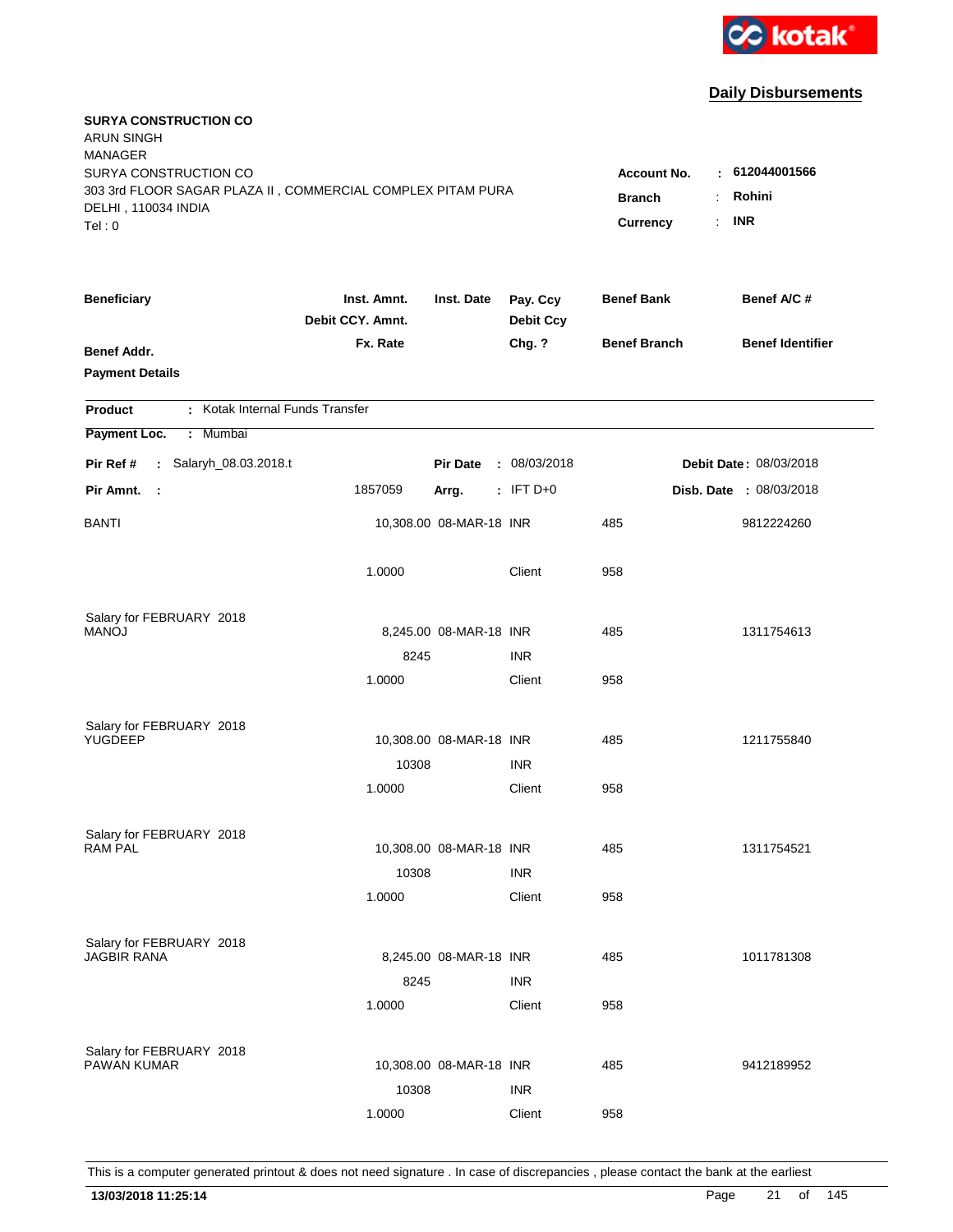**kotak**

## Daily Disbursements

**SURYA CONSTRUCTION CO**
ARUN SINGH
MANAGER
SURYA CONSTRUCTION CO
303 3rd FLOOR SAGAR PLAZA II , COMMERCIAL COMPLEX PITAM PURA
DELHI , 110034 INDIA
Tel : 0

**Account No.** : **612044001566**
**Branch** : **Rohini**
**Currency** : **INR**

| Beneficiary / Benef Addr. / Payment Details | Inst. Amnt. / Debit CCY. Amnt. / Fx. Rate | Inst. Date | Pay. Ccy / Debit Ccy / Chg. ? | Benef Bank / Benef Branch | Benef A/C # / Benef Identifier |
|---|---|---|---|---|---|

**Product** : Kotak Internal Funds Transfer
**Payment Loc.** : Mumbai

**Pir Ref #** : Salaryh_08.03.2018.t **Pir Date** : 08/03/2018 **Debit Date** : 08/03/2018
**Pir Amnt.** : 1857059 **Arrg.** : IFT D+0 **Disb. Date** : 08/03/2018

| Beneficiary | Inst. Amnt. | Inst. Date | Pay. Ccy | Benef Bank | Benef A/C # |
|---|---|---|---|---|---|
| BANTI | 10,308.00 | 08-MAR-18 | INR | 485 | 9812224260 |
| | 1.0000 | | Client | 958 | |
| Salary for FEBRUARY 2018 | | | | | |
| MANOJ | 8,245.00 | 08-MAR-18 | INR | 485 | 1311754613 |
| | 8245 | | INR | | |
| | 1.0000 | | Client | 958 | |
| Salary for FEBRUARY 2018 | | | | | |
| YUGDEEP | 10,308.00 | 08-MAR-18 | INR | 485 | 1211755840 |
| | 10308 | | INR | | |
| | 1.0000 | | Client | 958 | |
| Salary for FEBRUARY 2018 | | | | | |
| RAM PAL | 10,308.00 | 08-MAR-18 | INR | 485 | 1311754521 |
| | 10308 | | INR | | |
| | 1.0000 | | Client | 958 | |
| Salary for FEBRUARY 2018 | | | | | |
| JAGBIR RANA | 8,245.00 | 08-MAR-18 | INR | 485 | 1011781308 |
| | 8245 | | INR | | |
| | 1.0000 | | Client | 958 | |
| Salary for FEBRUARY 2018 | | | | | |
| PAWAN KUMAR | 10,308.00 | 08-MAR-18 | INR | 485 | 9412189952 |
| | 10308 | | INR | | |
| | 1.0000 | | Client | 958 | |

This is a computer generated printout & does not need signature . In case of discrepancies , please contact the bank at the earliest

**13/03/2018 11:25:14**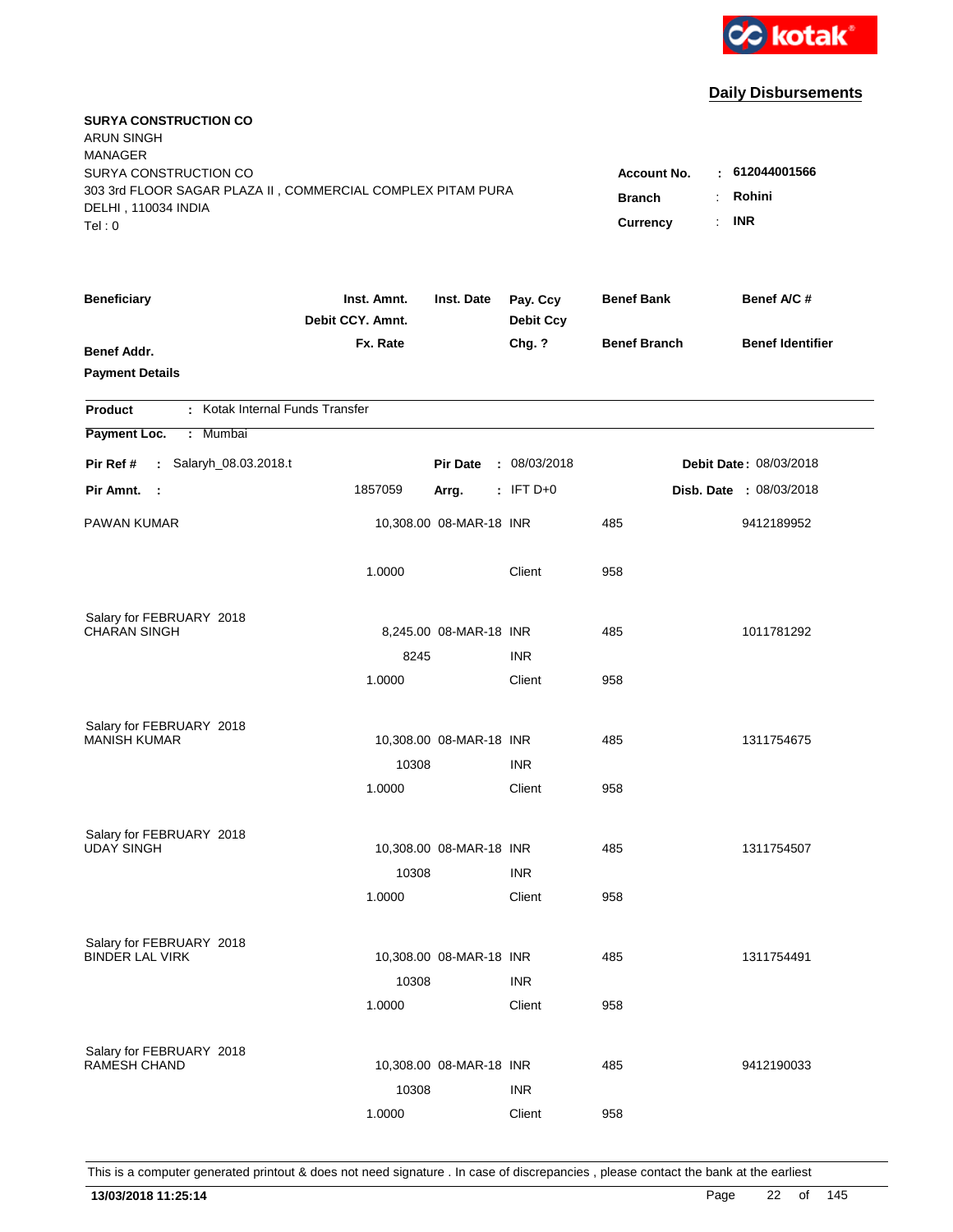**Daily Disbursements**

**SURYA CONSTRUCTION CO**
ARUN SINGH
MANAGER
SURYA CONSTRUCTION CO
303 3rd FLOOR SAGAR PLAZA II , COMMERCIAL COMPLEX PITAM PURA
DELHI , 110034 INDIA
Tel : 0

| | | |
|---|---|---|
| **Account No.** | : | **612044001566** |
| **Branch** | : | **Rohini** |
| **Currency** | : | **INR** |

| Beneficiary / Benef Addr. / Payment Details | Inst. Amnt. / Debit CCY. Amnt. / Fx. Rate | Inst. Date | Pay. Ccy / Debit Ccy / Chg. ? | Benef Bank / Benef Branch | Benef A/C # / Benef Identifier |
|---|---|---|---|---|---|

**Product** : Kotak Internal Funds Transfer

**Payment Loc.** : Mumbai

**Pir Ref #** : Salaryh_08.03.2018.t — **Pir Date** : 08/03/2018 — **Debit Date** : 08/03/2018

**Pir Amnt.** : 1857059 — **Arrg.** : IFT D+0 — **Disb. Date** : 08/03/2018

| Beneficiary | Inst. Amnt. | Inst. Date | Pay. Ccy | Benef Bank | Benef A/C # |
|---|---|---|---|---|---|
| PAWAN KUMAR | 10,308.00 | 08-MAR-18 | INR | 485 | 9412189952 |
| | 1.0000 | | Client | 958 | |
| Salary for FEBRUARY 2018 | | | | | |
| CHARAN SINGH | 8,245.00 | 08-MAR-18 | INR | 485 | 1011781292 |
| | 8245 | | INR | | |
| | 1.0000 | | Client | 958 | |
| Salary for FEBRUARY 2018 | | | | | |
| MANISH KUMAR | 10,308.00 | 08-MAR-18 | INR | 485 | 1311754675 |
| | 10308 | | INR | | |
| | 1.0000 | | Client | 958 | |
| Salary for FEBRUARY 2018 | | | | | |
| UDAY SINGH | 10,308.00 | 08-MAR-18 | INR | 485 | 1311754507 |
| | 10308 | | INR | | |
| | 1.0000 | | Client | 958 | |
| Salary for FEBRUARY 2018 | | | | | |
| BINDER LAL VIRK | 10,308.00 | 08-MAR-18 | INR | 485 | 1311754491 |
| | 10308 | | INR | | |
| | 1.0000 | | Client | 958 | |
| Salary for FEBRUARY 2018 | | | | | |
| RAMESH CHAND | 10,308.00 | 08-MAR-18 | INR | 485 | 9412190033 |
| | 10308 | | INR | | |
| | 1.0000 | | Client | 958 | |

This is a computer generated printout & does not need signature . In case of discrepancies , please contact the bank at the earliest

**13/03/2018 11:25:14**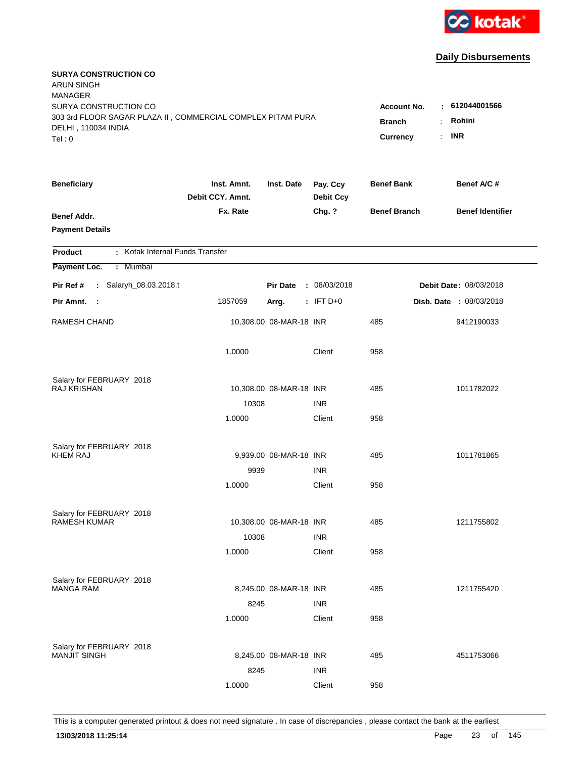kotak

## Daily Disbursements

**SURYA CONSTRUCTION CO**
ARUN SINGH
MANAGER
SURYA CONSTRUCTION CO
303 3rd FLOOR SAGAR PLAZA II , COMMERCIAL COMPLEX PITAM PURA
DELHI , 110034 INDIA
Tel : 0

**Account No.** : **612044001566**
**Branch** : **Rohini**
**Currency** : **INR**

| Beneficiary / Benef Addr. / Payment Details | Inst. Amnt. / Debit CCY. Amnt. / Fx. Rate | Inst. Date | Pay. Ccy / Debit Ccy / Chg. ? | Benef Bank / Benef Branch | Benef A/C # / Benef Identifier |
|---|---|---|---|---|---|

**Product** : Kotak Internal Funds Transfer

**Payment Loc.** : Mumbai

**Pir Ref #** : Salaryh_08.03.2018.t **Pir Date** : 08/03/2018 **Debit Date** : 08/03/2018

**Pir Amnt.** : 1857059 **Arrg.** : IFT D+0 **Disb. Date** : 08/03/2018

| Beneficiary | Inst. Amnt. | Inst. Date | Pay. Ccy | Benef Bank | Benef A/C # |
|---|---|---|---|---|---|
| RAMESH CHAND | 10,308.00 | 08-MAR-18 | INR | 485 | 9412190033 |
| | 1.0000 | | Client | 958 | |
| Salary for FEBRUARY 2018 | | | | | |
| RAJ KRISHAN | 10,308.00 | 08-MAR-18 | INR | 485 | 1011782022 |
| | 10308 | | INR | | |
| | 1.0000 | | Client | 958 | |
| Salary for FEBRUARY 2018 | | | | | |
| KHEM RAJ | 9,939.00 | 08-MAR-18 | INR | 485 | 1011781865 |
| | 9939 | | INR | | |
| | 1.0000 | | Client | 958 | |
| Salary for FEBRUARY 2018 | | | | | |
| RAMESH KUMAR | 10,308.00 | 08-MAR-18 | INR | 485 | 1211755802 |
| | 10308 | | INR | | |
| | 1.0000 | | Client | 958 | |
| Salary for FEBRUARY 2018 | | | | | |
| MANGA RAM | 8,245.00 | 08-MAR-18 | INR | 485 | 1211755420 |
| | 8245 | | INR | | |
| | 1.0000 | | Client | 958 | |
| Salary for FEBRUARY 2018 | | | | | |
| MANJIT SINGH | 8,245.00 | 08-MAR-18 | INR | 485 | 4511753066 |
| | 8245 | | INR | | |
| | 1.0000 | | Client | 958 | |

This is a computer generated printout & does not need signature . In case of discrepancies , please contact the bank at the earliest

**13/03/2018 11:25:14**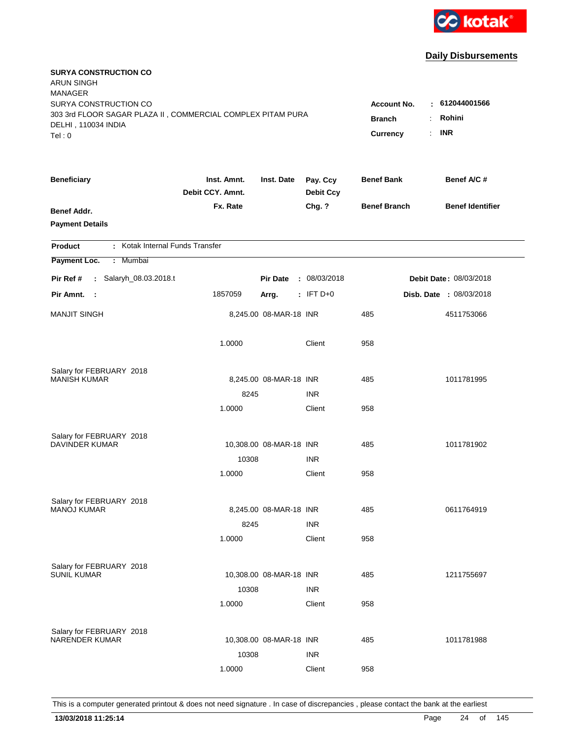kotak

## Daily Disbursements

**SURYA CONSTRUCTION CO**
ARUN SINGH
MANAGER
SURYA CONSTRUCTION CO
303 3rd FLOOR SAGAR PLAZA II , COMMERCIAL COMPLEX PITAM PURA
DELHI , 110034 INDIA
Tel : 0

**Account No.** : **612044001566**
**Branch** : **Rohini**
**Currency** : **INR**

| Beneficiary | Inst. Amnt. / Debit CCY. Amnt. / Fx. Rate | Inst. Date | Pay. Ccy / Debit Ccy / Chg. ? | Benef Bank / Benef Branch | Benef A/C # / Benef Identifier |
|---|---|---|---|---|---|
| **Benef Addr.** | | | | | |
| **Payment Details** | | | | | |

**Product** : Kotak Internal Funds Transfer

**Payment Loc.** : Mumbai

**Pir Ref #** : Salaryh_08.03.2018.t  **Pir Date** : 08/03/2018  **Debit Date** : 08/03/2018

**Pir Amnt.** : 1857059  **Arrg.** : IFT D+0  **Disb. Date** : 08/03/2018

| Beneficiary | Inst. Amnt. | Inst. Date | Pay. Ccy | Benef Bank | Benef A/C # |
|---|---|---|---|---|---|
| MANJIT SINGH | 8,245.00 | 08-MAR-18 | INR | 485 | 4511753066 |
| | 1.0000 | | Client | 958 | |
| Salary for FEBRUARY 2018 | | | | | |
| MANISH KUMAR | 8,245.00 | 08-MAR-18 | INR | 485 | 1011781995 |
| | 8245 | | INR | | |
| | 1.0000 | | Client | 958 | |
| Salary for FEBRUARY 2018 | | | | | |
| DAVINDER KUMAR | 10,308.00 | 08-MAR-18 | INR | 485 | 1011781902 |
| | 10308 | | INR | | |
| | 1.0000 | | Client | 958 | |
| Salary for FEBRUARY 2018 | | | | | |
| MANOJ KUMAR | 8,245.00 | 08-MAR-18 | INR | 485 | 0611764919 |
| | 8245 | | INR | | |
| | 1.0000 | | Client | 958 | |
| Salary for FEBRUARY 2018 | | | | | |
| SUNIL KUMAR | 10,308.00 | 08-MAR-18 | INR | 485 | 1211755697 |
| | 10308 | | INR | | |
| | 1.0000 | | Client | 958 | |
| Salary for FEBRUARY 2018 | | | | | |
| NARENDER KUMAR | 10,308.00 | 08-MAR-18 | INR | 485 | 1011781988 |
| | 10308 | | INR | | |
| | 1.0000 | | Client | 958 | |

This is a computer generated printout & does not need signature . In case of discrepancies , please contact the bank at the earliest

**13/03/2018 11:25:14**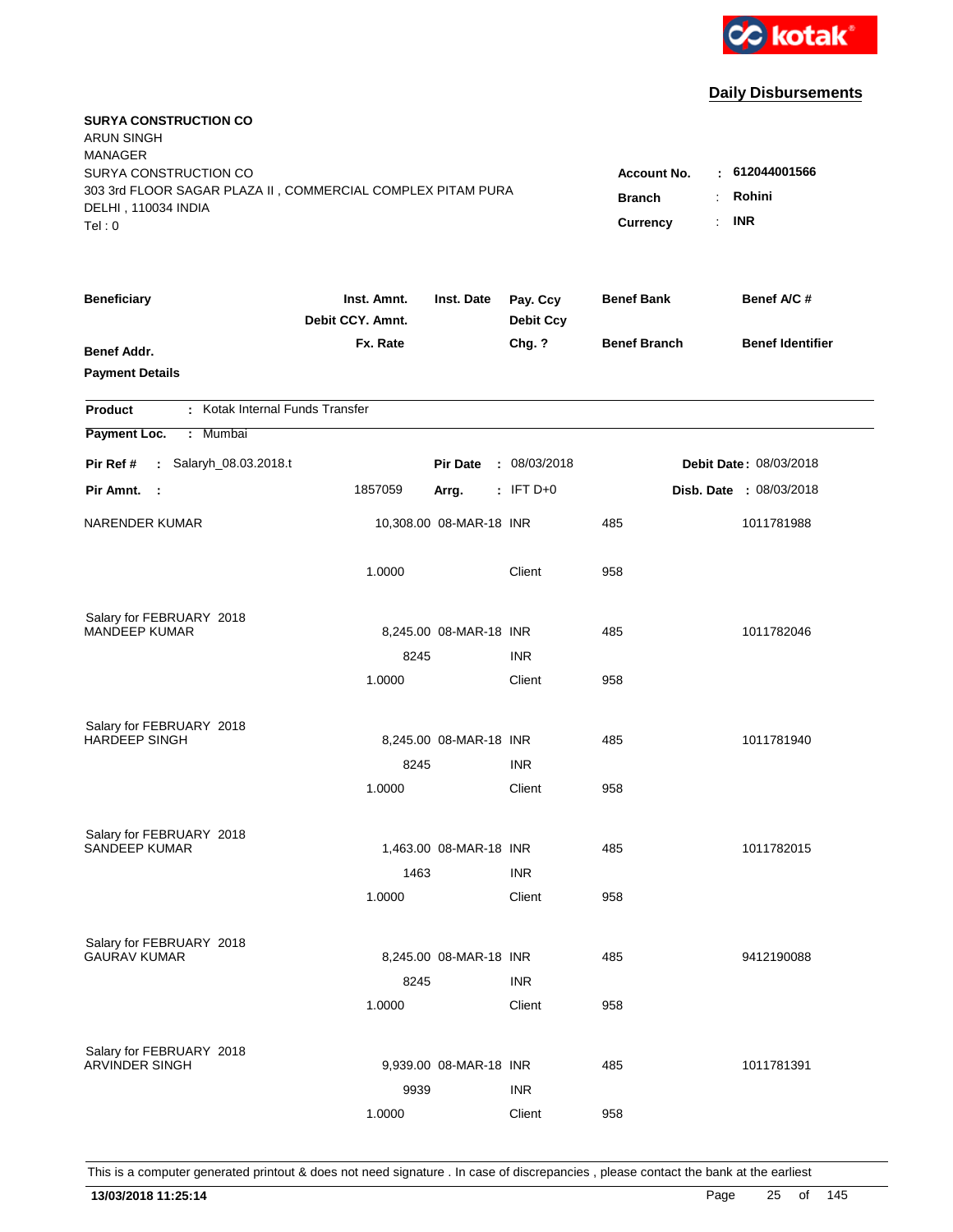**Daily Disbursements**

**SURYA CONSTRUCTION CO**
ARUN SINGH
MANAGER
SURYA CONSTRUCTION CO
303 3rd FLOOR SAGAR PLAZA II , COMMERCIAL COMPLEX PITAM PURA
DELHI , 110034 INDIA
Tel : 0

**Account No.** : **612044001566**
**Branch** : **Rohini**
**Currency** : **INR**

| Beneficiary / Benef Addr. / Payment Details | Inst. Amnt. / Debit CCY. Amnt. / Fx. Rate | Inst. Date | Pay. Ccy / Debit Ccy / Chg. ? | Benef Bank / Benef Branch | Benef A/C # / Benef Identifier |
|---|---|---|---|---|---|

**Product** : Kotak Internal Funds Transfer
**Payment Loc.** : Mumbai

**Pir Ref #** : Salaryh_08.03.2018.t | **Pir Date** : 08/03/2018 | **Debit Date** : 08/03/2018
**Pir Amnt.** : 1857059 | **Arrg.** : IFT D+0 | **Disb. Date** : 08/03/2018

| Beneficiary | Amount | Inst. Date | Ccy | Benef Bank | Benef A/C # |
|---|---|---|---|---|---|
| NARENDER KUMAR | 10,308.00 | 08-MAR-18 | INR | 485 | 1011781988 |
| | 1.0000 | | Client | 958 | |
| Salary for FEBRUARY 2018 | | | | | |
| MANDEEP KUMAR | 8,245.00 | 08-MAR-18 | INR | 485 | 1011782046 |
| | 8245 | | INR | | |
| | 1.0000 | | Client | 958 | |
| Salary for FEBRUARY 2018 | | | | | |
| HARDEEP SINGH | 8,245.00 | 08-MAR-18 | INR | 485 | 1011781940 |
| | 8245 | | INR | | |
| | 1.0000 | | Client | 958 | |
| Salary for FEBRUARY 2018 | | | | | |
| SANDEEP KUMAR | 1,463.00 | 08-MAR-18 | INR | 485 | 1011782015 |
| | 1463 | | INR | | |
| | 1.0000 | | Client | 958 | |
| Salary for FEBRUARY 2018 | | | | | |
| GAURAV KUMAR | 8,245.00 | 08-MAR-18 | INR | 485 | 9412190088 |
| | 8245 | | INR | | |
| | 1.0000 | | Client | 958 | |
| Salary for FEBRUARY 2018 | | | | | |
| ARVINDER SINGH | 9,939.00 | 08-MAR-18 | INR | 485 | 1011781391 |
| | 9939 | | INR | | |
| | 1.0000 | | Client | 958 | |

This is a computer generated printout & does not need signature . In case of discrepancies , please contact the bank at the earliest

**13/03/2018 11:25:14**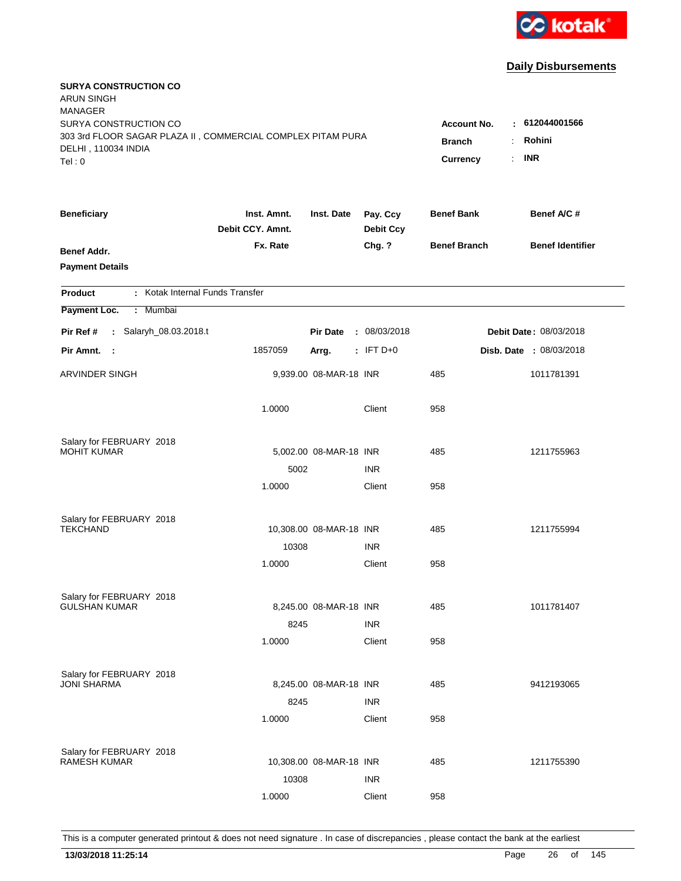kotak

## Daily Disbursements

**SURYA CONSTRUCTION CO**
ARUN SINGH
MANAGER
SURYA CONSTRUCTION CO
303 3rd FLOOR SAGAR PLAZA II , COMMERCIAL COMPLEX PITAM PURA
DELHI , 110034 INDIA
Tel : 0

**Account No.** : **612044001566**
**Branch** : **Rohini**
**Currency** : **INR**

| Beneficiary | Inst. Amnt. / Debit CCY. Amnt. / Fx. Rate | Inst. Date | Pay. Ccy / Debit Ccy / Chg. ? | Benef Bank / Benef Branch | Benef A/C # / Benef Identifier |
|---|---|---|---|---|---|
| **Benef Addr.** | | | | | |
| **Payment Details** | | | | | |

**Product** : Kotak Internal Funds Transfer
**Payment Loc.** : Mumbai

**Pir Ref #** : Salaryh_08.03.2018.t | **Pir Date** : 08/03/2018 | **Debit Date** : 08/03/2018
**Pir Amnt.** : 1857059 | **Arrg.** : IFT D+0 | **Disb. Date** : 08/03/2018

| Beneficiary | Inst. Amnt. / Debit CCY. Amnt. / Fx. Rate | Inst. Date | Pay. Ccy / Debit Ccy / Chg. ? | Benef Bank / Benef Branch | Benef A/C # |
|---|---|---|---|---|---|
| ARVINDER SINGH | 9,939.00 | 08-MAR-18 | INR | 485 | 1011781391 |
| | 1.0000 | | Client | 958 | |
| Salary for FEBRUARY 2018 | | | | | |
| MOHIT KUMAR | 5,002.00 | 08-MAR-18 | INR | 485 | 1211755963 |
| | 5002 | | INR | | |
| | 1.0000 | | Client | 958 | |
| Salary for FEBRUARY 2018 | | | | | |
| TEKCHAND | 10,308.00 | 08-MAR-18 | INR | 485 | 1211755994 |
| | 10308 | | INR | | |
| | 1.0000 | | Client | 958 | |
| Salary for FEBRUARY 2018 | | | | | |
| GULSHAN KUMAR | 8,245.00 | 08-MAR-18 | INR | 485 | 1011781407 |
| | 8245 | | INR | | |
| | 1.0000 | | Client | 958 | |
| Salary for FEBRUARY 2018 | | | | | |
| JONI SHARMA | 8,245.00 | 08-MAR-18 | INR | 485 | 9412193065 |
| | 8245 | | INR | | |
| | 1.0000 | | Client | 958 | |
| Salary for FEBRUARY 2018 | | | | | |
| RAMESH KUMAR | 10,308.00 | 08-MAR-18 | INR | 485 | 1211755390 |
| | 10308 | | INR | | |
| | 1.0000 | | Client | 958 | |

This is a computer generated printout & does not need signature . In case of discrepancies , please contact the bank at the earliest

**13/03/2018 11:25:14**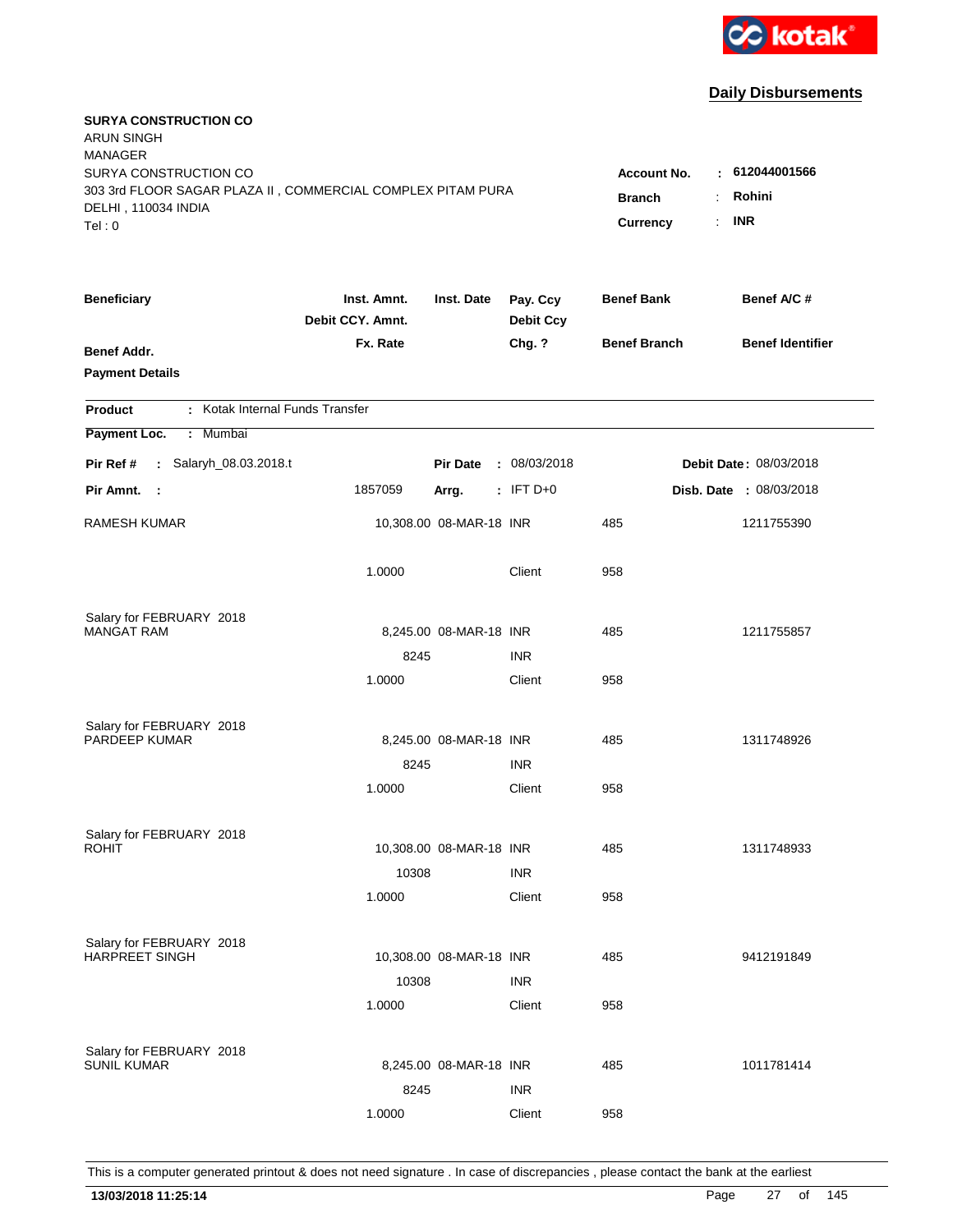kotak

## Daily Disbursements

**SURYA CONSTRUCTION CO**
ARUN SINGH
MANAGER
SURYA CONSTRUCTION CO
303 3rd FLOOR SAGAR PLAZA II , COMMERCIAL COMPLEX PITAM PURA
DELHI , 110034 INDIA
Tel : 0

**Account No.** : **612044001566**
**Branch** : **Rohini**
**Currency** : **INR**

| Beneficiary | Inst. Amnt. / Debit CCY. Amnt. / Fx. Rate | Inst. Date | Pay. Ccy / Debit Ccy / Chg. ? | Benef Bank / Benef Branch | Benef A/C # / Benef Identifier |
|---|---|---|---|---|---|
| **Benef Addr.** / **Payment Details** | | | | | |

**Product** : Kotak Internal Funds Transfer

**Payment Loc.** : Mumbai

**Pir Ref #** : Salaryh_08.03.2018.t | **Pir Date** : 08/03/2018 | **Debit Date** : 08/03/2018

**Pir Amnt.** : 1857059 | **Arrg.** : IFT D+0 | **Disb. Date** : 08/03/2018

| Beneficiary | Inst. Amnt. | Inst. Date | Pay. Ccy | Benef Bank | Benef A/C # |
|---|---|---|---|---|---|
| RAMESH KUMAR | 10,308.00 | 08-MAR-18 | INR | 485 | 1211755390 |
| | 1.0000 | | Client | 958 | |
| Salary for FEBRUARY 2018 | | | | | |
| MANGAT RAM | 8,245.00 | 08-MAR-18 | INR | 485 | 1211755857 |
| | 8245 | | INR | | |
| | 1.0000 | | Client | 958 | |
| Salary for FEBRUARY 2018 | | | | | |
| PARDEEP KUMAR | 8,245.00 | 08-MAR-18 | INR | 485 | 1311748926 |
| | 8245 | | INR | | |
| | 1.0000 | | Client | 958 | |
| Salary for FEBRUARY 2018 | | | | | |
| ROHIT | 10,308.00 | 08-MAR-18 | INR | 485 | 1311748933 |
| | 10308 | | INR | | |
| | 1.0000 | | Client | 958 | |
| Salary for FEBRUARY 2018 | | | | | |
| HARPREET SINGH | 10,308.00 | 08-MAR-18 | INR | 485 | 9412191849 |
| | 10308 | | INR | | |
| | 1.0000 | | Client | 958 | |
| Salary for FEBRUARY 2018 | | | | | |
| SUNIL KUMAR | 8,245.00 | 08-MAR-18 | INR | 485 | 1011781414 |
| | 8245 | | INR | | |
| | 1.0000 | | Client | 958 | |

This is a computer generated printout & does not need signature . In case of discrepancies , please contact the bank at the earliest

**13/03/2018 11:25:14**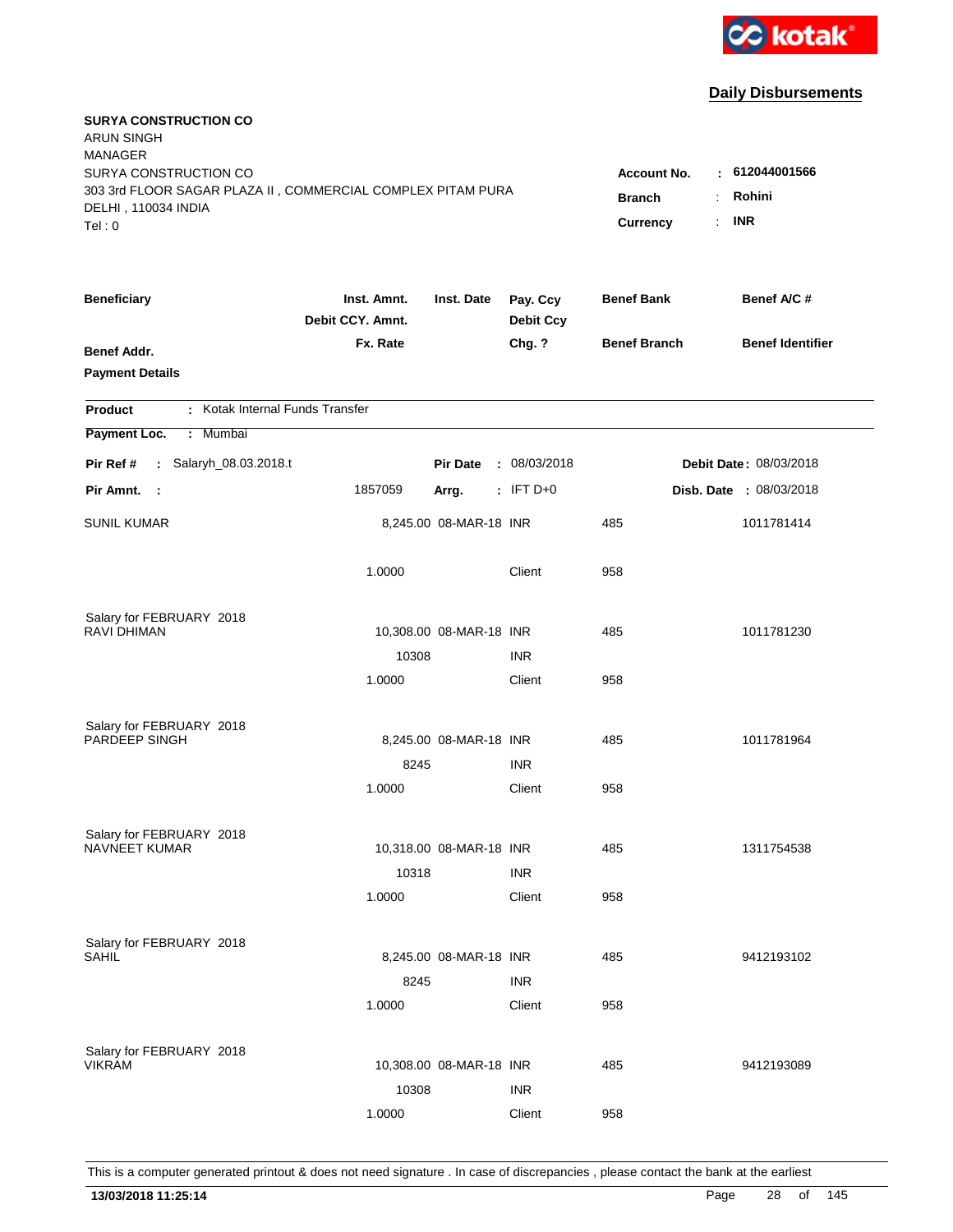kotak

## Daily Disbursements

**SURYA CONSTRUCTION CO**
ARUN SINGH
MANAGER
SURYA CONSTRUCTION CO
303 3rd FLOOR SAGAR PLAZA II , COMMERCIAL COMPLEX PITAM PURA
DELHI , 110034 INDIA
Tel : 0

**Account No.** : **612044001566**
**Branch** : **Rohini**
**Currency** : **INR**

| Beneficiary / Benef Addr. / Payment Details | Inst. Amnt. / Debit CCY. Amnt. / Fx. Rate | Inst. Date | Pay. Ccy / Debit Ccy / Chg. ? | Benef Bank / Benef Branch | Benef A/C # / Benef Identifier |
|---|---|---|---|---|---|

**Product** : Kotak Internal Funds Transfer
**Payment Loc.** : Mumbai

**Pir Ref #** : Salaryh_08.03.2018.t &nbsp;&nbsp; **Pir Date** : 08/03/2018 &nbsp;&nbsp; **Debit Date** : 08/03/2018
**Pir Amnt.** : 1857059 &nbsp;&nbsp; **Arrg.** : IFT D+0 &nbsp;&nbsp; **Disb. Date** : 08/03/2018

| Beneficiary | Inst. Amnt. | Inst. Date | Pay. Ccy | Benef Bank | Benef A/C # |
|---|---|---|---|---|---|
| SUNIL KUMAR | 8,245.00 | 08-MAR-18 | INR | 485 | 1011781414 |
| | 1.0000 | | Client | 958 | |
| Salary for FEBRUARY 2018 | | | | | |
| RAVI DHIMAN | 10,308.00 | 08-MAR-18 | INR | 485 | 1011781230 |
| | 10308 | | INR | | |
| | 1.0000 | | Client | 958 | |
| Salary for FEBRUARY 2018 | | | | | |
| PARDEEP SINGH | 8,245.00 | 08-MAR-18 | INR | 485 | 1011781964 |
| | 8245 | | INR | | |
| | 1.0000 | | Client | 958 | |
| Salary for FEBRUARY 2018 | | | | | |
| NAVNEET KUMAR | 10,318.00 | 08-MAR-18 | INR | 485 | 1311754538 |
| | 10318 | | INR | | |
| | 1.0000 | | Client | 958 | |
| Salary for FEBRUARY 2018 | | | | | |
| SAHIL | 8,245.00 | 08-MAR-18 | INR | 485 | 9412193102 |
| | 8245 | | INR | | |
| | 1.0000 | | Client | 958 | |
| Salary for FEBRUARY 2018 | | | | | |
| VIKRAM | 10,308.00 | 08-MAR-18 | INR | 485 | 9412193089 |
| | 10308 | | INR | | |
| | 1.0000 | | Client | 958 | |

This is a computer generated printout & does not need signature . In case of discrepancies , please contact the bank at the earliest

**13/03/2018 11:25:14**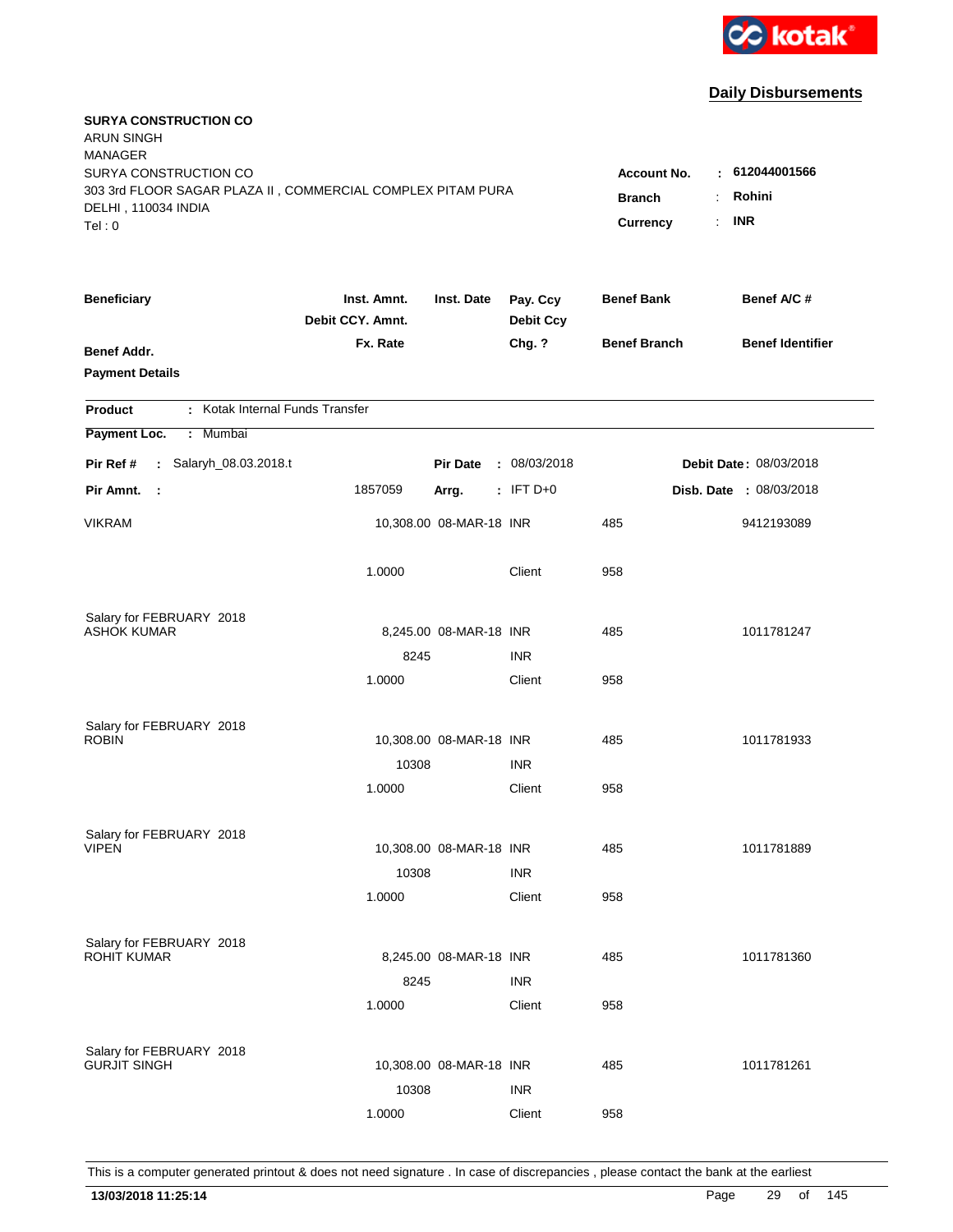kotak

## Daily Disbursements

**SURYA CONSTRUCTION CO**
ARUN SINGH
MANAGER
SURYA CONSTRUCTION CO
303 3rd FLOOR SAGAR PLAZA II , COMMERCIAL COMPLEX PITAM PURA
DELHI , 110034 INDIA
Tel : 0

**Account No.** : **612044001566**
**Branch** : **Rohini**
**Currency** : **INR**

| Beneficiary / Benef Addr. / Payment Details | Inst. Amnt. / Debit CCY. Amnt. / Fx. Rate | Inst. Date | Pay. Ccy / Debit Ccy / Chg. ? | Benef Bank / Benef Branch | Benef A/C # / Benef Identifier |
|---|---|---|---|---|---|

**Product** : Kotak Internal Funds Transfer
**Payment Loc.** : Mumbai

**Pir Ref #** : Salaryh_08.03.2018.t | **Pir Date** : 08/03/2018 | **Debit Date** : 08/03/2018
**Pir Amnt.** : 1857059 | **Arrg.** : IFT D+0 | **Disb. Date** : 08/03/2018

| Beneficiary | Amount | Inst. Date | Ccy | Bank | Benef A/C # |
|---|---|---|---|---|---|
| VIKRAM | 10,308.00 | 08-MAR-18 | INR | 485 | 9412193089 |
| | 1.0000 | | Client | 958 | |
| Salary for FEBRUARY 2018 | | | | | |
| ASHOK KUMAR | 8,245.00 | 08-MAR-18 | INR | 485 | 1011781247 |
| | 8245 | | INR | | |
| | 1.0000 | | Client | 958 | |
| Salary for FEBRUARY 2018 | | | | | |
| ROBIN | 10,308.00 | 08-MAR-18 | INR | 485 | 1011781933 |
| | 10308 | | INR | | |
| | 1.0000 | | Client | 958 | |
| Salary for FEBRUARY 2018 | | | | | |
| VIPEN | 10,308.00 | 08-MAR-18 | INR | 485 | 1011781889 |
| | 10308 | | INR | | |
| | 1.0000 | | Client | 958 | |
| Salary for FEBRUARY 2018 | | | | | |
| ROHIT KUMAR | 8,245.00 | 08-MAR-18 | INR | 485 | 1011781360 |
| | 8245 | | INR | | |
| | 1.0000 | | Client | 958 | |
| Salary for FEBRUARY 2018 | | | | | |
| GURJIT SINGH | 10,308.00 | 08-MAR-18 | INR | 485 | 1011781261 |
| | 10308 | | INR | | |
| | 1.0000 | | Client | 958 | |

This is a computer generated printout & does not need signature . In case of discrepancies , please contact the bank at the earliest

**13/03/2018 11:25:14**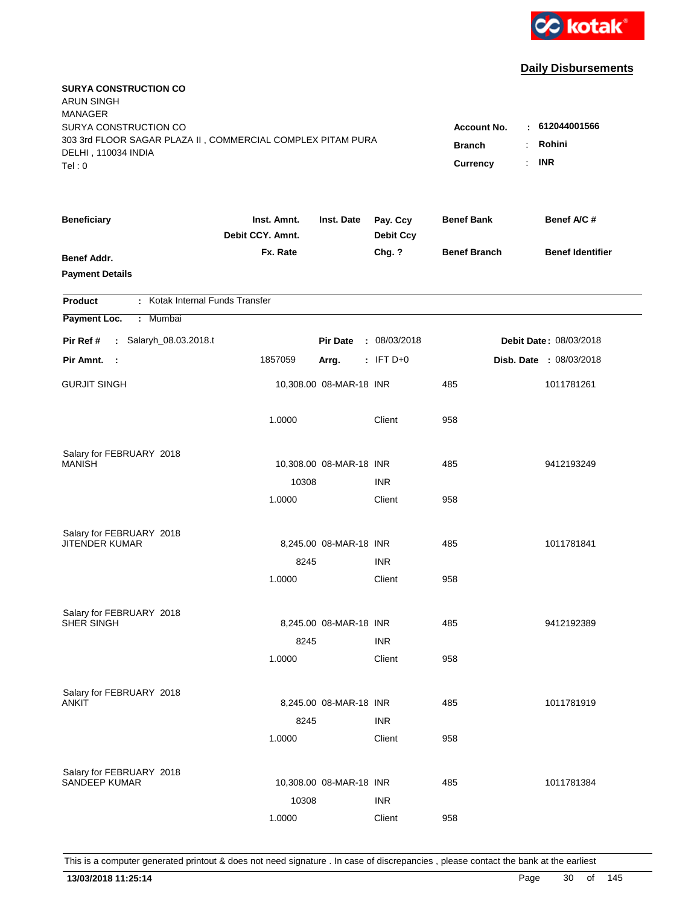**Daily Disbursements**

**SURYA CONSTRUCTION CO**
ARUN SINGH
MANAGER
SURYA CONSTRUCTION CO
303 3rd FLOOR SAGAR PLAZA II , COMMERCIAL COMPLEX PITAM PURA
DELHI , 110034 INDIA
Tel : 0

**Account No.** : **612044001566**
**Branch** : **Rohini**
**Currency** : **INR**

| Beneficiary / Benef Addr. / Payment Details | Inst. Amnt. / Debit CCY. Amnt. / Fx. Rate | Inst. Date | Pay. Ccy / Debit Ccy / Chg. ? | Benef Bank / Benef Branch | Benef A/C # / Benef Identifier |
|---|---|---|---|---|---|

**Product** : Kotak Internal Funds Transfer
**Payment Loc.** : Mumbai

**Pir Ref #** : Salaryh_08.03.2018.t    **Pir Date** : 08/03/2018    **Debit Date** : 08/03/2018
**Pir Amnt.** : 1857059    **Arrg.** : IFT D+0    **Disb. Date** : 08/03/2018

| Beneficiary | Inst. Amnt. | Inst. Date | Pay. Ccy | Benef Bank | Benef A/C # |
|---|---|---|---|---|---|
| GURJIT SINGH | 10,308.00 | 08-MAR-18 | INR | 485 | 1011781261 |
| | 1.0000 | | Client | 958 | |
| Salary for FEBRUARY 2018 | | | | | |
| MANISH | 10,308.00 | 08-MAR-18 | INR | 485 | 9412193249 |
| | 10308 | | INR | | |
| | 1.0000 | | Client | 958 | |
| Salary for FEBRUARY 2018 | | | | | |
| JITENDER KUMAR | 8,245.00 | 08-MAR-18 | INR | 485 | 1011781841 |
| | 8245 | | INR | | |
| | 1.0000 | | Client | 958 | |
| Salary for FEBRUARY 2018 | | | | | |
| SHER SINGH | 8,245.00 | 08-MAR-18 | INR | 485 | 9412192389 |
| | 8245 | | INR | | |
| | 1.0000 | | Client | 958 | |
| Salary for FEBRUARY 2018 | | | | | |
| ANKIT | 8,245.00 | 08-MAR-18 | INR | 485 | 1011781919 |
| | 8245 | | INR | | |
| | 1.0000 | | Client | 958 | |
| Salary for FEBRUARY 2018 | | | | | |
| SANDEEP KUMAR | 10,308.00 | 08-MAR-18 | INR | 485 | 1011781384 |
| | 10308 | | INR | | |
| | 1.0000 | | Client | 958 | |

This is a computer generated printout & does not need signature . In case of discrepancies , please contact the bank at the earliest

**13/03/2018 11:25:14**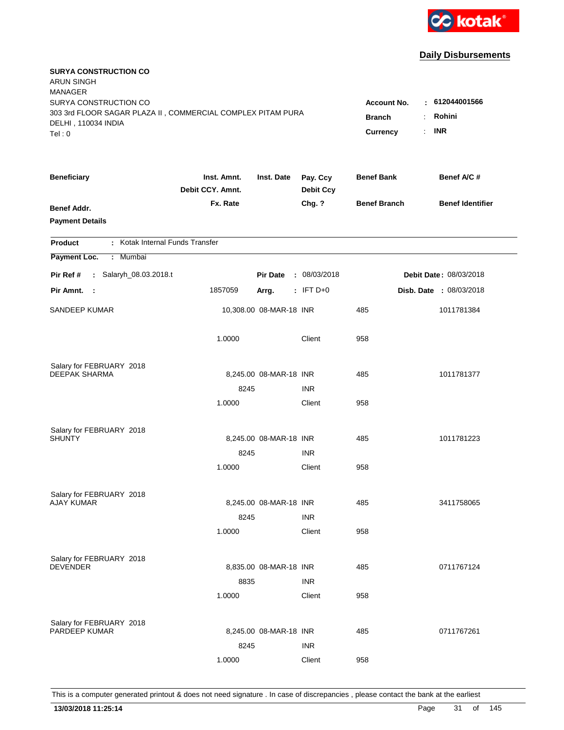**Daily Disbursements**

**SURYA CONSTRUCTION CO**
ARUN SINGH
MANAGER
SURYA CONSTRUCTION CO
303 3rd FLOOR SAGAR PLAZA II , COMMERCIAL COMPLEX PITAM PURA
DELHI , 110034 INDIA
Tel : 0

**Account No.** : **612044001566**
**Branch** : **Rohini**
**Currency** : **INR**

| Beneficiary / Benef Addr. / Payment Details | Inst. Amnt. / Debit CCY. Amnt. / Fx. Rate | Inst. Date | Pay. Ccy / Debit Ccy / Chg. ? | Benef Bank / Benef Branch | Benef A/C # / Benef Identifier |
|---|---|---|---|---|---|

**Product** : Kotak Internal Funds Transfer

**Payment Loc.** : Mumbai

**Pir Ref #** : Salaryh_08.03.2018.t  **Pir Date** : 08/03/2018  **Debit Date** : 08/03/2018

**Pir Amnt.** : 1857059  **Arrg.** : IFT D+0  **Disb. Date** : 08/03/2018

| Beneficiary | Inst. Amnt. | Inst. Date | Pay. Ccy | Benef Bank | Benef A/C # |
|---|---|---|---|---|---|
| SANDEEP KUMAR | 10,308.00 | 08-MAR-18 | INR | 485 | 1011781384 |
| | 1.0000 | | Client | 958 | |
| Salary for FEBRUARY 2018 | | | | | |
| DEEPAK SHARMA | 8,245.00 | 08-MAR-18 | INR | 485 | 1011781377 |
| | 8245 | | INR | | |
| | 1.0000 | | Client | 958 | |
| Salary for FEBRUARY 2018 | | | | | |
| SHUNTY | 8,245.00 | 08-MAR-18 | INR | 485 | 1011781223 |
| | 8245 | | INR | | |
| | 1.0000 | | Client | 958 | |
| Salary for FEBRUARY 2018 | | | | | |
| AJAY KUMAR | 8,245.00 | 08-MAR-18 | INR | 485 | 3411758065 |
| | 8245 | | INR | | |
| | 1.0000 | | Client | 958 | |
| Salary for FEBRUARY 2018 | | | | | |
| DEVENDER | 8,835.00 | 08-MAR-18 | INR | 485 | 0711767124 |
| | 8835 | | INR | | |
| | 1.0000 | | Client | 958 | |
| Salary for FEBRUARY 2018 | | | | | |
| PARDEEP KUMAR | 8,245.00 | 08-MAR-18 | INR | 485 | 0711767261 |
| | 8245 | | INR | | |
| | 1.0000 | | Client | 958 | |

This is a computer generated printout & does not need signature . In case of discrepancies , please contact the bank at the earliest

**13/03/2018 11:25:14**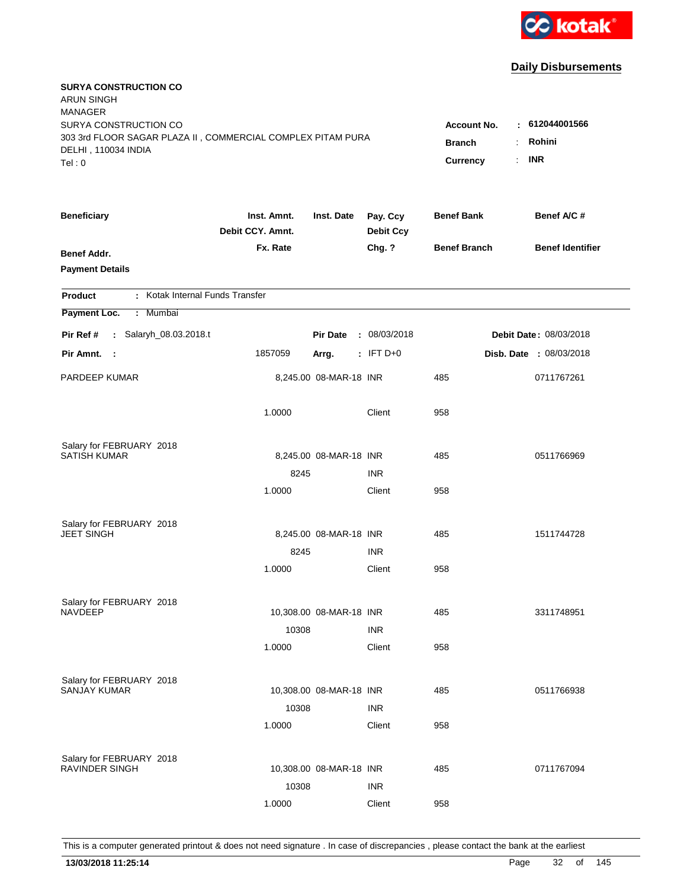kotak

## Daily Disbursements

**SURYA CONSTRUCTION CO**
ARUN SINGH
MANAGER
SURYA CONSTRUCTION CO
303 3rd FLOOR SAGAR PLAZA II , COMMERCIAL COMPLEX PITAM PURA
DELHI , 110034 INDIA
Tel : 0

**Account No.** : **612044001566**
**Branch** : **Rohini**
**Currency** : **INR**

| Beneficiary | Inst. Amnt. / Debit CCY. Amnt. / Fx. Rate | Inst. Date | Pay. Ccy / Debit Ccy / Chg. ? | Benef Bank / Benef Branch | Benef A/C # / Benef Identifier |
|---|---|---|---|---|---|
| **Benef Addr.** | | | | | |
| **Payment Details** | | | | | |

**Product** : Kotak Internal Funds Transfer

**Payment Loc.** : Mumbai

**Pir Ref #** : Salaryh_08.03.2018.t | **Pir Date** : 08/03/2018 | **Debit Date** : 08/03/2018

**Pir Amnt.** : 1857059 | **Arrg.** : IFT D+0 | **Disb. Date** : 08/03/2018

| Beneficiary | Inst. Amnt. / Debit CCY. Amnt. / Fx. Rate | Inst. Date | Pay. Ccy / Debit Ccy / Chg. ? | Benef Bank / Benef Branch | Benef A/C # |
|---|---|---|---|---|---|
| PARDEEP KUMAR | 8,245.00 | 08-MAR-18 | INR | 485 | 0711767261 |
| | 1.0000 | | Client | 958 | |
| Salary for FEBRUARY 2018 | | | | | |
| SATISH KUMAR | 8,245.00 | 08-MAR-18 | INR | 485 | 0511766969 |
| | 8245 | | INR | | |
| | 1.0000 | | Client | 958 | |
| Salary for FEBRUARY 2018 | | | | | |
| JEET SINGH | 8,245.00 | 08-MAR-18 | INR | 485 | 1511744728 |
| | 8245 | | INR | | |
| | 1.0000 | | Client | 958 | |
| Salary for FEBRUARY 2018 | | | | | |
| NAVDEEP | 10,308.00 | 08-MAR-18 | INR | 485 | 3311748951 |
| | 10308 | | INR | | |
| | 1.0000 | | Client | 958 | |
| Salary for FEBRUARY 2018 | | | | | |
| SANJAY KUMAR | 10,308.00 | 08-MAR-18 | INR | 485 | 0511766938 |
| | 10308 | | INR | | |
| | 1.0000 | | Client | 958 | |
| Salary for FEBRUARY 2018 | | | | | |
| RAVINDER SINGH | 10,308.00 | 08-MAR-18 | INR | 485 | 0711767094 |
| | 10308 | | INR | | |
| | 1.0000 | | Client | 958 | |

This is a computer generated printout & does not need signature . In case of discrepancies , please contact the bank at the earliest

**13/03/2018 11:25:14**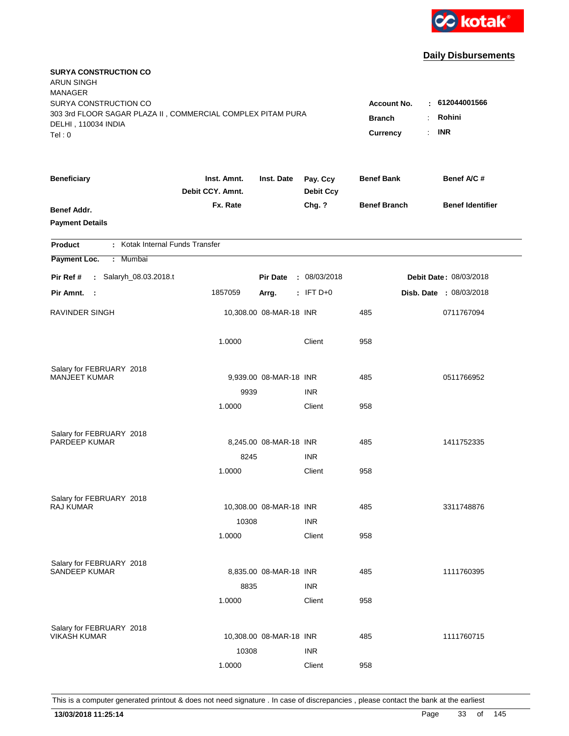kotak

## Daily Disbursements

**SURYA CONSTRUCTION CO**
ARUN SINGH
MANAGER
SURYA CONSTRUCTION CO
303 3rd FLOOR SAGAR PLAZA II , COMMERCIAL COMPLEX PITAM PURA
DELHI , 110034 INDIA
Tel : 0

**Account No.** : **612044001566**
**Branch** : **Rohini**
**Currency** : **INR**

| Beneficiary | Inst. Amnt. / Debit CCY. Amnt. / Fx. Rate | Inst. Date | Pay. Ccy / Debit Ccy / Chg. ? | Benef Bank / Benef Branch | Benef A/C # / Benef Identifier |
|---|---|---|---|---|---|
| **Benef Addr.** | | | | | |
| **Payment Details** | | | | | |

**Product** : Kotak Internal Funds Transfer

**Payment Loc.** : Mumbai

**Pir Ref #** : Salaryh_08.03.2018.t | **Pir Date** : 08/03/2018 | **Debit Date** : 08/03/2018

**Pir Amnt.** : 1857059 | **Arrg.** : IFT D+0 | **Disb. Date** : 08/03/2018

| Beneficiary | Inst. Amnt. / Debit CCY. Amnt. / Fx. Rate | Inst. Date | Pay. Ccy / Debit Ccy / Chg. ? | Benef Bank / Benef Branch | Benef A/C # |
|---|---|---|---|---|---|
| RAVINDER SINGH | 10,308.00 | 08-MAR-18 | INR | 485 | 0711767094 |
| | 1.0000 | | Client | 958 | |
| Salary for FEBRUARY 2018 | | | | | |
| MANJEET KUMAR | 9,939.00 | 08-MAR-18 | INR | 485 | 0511766952 |
| | 9939 | | INR | | |
| | 1.0000 | | Client | 958 | |
| Salary for FEBRUARY 2018 | | | | | |
| PARDEEP KUMAR | 8,245.00 | 08-MAR-18 | INR | 485 | 1411752335 |
| | 8245 | | INR | | |
| | 1.0000 | | Client | 958 | |
| Salary for FEBRUARY 2018 | | | | | |
| RAJ KUMAR | 10,308.00 | 08-MAR-18 | INR | 485 | 3311748876 |
| | 10308 | | INR | | |
| | 1.0000 | | Client | 958 | |
| Salary for FEBRUARY 2018 | | | | | |
| SANDEEP KUMAR | 8,835.00 | 08-MAR-18 | INR | 485 | 1111760395 |
| | 8835 | | INR | | |
| | 1.0000 | | Client | 958 | |
| Salary for FEBRUARY 2018 | | | | | |
| VIKASH KUMAR | 10,308.00 | 08-MAR-18 | INR | 485 | 1111760715 |
| | 10308 | | INR | | |
| | 1.0000 | | Client | 958 | |

This is a computer generated printout & does not need signature . In case of discrepancies , please contact the bank at the earliest

**13/03/2018 11:25:14**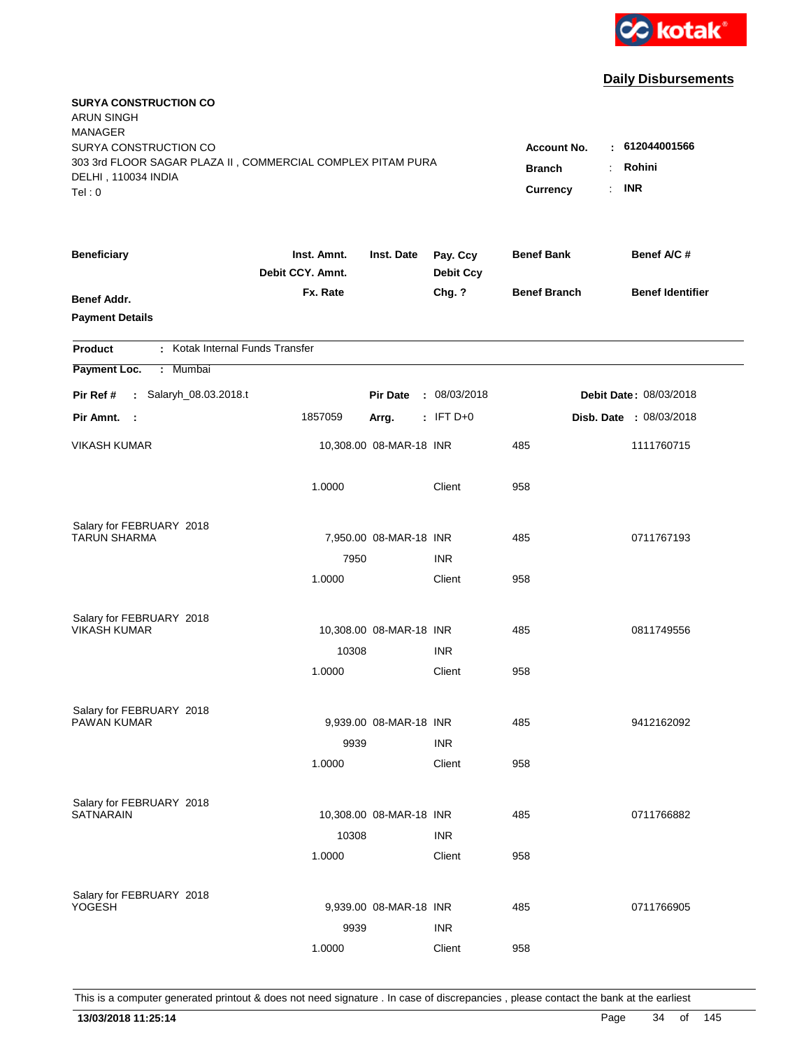kotak

## Daily Disbursements

**SURYA CONSTRUCTION CO**
ARUN SINGH
MANAGER
SURYA CONSTRUCTION CO
303 3rd FLOOR SAGAR PLAZA II , COMMERCIAL COMPLEX PITAM PURA
DELHI , 110034 INDIA
Tel : 0

**Account No.** : **612044001566**
**Branch** : **Rohini**
**Currency** : **INR**

| Beneficiary | Inst. Amnt. / Debit CCY. Amnt. / Fx. Rate | Inst. Date | Pay. Ccy / Debit Ccy / Chg. ? | Benef Bank / Benef Branch | Benef A/C # / Benef Identifier |
|---|---|---|---|---|---|
| **Benef Addr.** | | | | | |
| **Payment Details** | | | | | |

**Product** : Kotak Internal Funds Transfer

**Payment Loc.** : Mumbai

**Pir Ref #** : Salaryh_08.03.2018.t | **Pir Date** : 08/03/2018 | **Debit Date** : 08/03/2018

**Pir Amnt.** : 1857059 | **Arrg.** : IFT D+0 | **Disb. Date** : 08/03/2018

| Beneficiary | Inst. Amnt. / Debit CCY. Amnt. / Fx. Rate | Inst. Date | Pay. Ccy / Debit Ccy / Chg. ? | Benef Bank / Benef Branch | Benef A/C # |
|---|---|---|---|---|---|
| VIKASH KUMAR | 10,308.00 | 08-MAR-18 | INR | 485 | 1111760715 |
| | 1.0000 | | Client | 958 | |
| Salary for FEBRUARY 2018 | | | | | |
| TARUN SHARMA | 7,950.00 | 08-MAR-18 | INR | 485 | 0711767193 |
| | 7950 | | INR | | |
| | 1.0000 | | Client | 958 | |
| Salary for FEBRUARY 2018 | | | | | |
| VIKASH KUMAR | 10,308.00 | 08-MAR-18 | INR | 485 | 0811749556 |
| | 10308 | | INR | | |
| | 1.0000 | | Client | 958 | |
| Salary for FEBRUARY 2018 | | | | | |
| PAWAN KUMAR | 9,939.00 | 08-MAR-18 | INR | 485 | 9412162092 |
| | 9939 | | INR | | |
| | 1.0000 | | Client | 958 | |
| Salary for FEBRUARY 2018 | | | | | |
| SATNARAIN | 10,308.00 | 08-MAR-18 | INR | 485 | 0711766882 |
| | 10308 | | INR | | |
| | 1.0000 | | Client | 958 | |
| Salary for FEBRUARY 2018 | | | | | |
| YOGESH | 9,939.00 | 08-MAR-18 | INR | 485 | 0711766905 |
| | 9939 | | INR | | |
| | 1.0000 | | Client | 958 | |

This is a computer generated printout & does not need signature . In case of discrepancies , please contact the bank at the earliest

**13/03/2018 11:25:14**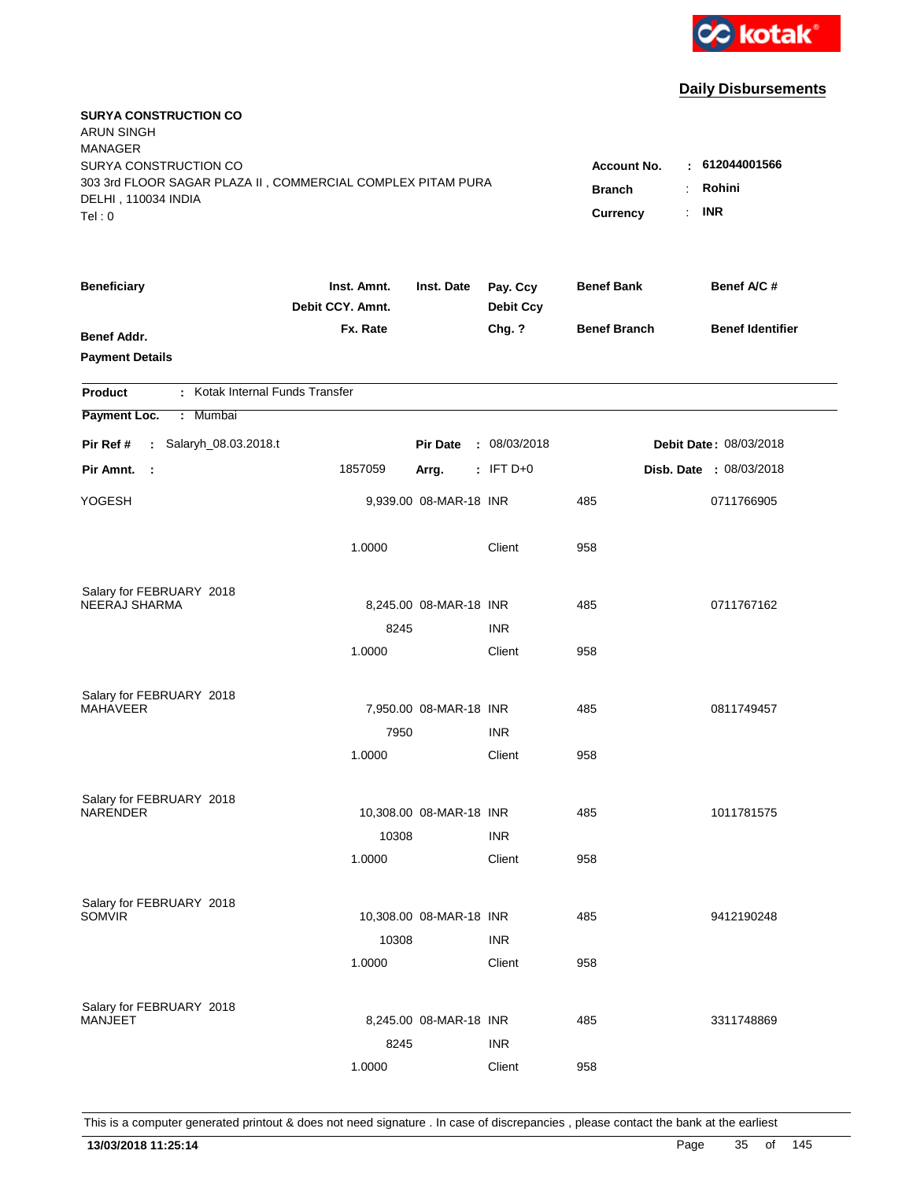kotak

## Daily Disbursements

**SURYA CONSTRUCTION CO**
ARUN SINGH
MANAGER
SURYA CONSTRUCTION CO
303 3rd FLOOR SAGAR PLAZA II , COMMERCIAL COMPLEX PITAM PURA
DELHI , 110034 INDIA
Tel : 0

**Account No.** : **612044001566**
**Branch** : **Rohini**
**Currency** : **INR**

| Beneficiary | Inst. Amnt. / Debit CCY. Amnt. / Fx. Rate | Inst. Date | Pay. Ccy / Debit Ccy / Chg. ? | Benef Bank / Benef Branch | Benef A/C # / Benef Identifier |
|---|---|---|---|---|---|
| **Benef Addr.** | | | | | |
| **Payment Details** | | | | | |

**Product** : Kotak Internal Funds Transfer

**Payment Loc.** : Mumbai

**Pir Ref #** : Salaryh_08.03.2018.t | **Pir Date** : 08/03/2018 | **Debit Date** : 08/03/2018

**Pir Amnt.** : 1857059 | **Arrg.** : IFT D+0 | **Disb. Date** : 08/03/2018

| Beneficiary | Inst. Amnt. / Debit CCY. Amnt. / Fx. Rate | Inst. Date | Pay. Ccy / Debit Ccy / Chg. ? | Benef Bank / Benef Branch | Benef A/C # |
|---|---|---|---|---|---|
| YOGESH | 9,939.00 | 08-MAR-18 | INR | 485 | 0711766905 |
| | 1.0000 | | Client | 958 | |
| Salary for FEBRUARY 2018 | | | | | |
| NEERAJ SHARMA | 8,245.00 | 08-MAR-18 | INR | 485 | 0711767162 |
| | 8245 | | INR | | |
| | 1.0000 | | Client | 958 | |
| Salary for FEBRUARY 2018 | | | | | |
| MAHAVEER | 7,950.00 | 08-MAR-18 | INR | 485 | 0811749457 |
| | 7950 | | INR | | |
| | 1.0000 | | Client | 958 | |
| Salary for FEBRUARY 2018 | | | | | |
| NARENDER | 10,308.00 | 08-MAR-18 | INR | 485 | 1011781575 |
| | 10308 | | INR | | |
| | 1.0000 | | Client | 958 | |
| Salary for FEBRUARY 2018 | | | | | |
| SOMVIR | 10,308.00 | 08-MAR-18 | INR | 485 | 9412190248 |
| | 10308 | | INR | | |
| | 1.0000 | | Client | 958 | |
| Salary for FEBRUARY 2018 | | | | | |
| MANJEET | 8,245.00 | 08-MAR-18 | INR | 485 | 3311748869 |
| | 8245 | | INR | | |
| | 1.0000 | | Client | 958 | |

This is a computer generated printout & does not need signature . In case of discrepancies , please contact the bank at the earliest

**13/03/2018 11:25:14**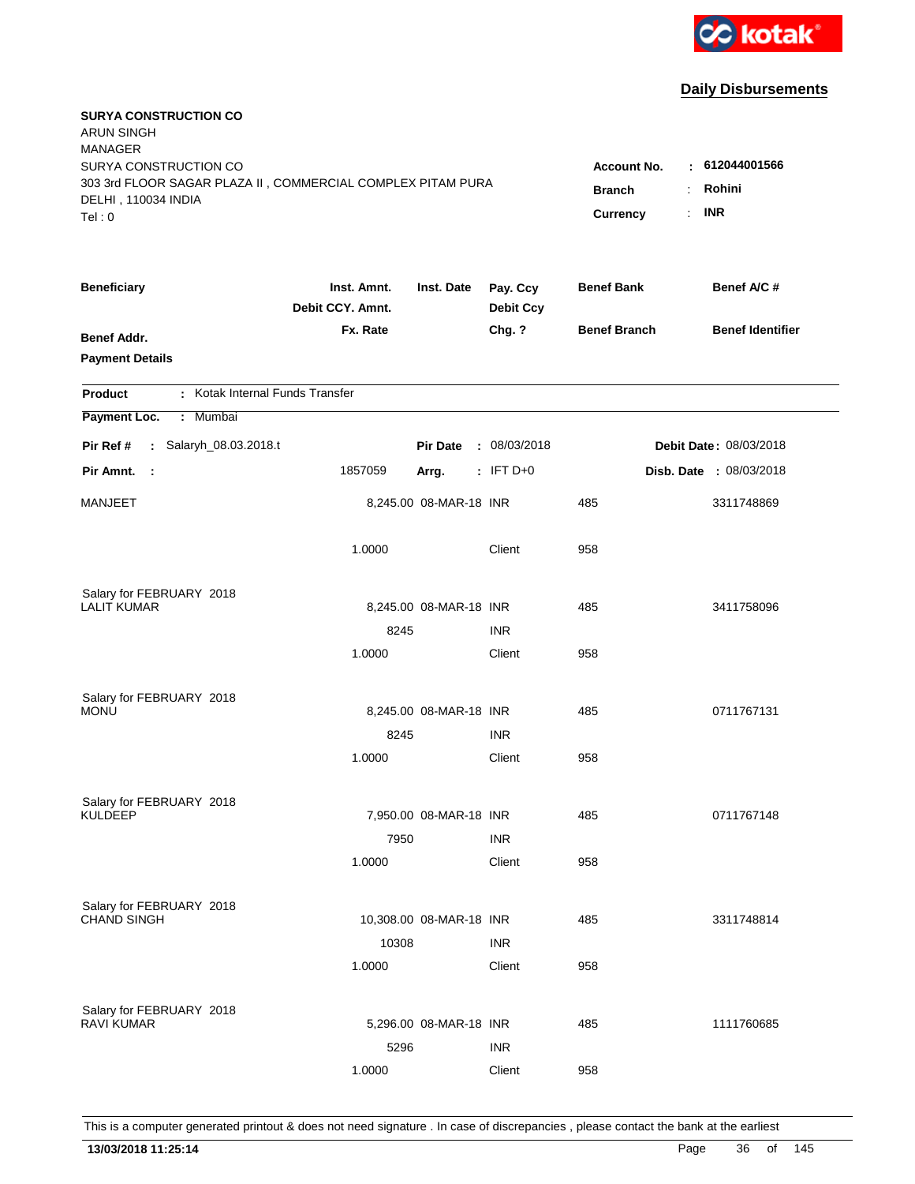**Daily Disbursements**

**SURYA CONSTRUCTION CO**
ARUN SINGH
MANAGER
SURYA CONSTRUCTION CO
303 3rd FLOOR SAGAR PLAZA II , COMMERCIAL COMPLEX PITAM PURA
DELHI , 110034 INDIA
Tel : 0

**Account No.** : **612044001566**
**Branch** : **Rohini**
**Currency** : **INR**

| Beneficiary / Benef Addr. / Payment Details | Inst. Amnt. / Debit CCY. Amnt. / Fx. Rate | Inst. Date | Pay. Ccy / Debit Ccy / Chg. ? | Benef Bank / Benef Branch | Benef A/C # / Benef Identifier |
|---|---|---|---|---|---|

**Product** : Kotak Internal Funds Transfer
**Payment Loc.** : Mumbai

**Pir Ref #** : Salaryh_08.03.2018.t | **Pir Date** : 08/03/2018 | **Debit Date** : 08/03/2018
**Pir Amnt.** : 1857059 | **Arrg.** : IFT D+0 | **Disb. Date** : 08/03/2018

| Beneficiary | Inst. Amnt. | Inst. Date | Pay. Ccy | Benef Bank | Benef A/C # |
|---|---|---|---|---|---|
| MANJEET | 8,245.00 | 08-MAR-18 | INR | 485 | 3311748869 |
| | 1.0000 | | Client | 958 | |
| Salary for FEBRUARY 2018 | | | | | |
| LALIT KUMAR | 8,245.00 | 08-MAR-18 | INR | 485 | 3411758096 |
| | 8245 | | INR | | |
| | 1.0000 | | Client | 958 | |
| Salary for FEBRUARY 2018 | | | | | |
| MONU | 8,245.00 | 08-MAR-18 | INR | 485 | 0711767131 |
| | 8245 | | INR | | |
| | 1.0000 | | Client | 958 | |
| Salary for FEBRUARY 2018 | | | | | |
| KULDEEP | 7,950.00 | 08-MAR-18 | INR | 485 | 0711767148 |
| | 7950 | | INR | | |
| | 1.0000 | | Client | 958 | |
| Salary for FEBRUARY 2018 | | | | | |
| CHAND SINGH | 10,308.00 | 08-MAR-18 | INR | 485 | 3311748814 |
| | 10308 | | INR | | |
| | 1.0000 | | Client | 958 | |
| Salary for FEBRUARY 2018 | | | | | |
| RAVI KUMAR | 5,296.00 | 08-MAR-18 | INR | 485 | 1111760685 |
| | 5296 | | INR | | |
| | 1.0000 | | Client | 958 | |

This is a computer generated printout & does not need signature . In case of discrepancies , please contact the bank at the earliest

**13/03/2018 11:25:14**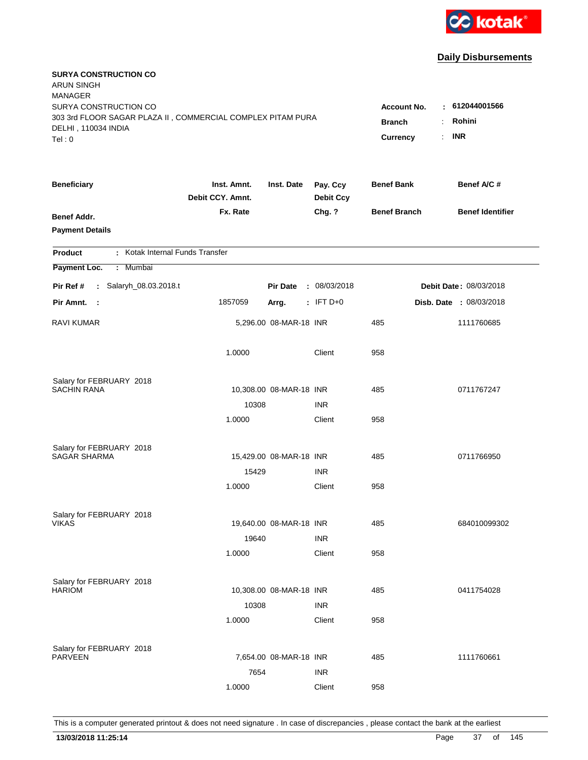kotak

**Daily Disbursements**

**SURYA CONSTRUCTION CO**
ARUN SINGH
MANAGER
SURYA CONSTRUCTION CO
303 3rd FLOOR SAGAR PLAZA II , COMMERCIAL COMPLEX PITAM PURA
DELHI , 110034 INDIA
Tel : 0

| | | |
|---|---|---|
| **Account No.** | : | **612044001566** |
| **Branch** | : | **Rohini** |
| **Currency** | : | **INR** |

| Beneficiary | Inst. Amnt. / Debit CCY. Amnt. / Fx. Rate | Inst. Date | Pay. Ccy / Debit Ccy / Chg. ? | Benef Bank / Benef Branch | Benef A/C # / Benef Identifier |
|---|---|---|---|---|---|
| **Benef Addr.** | | | | | |
| **Payment Details** | | | | | |

**Product** : Kotak Internal Funds Transfer

**Payment Loc.** : Mumbai

**Pir Ref #** : Salaryh_08.03.2018.t — **Pir Date** : 08/03/2018 — **Debit Date** : 08/03/2018

**Pir Amnt.** : 1857059 — **Arrg.** : IFT D+0 — **Disb. Date** : 08/03/2018

| Beneficiary | Inst. Amnt. | Inst. Date | Pay. Ccy | Benef Bank | Benef A/C # |
|---|---|---|---|---|---|
| RAVI KUMAR | 5,296.00 | 08-MAR-18 | INR | 485 | 1111760685 |
| | 1.0000 | | Client | 958 | |
| Salary for FEBRUARY 2018 | | | | | |
| SACHIN RANA | 10,308.00 | 08-MAR-18 | INR | 485 | 0711767247 |
| | 10308 | | INR | | |
| | 1.0000 | | Client | 958 | |
| Salary for FEBRUARY 2018 | | | | | |
| SAGAR SHARMA | 15,429.00 | 08-MAR-18 | INR | 485 | 0711766950 |
| | 15429 | | INR | | |
| | 1.0000 | | Client | 958 | |
| Salary for FEBRUARY 2018 | | | | | |
| VIKAS | 19,640.00 | 08-MAR-18 | INR | 485 | 684010099302 |
| | 19640 | | INR | | |
| | 1.0000 | | Client | 958 | |
| Salary for FEBRUARY 2018 | | | | | |
| HARIOM | 10,308.00 | 08-MAR-18 | INR | 485 | 0411754028 |
| | 10308 | | INR | | |
| | 1.0000 | | Client | 958 | |
| Salary for FEBRUARY 2018 | | | | | |
| PARVEEN | 7,654.00 | 08-MAR-18 | INR | 485 | 1111760661 |
| | 7654 | | INR | | |
| | 1.0000 | | Client | 958 | |

This is a computer generated printout & does not need signature . In case of discrepancies , please contact the bank at the earliest

**13/03/2018 11:25:14**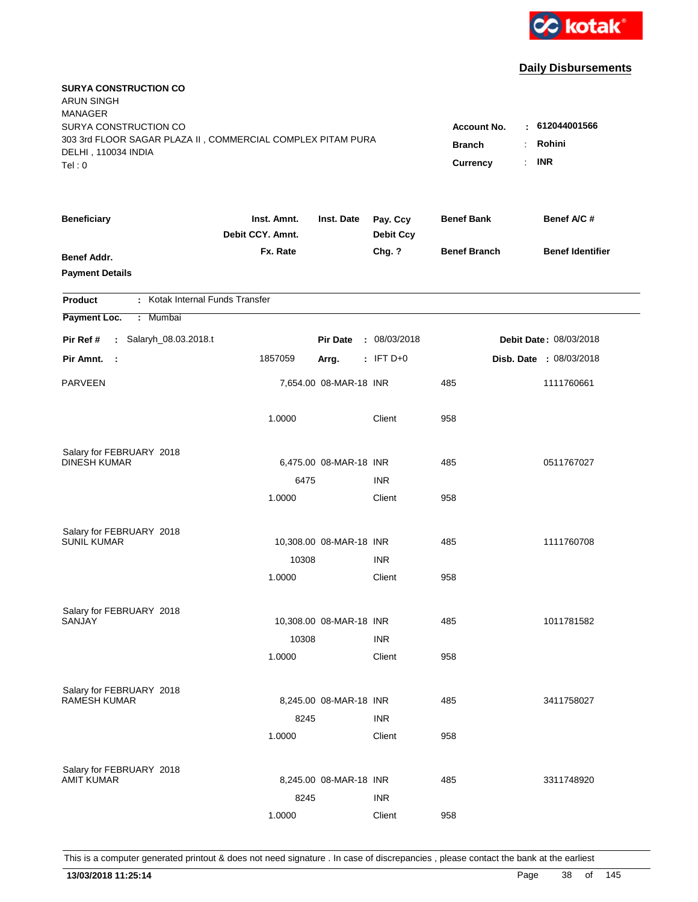kotak

## Daily Disbursements

**SURYA CONSTRUCTION CO**
ARUN SINGH
MANAGER
SURYA CONSTRUCTION CO
303 3rd FLOOR SAGAR PLAZA II , COMMERCIAL COMPLEX PITAM PURA
DELHI , 110034 INDIA
Tel : 0

**Account No.** : **612044001566**
**Branch** : **Rohini**
**Currency** : **INR**

| Beneficiary / Benef Addr. / Payment Details | Inst. Amnt. / Debit CCY. Amnt. / Fx. Rate | Inst. Date | Pay. Ccy / Debit Ccy / Chg. ? | Benef Bank / Benef Branch | Benef A/C # / Benef Identifier |
|---|---|---|---|---|---|

**Product** : Kotak Internal Funds Transfer
**Payment Loc.** : Mumbai

**Pir Ref #** : Salaryh_08.03.2018.t | **Pir Date** : 08/03/2018 | **Debit Date** : 08/03/2018
**Pir Amnt.** : 1857059 | **Arrg.** : IFT D+0 | **Disb. Date** : 08/03/2018

| Beneficiary | Amount | Inst. Date | Ccy | Benef Bank | Benef A/C # |
|---|---|---|---|---|---|
| PARVEEN | 7,654.00 | 08-MAR-18 | INR | 485 | 1111760661 |
| | 1.0000 | | Client | 958 | |
| Salary for FEBRUARY 2018 | | | | | |
| DINESH KUMAR | 6,475.00 | 08-MAR-18 | INR | 485 | 0511767027 |
| | 6475 | | INR | | |
| | 1.0000 | | Client | 958 | |
| Salary for FEBRUARY 2018 | | | | | |
| SUNIL KUMAR | 10,308.00 | 08-MAR-18 | INR | 485 | 1111760708 |
| | 10308 | | INR | | |
| | 1.0000 | | Client | 958 | |
| Salary for FEBRUARY 2018 | | | | | |
| SANJAY | 10,308.00 | 08-MAR-18 | INR | 485 | 1011781582 |
| | 10308 | | INR | | |
| | 1.0000 | | Client | 958 | |
| Salary for FEBRUARY 2018 | | | | | |
| RAMESH KUMAR | 8,245.00 | 08-MAR-18 | INR | 485 | 3411758027 |
| | 8245 | | INR | | |
| | 1.0000 | | Client | 958 | |
| Salary for FEBRUARY 2018 | | | | | |
| AMIT KUMAR | 8,245.00 | 08-MAR-18 | INR | 485 | 3311748920 |
| | 8245 | | INR | | |
| | 1.0000 | | Client | 958 | |

This is a computer generated printout & does not need signature . In case of discrepancies , please contact the bank at the earliest

**13/03/2018 11:25:14**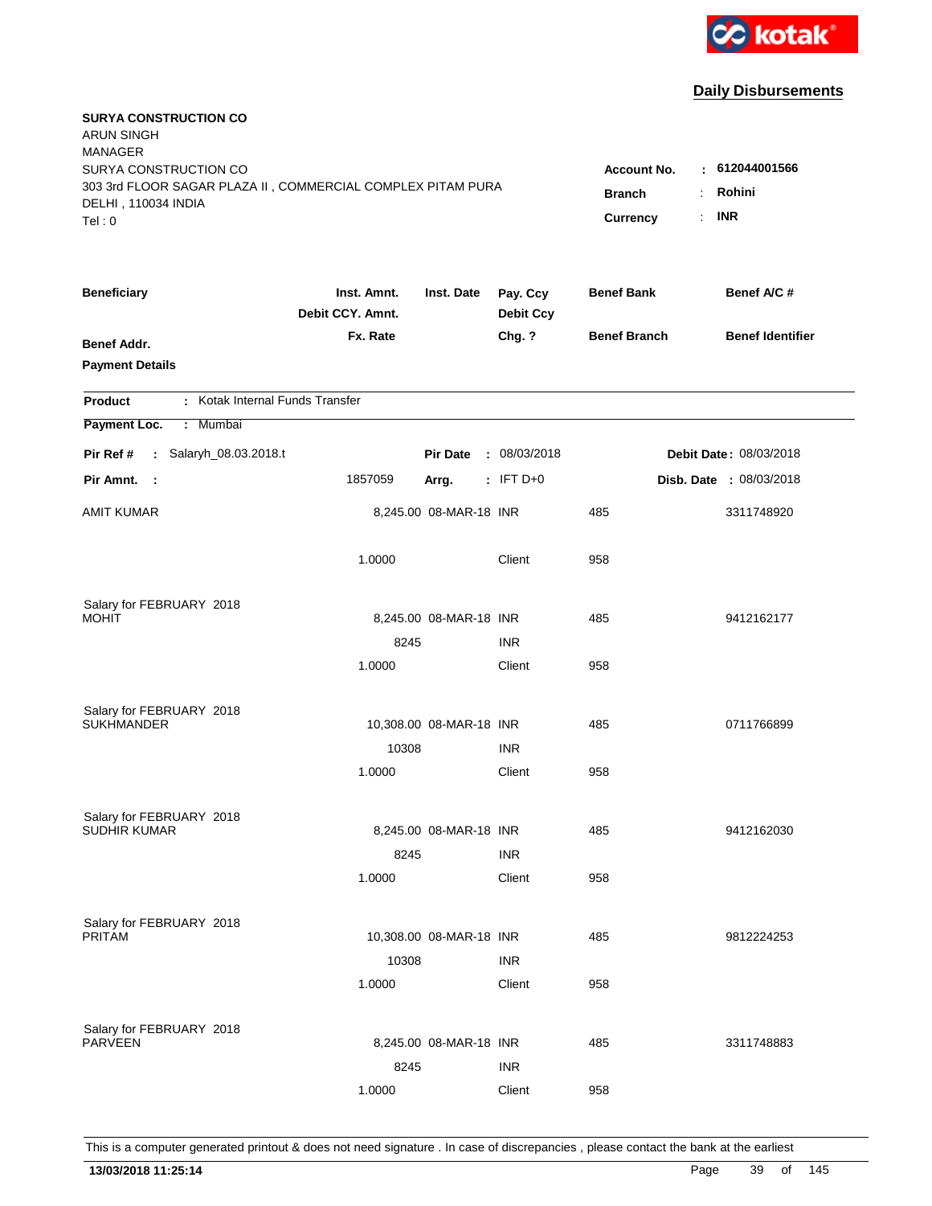kotak

## Daily Disbursements

**SURYA CONSTRUCTION CO**
ARUN SINGH
MANAGER
SURYA CONSTRUCTION CO
303 3rd FLOOR SAGAR PLAZA II , COMMERCIAL COMPLEX PITAM PURA
DELHI , 110034 INDIA
Tel : 0

**Account No.** : **612044001566**
**Branch** : **Rohini**
**Currency** : **INR**

| Beneficiary / Benef Addr. / Payment Details | Inst. Amnt. / Debit CCY. Amnt. / Fx. Rate | Inst. Date | Pay. Ccy / Debit Ccy / Chg. ? | Benef Bank / Benef Branch | Benef A/C # / Benef Identifier |
|---|---|---|---|---|---|

**Product** : Kotak Internal Funds Transfer
**Payment Loc.** : Mumbai

**Pir Ref #** : Salaryh_08.03.2018.t | **Pir Date** : 08/03/2018 | **Debit Date** : 08/03/2018
**Pir Amnt.** : 1857059 | **Arrg.** : IFT D+0 | **Disb. Date** : 08/03/2018

| Beneficiary | Inst. Amnt. | Inst. Date | Pay. Ccy | Benef Bank | Benef A/C # |
|---|---|---|---|---|---|
| AMIT KUMAR | 8,245.00 | 08-MAR-18 | INR | 485 | 3311748920 |
| | 1.0000 | | Client | 958 | |
| Salary for FEBRUARY 2018 | | | | | |
| MOHIT | 8,245.00 | 08-MAR-18 | INR | 485 | 9412162177 |
| | 8245 | | INR | | |
| | 1.0000 | | Client | 958 | |
| Salary for FEBRUARY 2018 | | | | | |
| SUKHMANDER | 10,308.00 | 08-MAR-18 | INR | 485 | 0711766899 |
| | 10308 | | INR | | |
| | 1.0000 | | Client | 958 | |
| Salary for FEBRUARY 2018 | | | | | |
| SUDHIR KUMAR | 8,245.00 | 08-MAR-18 | INR | 485 | 9412162030 |
| | 8245 | | INR | | |
| | 1.0000 | | Client | 958 | |
| Salary for FEBRUARY 2018 | | | | | |
| PRITAM | 10,308.00 | 08-MAR-18 | INR | 485 | 9812224253 |
| | 10308 | | INR | | |
| | 1.0000 | | Client | 958 | |
| Salary for FEBRUARY 2018 | | | | | |
| PARVEEN | 8,245.00 | 08-MAR-18 | INR | 485 | 3311748883 |
| | 8245 | | INR | | |
| | 1.0000 | | Client | 958 | |

This is a computer generated printout & does not need signature . In case of discrepancies , please contact the bank at the earliest

**13/03/2018 11:25:14**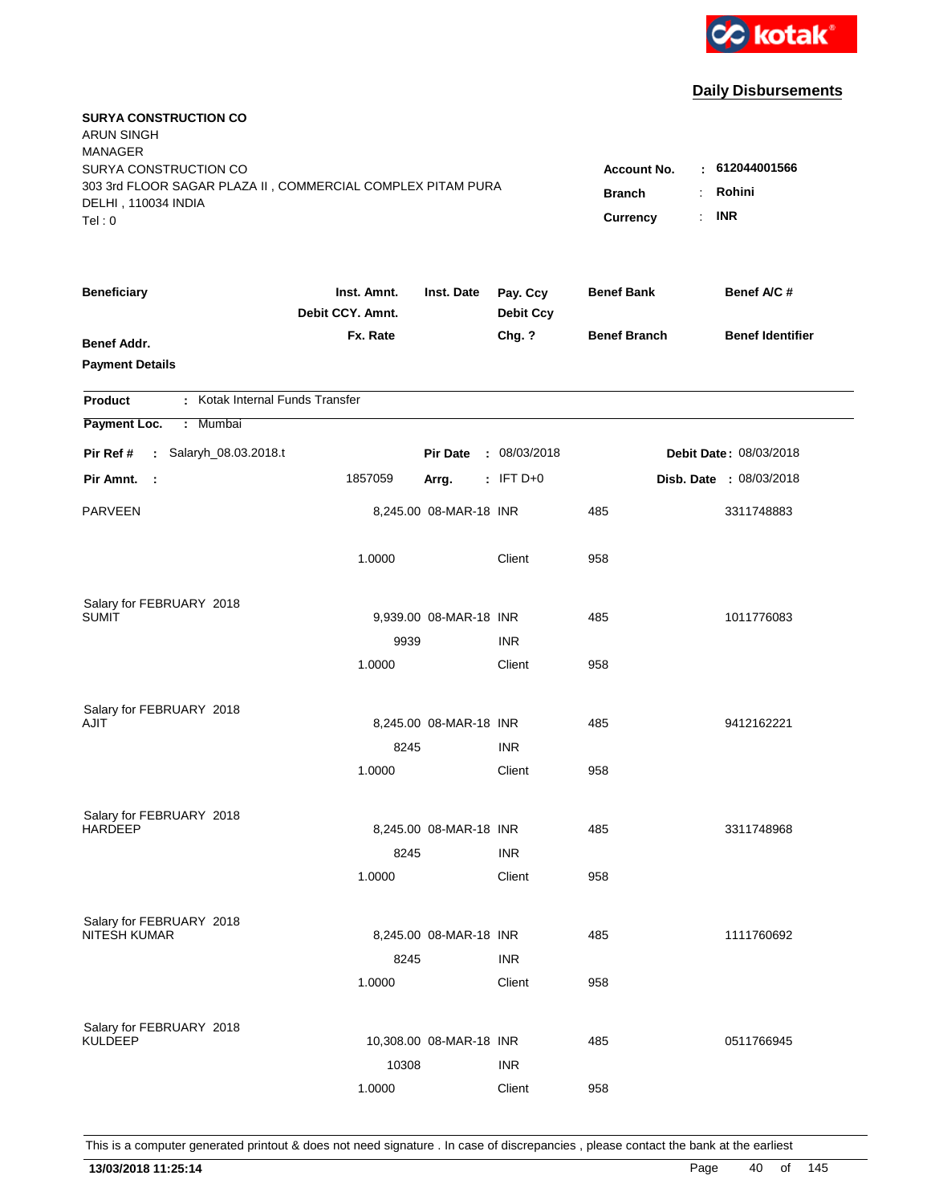kotak

## Daily Disbursements

**SURYA CONSTRUCTION CO**
ARUN SINGH
MANAGER
SURYA CONSTRUCTION CO
303 3rd FLOOR SAGAR PLAZA II , COMMERCIAL COMPLEX PITAM PURA
DELHI , 110034 INDIA
Tel : 0

**Account No.** : **612044001566**
**Branch** : **Rohini**
**Currency** : **INR**

| Beneficiary | Inst. Amnt. / Debit CCY. Amnt. / Fx. Rate | Inst. Date | Pay. Ccy / Debit Ccy / Chg. ? | Benef Bank / Benef Branch | Benef A/C # / Benef Identifier |
|---|---|---|---|---|---|
| **Benef Addr.** | | | | | |
| **Payment Details** | | | | | |

**Product** : Kotak Internal Funds Transfer
**Payment Loc.** : Mumbai

**Pir Ref #** : Salaryh_08.03.2018.t | **Pir Date** : 08/03/2018 | **Debit Date** : 08/03/2018
**Pir Amnt.** : 1857059 | **Arrg.** : IFT D+0 | **Disb. Date** : 08/03/2018

| Beneficiary | Inst. Amnt. / Debit CCY. Amnt. / Fx. Rate | Inst. Date | Pay. Ccy / Debit Ccy / Chg. ? | Benef Bank / Benef Branch | Benef A/C # |
|---|---|---|---|---|---|
| PARVEEN | 8,245.00 | 08-MAR-18 | INR | 485 | 3311748883 |
| | 1.0000 | | Client | 958 | |
| Salary for FEBRUARY 2018 | | | | | |
| SUMIT | 9,939.00 | 08-MAR-18 | INR | 485 | 1011776083 |
| | 9939 | | INR | | |
| | 1.0000 | | Client | 958 | |
| Salary for FEBRUARY 2018 | | | | | |
| AJIT | 8,245.00 | 08-MAR-18 | INR | 485 | 9412162221 |
| | 8245 | | INR | | |
| | 1.0000 | | Client | 958 | |
| Salary for FEBRUARY 2018 | | | | | |
| HARDEEP | 8,245.00 | 08-MAR-18 | INR | 485 | 3311748968 |
| | 8245 | | INR | | |
| | 1.0000 | | Client | 958 | |
| Salary for FEBRUARY 2018 | | | | | |
| NITESH KUMAR | 8,245.00 | 08-MAR-18 | INR | 485 | 1111760692 |
| | 8245 | | INR | | |
| | 1.0000 | | Client | 958 | |
| Salary for FEBRUARY 2018 | | | | | |
| KULDEEP | 10,308.00 | 08-MAR-18 | INR | 485 | 0511766945 |
| | 10308 | | INR | | |
| | 1.0000 | | Client | 958 | |

This is a computer generated printout & does not need signature . In case of discrepancies , please contact the bank at the earliest

**13/03/2018 11:25:14**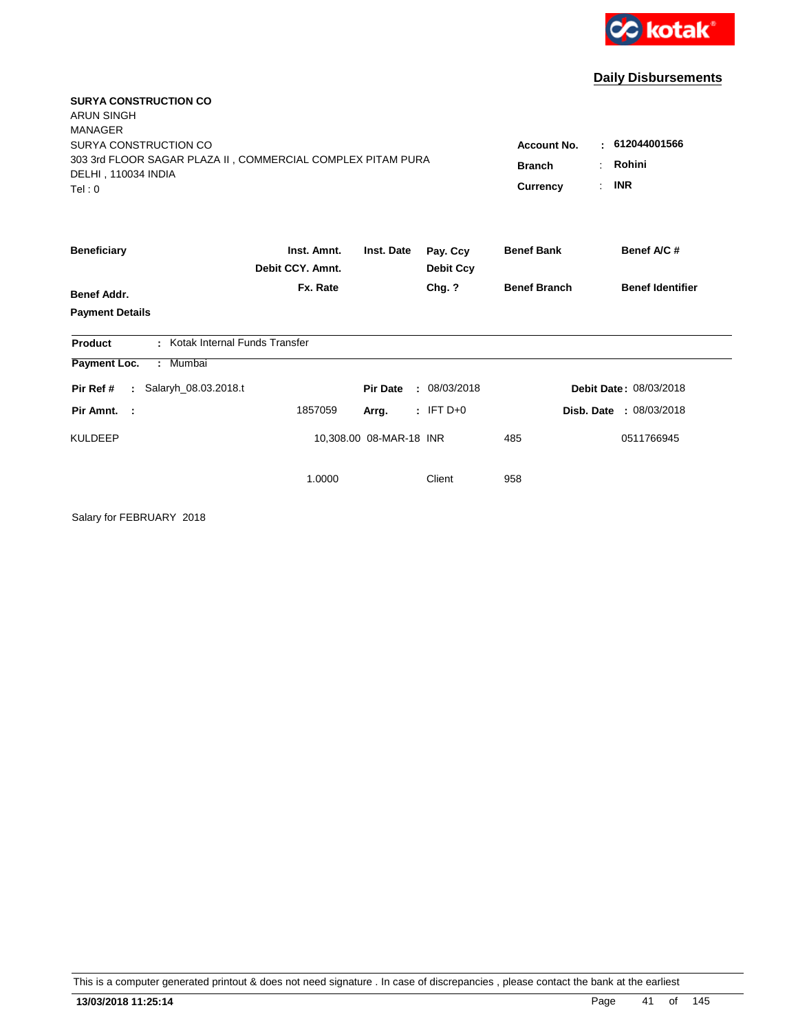kotak

## Daily Disbursements

**SURYA CONSTRUCTION CO**
ARUN SINGH
MANAGER
SURYA CONSTRUCTION CO
303 3rd FLOOR SAGAR PLAZA II , COMMERCIAL COMPLEX PITAM PURA
DELHI , 110034 INDIA
Tel : 0

**Account No.** : **612044001566**
**Branch** : **Rohini**
**Currency** : **INR**

| **Beneficiary** | **Inst. Amnt.** / **Debit CCY. Amnt.** | **Inst. Date** | **Pay. Ccy** / **Debit Ccy** | **Benef Bank** | **Benef A/C #** |
|---|---|---|---|---|---|
| **Benef Addr.** | **Fx. Rate** | | **Chg. ?** | **Benef Branch** | **Benef Identifier** |
| **Payment Details** | | | | | |

**Product** : Kotak Internal Funds Transfer

**Payment Loc.** : Mumbai

**Pir Ref #** : Salaryh_08.03.2018.t **Pir Date** : 08/03/2018 **Debit Date** : 08/03/2018

**Pir Amnt.** : 1857059 **Arrg.** : IFT D+0 **Disb. Date** : 08/03/2018

| | | | | | |
|---|---|---|---|---|---|
| KULDEEP | 10,308.00 | 08-MAR-18 | INR | 485 | 0511766945 |
| | 1.0000 | | Client | 958 | |

Salary for FEBRUARY 2018

This is a computer generated printout & does not need signature . In case of discrepancies , please contact the bank at the earliest

**13/03/2018 11:25:14**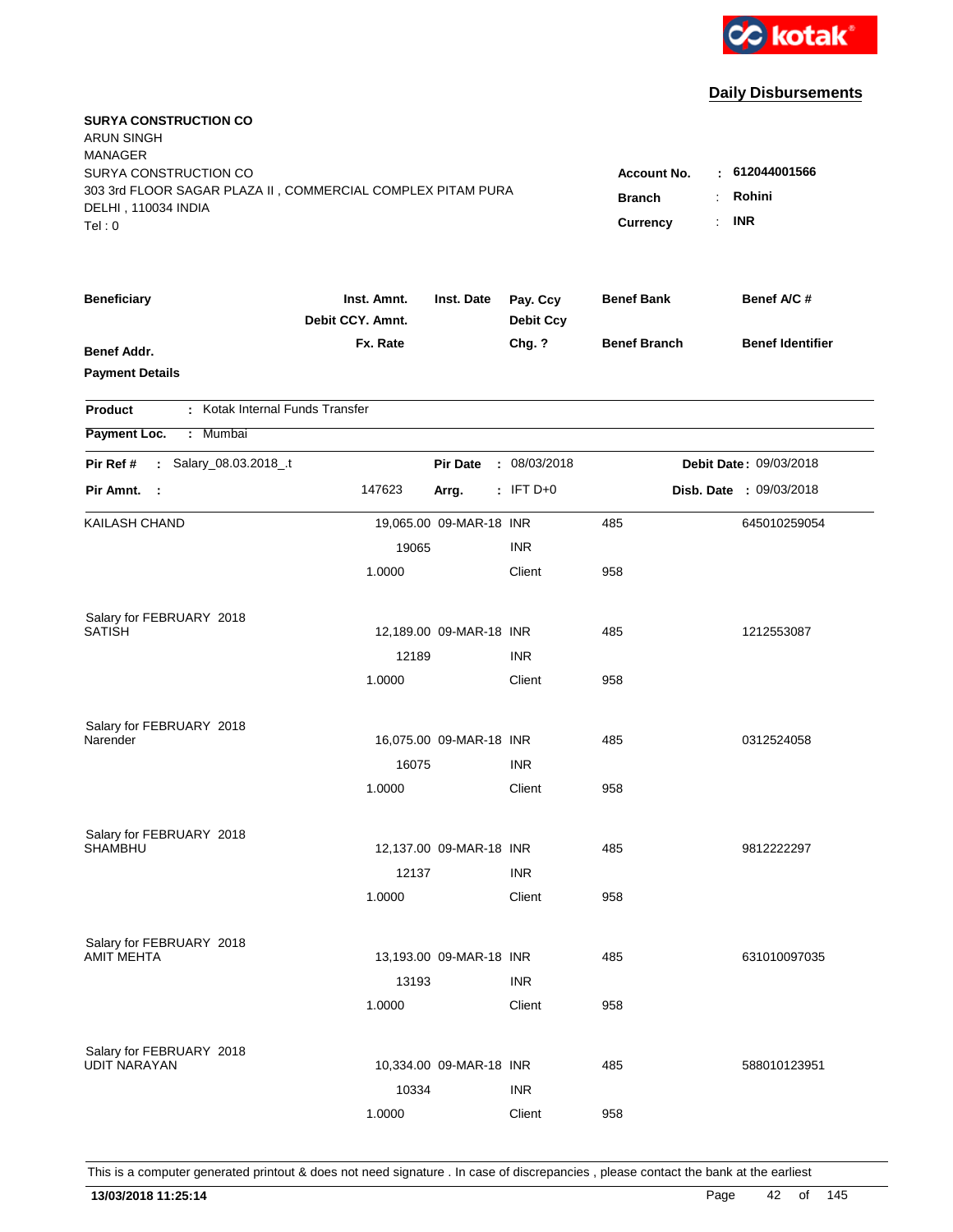**Daily Disbursements**

**SURYA CONSTRUCTION CO**
ARUN SINGH
MANAGER
SURYA CONSTRUCTION CO
303 3rd FLOOR SAGAR PLAZA II , COMMERCIAL COMPLEX PITAM PURA
DELHI , 110034 INDIA
Tel : 0

**Account No.** : **612044001566**
**Branch** : **Rohini**
**Currency** : **INR**

| Beneficiary | Inst. Amnt. / Debit CCY. Amnt. / Fx. Rate | Inst. Date | Pay. Ccy / Debit Ccy / Chg. ? | Benef Bank / Benef Branch | Benef A/C # / Benef Identifier |
|---|---|---|---|---|---|
| **Benef Addr.** | | | | | |
| **Payment Details** | | | | | |

**Product** : Kotak Internal Funds Transfer

**Payment Loc.** : Mumbai

**Pir Ref #** : Salary_08.03.2018_.t  **Pir Date** : 08/03/2018  **Debit Date** : 09/03/2018

**Pir Amnt.** : 147623  **Arrg.** : IFT D+0  **Disb. Date** : 09/03/2018

| Beneficiary | Amount | Inst. Date | Ccy | Benef Bank | Benef A/C # |
|---|---|---|---|---|---|
| KAILASH CHAND | 19,065.00 | 09-MAR-18 | INR | 485 | 645010259054 |
| | 19065 | | INR | | |
| | 1.0000 | | Client | 958 | |
| Salary for FEBRUARY 2018 | | | | | |
| SATISH | 12,189.00 | 09-MAR-18 | INR | 485 | 1212553087 |
| | 12189 | | INR | | |
| | 1.0000 | | Client | 958 | |
| Salary for FEBRUARY 2018 | | | | | |
| Narender | 16,075.00 | 09-MAR-18 | INR | 485 | 0312524058 |
| | 16075 | | INR | | |
| | 1.0000 | | Client | 958 | |
| Salary for FEBRUARY 2018 | | | | | |
| SHAMBHU | 12,137.00 | 09-MAR-18 | INR | 485 | 9812222297 |
| | 12137 | | INR | | |
| | 1.0000 | | Client | 958 | |
| Salary for FEBRUARY 2018 | | | | | |
| AMIT MEHTA | 13,193.00 | 09-MAR-18 | INR | 485 | 631010097035 |
| | 13193 | | INR | | |
| | 1.0000 | | Client | 958 | |
| Salary for FEBRUARY 2018 | | | | | |
| UDIT NARAYAN | 10,334.00 | 09-MAR-18 | INR | 485 | 588010123951 |
| | 10334 | | INR | | |
| | 1.0000 | | Client | 958 | |

This is a computer generated printout & does not need signature . In case of discrepancies , please contact the bank at the earliest

**13/03/2018 11:25:14**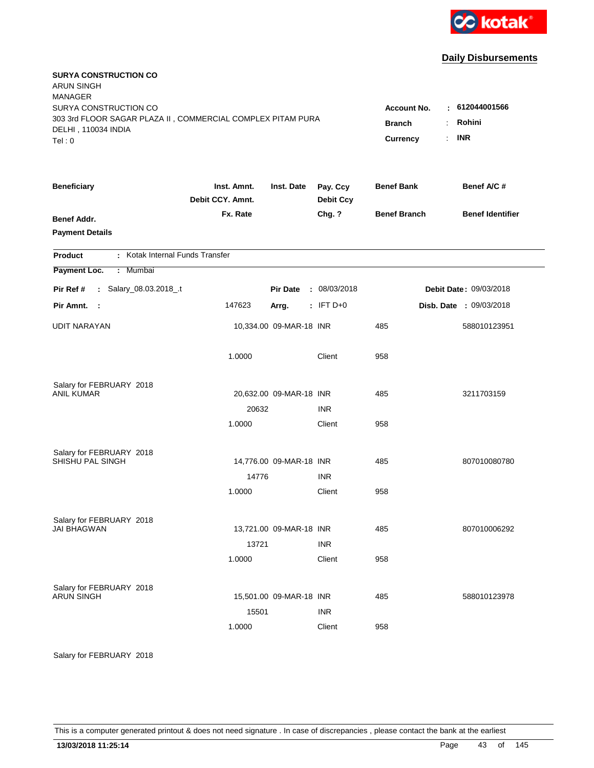kotak

## Daily Disbursements

**SURYA CONSTRUCTION CO**
ARUN SINGH
MANAGER
SURYA CONSTRUCTION CO
303 3rd FLOOR SAGAR PLAZA II , COMMERCIAL COMPLEX PITAM PURA
DELHI , 110034 INDIA
Tel : 0

**Account No.** : **612044001566**
**Branch** : **Rohini**
**Currency** : **INR**

| Beneficiary | Inst. Amnt. / Debit CCY. Amnt. / Fx. Rate | Inst. Date | Pay. Ccy / Debit Ccy / Chg. ? | Benef Bank / Benef Branch | Benef A/C # / Benef Identifier |
|---|---|---|---|---|---|
| **Benef Addr.** | | | | | |
| **Payment Details** | | | | | |

**Product** : Kotak Internal Funds Transfer

**Payment Loc.** : Mumbai

**Pir Ref #** : Salary_08.03.2018_.t    **Pir Date** : 08/03/2018    **Debit Date** : 09/03/2018

**Pir Amnt.** : 147623    **Arrg.** : IFT D+0    **Disb. Date** : 09/03/2018

| Beneficiary | Inst. Amnt. / Debit CCY. Amnt. / Fx. Rate | Inst. Date | Pay. Ccy / Debit Ccy / Chg. ? | Benef Bank / Benef Branch | Benef A/C # |
|---|---|---|---|---|---|
| UDIT NARAYAN | 10,334.00 | 09-MAR-18 | INR | 485 | 588010123951 |
| | 1.0000 | | Client | 958 | |
| Salary for FEBRUARY 2018 | | | | | |
| ANIL KUMAR | 20,632.00 | 09-MAR-18 | INR | 485 | 3211703159 |
| | 20632 | | INR | | |
| | 1.0000 | | Client | 958 | |
| Salary for FEBRUARY 2018 | | | | | |
| SHISHU PAL SINGH | 14,776.00 | 09-MAR-18 | INR | 485 | 807010080780 |
| | 14776 | | INR | | |
| | 1.0000 | | Client | 958 | |
| Salary for FEBRUARY 2018 | | | | | |
| JAI BHAGWAN | 13,721.00 | 09-MAR-18 | INR | 485 | 807010006292 |
| | 13721 | | INR | | |
| | 1.0000 | | Client | 958 | |
| Salary for FEBRUARY 2018 | | | | | |
| ARUN SINGH | 15,501.00 | 09-MAR-18 | INR | 485 | 588010123978 |
| | 15501 | | INR | | |
| | 1.0000 | | Client | 958 | |
| Salary for FEBRUARY 2018 | | | | | |

This is a computer generated printout & does not need signature . In case of discrepancies , please contact the bank at the earliest

**13/03/2018 11:25:14**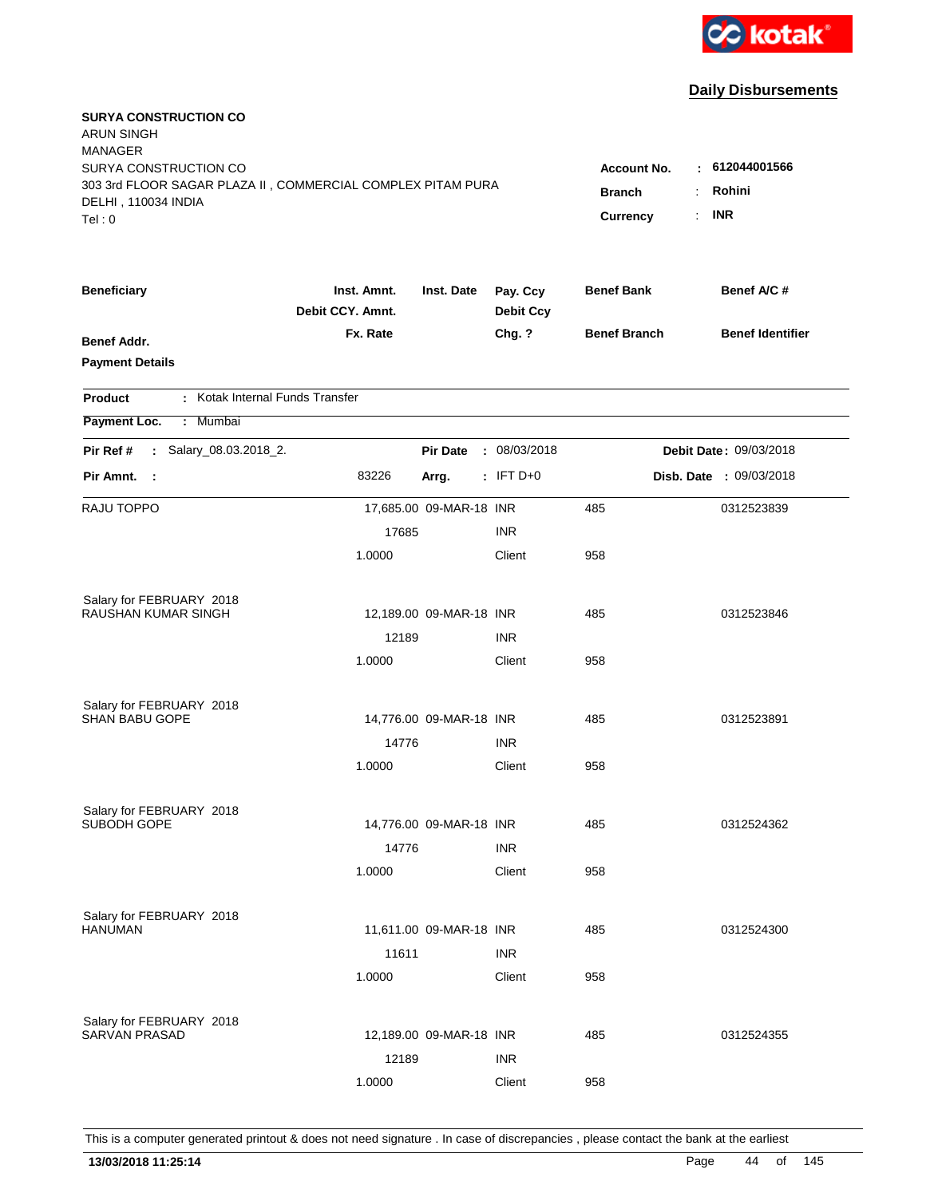kotak

## Daily Disbursements

**SURYA CONSTRUCTION CO**
ARUN SINGH
MANAGER
SURYA CONSTRUCTION CO
303 3rd FLOOR SAGAR PLAZA II , COMMERCIAL COMPLEX PITAM PURA
DELHI , 110034 INDIA
Tel : 0

**Account No.** : **612044001566**
**Branch** : **Rohini**
**Currency** : **INR**

| Beneficiary / Benef Addr. / Payment Details | Inst. Amnt. / Debit CCY. Amnt. / Fx. Rate | Inst. Date | Pay. Ccy / Debit Ccy / Chg. ? | Benef Bank / Benef Branch | Benef A/C # / Benef Identifier |
|---|---|---|---|---|---|

**Product** : Kotak Internal Funds Transfer

**Payment Loc.** : Mumbai

**Pir Ref #** : Salary_08.03.2018_2. **Pir Date** : 08/03/2018 **Debit Date** : 09/03/2018

**Pir Amnt.** : 83226 **Arrg.** : IFT D+0 **Disb. Date** : 09/03/2018

| Beneficiary | Inst. Amnt. | Inst. Date | Pay. Ccy | Benef Bank | Benef A/C # |
|---|---|---|---|---|---|
| RAJU TOPPO | 17,685.00 | 09-MAR-18 | INR | 485 | 0312523839 |
| | 17685 | | INR | | |
| | 1.0000 | | Client | 958 | |
| Salary for FEBRUARY 2018 | | | | | |
| RAUSHAN KUMAR SINGH | 12,189.00 | 09-MAR-18 | INR | 485 | 0312523846 |
| | 12189 | | INR | | |
| | 1.0000 | | Client | 958 | |
| Salary for FEBRUARY 2018 | | | | | |
| SHAN BABU GOPE | 14,776.00 | 09-MAR-18 | INR | 485 | 0312523891 |
| | 14776 | | INR | | |
| | 1.0000 | | Client | 958 | |
| Salary for FEBRUARY 2018 | | | | | |
| SUBODH GOPE | 14,776.00 | 09-MAR-18 | INR | 485 | 0312524362 |
| | 14776 | | INR | | |
| | 1.0000 | | Client | 958 | |
| Salary for FEBRUARY 2018 | | | | | |
| HANUMAN | 11,611.00 | 09-MAR-18 | INR | 485 | 0312524300 |
| | 11611 | | INR | | |
| | 1.0000 | | Client | 958 | |
| Salary for FEBRUARY 2018 | | | | | |
| SARVAN PRASAD | 12,189.00 | 09-MAR-18 | INR | 485 | 0312524355 |
| | 12189 | | INR | | |
| | 1.0000 | | Client | 958 | |

This is a computer generated printout & does not need signature . In case of discrepancies , please contact the bank at the earliest

**13/03/2018 11:25:14**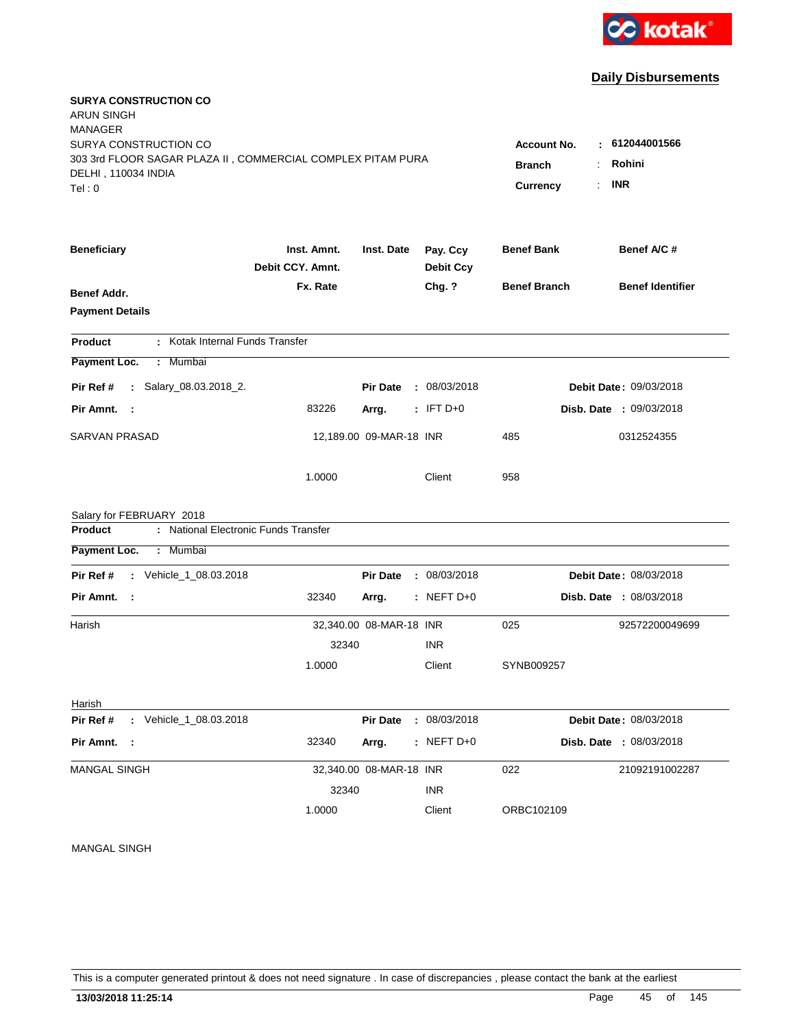kotak

## Daily Disbursements

**SURYA CONSTRUCTION CO**
ARUN SINGH
MANAGER
SURYA CONSTRUCTION CO
303 3rd FLOOR SAGAR PLAZA II , COMMERCIAL COMPLEX PITAM PURA
DELHI , 110034 INDIA
Tel : 0

| | | |
|---|---|---|
| **Account No.** | : | **612044001566** |
| **Branch** | : | **Rohini** |
| **Currency** | : | **INR** |

| **Beneficiary** | **Inst. Amnt.** / **Debit CCY. Amnt.** / **Fx. Rate** | **Inst. Date** | **Pay. Ccy** / **Debit Ccy** / **Chg. ?** | **Benef Bank** / **Benef Branch** | **Benef A/C #** / **Benef Identifier** |
|---|---|---|---|---|---|
| **Benef Addr.** / **Payment Details** | | | | | |

---

**Product** : Kotak Internal Funds Transfer
**Payment Loc.** : Mumbai

**Pir Ref #** : Salary_08.03.2018_2. **Pir Date** : 08/03/2018 **Debit Date** : 09/03/2018
**Pir Amnt.** : 83226 **Arrg.** : IFT D+0 **Disb. Date** : 09/03/2018

| Beneficiary | Inst. Amnt. | Inst. Date | Pay. Ccy | Benef Bank | Benef A/C # |
|---|---|---|---|---|---|
| SARVAN PRASAD | 12,189.00 | 09-MAR-18 | INR | 485 | 0312524355 |
| | 1.0000 | | Client | 958 | |

Salary for FEBRUARY 2018

---

**Product** : National Electronic Funds Transfer
**Payment Loc.** : Mumbai

**Pir Ref #** : Vehicle_1_08.03.2018 **Pir Date** : 08/03/2018 **Debit Date** : 08/03/2018
**Pir Amnt.** : 32340 **Arrg.** : NEFT D+0 **Disb. Date** : 08/03/2018

| Beneficiary | Inst. Amnt. | Inst. Date | Pay. Ccy | Benef Bank | Benef A/C # |
|---|---|---|---|---|---|
| Harish | 32,340.00 | 08-MAR-18 | INR | 025 | 92572200049699 |
| | 32340 | | INR | | |
| | 1.0000 | | Client | SYNB009257 | |

Harish

---

**Pir Ref #** : Vehicle_1_08.03.2018 **Pir Date** : 08/03/2018 **Debit Date** : 08/03/2018
**Pir Amnt.** : 32340 **Arrg.** : NEFT D+0 **Disb. Date** : 08/03/2018

| Beneficiary | Inst. Amnt. | Inst. Date | Pay. Ccy | Benef Bank | Benef A/C # |
|---|---|---|---|---|---|
| MANGAL SINGH | 32,340.00 | 08-MAR-18 | INR | 022 | 21092191002287 |
| | 32340 | | INR | | |
| | 1.0000 | | Client | ORBC102109 | |

MANGAL SINGH

---

This is a computer generated printout & does not need signature . In case of discrepancies , please contact the bank at the earliest

**13/03/2018 11:25:14**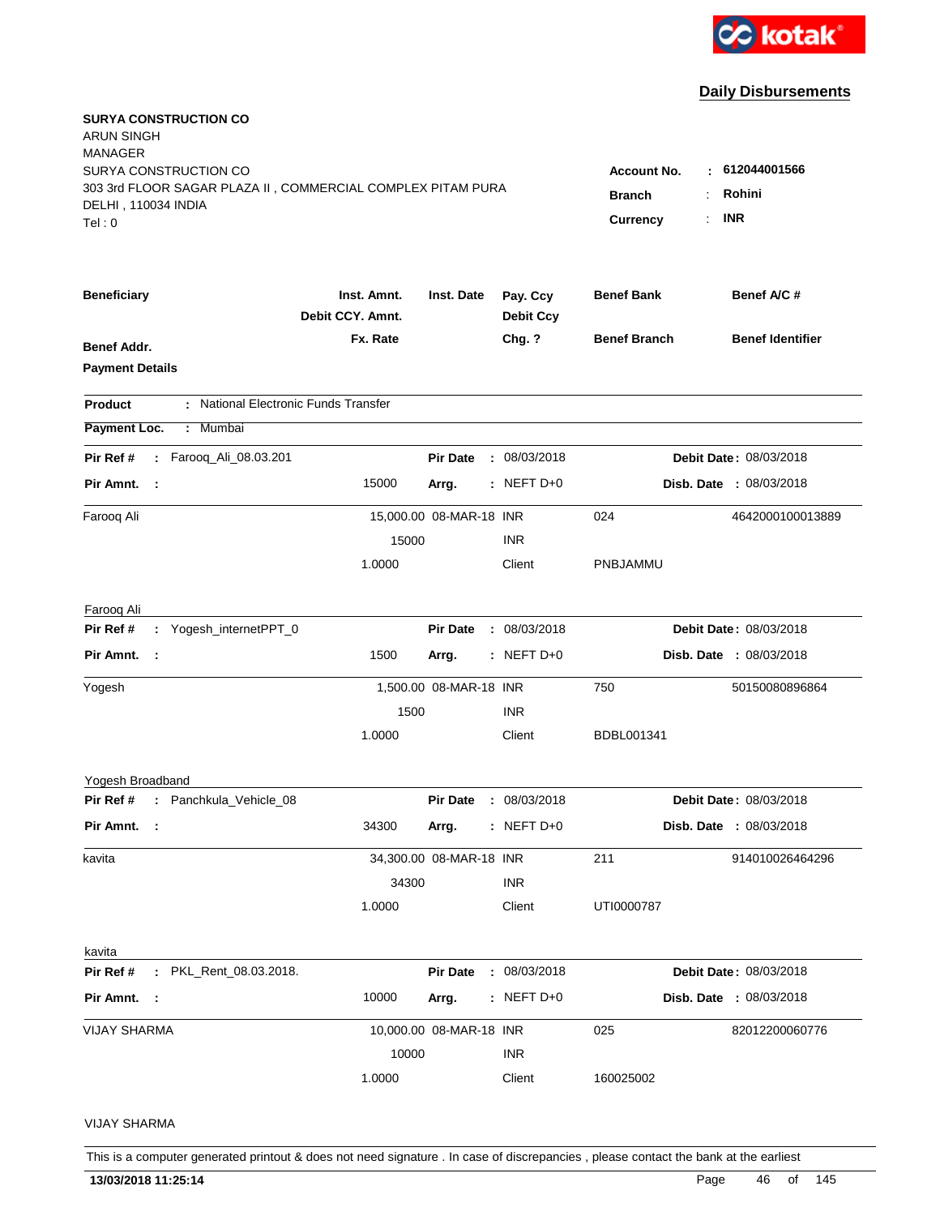**Daily Disbursements**

**SURYA CONSTRUCTION CO**
ARUN SINGH
MANAGER
SURYA CONSTRUCTION CO
303 3rd FLOOR SAGAR PLAZA II , COMMERCIAL COMPLEX PITAM PURA
DELHI , 110034 INDIA
Tel : 0

| | | |
|---|---|---|
| **Account No.** | : | **612044001566** |
| **Branch** | : | **Rohini** |
| **Currency** | : | **INR** |

| **Beneficiary** | **Inst. Amnt.** / **Debit CCY. Amnt.** / **Fx. Rate** | **Inst. Date** | **Pay. Ccy** / **Debit Ccy** / **Chg. ?** | **Benef Bank** / **Benef Branch** | **Benef A/C #** / **Benef Identifier** |
|---|---|---|---|---|---|
| **Benef Addr.** | | | | | |
| **Payment Details** | | | | | |

**Product** : National Electronic Funds Transfer

**Payment Loc.** : Mumbai

**Pir Ref #** : Farooq_Ali_08.03.201 | **Pir Date** : 08/03/2018 | **Debit Date** : 08/03/2018
**Pir Amnt.** : 15000 | **Arrg.** : NEFT D+0 | **Disb. Date** : 08/03/2018

| | | | | | |
|---|---|---|---|---|---|
| Farooq Ali | 15,000.00 | 08-MAR-18 | INR | 024 | 4642000100013889 |
| | 15000 | | INR | | |
| | 1.0000 | | Client | PNBJAMMU | |

Farooq Ali

**Pir Ref #** : Yogesh_internetPPT_0 | **Pir Date** : 08/03/2018 | **Debit Date** : 08/03/2018
**Pir Amnt.** : 1500 | **Arrg.** : NEFT D+0 | **Disb. Date** : 08/03/2018

| | | | | | |
|---|---|---|---|---|---|
| Yogesh | 1,500.00 | 08-MAR-18 | INR | 750 | 50150080896864 |
| | 1500 | | INR | | |
| | 1.0000 | | Client | BDBL001341 | |

Yogesh Broadband

**Pir Ref #** : Panchkula_Vehicle_08 | **Pir Date** : 08/03/2018 | **Debit Date** : 08/03/2018
**Pir Amnt.** : 34300 | **Arrg.** : NEFT D+0 | **Disb. Date** : 08/03/2018

| | | | | | |
|---|---|---|---|---|---|
| kavita | 34,300.00 | 08-MAR-18 | INR | 211 | 914010026464296 |
| | 34300 | | INR | | |
| | 1.0000 | | Client | UTI0000787 | |

kavita

**Pir Ref #** : PKL_Rent_08.03.2018. | **Pir Date** : 08/03/2018 | **Debit Date** : 08/03/2018
**Pir Amnt.** : 10000 | **Arrg.** : NEFT D+0 | **Disb. Date** : 08/03/2018

| | | | | | |
|---|---|---|---|---|---|
| VIJAY SHARMA | 10,000.00 | 08-MAR-18 | INR | 025 | 82012200060776 |
| | 10000 | | INR | | |
| | 1.0000 | | Client | 160025002 | |

VIJAY SHARMA

This is a computer generated printout & does not need signature . In case of discrepancies , please contact the bank at the earliest

**13/03/2018 11:25:14**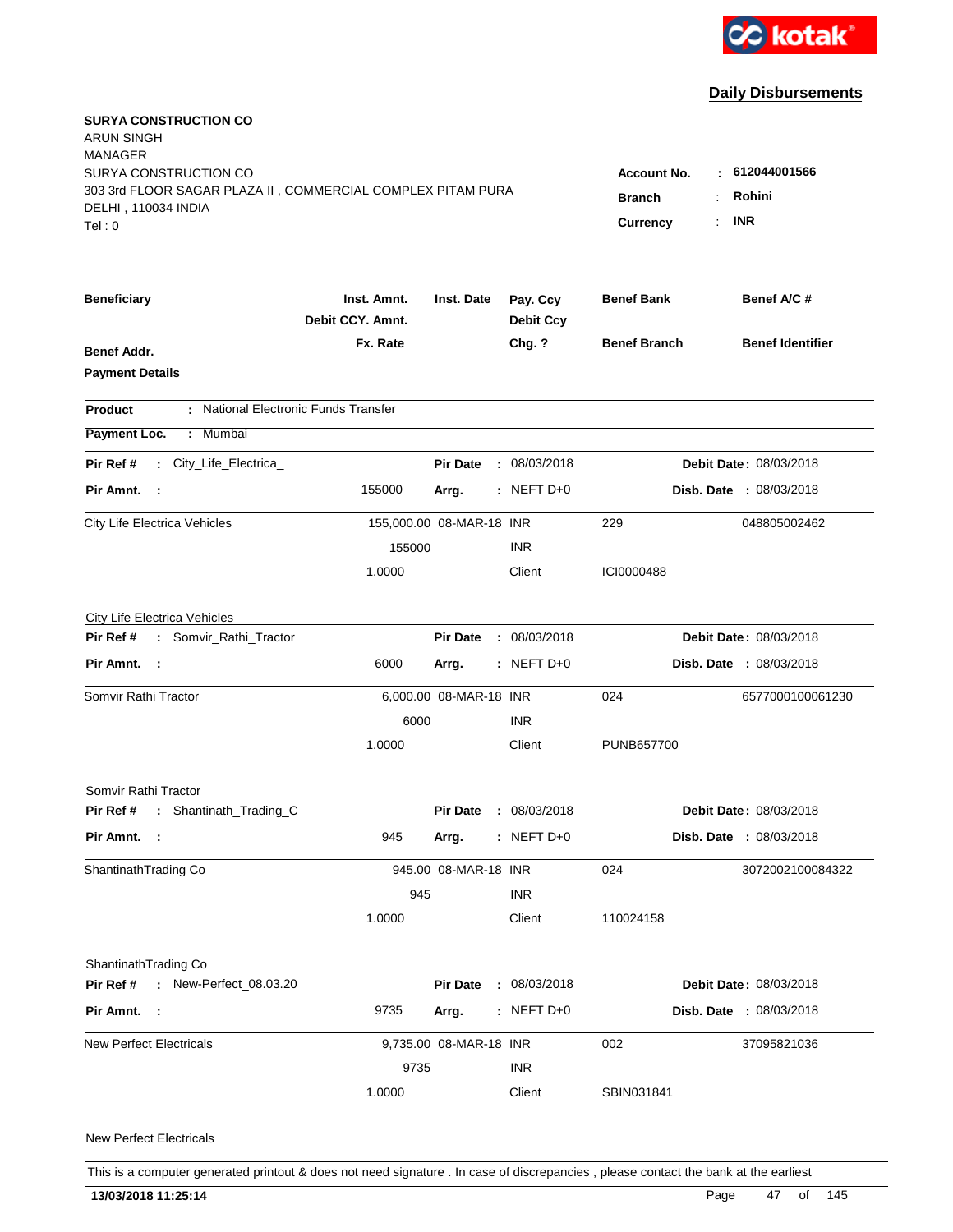kotak

## Daily Disbursements

**SURYA CONSTRUCTION CO**
ARUN SINGH
MANAGER
SURYA CONSTRUCTION CO
303 3rd FLOOR SAGAR PLAZA II , COMMERCIAL COMPLEX PITAM PURA
DELHI , 110034 INDIA
Tel : 0

**Account No.** : **612044001566**
**Branch** : **Rohini**
**Currency** : **INR**

| Beneficiary | Inst. Amnt. / Debit CCY. Amnt. / Fx. Rate | Inst. Date | Pay. Ccy / Debit Ccy / Chg. ? | Benef Bank / Benef Branch | Benef A/C # / Benef Identifier |
|---|---|---|---|---|---|
| **Benef Addr.** | | | | | |
| **Payment Details** | | | | | |

**Product** : National Electronic Funds Transfer

**Payment Loc.** : Mumbai

**Pir Ref #** : City_Life_Electrica_ | **Pir Date** : 08/03/2018 | **Debit Date** : 08/03/2018
**Pir Amnt.** : 155000 | **Arrg.** : NEFT D+0 | **Disb. Date** : 08/03/2018

| | | | | | |
|---|---|---|---|---|---|
| City Life Electrica Vehicles | 155,000.00 | 08-MAR-18 | INR | 229 | 048805002462 |
| | 155000 | | INR | | |
| | 1.0000 | | Client | ICI0000488 | |

City Life Electrica Vehicles

**Pir Ref #** : Somvir_Rathi_Tractor | **Pir Date** : 08/03/2018 | **Debit Date** : 08/03/2018
**Pir Amnt.** : 6000 | **Arrg.** : NEFT D+0 | **Disb. Date** : 08/03/2018

| | | | | | |
|---|---|---|---|---|---|
| Somvir Rathi Tractor | 6,000.00 | 08-MAR-18 | INR | 024 | 6577000100061230 |
| | 6000 | | INR | | |
| | 1.0000 | | Client | PUNB657700 | |

Somvir Rathi Tractor

**Pir Ref #** : Shantinath_Trading_C | **Pir Date** : 08/03/2018 | **Debit Date** : 08/03/2018
**Pir Amnt.** : 945 | **Arrg.** : NEFT D+0 | **Disb. Date** : 08/03/2018

| | | | | | |
|---|---|---|---|---|---|
| ShantinathTrading Co | 945.00 | 08-MAR-18 | INR | 024 | 3072002100084322 |
| | 945 | | INR | | |
| | 1.0000 | | Client | 110024158 | |

ShantinathTrading Co

**Pir Ref #** : New-Perfect_08.03.20 | **Pir Date** : 08/03/2018 | **Debit Date** : 08/03/2018
**Pir Amnt.** : 9735 | **Arrg.** : NEFT D+0 | **Disb. Date** : 08/03/2018

| | | | | | |
|---|---|---|---|---|---|
| New Perfect Electricals | 9,735.00 | 08-MAR-18 | INR | 002 | 37095821036 |
| | 9735 | | INR | | |
| | 1.0000 | | Client | SBIN031841 | |

New Perfect Electricals

This is a computer generated printout & does not need signature . In case of discrepancies , please contact the bank at the earliest

**13/03/2018 11:25:14**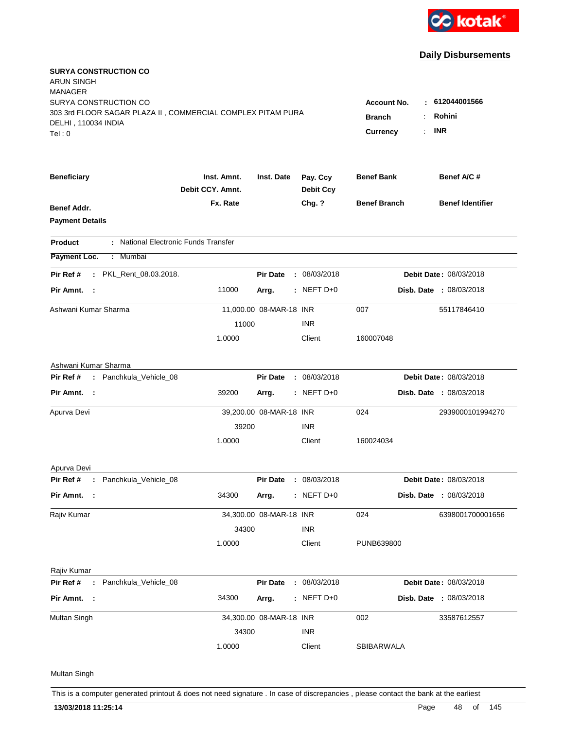kotak

## Daily Disbursements

**SURYA CONSTRUCTION CO**
ARUN SINGH
MANAGER
SURYA CONSTRUCTION CO
303 3rd FLOOR SAGAR PLAZA II , COMMERCIAL COMPLEX PITAM PURA
DELHI , 110034 INDIA
Tel : 0

**Account No.** : 612044001566
**Branch** : Rohini
**Currency** : INR

| Beneficiary | Inst. Amnt. / Debit CCY. Amnt. / Fx. Rate | Inst. Date | Pay. Ccy / Debit Ccy / Chg. ? | Benef Bank / Benef Branch | Benef A/C # / Benef Identifier |
|---|---|---|---|---|---|
| **Benef Addr.** | | | | | |
| **Payment Details** | | | | | |

**Product** : National Electronic Funds Transfer

**Payment Loc.** : Mumbai

**Pir Ref #** : PKL_Rent_08.03.2018. | **Pir Date** : 08/03/2018 | **Debit Date** : 08/03/2018
**Pir Amnt.** : 11000 | **Arrg.** : NEFT D+0 | **Disb. Date** : 08/03/2018

| Beneficiary | Amount | Inst. Date | Ccy | Benef Bank | Benef A/C # |
|---|---|---|---|---|---|
| Ashwani Kumar Sharma | 11,000.00 | 08-MAR-18 | INR | 007 | 55117846410 |
| | 11000 | | INR | | |
| | 1.0000 | | Client | 160007048 | |

Ashwani Kumar Sharma

**Pir Ref #** : Panchkula_Vehicle_08 | **Pir Date** : 08/03/2018 | **Debit Date** : 08/03/2018
**Pir Amnt.** : 39200 | **Arrg.** : NEFT D+0 | **Disb. Date** : 08/03/2018

| Beneficiary | Amount | Inst. Date | Ccy | Benef Bank | Benef A/C # |
|---|---|---|---|---|---|
| Apurva Devi | 39,200.00 | 08-MAR-18 | INR | 024 | 2939000101994270 |
| | 39200 | | INR | | |
| | 1.0000 | | Client | 160024034 | |

Apurva Devi

**Pir Ref #** : Panchkula_Vehicle_08 | **Pir Date** : 08/03/2018 | **Debit Date** : 08/03/2018
**Pir Amnt.** : 34300 | **Arrg.** : NEFT D+0 | **Disb. Date** : 08/03/2018

| Beneficiary | Amount | Inst. Date | Ccy | Benef Bank | Benef A/C # |
|---|---|---|---|---|---|
| Rajiv Kumar | 34,300.00 | 08-MAR-18 | INR | 024 | 6398001700001656 |
| | 34300 | | INR | | |
| | 1.0000 | | Client | PUNB639800 | |

Rajiv Kumar

**Pir Ref #** : Panchkula_Vehicle_08 | **Pir Date** : 08/03/2018 | **Debit Date** : 08/03/2018
**Pir Amnt.** : 34300 | **Arrg.** : NEFT D+0 | **Disb. Date** : 08/03/2018

| Beneficiary | Amount | Inst. Date | Ccy | Benef Bank | Benef A/C # |
|---|---|---|---|---|---|
| Multan Singh | 34,300.00 | 08-MAR-18 | INR | 002 | 33587612557 |
| | 34300 | | INR | | |
| | 1.0000 | | Client | SBIBARWALA | |

Multan Singh

This is a computer generated printout & does not need signature . In case of discrepancies , please contact the bank at the earliest

**13/03/2018 11:25:14**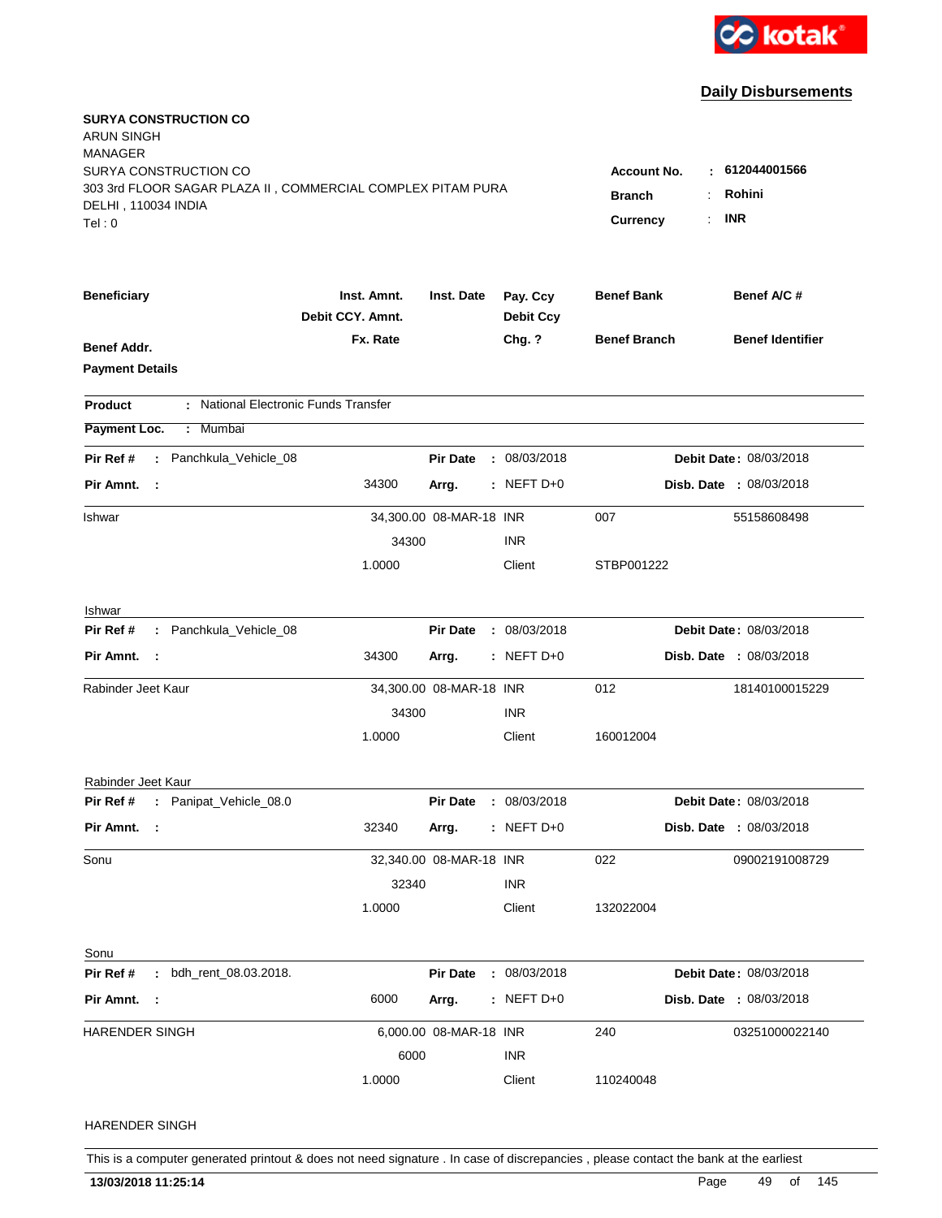kotak

## Daily Disbursements

**SURYA CONSTRUCTION CO**
ARUN SINGH
MANAGER
SURYA CONSTRUCTION CO
303 3rd FLOOR SAGAR PLAZA II , COMMERCIAL COMPLEX PITAM PURA
DELHI , 110034 INDIA
Tel : 0

**Account No.** : 612044001566
**Branch** : Rohini
**Currency** : INR

| Beneficiary | Inst. Amnt. / Debit CCY. Amnt. | Inst. Date | Pay. Ccy / Debit Ccy | Benef Bank | Benef A/C # |
|---|---|---|---|---|---|
| **Benef Addr.** | **Fx. Rate** | | **Chg. ?** | **Benef Branch** | **Benef Identifier** |
| **Payment Details** | | | | | |

**Product** : National Electronic Funds Transfer

**Payment Loc.** : Mumbai

**Pir Ref #** : Panchkula_Vehicle_08 | **Pir Date** : 08/03/2018 | **Debit Date** : 08/03/2018
**Pir Amnt.** : 34300 | **Arrg.** : NEFT D+0 | **Disb. Date** : 08/03/2018

| Beneficiary | Inst. Amnt. | Inst. Date | Pay. Ccy | Benef Bank | Benef A/C # |
|---|---|---|---|---|---|
| Ishwar | 34,300.00 | 08-MAR-18 | INR | 007 | 55158608498 |
| | 34300 | | INR | | |
| | 1.0000 | | Client | STBP001222 | |

Ishwar

**Pir Ref #** : Panchkula_Vehicle_08 | **Pir Date** : 08/03/2018 | **Debit Date** : 08/03/2018
**Pir Amnt.** : 34300 | **Arrg.** : NEFT D+0 | **Disb. Date** : 08/03/2018

| Beneficiary | Inst. Amnt. | Inst. Date | Pay. Ccy | Benef Bank | Benef A/C # |
|---|---|---|---|---|---|
| Rabinder Jeet Kaur | 34,300.00 | 08-MAR-18 | INR | 012 | 18140100015229 |
| | 34300 | | INR | | |
| | 1.0000 | | Client | 160012004 | |

Rabinder Jeet Kaur

**Pir Ref #** : Panipat_Vehicle_08.0 | **Pir Date** : 08/03/2018 | **Debit Date** : 08/03/2018
**Pir Amnt.** : 32340 | **Arrg.** : NEFT D+0 | **Disb. Date** : 08/03/2018

| Beneficiary | Inst. Amnt. | Inst. Date | Pay. Ccy | Benef Bank | Benef A/C # |
|---|---|---|---|---|---|
| Sonu | 32,340.00 | 08-MAR-18 | INR | 022 | 09002191008729 |
| | 32340 | | INR | | |
| | 1.0000 | | Client | 132022004 | |

Sonu

**Pir Ref #** : bdh_rent_08.03.2018. | **Pir Date** : 08/03/2018 | **Debit Date** : 08/03/2018
**Pir Amnt.** : 6000 | **Arrg.** : NEFT D+0 | **Disb. Date** : 08/03/2018

| Beneficiary | Inst. Amnt. | Inst. Date | Pay. Ccy | Benef Bank | Benef A/C # |
|---|---|---|---|---|---|
| HARENDER SINGH | 6,000.00 | 08-MAR-18 | INR | 240 | 03251000022140 |
| | 6000 | | INR | | |
| | 1.0000 | | Client | 110240048 | |

HARENDER SINGH

This is a computer generated printout & does not need signature . In case of discrepancies , please contact the bank at the earliest

**13/03/2018 11:25:14**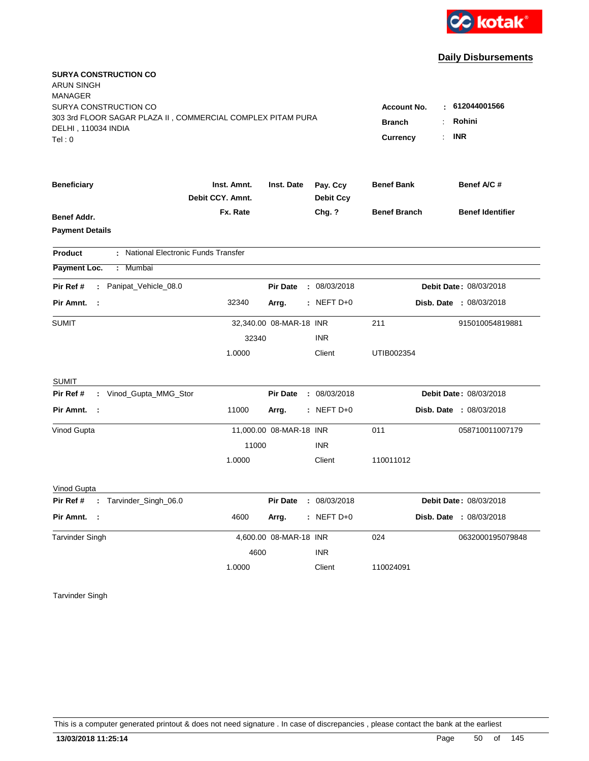kotak

## Daily Disbursements

**SURYA CONSTRUCTION CO**
ARUN SINGH
MANAGER
SURYA CONSTRUCTION CO
303 3rd FLOOR SAGAR PLAZA II , COMMERCIAL COMPLEX PITAM PURA
DELHI , 110034 INDIA
Tel : 0

**Account No.** : **612044001566**
**Branch** : **Rohini**
**Currency** : **INR**

| **Beneficiary** | **Inst. Amnt.** / **Debit CCY. Amnt.** | **Inst. Date** | **Pay. Ccy** / **Debit Ccy** | **Benef Bank** | **Benef A/C #** |
|---|---|---|---|---|---|
| **Benef Addr.** | **Fx. Rate** | | **Chg. ?** | **Benef Branch** | **Benef Identifier** |
| **Payment Details** | | | | | |

**Product** : National Electronic Funds Transfer

**Payment Loc.** : Mumbai

**Pir Ref #** : Panipat_Vehicle_08.0 | **Pir Date** : 08/03/2018 | **Debit Date** : 08/03/2018
**Pir Amnt.** : 32340 | **Arrg.** : NEFT D+0 | **Disb. Date** : 08/03/2018

| | | | | | |
|---|---|---|---|---|---|
| SUMIT | 32,340.00 | 08-MAR-18 | INR | 211 | 915010054819881 |
| | 32340 | | INR | | |
| | 1.0000 | | Client | UTIB002354 | |
| SUMIT | | | | | |

**Pir Ref #** : Vinod_Gupta_MMG_Stor | **Pir Date** : 08/03/2018 | **Debit Date** : 08/03/2018
**Pir Amnt.** : 11000 | **Arrg.** : NEFT D+0 | **Disb. Date** : 08/03/2018

| | | | | | |
|---|---|---|---|---|---|
| Vinod Gupta | 11,000.00 | 08-MAR-18 | INR | 011 | 058710011007179 |
| | 11000 | | INR | | |
| | 1.0000 | | Client | 110011012 | |
| Vinod Gupta | | | | | |

**Pir Ref #** : Tarvinder_Singh_06.0 | **Pir Date** : 08/03/2018 | **Debit Date** : 08/03/2018
**Pir Amnt.** : 4600 | **Arrg.** : NEFT D+0 | **Disb. Date** : 08/03/2018

| | | | | | |
|---|---|---|---|---|---|
| Tarvinder Singh | 4,600.00 | 08-MAR-18 | INR | 024 | 0632000195079848 |
| | 4600 | | INR | | |
| | 1.0000 | | Client | 110024091 | |
| Tarvinder Singh | | | | | |

This is a computer generated printout & does not need signature . In case of discrepancies , please contact the bank at the earliest

**13/03/2018 11:25:14**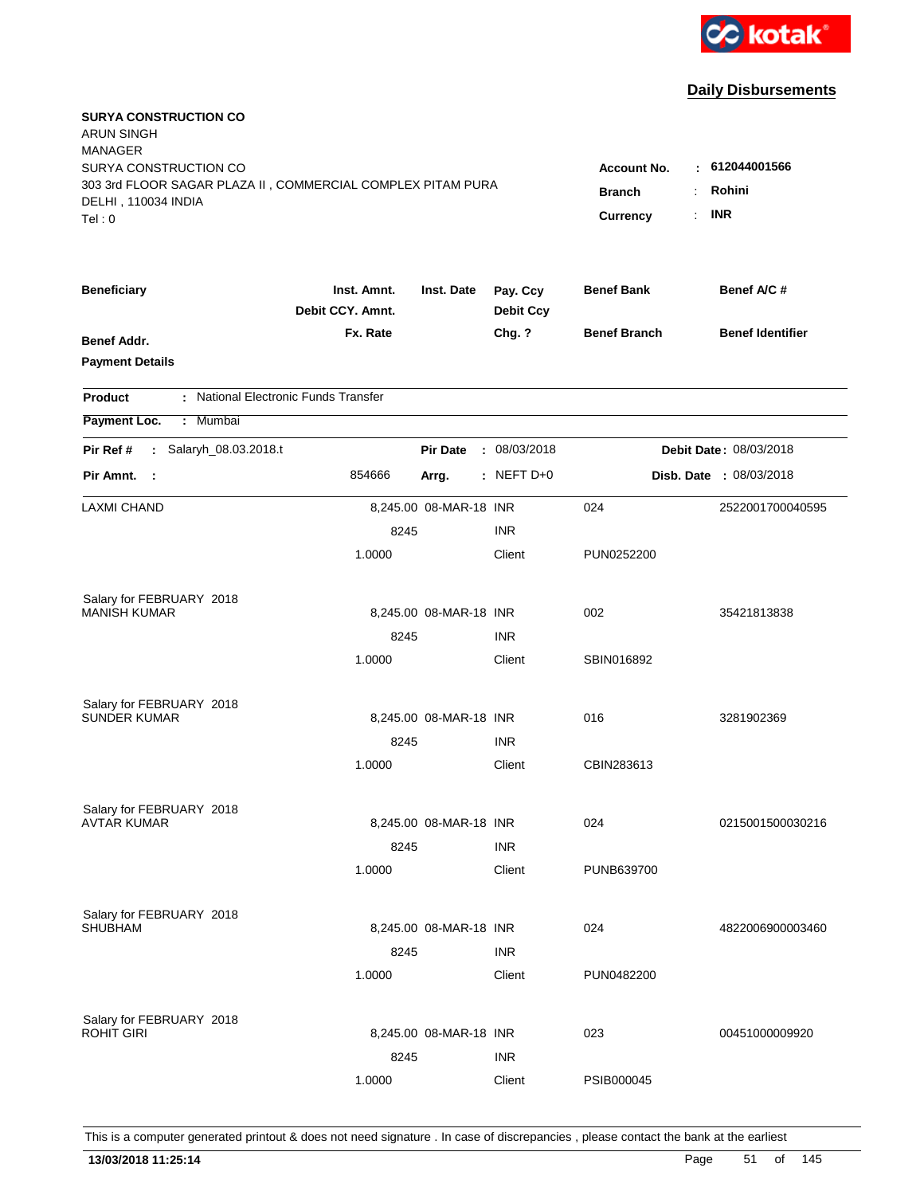kotak

## Daily Disbursements

**SURYA CONSTRUCTION CO**
ARUN SINGH
MANAGER
SURYA CONSTRUCTION CO
303 3rd FLOOR SAGAR PLAZA II , COMMERCIAL COMPLEX PITAM PURA
DELHI , 110034 INDIA
Tel : 0

**Account No.** : 612044001566
**Branch** : Rohini
**Currency** : INR

| Beneficiary / Benef Addr. / Payment Details | Inst. Amnt. / Debit CCY. Amnt. / Fx. Rate | Inst. Date | Pay. Ccy / Debit Ccy / Chg. ? | Benef Bank / Benef Branch | Benef A/C # / Benef Identifier |
|---|---|---|---|---|---|

**Product** : National Electronic Funds Transfer
**Payment Loc.** : Mumbai

**Pir Ref #** : Salaryh_08.03.2018.t | **Pir Date** : 08/03/2018 | **Debit Date** : 08/03/2018
**Pir Amnt.** : 854666 | **Arrg.** : NEFT D+0 | **Disb. Date** : 08/03/2018

| Beneficiary | Inst. Amnt. | Inst. Date | Pay. Ccy | Benef Bank | Benef A/C # |
|---|---|---|---|---|---|
| LAXMI CHAND | 8,245.00 | 08-MAR-18 | INR | 024 | 2522001700040595 |
| | 8245 | | INR | | |
| | 1.0000 | | Client | PUN0252200 | |
| Salary for FEBRUARY 2018 | | | | | |
| MANISH KUMAR | 8,245.00 | 08-MAR-18 | INR | 002 | 35421813838 |
| | 8245 | | INR | | |
| | 1.0000 | | Client | SBIN016892 | |
| Salary for FEBRUARY 2018 | | | | | |
| SUNDER KUMAR | 8,245.00 | 08-MAR-18 | INR | 016 | 3281902369 |
| | 8245 | | INR | | |
| | 1.0000 | | Client | CBIN283613 | |
| Salary for FEBRUARY 2018 | | | | | |
| AVTAR KUMAR | 8,245.00 | 08-MAR-18 | INR | 024 | 0215001500030216 |
| | 8245 | | INR | | |
| | 1.0000 | | Client | PUNB639700 | |
| Salary for FEBRUARY 2018 | | | | | |
| SHUBHAM | 8,245.00 | 08-MAR-18 | INR | 024 | 4822006900003460 |
| | 8245 | | INR | | |
| | 1.0000 | | Client | PUN0482200 | |
| Salary for FEBRUARY 2018 | | | | | |
| ROHIT GIRI | 8,245.00 | 08-MAR-18 | INR | 023 | 00451000009920 |
| | 8245 | | INR | | |
| | 1.0000 | | Client | PSIB000045 | |

This is a computer generated printout & does not need signature . In case of discrepancies , please contact the bank at the earliest

**13/03/2018 11:25:14**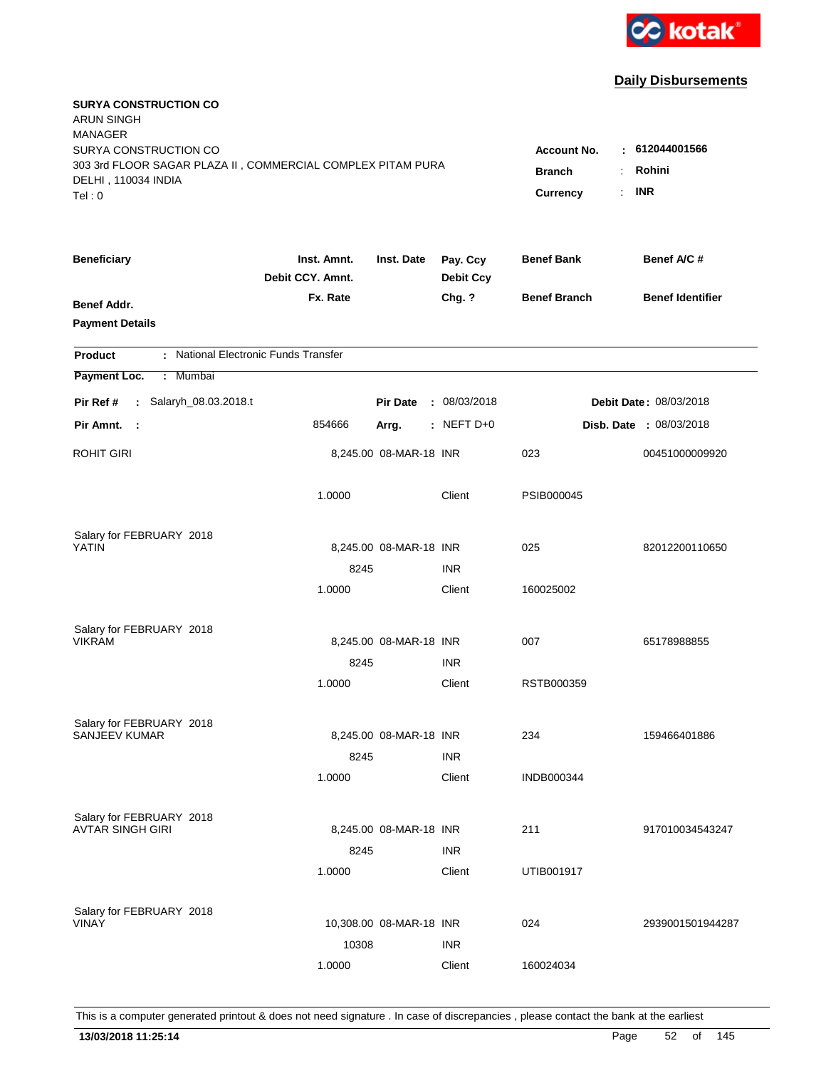kotak

## Daily Disbursements

**SURYA CONSTRUCTION CO**
ARUN SINGH
MANAGER
SURYA CONSTRUCTION CO
303 3rd FLOOR SAGAR PLAZA II , COMMERCIAL COMPLEX PITAM PURA
DELHI , 110034 INDIA
Tel : 0

**Account No.** : **612044001566**
**Branch** : **Rohini**
**Currency** : **INR**

| Beneficiary | Inst. Amnt. / Debit CCY. Amnt. / Fx. Rate | Inst. Date | Pay. Ccy / Debit Ccy / Chg. ? | Benef Bank / Benef Branch | Benef A/C # / Benef Identifier |
|---|---|---|---|---|---|
| **Benef Addr.** | | | | | |
| **Payment Details** | | | | | |

**Product** : National Electronic Funds Transfer

**Payment Loc.** : Mumbai

**Pir Ref #** : Salaryh_08.03.2018.t | **Pir Date** : 08/03/2018 | **Debit Date** : 08/03/2018

**Pir Amnt.** : 854666 | **Arrg.** : NEFT D+0 | **Disb. Date** : 08/03/2018

| Beneficiary | Inst. Amnt. | Inst. Date | Pay. Ccy | Benef Bank | Benef A/C # |
|---|---|---|---|---|---|
| ROHIT GIRI | 8,245.00 | 08-MAR-18 | INR | 023 | 00451000009920 |
| | 1.0000 | | Client | PSIB000045 | |
| Salary for FEBRUARY 2018 | | | | | |
| YATIN | 8,245.00 | 08-MAR-18 | INR | 025 | 82012200110650 |
| | 8245 | | INR | | |
| | 1.0000 | | Client | 160025002 | |
| Salary for FEBRUARY 2018 | | | | | |
| VIKRAM | 8,245.00 | 08-MAR-18 | INR | 007 | 65178988855 |
| | 8245 | | INR | | |
| | 1.0000 | | Client | RSTB000359 | |
| Salary for FEBRUARY 2018 | | | | | |
| SANJEEV KUMAR | 8,245.00 | 08-MAR-18 | INR | 234 | 159466401886 |
| | 8245 | | INR | | |
| | 1.0000 | | Client | INDB000344 | |
| Salary for FEBRUARY 2018 | | | | | |
| AVTAR SINGH GIRI | 8,245.00 | 08-MAR-18 | INR | 211 | 917010034543247 |
| | 8245 | | INR | | |
| | 1.0000 | | Client | UTIB001917 | |
| Salary for FEBRUARY 2018 | | | | | |
| VINAY | 10,308.00 | 08-MAR-18 | INR | 024 | 2939001501944287 |
| | 10308 | | INR | | |
| | 1.0000 | | Client | 160024034 | |

This is a computer generated printout & does not need signature . In case of discrepancies , please contact the bank at the earliest

**13/03/2018 11:25:14**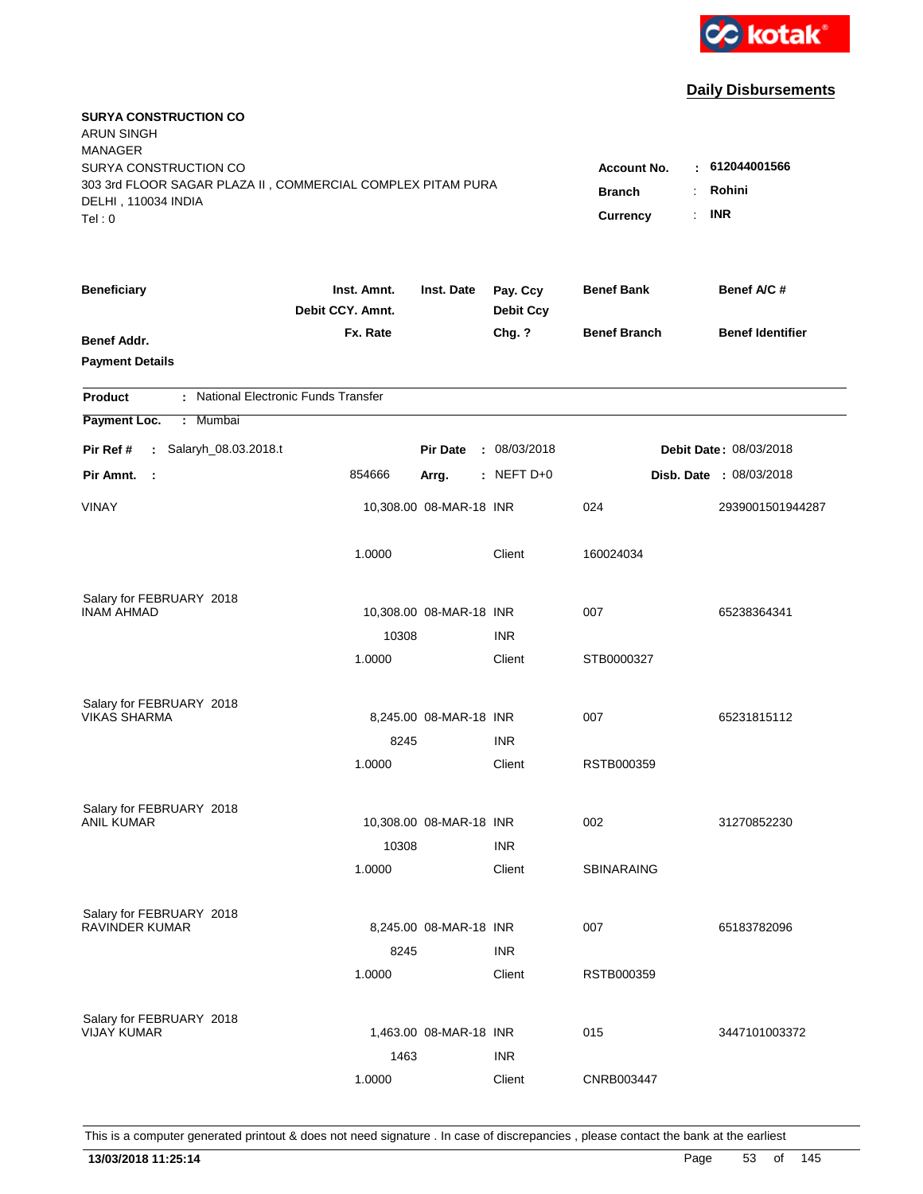kotak

## Daily Disbursements

**SURYA CONSTRUCTION CO**
ARUN SINGH
MANAGER
SURYA CONSTRUCTION CO
303 3rd FLOOR SAGAR PLAZA II , COMMERCIAL COMPLEX PITAM PURA
DELHI , 110034 INDIA
Tel : 0

**Account No.** : **612044001566**
**Branch** : **Rohini**
**Currency** : **INR**

| Beneficiary / Benef Addr. / Payment Details | Inst. Amnt. / Debit CCY. Amnt. / Fx. Rate | Inst. Date | Pay. Ccy / Debit Ccy / Chg. ? | Benef Bank / Benef Branch | Benef A/C # / Benef Identifier |
|---|---|---|---|---|---|

**Product** : National Electronic Funds Transfer
**Payment Loc.** : Mumbai

**Pir Ref #** : Salaryh_08.03.2018.t | **Pir Date** : 08/03/2018 | **Debit Date** : 08/03/2018
**Pir Amnt.** : 854666 | **Arrg.** : NEFT D+0 | **Disb. Date** : 08/03/2018

| Beneficiary | Inst. Amnt. | Inst. Date | Pay. Ccy | Benef Bank | Benef A/C # |
|---|---|---|---|---|---|
| VINAY | 10,308.00 | 08-MAR-18 | INR | 024 | 2939001501944287 |
| | 1.0000 | | Client | 160024034 | |
| Salary for FEBRUARY 2018 | | | | | |
| INAM AHMAD | 10,308.00 | 08-MAR-18 | INR | 007 | 65238364341 |
| | 10308 | | INR | | |
| | 1.0000 | | Client | STB0000327 | |
| Salary for FEBRUARY 2018 | | | | | |
| VIKAS SHARMA | 8,245.00 | 08-MAR-18 | INR | 007 | 65231815112 |
| | 8245 | | INR | | |
| | 1.0000 | | Client | RSTB000359 | |
| Salary for FEBRUARY 2018 | | | | | |
| ANIL KUMAR | 10,308.00 | 08-MAR-18 | INR | 002 | 31270852230 |
| | 10308 | | INR | | |
| | 1.0000 | | Client | SBINARAING | |
| Salary for FEBRUARY 2018 | | | | | |
| RAVINDER KUMAR | 8,245.00 | 08-MAR-18 | INR | 007 | 65183782096 |
| | 8245 | | INR | | |
| | 1.0000 | | Client | RSTB000359 | |
| Salary for FEBRUARY 2018 | | | | | |
| VIJAY KUMAR | 1,463.00 | 08-MAR-18 | INR | 015 | 3447101003372 |
| | 1463 | | INR | | |
| | 1.0000 | | Client | CNRB003447 | |

This is a computer generated printout & does not need signature . In case of discrepancies , please contact the bank at the earliest

**13/03/2018 11:25:14**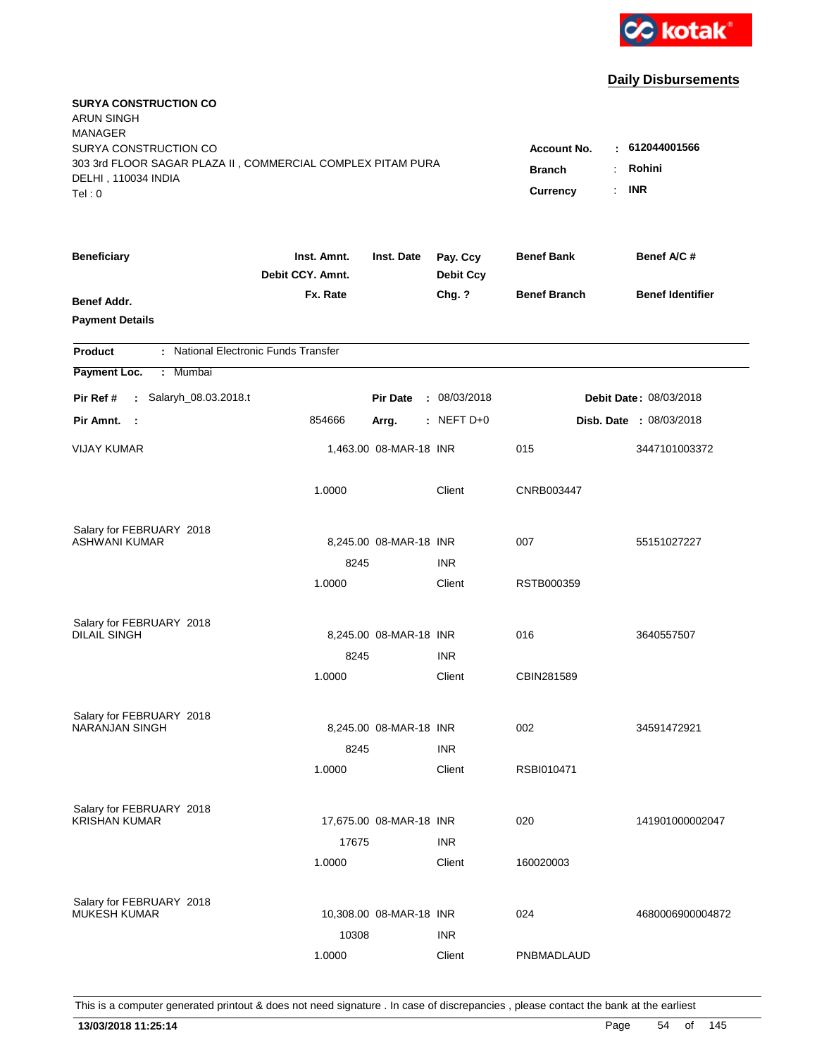kotak

## Daily Disbursements

**SURYA CONSTRUCTION CO**
ARUN SINGH
MANAGER
SURYA CONSTRUCTION CO
303 3rd FLOOR SAGAR PLAZA II , COMMERCIAL COMPLEX PITAM PURA
DELHI , 110034 INDIA
Tel : 0

**Account No.** : **612044001566**
**Branch** : **Rohini**
**Currency** : **INR**

| Beneficiary / Benef Addr. / Payment Details | Inst. Amnt. / Debit CCY. Amnt. / Fx. Rate | Inst. Date | Pay. Ccy / Debit Ccy / Chg. ? | Benef Bank / Benef Branch | Benef A/C # / Benef Identifier |
|---|---|---|---|---|---|

**Product** : National Electronic Funds Transfer
**Payment Loc.** : Mumbai

**Pir Ref #** : Salaryh_08.03.2018.t  **Pir Date** : 08/03/2018  **Debit Date** : 08/03/2018
**Pir Amnt.** : 854666  **Arrg.** : NEFT D+0  **Disb. Date** : 08/03/2018

| Beneficiary | Inst. Amnt. | Inst. Date | Pay. Ccy | Benef Bank | Benef A/C # |
|---|---|---|---|---|---|
| VIJAY KUMAR | 1,463.00 | 08-MAR-18 | INR | 015 | 3447101003372 |
| | 1.0000 | | Client | CNRB003447 | |
| Salary for FEBRUARY 2018 | | | | | |
| ASHWANI KUMAR | 8,245.00 | 08-MAR-18 | INR | 007 | 55151027227 |
| | 8245 | | INR | | |
| | 1.0000 | | Client | RSTB000359 | |
| Salary for FEBRUARY 2018 | | | | | |
| DILAIL SINGH | 8,245.00 | 08-MAR-18 | INR | 016 | 3640557507 |
| | 8245 | | INR | | |
| | 1.0000 | | Client | CBIN281589 | |
| Salary for FEBRUARY 2018 | | | | | |
| NARANJAN SINGH | 8,245.00 | 08-MAR-18 | INR | 002 | 34591472921 |
| | 8245 | | INR | | |
| | 1.0000 | | Client | RSBI010471 | |
| Salary for FEBRUARY 2018 | | | | | |
| KRISHAN KUMAR | 17,675.00 | 08-MAR-18 | INR | 020 | 141901000002047 |
| | 17675 | | INR | | |
| | 1.0000 | | Client | 160020003 | |
| Salary for FEBRUARY 2018 | | | | | |
| MUKESH KUMAR | 10,308.00 | 08-MAR-18 | INR | 024 | 4680006900004872 |
| | 10308 | | INR | | |
| | 1.0000 | | Client | PNBMADLAUD | |

This is a computer generated printout & does not need signature . In case of discrepancies , please contact the bank at the earliest

**13/03/2018 11:25:14**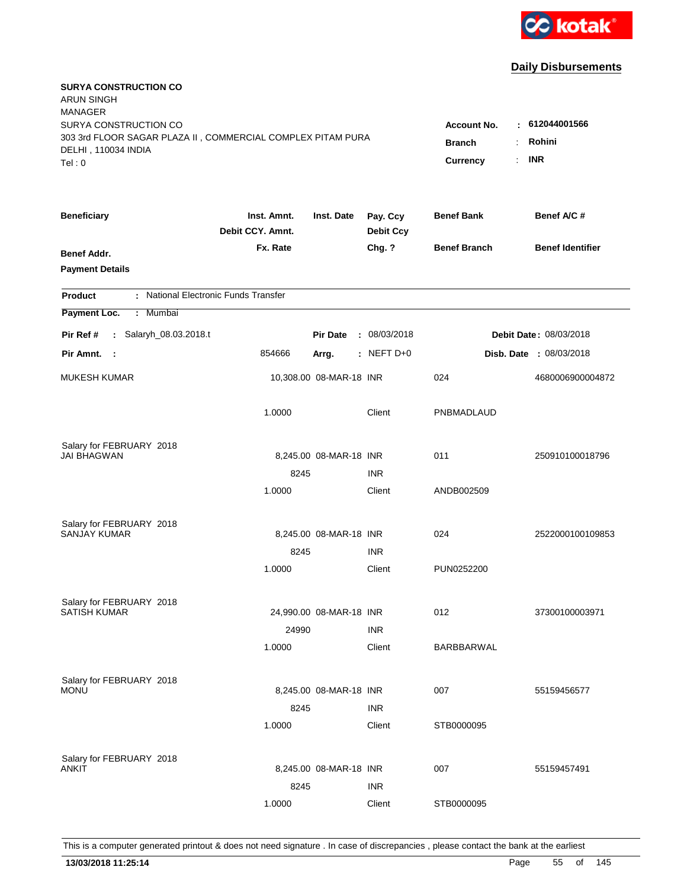kotak

**Daily Disbursements**

**SURYA CONSTRUCTION CO**
ARUN SINGH
MANAGER
SURYA CONSTRUCTION CO
303 3rd FLOOR SAGAR PLAZA II , COMMERCIAL COMPLEX PITAM PURA
DELHI , 110034 INDIA
Tel : 0

**Account No.** : **612044001566**
**Branch** : **Rohini**
**Currency** : **INR**

| Beneficiary | Inst. Amnt. / Debit CCY. Amnt. / Fx. Rate | Inst. Date | Pay. Ccy / Debit Ccy / Chg. ? | Benef Bank / Benef Branch | Benef A/C # / Benef Identifier |
|---|---|---|---|---|---|
| **Benef Addr.** | | | | | |
| **Payment Details** | | | | | |

**Product** : National Electronic Funds Transfer

**Payment Loc.** : Mumbai

**Pir Ref #** : Salaryh_08.03.2018.t **Pir Date** : 08/03/2018 **Debit Date** : 08/03/2018

**Pir Amnt.** : 854666 **Arrg.** : NEFT D+0 **Disb. Date** : 08/03/2018

| Beneficiary | Inst. Amnt. | Inst. Date | Pay. Ccy | Benef Bank | Benef A/C # |
|---|---|---|---|---|---|
| MUKESH KUMAR | 10,308.00 | 08-MAR-18 | INR | 024 | 4680006900004872 |
| | 1.0000 | | Client | PNBMADLAUD | |
| Salary for FEBRUARY 2018 | | | | | |
| JAI BHAGWAN | 8,245.00 | 08-MAR-18 | INR | 011 | 250910100018796 |
| | 8245 | | INR | | |
| | 1.0000 | | Client | ANDB002509 | |
| Salary for FEBRUARY 2018 | | | | | |
| SANJAY KUMAR | 8,245.00 | 08-MAR-18 | INR | 024 | 2522000100109853 |
| | 8245 | | INR | | |
| | 1.0000 | | Client | PUN0252200 | |
| Salary for FEBRUARY 2018 | | | | | |
| SATISH KUMAR | 24,990.00 | 08-MAR-18 | INR | 012 | 37300100003971 |
| | 24990 | | INR | | |
| | 1.0000 | | Client | BARBBARWAL | |
| Salary for FEBRUARY 2018 | | | | | |
| MONU | 8,245.00 | 08-MAR-18 | INR | 007 | 55159456577 |
| | 8245 | | INR | | |
| | 1.0000 | | Client | STB0000095 | |
| Salary for FEBRUARY 2018 | | | | | |
| ANKIT | 8,245.00 | 08-MAR-18 | INR | 007 | 55159457491 |
| | 8245 | | INR | | |
| | 1.0000 | | Client | STB0000095 | |

This is a computer generated printout & does not need signature . In case of discrepancies , please contact the bank at the earliest

**13/03/2018 11:25:14**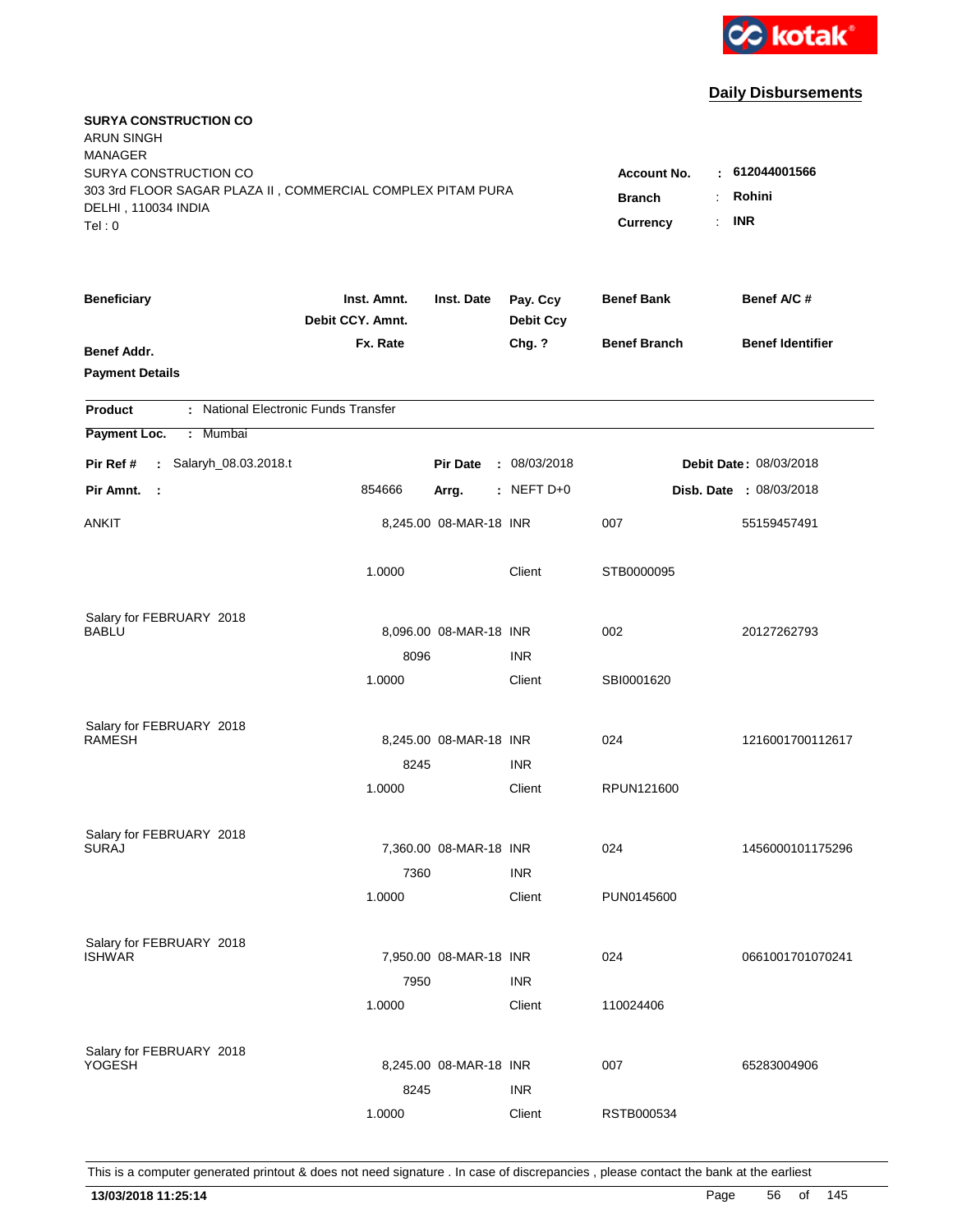kotak

## Daily Disbursements

**SURYA CONSTRUCTION CO**
ARUN SINGH
MANAGER
SURYA CONSTRUCTION CO
303 3rd FLOOR SAGAR PLAZA II , COMMERCIAL COMPLEX PITAM PURA
DELHI , 110034 INDIA
Tel : 0

**Account No.** : 612044001566
**Branch** : Rohini
**Currency** : INR

| Beneficiary / Benef Addr. / Payment Details | Inst. Amnt. / Debit CCY. Amnt. / Fx. Rate | Inst. Date | Pay. Ccy / Debit Ccy / Chg. ? | Benef Bank / Benef Branch | Benef A/C # / Benef Identifier |
|---|---|---|---|---|---|

**Product** : National Electronic Funds Transfer
**Payment Loc.** : Mumbai

**Pir Ref #** : Salaryh_08.03.2018.t — **Pir Date** : 08/03/2018 — **Debit Date** : 08/03/2018
**Pir Amnt.** : 854666 — **Arrg.** : NEFT D+0 — **Disb. Date** : 08/03/2018

| Beneficiary | Inst. Amnt. | Inst. Date | Pay. Ccy | Benef Bank | Benef A/C # |
|---|---|---|---|---|---|
| ANKIT | 8,245.00 | 08-MAR-18 | INR | 007 | 55159457491 |
| | 1.0000 | | Client | STB0000095 | |
| Salary for FEBRUARY 2018 | | | | | |
| BABLU | 8,096.00 | 08-MAR-18 | INR | 002 | 20127262793 |
| | 8096 | | INR | | |
| | 1.0000 | | Client | SBI0001620 | |
| Salary for FEBRUARY 2018 | | | | | |
| RAMESH | 8,245.00 | 08-MAR-18 | INR | 024 | 1216001700112617 |
| | 8245 | | INR | | |
| | 1.0000 | | Client | RPUN121600 | |
| Salary for FEBRUARY 2018 | | | | | |
| SURAJ | 7,360.00 | 08-MAR-18 | INR | 024 | 1456000101175296 |
| | 7360 | | INR | | |
| | 1.0000 | | Client | PUN0145600 | |
| Salary for FEBRUARY 2018 | | | | | |
| ISHWAR | 7,950.00 | 08-MAR-18 | INR | 024 | 0661001701070241 |
| | 7950 | | INR | | |
| | 1.0000 | | Client | 110024406 | |
| Salary for FEBRUARY 2018 | | | | | |
| YOGESH | 8,245.00 | 08-MAR-18 | INR | 007 | 65283004906 |
| | 8245 | | INR | | |
| | 1.0000 | | Client | RSTB000534 | |

This is a computer generated printout & does not need signature . In case of discrepancies , please contact the bank at the earliest

**13/03/2018 11:25:14**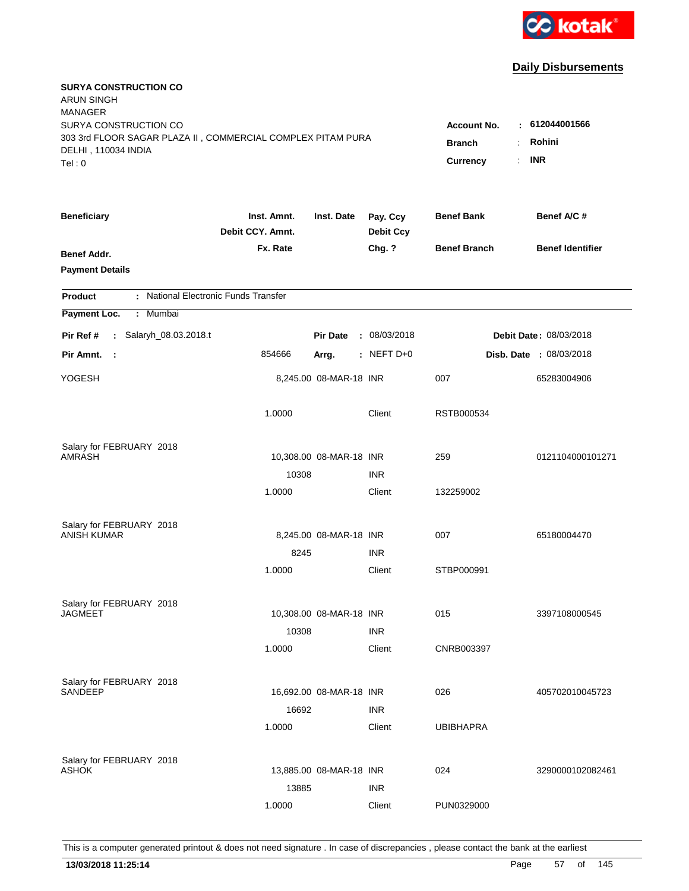kotak

## Daily Disbursements

**SURYA CONSTRUCTION CO**
ARUN SINGH
MANAGER
SURYA CONSTRUCTION CO
303 3rd FLOOR SAGAR PLAZA II , COMMERCIAL COMPLEX PITAM PURA
DELHI , 110034 INDIA
Tel : 0

**Account No.** : **612044001566**
**Branch** : **Rohini**
**Currency** : **INR**

| Beneficiary | Inst. Amnt. / Debit CCY. Amnt. / Fx. Rate | Inst. Date | Pay. Ccy / Debit Ccy / Chg. ? | Benef Bank / Benef Branch | Benef A/C # / Benef Identifier |
|---|---|---|---|---|---|
| Benef Addr. / Payment Details | | | | | |

**Product** : National Electronic Funds Transfer

**Payment Loc.** : Mumbai

**Pir Ref #** : Salaryh_08.03.2018.t    **Pir Date** : 08/03/2018    **Debit Date** : 08/03/2018

**Pir Amnt.** : 854666    **Arrg.** : NEFT D+0    **Disb. Date** : 08/03/2018

| Beneficiary | Inst. Amnt. | Inst. Date | Pay. Ccy | Benef Bank | Benef A/C # |
|---|---|---|---|---|---|
| YOGESH | 8,245.00 | 08-MAR-18 | INR | 007 | 65283004906 |
| | 1.0000 | | Client | RSTB000534 | |
| Salary for FEBRUARY 2018 | | | | | |
| AMRASH | 10,308.00 | 08-MAR-18 | INR | 259 | 0121104000101271 |
| | 10308 | | INR | | |
| | 1.0000 | | Client | 132259002 | |
| Salary for FEBRUARY 2018 | | | | | |
| ANISH KUMAR | 8,245.00 | 08-MAR-18 | INR | 007 | 65180004470 |
| | 8245 | | INR | | |
| | 1.0000 | | Client | STBP000991 | |
| Salary for FEBRUARY 2018 | | | | | |
| JAGMEET | 10,308.00 | 08-MAR-18 | INR | 015 | 3397108000545 |
| | 10308 | | INR | | |
| | 1.0000 | | Client | CNRB003397 | |
| Salary for FEBRUARY 2018 | | | | | |
| SANDEEP | 16,692.00 | 08-MAR-18 | INR | 026 | 405702010045723 |
| | 16692 | | INR | | |
| | 1.0000 | | Client | UBIBHAPRA | |
| Salary for FEBRUARY 2018 | | | | | |
| ASHOK | 13,885.00 | 08-MAR-18 | INR | 024 | 3290000102082461 |
| | 13885 | | INR | | |
| | 1.0000 | | Client | PUN0329000 | |

This is a computer generated printout & does not need signature . In case of discrepancies , please contact the bank at the earliest

**13/03/2018 11:25:14**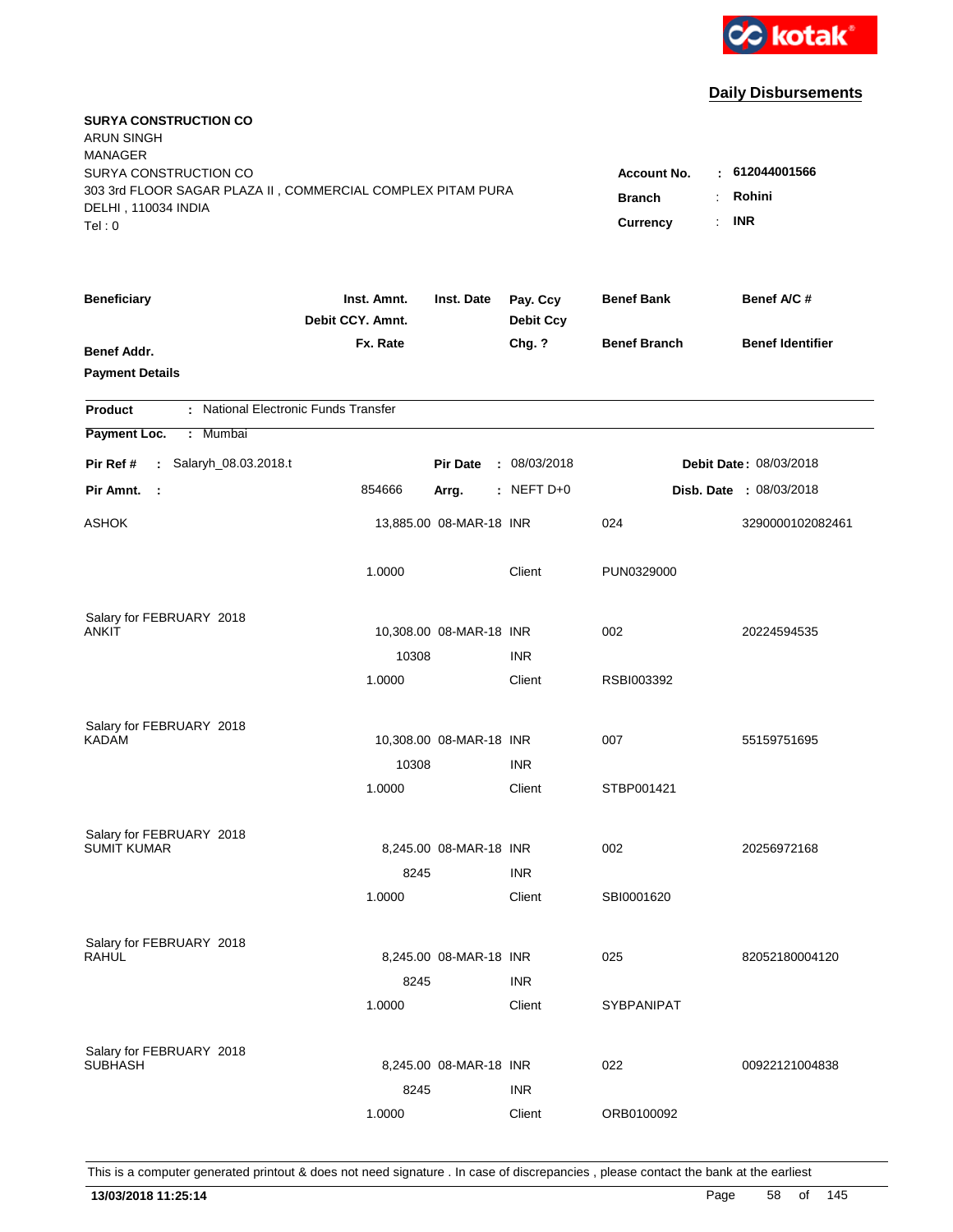**Daily Disbursements**

**SURYA CONSTRUCTION CO**
ARUN SINGH
MANAGER
SURYA CONSTRUCTION CO
303 3rd FLOOR SAGAR PLAZA II , COMMERCIAL COMPLEX PITAM PURA
DELHI , 110034 INDIA
Tel : 0

**Account No.** : **612044001566**
**Branch** : **Rohini**
**Currency** : **INR**

| Beneficiary / Benef Addr. / Payment Details | Inst. Amnt. / Debit CCY. Amnt. / Fx. Rate | Inst. Date | Pay. Ccy / Debit Ccy / Chg. ? | Benef Bank / Benef Branch | Benef A/C # / Benef Identifier |
|---|---|---|---|---|---|

**Product** : National Electronic Funds Transfer
**Payment Loc.** : Mumbai

**Pir Ref #** : Salaryh_08.03.2018.t | **Pir Date** : 08/03/2018 | **Debit Date** : 08/03/2018
**Pir Amnt.** : 854666 | **Arrg.** : NEFT D+0 | **Disb. Date** : 08/03/2018

| Beneficiary | Inst. Amnt. | Inst. Date | Pay. Ccy | Benef Bank | Benef A/C # |
|---|---|---|---|---|---|
| ASHOK | 13,885.00 | 08-MAR-18 | INR | 024 | 3290000102082461 |
| | 1.0000 | | Client | PUN0329000 | |
| Salary for FEBRUARY 2018 | | | | | |
| ANKIT | 10,308.00 | 08-MAR-18 | INR | 002 | 20224594535 |
| | 10308 | | INR | | |
| | 1.0000 | | Client | RSBI003392 | |
| Salary for FEBRUARY 2018 | | | | | |
| KADAM | 10,308.00 | 08-MAR-18 | INR | 007 | 55159751695 |
| | 10308 | | INR | | |
| | 1.0000 | | Client | STBP001421 | |
| Salary for FEBRUARY 2018 | | | | | |
| SUMIT KUMAR | 8,245.00 | 08-MAR-18 | INR | 002 | 20256972168 |
| | 8245 | | INR | | |
| | 1.0000 | | Client | SBI0001620 | |
| Salary for FEBRUARY 2018 | | | | | |
| RAHUL | 8,245.00 | 08-MAR-18 | INR | 025 | 82052180004120 |
| | 8245 | | INR | | |
| | 1.0000 | | Client | SYBPANIPAT | |
| Salary for FEBRUARY 2018 | | | | | |
| SUBHASH | 8,245.00 | 08-MAR-18 | INR | 022 | 00922121004838 |
| | 8245 | | INR | | |
| | 1.0000 | | Client | ORB0100092 | |

This is a computer generated printout & does not need signature . In case of discrepancies , please contact the bank at the earliest

**13/03/2018 11:25:14**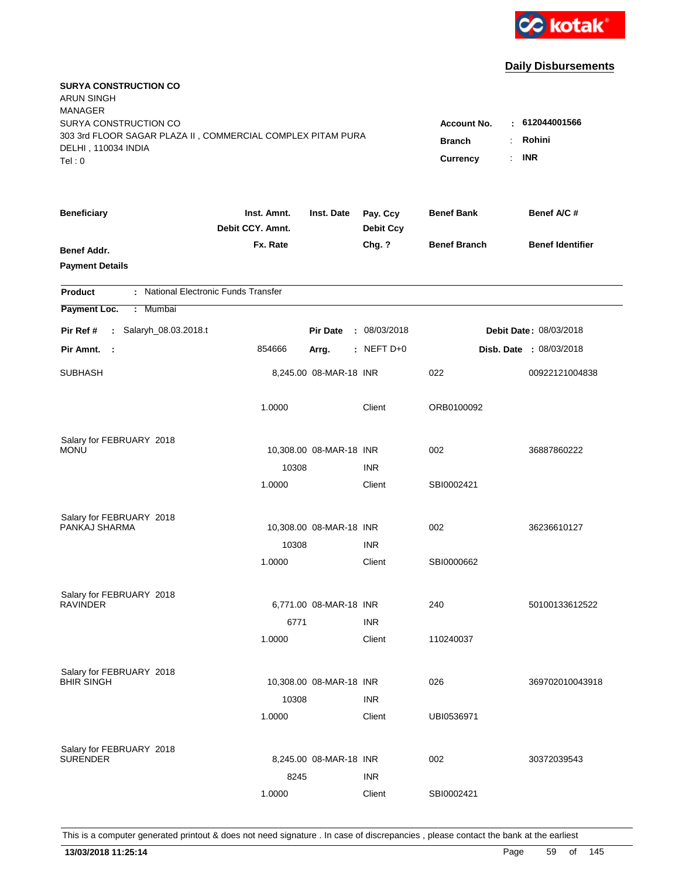kotak

## Daily Disbursements

**SURYA CONSTRUCTION CO**
ARUN SINGH
MANAGER
SURYA CONSTRUCTION CO
303 3rd FLOOR SAGAR PLAZA II , COMMERCIAL COMPLEX PITAM PURA
DELHI , 110034 INDIA
Tel : 0

**Account No.** : **612044001566**
**Branch** : **Rohini**
**Currency** : **INR**

| Beneficiary / Benef Addr. / Payment Details | Inst. Amnt. / Debit CCY. Amnt. / Fx. Rate | Inst. Date | Pay. Ccy / Debit Ccy / Chg. ? | Benef Bank / Benef Branch | Benef A/C # / Benef Identifier |
|---|---|---|---|---|---|

**Product** : National Electronic Funds Transfer
**Payment Loc.** : Mumbai

**Pir Ref #** : Salaryh_08.03.2018.t **Pir Date** : 08/03/2018 **Debit Date** : 08/03/2018
**Pir Amnt.** : 854666 **Arrg.** : NEFT D+0 **Disb. Date** : 08/03/2018

| Beneficiary | Inst. Amnt. | Inst. Date | Pay. Ccy | Benef Bank | Benef A/C # |
|---|---|---|---|---|---|
| SUBHASH | 8,245.00 | 08-MAR-18 | INR | 022 | 00922121004838 |
| | 1.0000 | | Client | ORB0100092 | |
| Salary for FEBRUARY 2018 | | | | | |
| MONU | 10,308.00 | 08-MAR-18 | INR | 002 | 36887860222 |
| | 10308 | | INR | | |
| | 1.0000 | | Client | SBI0002421 | |
| Salary for FEBRUARY 2018 | | | | | |
| PANKAJ SHARMA | 10,308.00 | 08-MAR-18 | INR | 002 | 36236610127 |
| | 10308 | | INR | | |
| | 1.0000 | | Client | SBI0000662 | |
| Salary for FEBRUARY 2018 | | | | | |
| RAVINDER | 6,771.00 | 08-MAR-18 | INR | 240 | 50100133612522 |
| | 6771 | | INR | | |
| | 1.0000 | | Client | 110240037 | |
| Salary for FEBRUARY 2018 | | | | | |
| BHIR SINGH | 10,308.00 | 08-MAR-18 | INR | 026 | 369702010043918 |
| | 10308 | | INR | | |
| | 1.0000 | | Client | UBI0536971 | |
| Salary for FEBRUARY 2018 | | | | | |
| SURENDER | 8,245.00 | 08-MAR-18 | INR | 002 | 30372039543 |
| | 8245 | | INR | | |
| | 1.0000 | | Client | SBI0002421 | |

This is a computer generated printout & does not need signature . In case of discrepancies , please contact the bank at the earliest

**13/03/2018 11:25:14**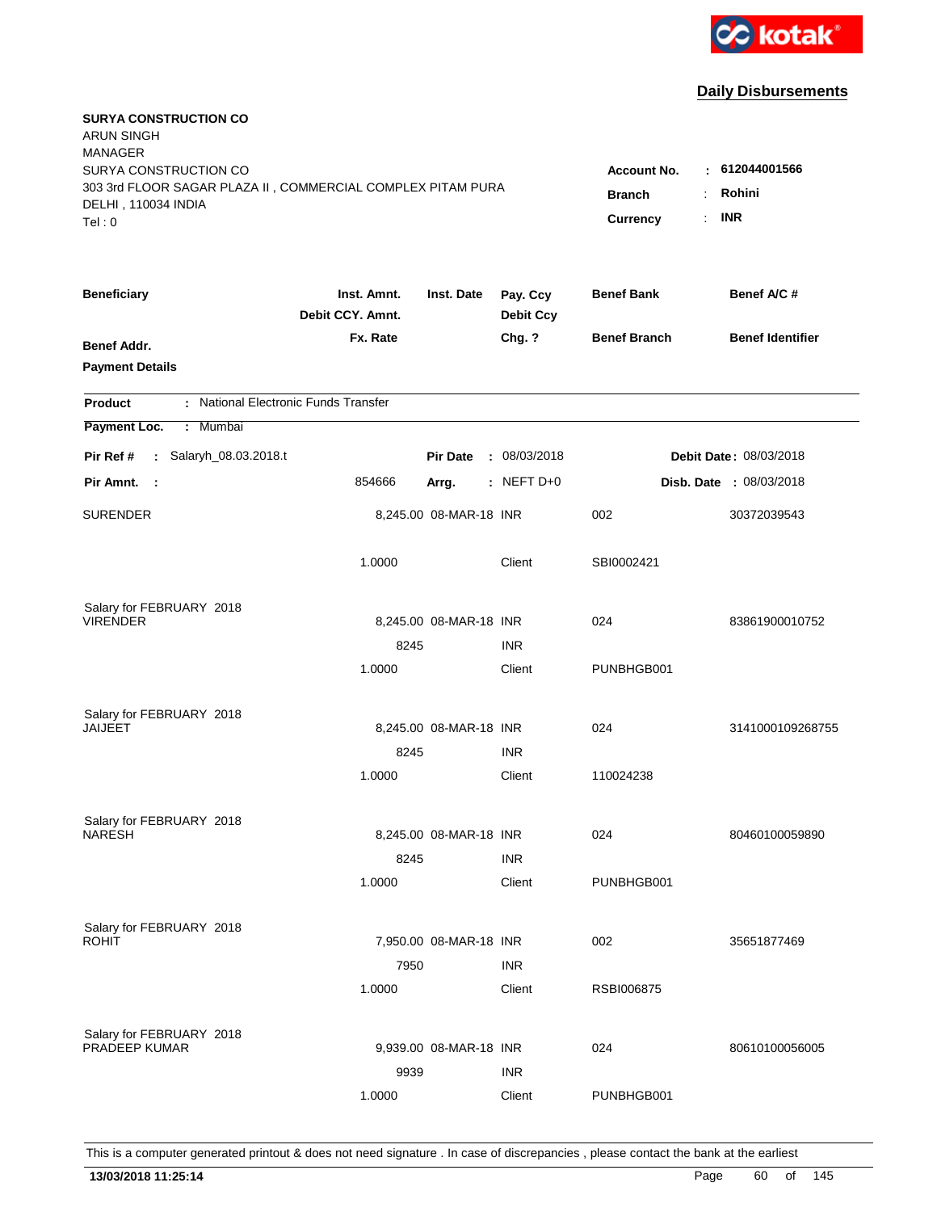kotak

## Daily Disbursements

**SURYA CONSTRUCTION CO**
ARUN SINGH
MANAGER
SURYA CONSTRUCTION CO
303 3rd FLOOR SAGAR PLAZA II , COMMERCIAL COMPLEX PITAM PURA
DELHI , 110034 INDIA
Tel : 0

**Account No.** : **612044001566**
**Branch** : **Rohini**
**Currency** : **INR**

| Beneficiary / Benef Addr. / Payment Details | Inst. Amnt. / Debit CCY. Amnt. / Fx. Rate | Inst. Date | Pay. Ccy / Debit Ccy / Chg. ? | Benef Bank / Benef Branch | Benef A/C # / Benef Identifier |
|---|---|---|---|---|---|

**Product** : National Electronic Funds Transfer

**Payment Loc.** : Mumbai

**Pir Ref #** : Salaryh_08.03.2018.t  **Pir Date** : 08/03/2018  **Debit Date** : 08/03/2018

**Pir Amnt.** : 854666  **Arrg.** : NEFT D+0  **Disb. Date** : 08/03/2018

| Beneficiary | Inst. Amnt. | Inst. Date | Pay. Ccy | Benef Bank | Benef A/C # |
|---|---|---|---|---|---|
| SURENDER | 8,245.00 | 08-MAR-18 | INR | 002 | 30372039543 |
| | 1.0000 | | Client | SBI0002421 | |
| Salary for FEBRUARY 2018 | | | | | |
| VIRENDER | 8,245.00 | 08-MAR-18 | INR | 024 | 83861900010752 |
| | 8245 | | INR | | |
| | 1.0000 | | Client | PUNBHGB001 | |
| Salary for FEBRUARY 2018 | | | | | |
| JAIJEET | 8,245.00 | 08-MAR-18 | INR | 024 | 3141000109268755 |
| | 8245 | | INR | | |
| | 1.0000 | | Client | 110024238 | |
| Salary for FEBRUARY 2018 | | | | | |
| NARESH | 8,245.00 | 08-MAR-18 | INR | 024 | 80460100059890 |
| | 8245 | | INR | | |
| | 1.0000 | | Client | PUNBHGB001 | |
| Salary for FEBRUARY 2018 | | | | | |
| ROHIT | 7,950.00 | 08-MAR-18 | INR | 002 | 35651877469 |
| | 7950 | | INR | | |
| | 1.0000 | | Client | RSBI006875 | |
| Salary for FEBRUARY 2018 | | | | | |
| PRADEEP KUMAR | 9,939.00 | 08-MAR-18 | INR | 024 | 80610100056005 |
| | 9939 | | INR | | |
| | 1.0000 | | Client | PUNBHGB001 | |

This is a computer generated printout & does not need signature . In case of discrepancies , please contact the bank at the earliest

**13/03/2018 11:25:14**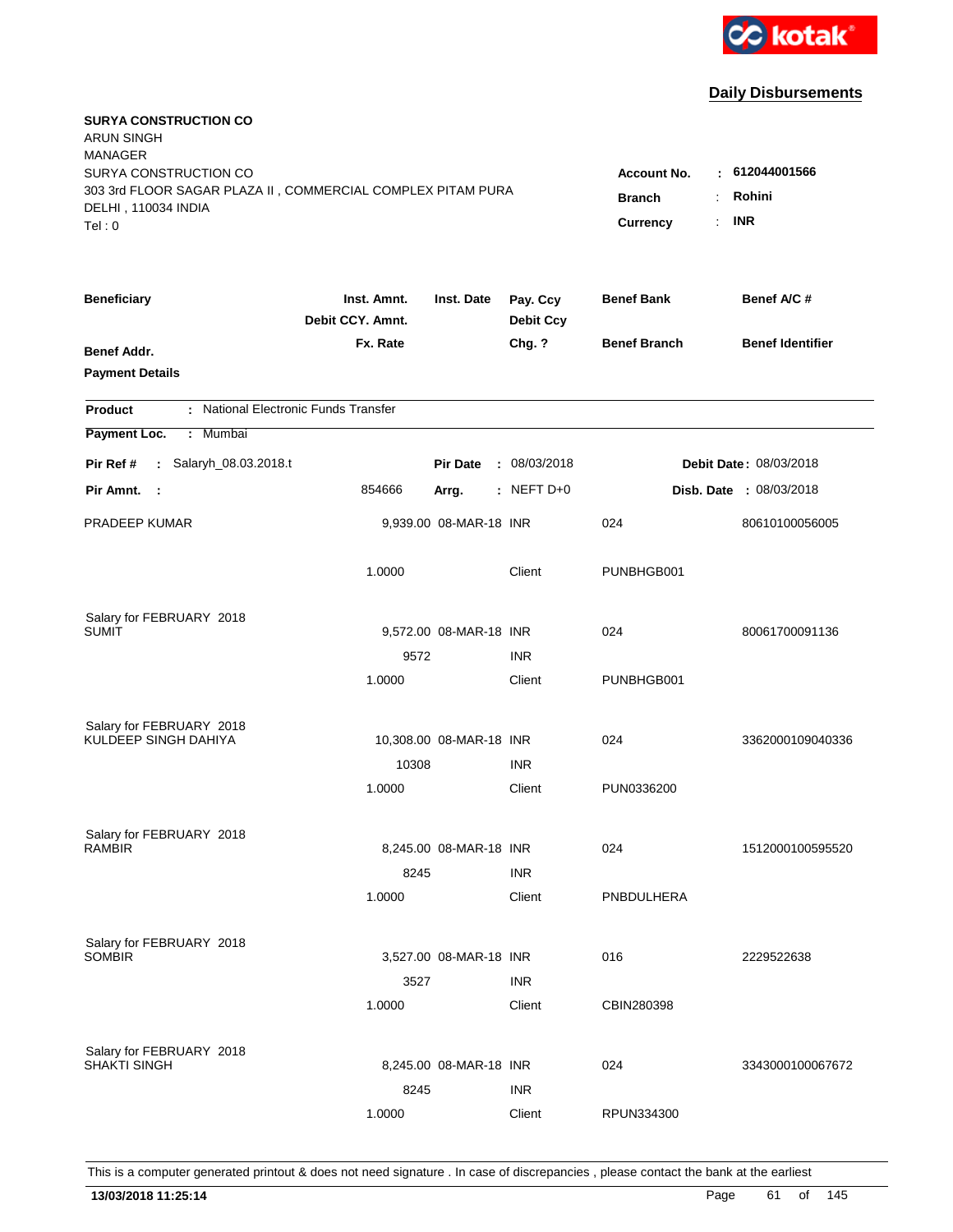**Daily Disbursements**

**SURYA CONSTRUCTION CO**
ARUN SINGH
MANAGER
SURYA CONSTRUCTION CO
303 3rd FLOOR SAGAR PLAZA II , COMMERCIAL COMPLEX PITAM PURA
DELHI , 110034 INDIA
Tel : 0

| | | |
|---|---|---|
| **Account No.** | : | **612044001566** |
| **Branch** | : | **Rohini** |
| **Currency** | : | **INR** |

| Beneficiary | Inst. Amnt. / Debit CCY. Amnt. / Fx. Rate | Inst. Date | Pay. Ccy / Debit Ccy / Chg. ? | Benef Bank / Benef Branch | Benef A/C # / Benef Identifier |
|---|---|---|---|---|---|
| **Benef Addr.** | | | | | |
| **Payment Details** | | | | | |

**Product** : National Electronic Funds Transfer

**Payment Loc.** : Mumbai

**Pir Ref #** : Salaryh_08.03.2018.t    **Pir Date** : 08/03/2018    **Debit Date** : 08/03/2018

**Pir Amnt.** : 854666    **Arrg.** : NEFT D+0    **Disb. Date** : 08/03/2018

| Beneficiary | Inst. Amnt. | Inst. Date | Pay. Ccy | Benef Bank | Benef A/C # |
|---|---|---|---|---|---|
| PRADEEP KUMAR | 9,939.00 | 08-MAR-18 | INR | 024 | 80610100056005 |
| | 1.0000 | | Client | PUNBHGB001 | |
| Salary for FEBRUARY 2018 | | | | | |
| SUMIT | 9,572.00 | 08-MAR-18 | INR | 024 | 80061700091136 |
| | 9572 | | INR | | |
| | 1.0000 | | Client | PUNBHGB001 | |
| Salary for FEBRUARY 2018 | | | | | |
| KULDEEP SINGH DAHIYA | 10,308.00 | 08-MAR-18 | INR | 024 | 3362000109040336 |
| | 10308 | | INR | | |
| | 1.0000 | | Client | PUN0336200 | |
| Salary for FEBRUARY 2018 | | | | | |
| RAMBIR | 8,245.00 | 08-MAR-18 | INR | 024 | 1512000100595520 |
| | 8245 | | INR | | |
| | 1.0000 | | Client | PNBDULHERA | |
| Salary for FEBRUARY 2018 | | | | | |
| SOMBIR | 3,527.00 | 08-MAR-18 | INR | 016 | 2229522638 |
| | 3527 | | INR | | |
| | 1.0000 | | Client | CBIN280398 | |
| Salary for FEBRUARY 2018 | | | | | |
| SHAKTI SINGH | 8,245.00 | 08-MAR-18 | INR | 024 | 3343000100067672 |
| | 8245 | | INR | | |
| | 1.0000 | | Client | RPUN334300 | |

This is a computer generated printout & does not need signature . In case of discrepancies , please contact the bank at the earliest

**13/03/2018 11:25:14**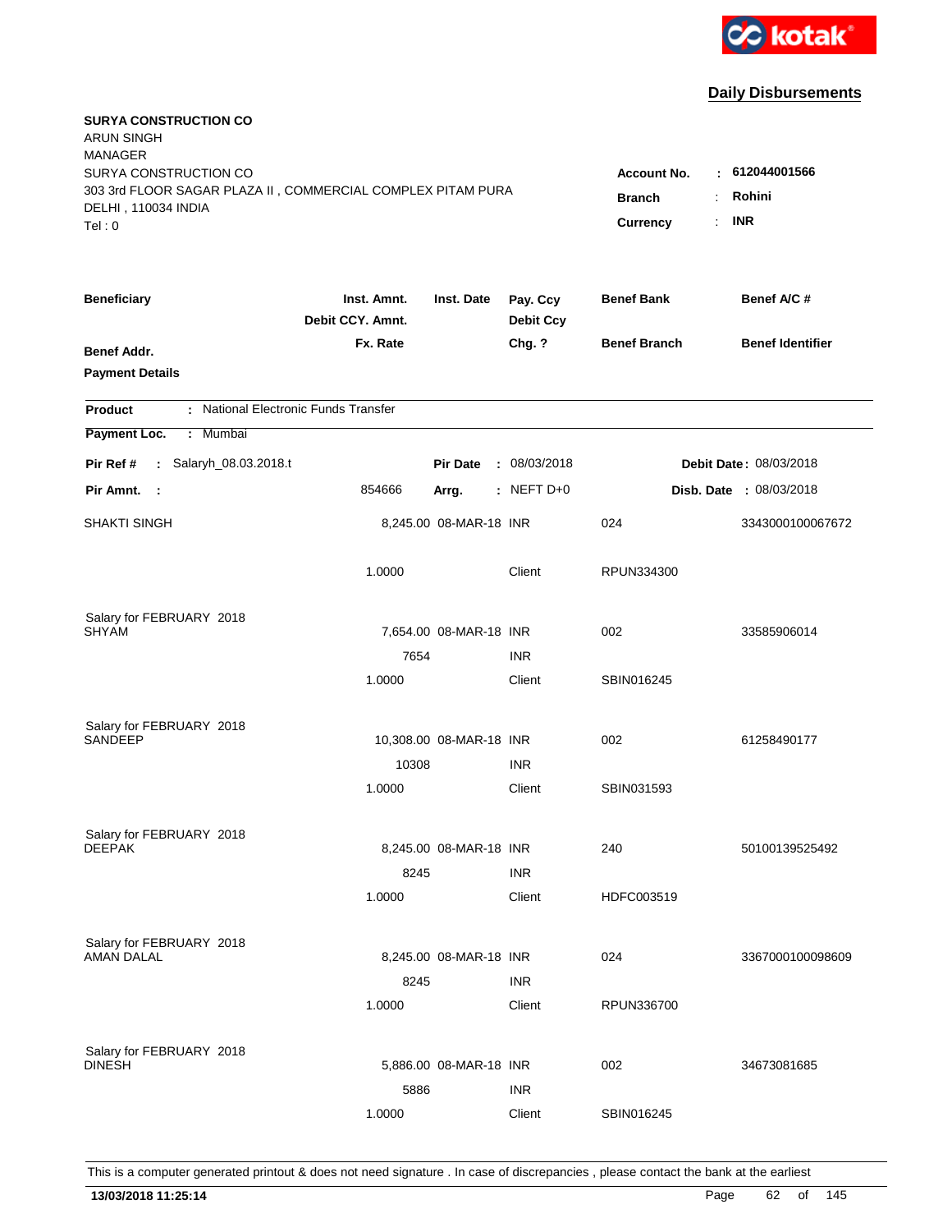**kotak**

## Daily Disbursements

**SURYA CONSTRUCTION CO**
ARUN SINGH
MANAGER
SURYA CONSTRUCTION CO
303 3rd FLOOR SAGAR PLAZA II , COMMERCIAL COMPLEX PITAM PURA
DELHI , 110034 INDIA
Tel : 0

**Account No.** : **612044001566**
**Branch** : **Rohini**
**Currency** : **INR**

| Beneficiary / Benef Addr. / Payment Details | Inst. Amnt. / Debit CCY. Amnt. / Fx. Rate | Inst. Date | Pay. Ccy / Debit Ccy / Chg. ? | Benef Bank / Benef Branch | Benef A/C # / Benef Identifier |
|---|---|---|---|---|---|

**Product** : National Electronic Funds Transfer
**Payment Loc.** : Mumbai

**Pir Ref #** : Salaryh_08.03.2018.t — **Pir Date** : 08/03/2018 — **Debit Date** : 08/03/2018
**Pir Amnt.** : 854666 — **Arrg.** : NEFT D+0 — **Disb. Date** : 08/03/2018

| Beneficiary | Inst. Amnt. | Inst. Date | Pay. Ccy | Benef Bank | Benef A/C # |
|---|---|---|---|---|---|
| SHAKTI SINGH | 8,245.00 | 08-MAR-18 | INR | 024 | 3343000100067672 |
| | 1.0000 | | Client | RPUN334300 | |
| Salary for FEBRUARY 2018 | | | | | |
| SHYAM | 7,654.00 | 08-MAR-18 | INR | 002 | 33585906014 |
| | 7654 | | INR | | |
| | 1.0000 | | Client | SBIN016245 | |
| Salary for FEBRUARY 2018 | | | | | |
| SANDEEP | 10,308.00 | 08-MAR-18 | INR | 002 | 61258490177 |
| | 10308 | | INR | | |
| | 1.0000 | | Client | SBIN031593 | |
| Salary for FEBRUARY 2018 | | | | | |
| DEEPAK | 8,245.00 | 08-MAR-18 | INR | 240 | 50100139525492 |
| | 8245 | | INR | | |
| | 1.0000 | | Client | HDFC003519 | |
| Salary for FEBRUARY 2018 | | | | | |
| AMAN DALAL | 8,245.00 | 08-MAR-18 | INR | 024 | 3367000100098609 |
| | 8245 | | INR | | |
| | 1.0000 | | Client | RPUN336700 | |
| Salary for FEBRUARY 2018 | | | | | |
| DINESH | 5,886.00 | 08-MAR-18 | INR | 002 | 34673081685 |
| | 5886 | | INR | | |
| | 1.0000 | | Client | SBIN016245 | |

This is a computer generated printout & does not need signature . In case of discrepancies , please contact the bank at the earliest

**13/03/2018 11:25:14**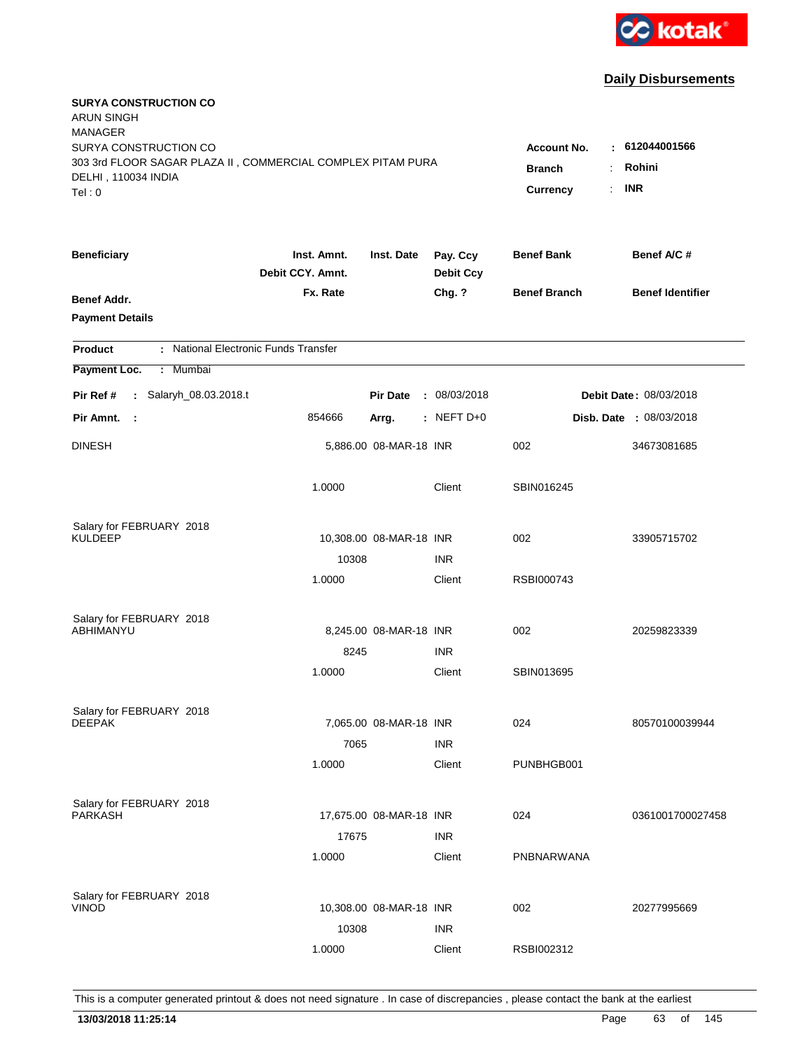kotak

**Daily Disbursements**

**SURYA CONSTRUCTION CO**
ARUN SINGH
MANAGER
SURYA CONSTRUCTION CO
303 3rd FLOOR SAGAR PLAZA II , COMMERCIAL COMPLEX PITAM PURA
DELHI , 110034 INDIA
Tel : 0

**Account No.** : **612044001566**
**Branch** : **Rohini**
**Currency** : **INR**

| Beneficiary / Benef Addr. / Payment Details | Inst. Amnt. / Debit CCY. Amnt. / Fx. Rate | Inst. Date | Pay. Ccy / Debit Ccy / Chg. ? | Benef Bank / Benef Branch | Benef A/C # / Benef Identifier |
|---|---|---|---|---|---|

**Product** : National Electronic Funds Transfer
**Payment Loc.** : Mumbai
**Pir Ref #** : Salaryh_08.03.2018.t | **Pir Date** : 08/03/2018 | **Debit Date** : 08/03/2018
**Pir Amnt.** : 854666 | **Arrg.** : NEFT D+0 | **Disb. Date** : 08/03/2018

| Beneficiary | Inst. Amnt. | Inst. Date | Pay. Ccy | Benef Bank | Benef A/C # |
|---|---|---|---|---|---|
| DINESH | 5,886.00 | 08-MAR-18 | INR | 002 | 34673081685 |
| | 1.0000 | | Client | SBIN016245 | |
| Salary for FEBRUARY 2018 | | | | | |
| KULDEEP | 10,308.00 | 08-MAR-18 | INR | 002 | 33905715702 |
| | 10308 | | INR | | |
| | 1.0000 | | Client | RSBI000743 | |
| Salary for FEBRUARY 2018 | | | | | |
| ABHIMANYU | 8,245.00 | 08-MAR-18 | INR | 002 | 20259823339 |
| | 8245 | | INR | | |
| | 1.0000 | | Client | SBIN013695 | |
| Salary for FEBRUARY 2018 | | | | | |
| DEEPAK | 7,065.00 | 08-MAR-18 | INR | 024 | 80570100039944 |
| | 7065 | | INR | | |
| | 1.0000 | | Client | PUNBHGB001 | |
| Salary for FEBRUARY 2018 | | | | | |
| PARKASH | 17,675.00 | 08-MAR-18 | INR | 024 | 0361001700027458 |
| | 17675 | | INR | | |
| | 1.0000 | | Client | PNBNARWANA | |
| Salary for FEBRUARY 2018 | | | | | |
| VINOD | 10,308.00 | 08-MAR-18 | INR | 002 | 20277995669 |
| | 10308 | | INR | | |
| | 1.0000 | | Client | RSBI002312 | |

This is a computer generated printout & does not need signature . In case of discrepancies , please contact the bank at the earliest

**13/03/2018 11:25:14**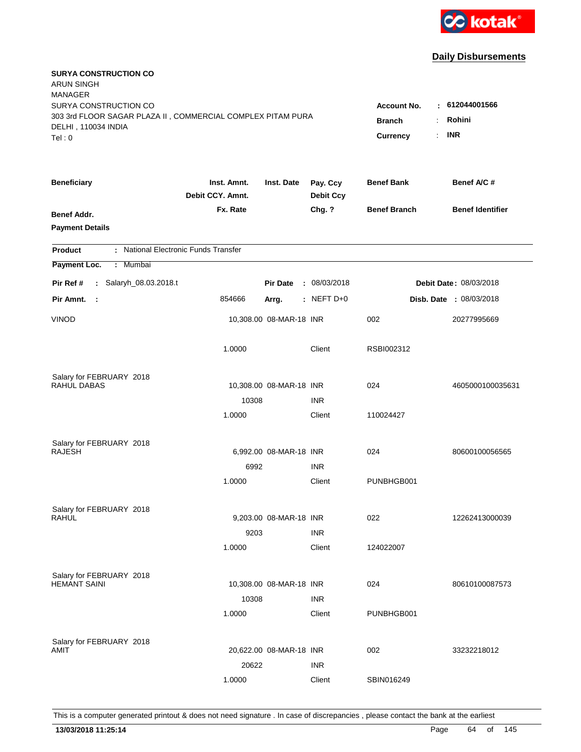**Daily Disbursements**

**SURYA CONSTRUCTION CO**
ARUN SINGH
MANAGER
SURYA CONSTRUCTION CO
303 3rd FLOOR SAGAR PLAZA II , COMMERCIAL COMPLEX PITAM PURA
DELHI , 110034 INDIA
Tel : 0

**Account No.** : **612044001566**
**Branch** : **Rohini**
**Currency** : **INR**

| Beneficiary / Benef Addr. / Payment Details | Inst. Amnt. / Debit CCY. Amnt. / Fx. Rate | Inst. Date | Pay. Ccy / Debit Ccy / Chg. ? | Benef Bank / Benef Branch | Benef A/C # / Benef Identifier |
|---|---|---|---|---|---|

**Product** : National Electronic Funds Transfer
**Payment Loc.** : Mumbai

**Pir Ref #** : Salaryh_08.03.2018.t | **Pir Date** : 08/03/2018 | **Debit Date** : 08/03/2018
**Pir Amnt.** : 854666 | **Arrg.** : NEFT D+0 | **Disb. Date** : 08/03/2018

| Beneficiary | Inst. Amnt. | Inst. Date | Pay. Ccy | Benef Bank | Benef A/C # |
|---|---|---|---|---|---|
| VINOD | 10,308.00 | 08-MAR-18 | INR | 002 | 20277995669 |
| | 1.0000 | | Client | RSBI002312 | |
| Salary for FEBRUARY 2018 | | | | | |
| RAHUL DABAS | 10,308.00 | 08-MAR-18 | INR | 024 | 4605000100035631 |
| | 10308 | | INR | | |
| | 1.0000 | | Client | 110024427 | |
| Salary for FEBRUARY 2018 | | | | | |
| RAJESH | 6,992.00 | 08-MAR-18 | INR | 024 | 80600100056565 |
| | 6992 | | INR | | |
| | 1.0000 | | Client | PUNBHGB001 | |
| Salary for FEBRUARY 2018 | | | | | |
| RAHUL | 9,203.00 | 08-MAR-18 | INR | 022 | 12262413000039 |
| | 9203 | | INR | | |
| | 1.0000 | | Client | 124022007 | |
| Salary for FEBRUARY 2018 | | | | | |
| HEMANT SAINI | 10,308.00 | 08-MAR-18 | INR | 024 | 80610100087573 |
| | 10308 | | INR | | |
| | 1.0000 | | Client | PUNBHGB001 | |
| Salary for FEBRUARY 2018 | | | | | |
| AMIT | 20,622.00 | 08-MAR-18 | INR | 002 | 33232218012 |
| | 20622 | | INR | | |
| | 1.0000 | | Client | SBIN016249 | |

This is a computer generated printout & does not need signature . In case of discrepancies , please contact the bank at the earliest

**13/03/2018 11:25:14**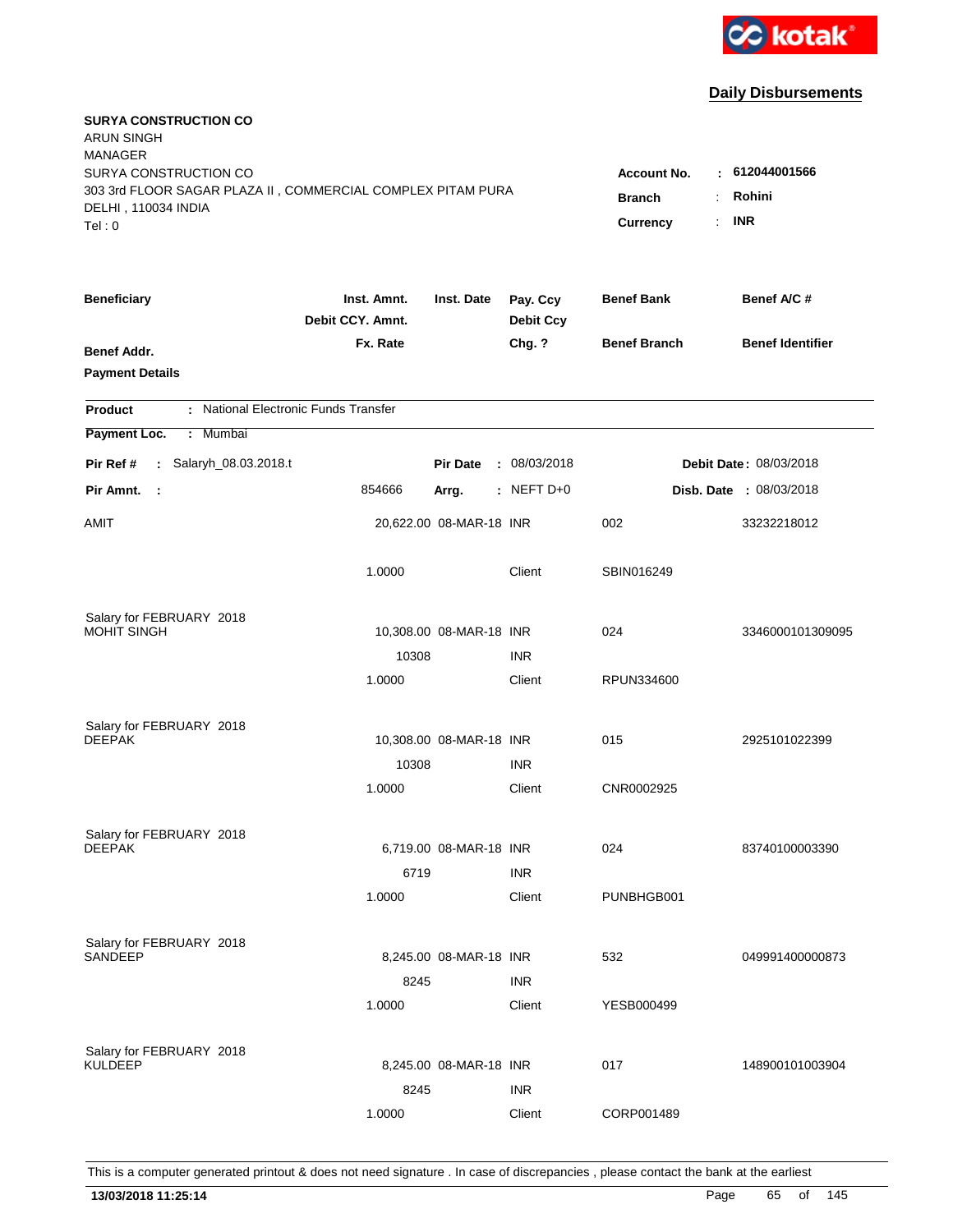kotak

## Daily Disbursements

**SURYA CONSTRUCTION CO**
ARUN SINGH
MANAGER
SURYA CONSTRUCTION CO
303 3rd FLOOR SAGAR PLAZA II , COMMERCIAL COMPLEX PITAM PURA
DELHI , 110034 INDIA
Tel : 0

**Account No.** : **612044001566**
**Branch** : **Rohini**
**Currency** : **INR**

| Beneficiary | Inst. Amnt. / Debit CCY. Amnt. / Fx. Rate | Inst. Date | Pay. Ccy / Debit Ccy / Chg. ? | Benef Bank / Benef Branch | Benef A/C # / Benef Identifier |
|---|---|---|---|---|---|
| **Benef Addr.** | | | | | |
| **Payment Details** | | | | | |

**Product** : National Electronic Funds Transfer
**Payment Loc.** : Mumbai

**Pir Ref #** : Salaryh_08.03.2018.t **Pir Date** : 08/03/2018 **Debit Date** : 08/03/2018
**Pir Amnt.** : 854666 **Arrg.** : NEFT D+0 **Disb. Date** : 08/03/2018

| Beneficiary | Inst. Amnt. | Inst. Date | Pay. Ccy | Benef Bank | Benef A/C # |
|---|---|---|---|---|---|
| AMIT | 20,622.00 | 08-MAR-18 | INR | 002 | 33232218012 |
| | 1.0000 | | Client | SBIN016249 | |
| Salary for FEBRUARY 2018 | | | | | |
| MOHIT SINGH | 10,308.00 | 08-MAR-18 | INR | 024 | 3346000101309095 |
| | 10308 | | INR | | |
| | 1.0000 | | Client | RPUN334600 | |
| Salary for FEBRUARY 2018 | | | | | |
| DEEPAK | 10,308.00 | 08-MAR-18 | INR | 015 | 2925101022399 |
| | 10308 | | INR | | |
| | 1.0000 | | Client | CNR0002925 | |
| Salary for FEBRUARY 2018 | | | | | |
| DEEPAK | 6,719.00 | 08-MAR-18 | INR | 024 | 83740100003390 |
| | 6719 | | INR | | |
| | 1.0000 | | Client | PUNBHGB001 | |
| Salary for FEBRUARY 2018 | | | | | |
| SANDEEP | 8,245.00 | 08-MAR-18 | INR | 532 | 049991400000873 |
| | 8245 | | INR | | |
| | 1.0000 | | Client | YESB000499 | |
| Salary for FEBRUARY 2018 | | | | | |
| KULDEEP | 8,245.00 | 08-MAR-18 | INR | 017 | 148900101003904 |
| | 8245 | | INR | | |
| | 1.0000 | | Client | CORP001489 | |

This is a computer generated printout & does not need signature . In case of discrepancies , please contact the bank at the earliest

**13/03/2018 11:25:14**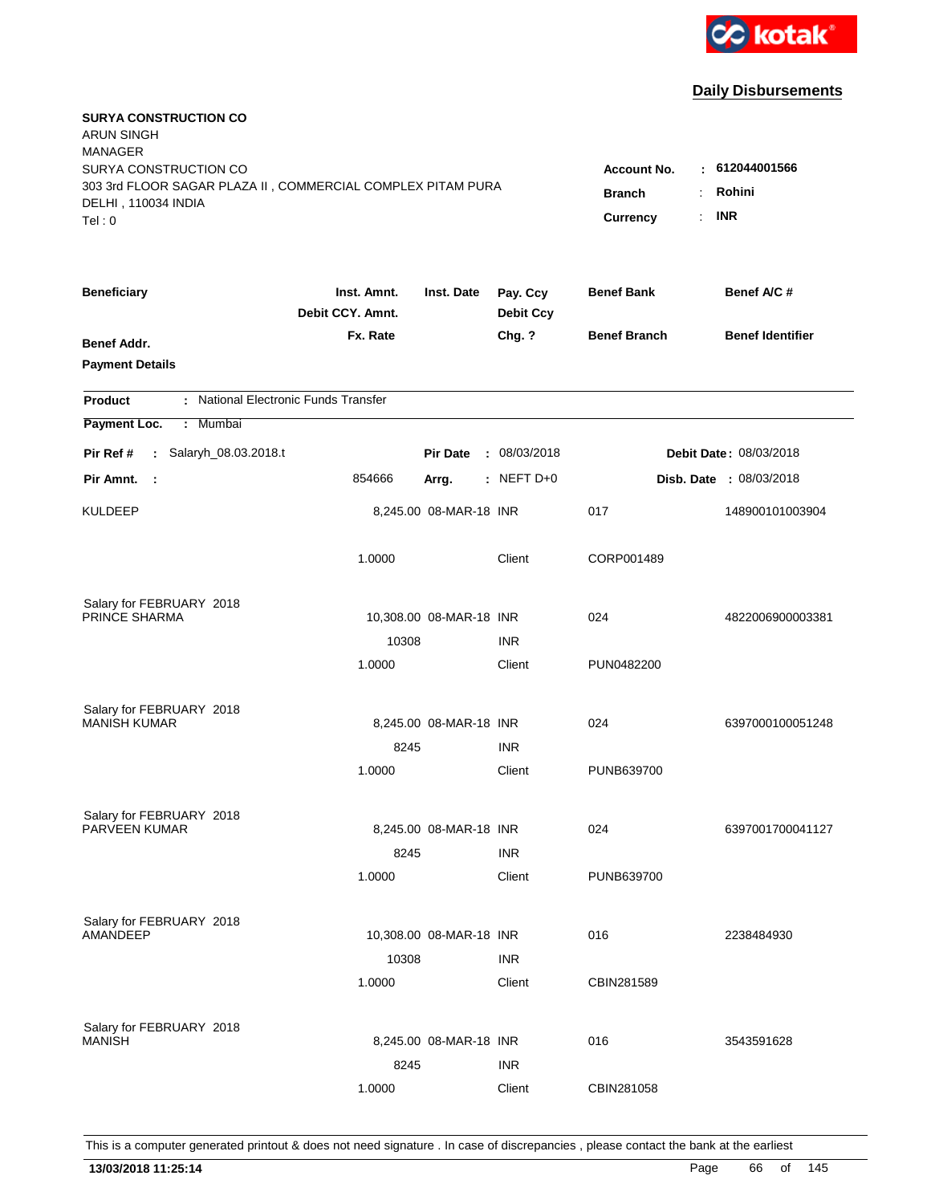kotak

## Daily Disbursements

**SURYA CONSTRUCTION CO**
ARUN SINGH
MANAGER
SURYA CONSTRUCTION CO
303 3rd FLOOR SAGAR PLAZA II , COMMERCIAL COMPLEX PITAM PURA
DELHI , 110034 INDIA
Tel : 0

**Account No.** : **612044001566**
**Branch** : **Rohini**
**Currency** : **INR**

| Beneficiary | Inst. Amnt. / Debit CCY. Amnt. / Fx. Rate | Inst. Date | Pay. Ccy / Debit Ccy / Chg. ? | Benef Bank / Benef Branch | Benef A/C # / Benef Identifier |
|---|---|---|---|---|---|
| **Benef Addr.** | | | | | |
| **Payment Details** | | | | | |

**Product** : National Electronic Funds Transfer
**Payment Loc.** : Mumbai

**Pir Ref #** : Salaryh_08.03.2018.t | **Pir Date** : 08/03/2018 | **Debit Date** : 08/03/2018
**Pir Amnt.** : 854666 | **Arrg.** : NEFT D+0 | **Disb. Date** : 08/03/2018

| Beneficiary | Inst. Amnt. | Inst. Date | Pay. Ccy | Benef Bank | Benef A/C # |
|---|---|---|---|---|---|
| KULDEEP | 8,245.00 | 08-MAR-18 | INR | 017 | 148900101003904 |
| | 1.0000 | | Client | CORP001489 | |
| Salary for FEBRUARY 2018 | | | | | |
| PRINCE SHARMA | 10,308.00 | 08-MAR-18 | INR | 024 | 4822006900003381 |
| | 10308 | | INR | | |
| | 1.0000 | | Client | PUN0482200 | |
| Salary for FEBRUARY 2018 | | | | | |
| MANISH KUMAR | 8,245.00 | 08-MAR-18 | INR | 024 | 6397000100051248 |
| | 8245 | | INR | | |
| | 1.0000 | | Client | PUNB639700 | |
| Salary for FEBRUARY 2018 | | | | | |
| PARVEEN KUMAR | 8,245.00 | 08-MAR-18 | INR | 024 | 6397001700041127 |
| | 8245 | | INR | | |
| | 1.0000 | | Client | PUNB639700 | |
| Salary for FEBRUARY 2018 | | | | | |
| AMANDEEP | 10,308.00 | 08-MAR-18 | INR | 016 | 2238484930 |
| | 10308 | | INR | | |
| | 1.0000 | | Client | CBIN281589 | |
| Salary for FEBRUARY 2018 | | | | | |
| MANISH | 8,245.00 | 08-MAR-18 | INR | 016 | 3543591628 |
| | 8245 | | INR | | |
| | 1.0000 | | Client | CBIN281058 | |

This is a computer generated printout & does not need signature . In case of discrepancies , please contact the bank at the earliest

**13/03/2018 11:25:14**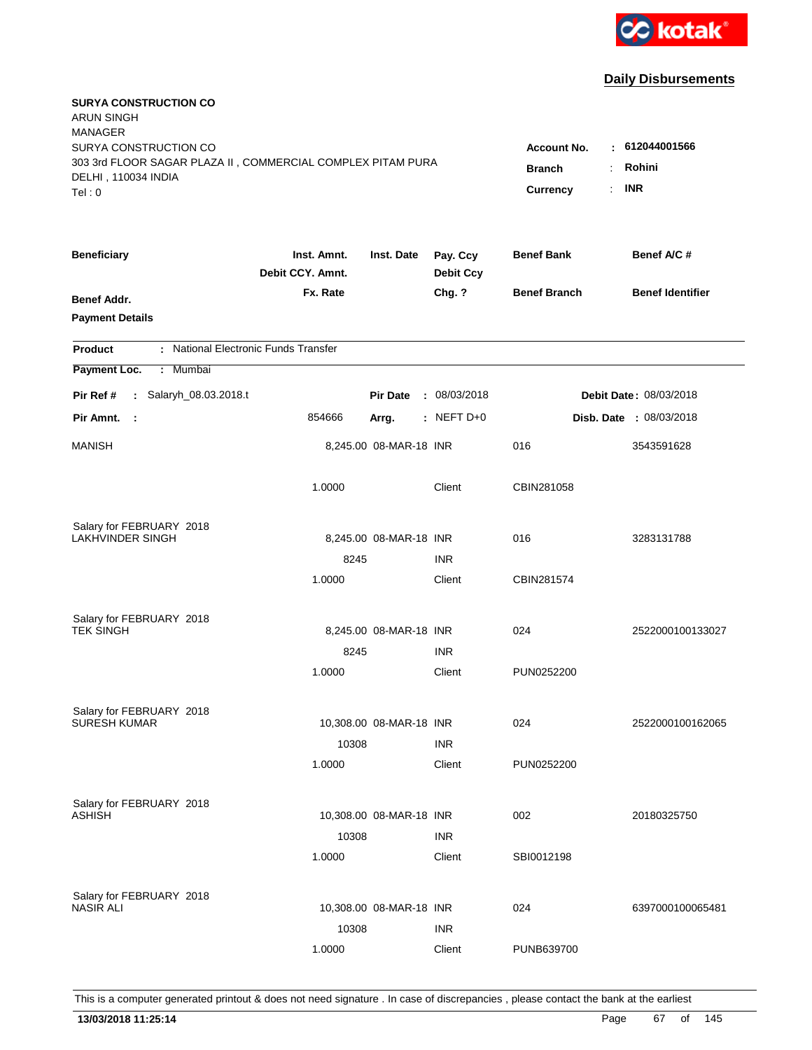kotak

## Daily Disbursements

**SURYA CONSTRUCTION CO**
ARUN SINGH
MANAGER
SURYA CONSTRUCTION CO
303 3rd FLOOR SAGAR PLAZA II , COMMERCIAL COMPLEX PITAM PURA
DELHI , 110034 INDIA
Tel : 0

**Account No.** : **612044001566**
**Branch** : **Rohini**
**Currency** : **INR**

| Beneficiary | Inst. Amnt. / Debit CCY. Amnt. / Fx. Rate | Inst. Date | Pay. Ccy / Debit Ccy / Chg. ? | Benef Bank / Benef Branch | Benef A/C # / Benef Identifier |
|---|---|---|---|---|---|
| Benef Addr. / Payment Details | | | | | |

**Product** : National Electronic Funds Transfer
**Payment Loc.** : Mumbai

**Pir Ref #** : Salaryh_08.03.2018.t  **Pir Date** : 08/03/2018  **Debit Date** : 08/03/2018
**Pir Amnt.** : 854666  **Arrg.** : NEFT D+0  **Disb. Date** : 08/03/2018

| Beneficiary | Inst. Amnt. | Inst. Date | Pay. Ccy | Benef Bank | Benef A/C # |
|---|---|---|---|---|---|
| MANISH | 8,245.00 | 08-MAR-18 | INR | 016 | 3543591628 |
| | 1.0000 | | Client | CBIN281058 | |
| Salary for FEBRUARY 2018 | | | | | |
| LAKHVINDER SINGH | 8,245.00 | 08-MAR-18 | INR | 016 | 3283131788 |
| | 8245 | | INR | | |
| | 1.0000 | | Client | CBIN281574 | |
| Salary for FEBRUARY 2018 | | | | | |
| TEK SINGH | 8,245.00 | 08-MAR-18 | INR | 024 | 2522000100133027 |
| | 8245 | | INR | | |
| | 1.0000 | | Client | PUN0252200 | |
| Salary for FEBRUARY 2018 | | | | | |
| SURESH KUMAR | 10,308.00 | 08-MAR-18 | INR | 024 | 2522000100162065 |
| | 10308 | | INR | | |
| | 1.0000 | | Client | PUN0252200 | |
| Salary for FEBRUARY 2018 | | | | | |
| ASHISH | 10,308.00 | 08-MAR-18 | INR | 002 | 20180325750 |
| | 10308 | | INR | | |
| | 1.0000 | | Client | SBI0012198 | |
| Salary for FEBRUARY 2018 | | | | | |
| NASIR ALI | 10,308.00 | 08-MAR-18 | INR | 024 | 6397000100065481 |
| | 10308 | | INR | | |
| | 1.0000 | | Client | PUNB639700 | |

This is a computer generated printout & does not need signature . In case of discrepancies , please contact the bank at the earliest

**13/03/2018 11:25:14**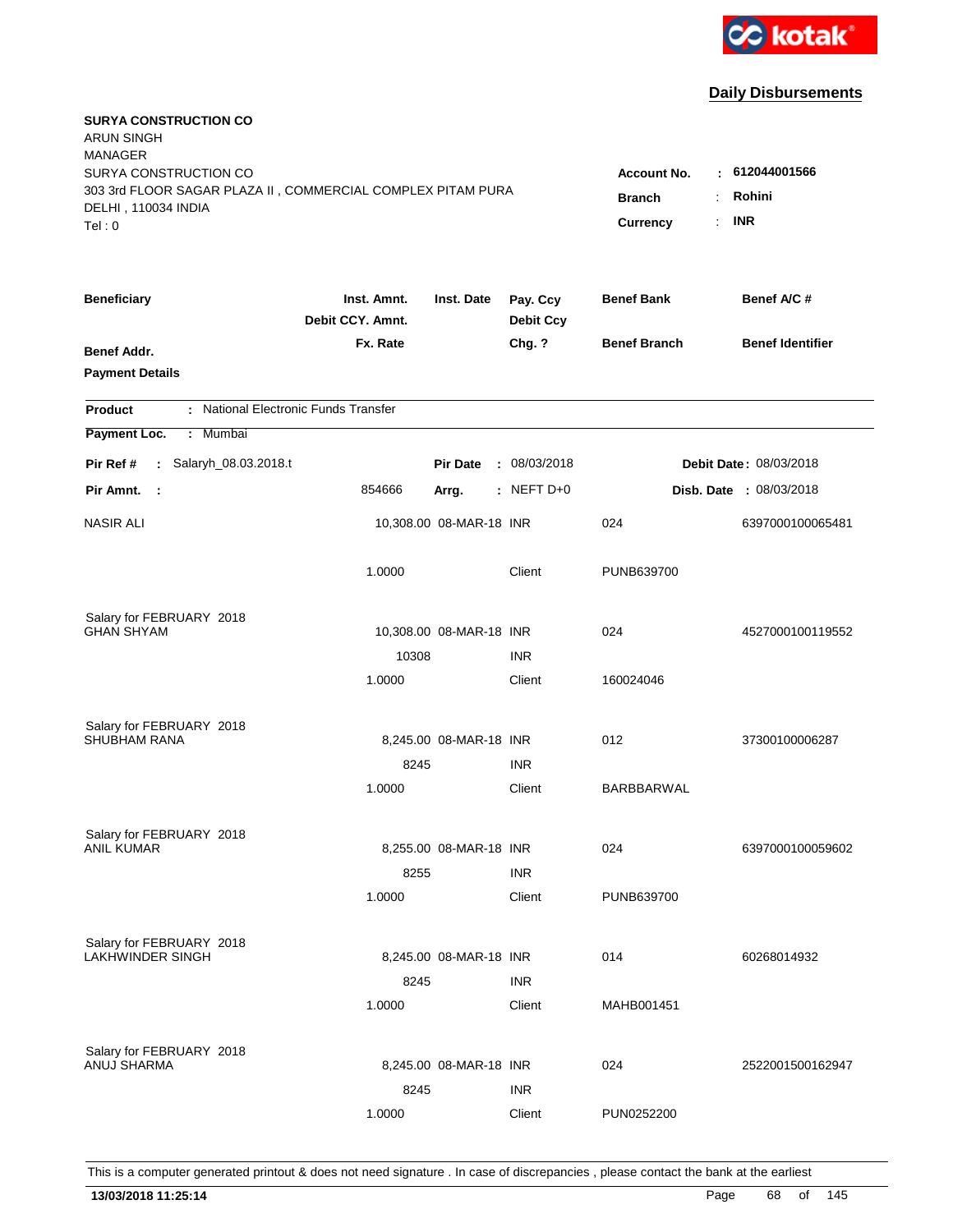kotak

**Daily Disbursements**

**SURYA CONSTRUCTION CO**
ARUN SINGH
MANAGER
SURYA CONSTRUCTION CO
303 3rd FLOOR SAGAR PLAZA II , COMMERCIAL COMPLEX PITAM PURA
DELHI , 110034 INDIA
Tel : 0

**Account No.** : **612044001566**
**Branch** : **Rohini**
**Currency** : **INR**

| Beneficiary | Inst. Amnt. / Debit CCY. Amnt. / Fx. Rate | Inst. Date | Pay. Ccy / Debit Ccy / Chg. ? | Benef Bank / Benef Branch | Benef A/C # / Benef Identifier |
|---|---|---|---|---|---|
| **Benef Addr.** | | | | | |
| **Payment Details** | | | | | |

**Product** : National Electronic Funds Transfer

**Payment Loc.** : Mumbai

**Pir Ref #** : Salaryh_08.03.2018.t | **Pir Date** : 08/03/2018 | **Debit Date** : 08/03/2018

**Pir Amnt.** : 854666 | **Arrg.** : NEFT D+0 | **Disb. Date** : 08/03/2018

| Beneficiary | Inst. Amnt. | Inst. Date | Pay. Ccy | Benef Bank | Benef A/C # |
|---|---|---|---|---|---|
| NASIR ALI | 10,308.00 | 08-MAR-18 | INR | 024 | 6397000100065481 |
| | 1.0000 | | Client | PUNB639700 | |
| Salary for FEBRUARY 2018 | | | | | |
| GHAN SHYAM | 10,308.00 | 08-MAR-18 | INR | 024 | 4527000100119552 |
| | 10308 | | INR | | |
| | 1.0000 | | Client | 160024046 | |
| Salary for FEBRUARY 2018 | | | | | |
| SHUBHAM RANA | 8,245.00 | 08-MAR-18 | INR | 012 | 37300100006287 |
| | 8245 | | INR | | |
| | 1.0000 | | Client | BARBBARWAL | |
| Salary for FEBRUARY 2018 | | | | | |
| ANIL KUMAR | 8,255.00 | 08-MAR-18 | INR | 024 | 6397000100059602 |
| | 8255 | | INR | | |
| | 1.0000 | | Client | PUNB639700 | |
| Salary for FEBRUARY 2018 | | | | | |
| LAKHWINDER SINGH | 8,245.00 | 08-MAR-18 | INR | 014 | 60268014932 |
| | 8245 | | INR | | |
| | 1.0000 | | Client | MAHB001451 | |
| Salary for FEBRUARY 2018 | | | | | |
| ANUJ SHARMA | 8,245.00 | 08-MAR-18 | INR | 024 | 2522001500162947 |
| | 8245 | | INR | | |
| | 1.0000 | | Client | PUN0252200 | |

This is a computer generated printout & does not need signature . In case of discrepancies , please contact the bank at the earliest

**13/03/2018 11:25:14**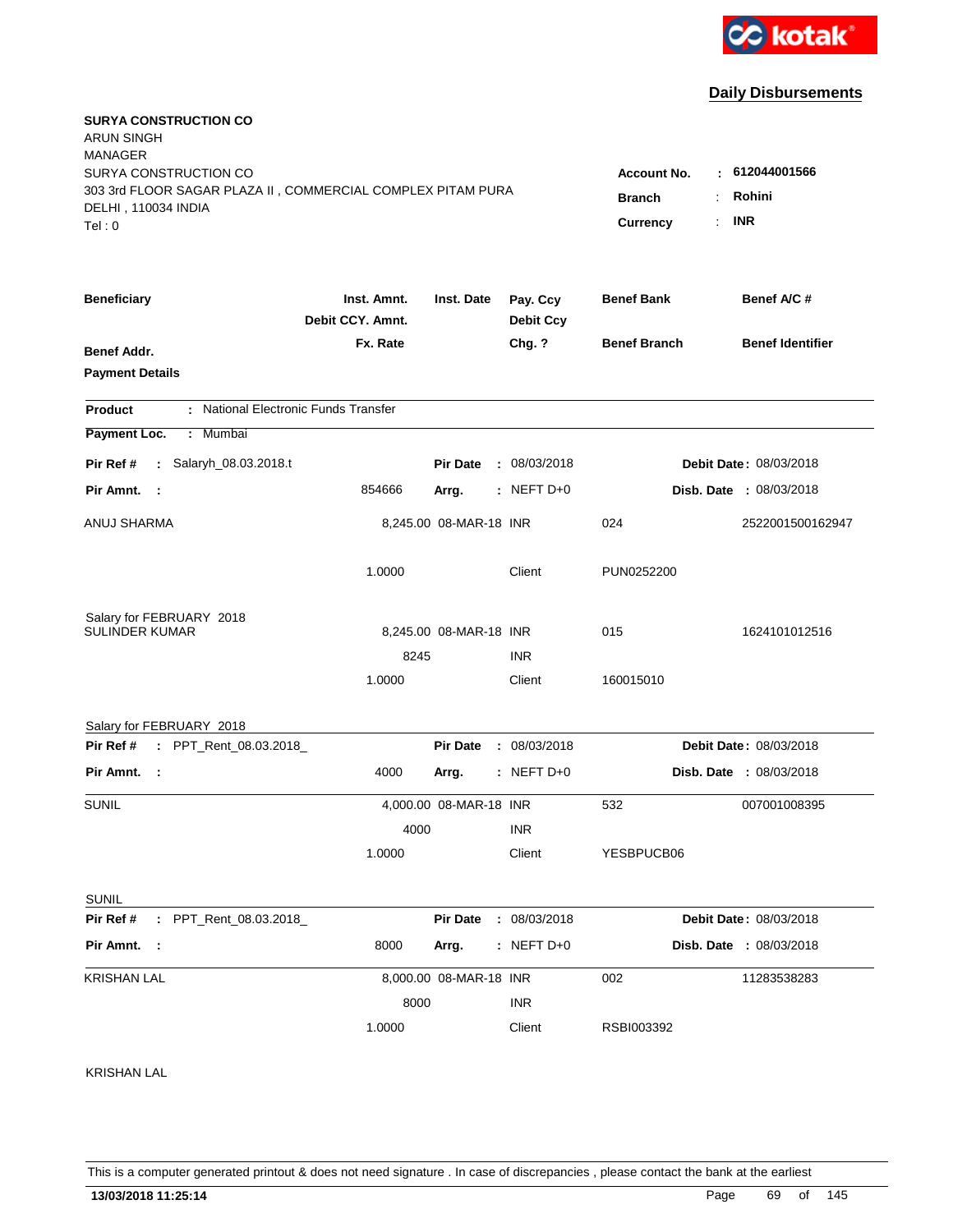kotak

## Daily Disbursements

**SURYA CONSTRUCTION CO**
ARUN SINGH
MANAGER
SURYA CONSTRUCTION CO
303 3rd FLOOR SAGAR PLAZA II , COMMERCIAL COMPLEX PITAM PURA
DELHI , 110034 INDIA
Tel : 0

**Account No.** : 612044001566
**Branch** : Rohini
**Currency** : INR

| Beneficiary / Benef Addr. / Payment Details | Inst. Amnt. / Debit CCY. Amnt. / Fx. Rate | Inst. Date | Pay. Ccy / Debit Ccy / Chg. ? | Benef Bank / Benef Branch | Benef A/C # / Benef Identifier |
|---|---|---|---|---|---|

**Product** : National Electronic Funds Transfer
**Payment Loc.** : Mumbai

**Pir Ref #** : Salaryh_08.03.2018.t | **Pir Date** : 08/03/2018 | **Debit Date** : 08/03/2018
**Pir Amnt.** : 854666 | **Arrg.** : NEFT D+0 | **Disb. Date** : 08/03/2018

| Beneficiary | Amount | Inst. Date | Ccy | Benef Bank / Branch | Benef A/C # |
|---|---|---|---|---|---|
| ANUJ SHARMA | 8,245.00 | 08-MAR-18 | INR | 024 | 2522001500162947 |
| | 1.0000 | | Client | PUN0252200 | |
| Salary for FEBRUARY 2018 | | | | | |
| SULINDER KUMAR | 8,245.00 | 08-MAR-18 | INR | 015 | 1624101012516 |
| | 8245 | | INR | | |
| | 1.0000 | | Client | 160015010 | |
| Salary for FEBRUARY 2018 | | | | | |

**Pir Ref #** : PPT_Rent_08.03.2018_ | **Pir Date** : 08/03/2018 | **Debit Date** : 08/03/2018
**Pir Amnt.** : 4000 | **Arrg.** : NEFT D+0 | **Disb. Date** : 08/03/2018

| Beneficiary | Amount | Inst. Date | Ccy | Benef Bank / Branch | Benef A/C # |
|---|---|---|---|---|---|
| SUNIL | 4,000.00 | 08-MAR-18 | INR | 532 | 007001008395 |
| | 4000 | | INR | | |
| | 1.0000 | | Client | YESBPUCB06 | |
| SUNIL | | | | | |

**Pir Ref #** : PPT_Rent_08.03.2018_ | **Pir Date** : 08/03/2018 | **Debit Date** : 08/03/2018
**Pir Amnt.** : 8000 | **Arrg.** : NEFT D+0 | **Disb. Date** : 08/03/2018

| Beneficiary | Amount | Inst. Date | Ccy | Benef Bank / Branch | Benef A/C # |
|---|---|---|---|---|---|
| KRISHAN LAL | 8,000.00 | 08-MAR-18 | INR | 002 | 11283538283 |
| | 8000 | | INR | | |
| | 1.0000 | | Client | RSBI003392 | |
| KRISHAN LAL | | | | | |

This is a computer generated printout & does not need signature . In case of discrepancies , please contact the bank at the earliest

13/03/2018 11:25:14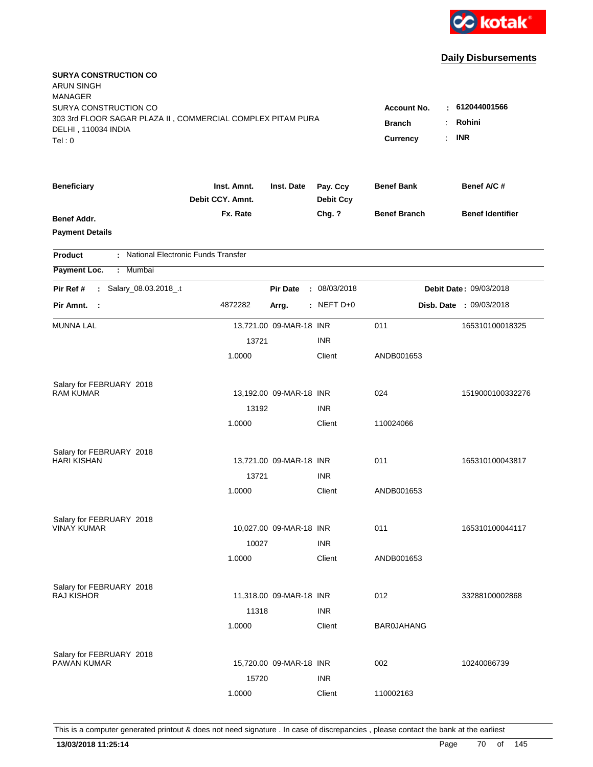**Daily Disbursements**

**SURYA CONSTRUCTION CO**
ARUN SINGH
MANAGER
SURYA CONSTRUCTION CO
303 3rd FLOOR SAGAR PLAZA II , COMMERCIAL COMPLEX PITAM PURA
DELHI , 110034 INDIA
Tel : 0

**Account No.** : **612044001566**
**Branch** : **Rohini**
**Currency** : **INR**

| Beneficiary / Benef Addr. / Payment Details | Inst. Amnt. / Debit CCY. Amnt. / Fx. Rate | Inst. Date | Pay. Ccy / Debit Ccy / Chg. ? | Benef Bank / Benef Branch | Benef A/C # / Benef Identifier |
|---|---|---|---|---|---|

**Product** : National Electronic Funds Transfer
**Payment Loc.** : Mumbai

**Pir Ref #** : Salary_08.03.2018_.t | **Pir Date** : 08/03/2018 | **Debit Date** : 09/03/2018
**Pir Amnt.** : 4872282 | **Arrg.** : NEFT D+0 | **Disb. Date** : 09/03/2018

| Beneficiary | Inst. Amnt. | Inst. Date | Pay. Ccy | Benef Bank | Benef A/C # |
|---|---|---|---|---|---|
| MUNNA LAL | 13,721.00 | 09-MAR-18 | INR | 011 | 165310100018325 |
| | 13721 | | INR | | |
| | 1.0000 | | Client | ANDB001653 | |
| Salary for FEBRUARY 2018 | | | | | |
| RAM KUMAR | 13,192.00 | 09-MAR-18 | INR | 024 | 1519000100332276 |
| | 13192 | | INR | | |
| | 1.0000 | | Client | 110024066 | |
| Salary for FEBRUARY 2018 | | | | | |
| HARI KISHAN | 13,721.00 | 09-MAR-18 | INR | 011 | 165310100043817 |
| | 13721 | | INR | | |
| | 1.0000 | | Client | ANDB001653 | |
| Salary for FEBRUARY 2018 | | | | | |
| VINAY KUMAR | 10,027.00 | 09-MAR-18 | INR | 011 | 165310100044117 |
| | 10027 | | INR | | |
| | 1.0000 | | Client | ANDB001653 | |
| Salary for FEBRUARY 2018 | | | | | |
| RAJ KISHOR | 11,318.00 | 09-MAR-18 | INR | 012 | 33288100002868 |
| | 11318 | | INR | | |
| | 1.0000 | | Client | BAR0JAHANG | |
| Salary for FEBRUARY 2018 | | | | | |
| PAWAN KUMAR | 15,720.00 | 09-MAR-18 | INR | 002 | 10240086739 |
| | 15720 | | INR | | |
| | 1.0000 | | Client | 110002163 | |

This is a computer generated printout & does not need signature . In case of discrepancies , please contact the bank at the earliest

**13/03/2018 11:25:14**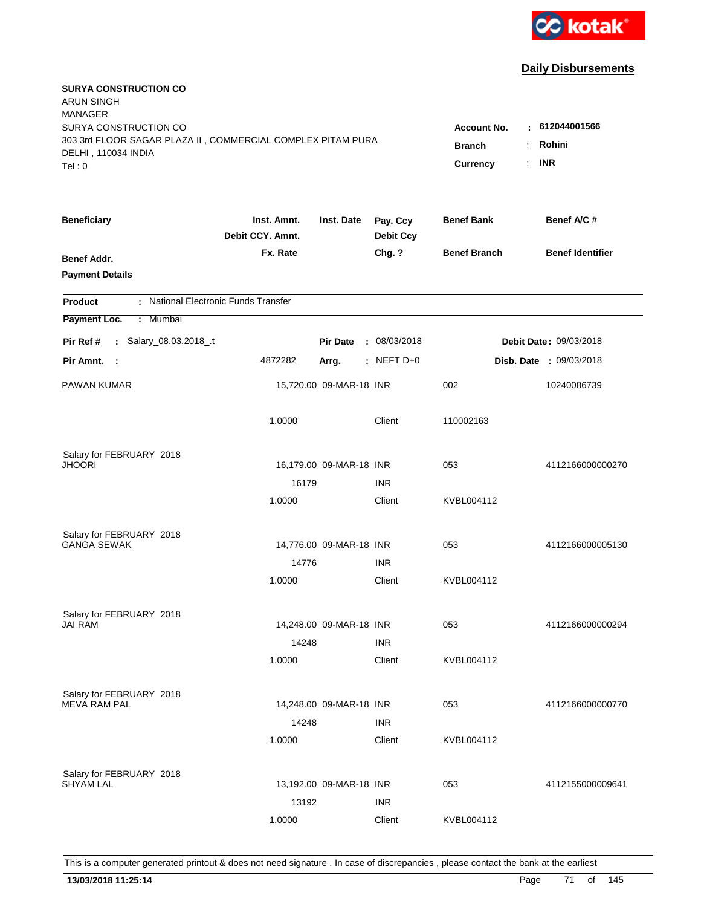**Daily Disbursements**

**SURYA CONSTRUCTION CO**
ARUN SINGH
MANAGER
SURYA CONSTRUCTION CO
303 3rd FLOOR SAGAR PLAZA II , COMMERCIAL COMPLEX PITAM PURA
DELHI , 110034 INDIA
Tel : 0

**Account No.** : **612044001566**
**Branch** : **Rohini**
**Currency** : **INR**

| Beneficiary | Inst. Amnt. / Debit CCY. Amnt. / Fx. Rate | Inst. Date | Pay. Ccy / Debit Ccy / Chg. ? | Benef Bank / Benef Branch | Benef A/C # / Benef Identifier |
|---|---|---|---|---|---|
| **Benef Addr.** | | | | | |
| **Payment Details** | | | | | |

**Product** : National Electronic Funds Transfer
**Payment Loc.** : Mumbai

**Pir Ref #** : Salary_08.03.2018_.t    **Pir Date** : 08/03/2018    **Debit Date** : 09/03/2018
**Pir Amnt.** : 4872282    **Arrg.** : NEFT D+0    **Disb. Date** : 09/03/2018

| Beneficiary | Inst. Amnt. / Debit CCY. Amnt. / Fx. Rate | Inst. Date | Pay. Ccy / Debit Ccy / Chg. ? | Benef Bank / Benef Branch | Benef A/C # / Benef Identifier |
|---|---|---|---|---|---|
| PAWAN KUMAR | 15,720.00 | 09-MAR-18 | INR | 002 | 10240086739 |
| | 1.0000 | | Client | 110002163 | |
| Salary for FEBRUARY 2018 | | | | | |
| JHOORI | 16,179.00 | 09-MAR-18 | INR | 053 | 4112166000000270 |
| | 16179 | | INR | | |
| | 1.0000 | | Client | KVBL004112 | |
| Salary for FEBRUARY 2018 | | | | | |
| GANGA SEWAK | 14,776.00 | 09-MAR-18 | INR | 053 | 4112166000005130 |
| | 14776 | | INR | | |
| | 1.0000 | | Client | KVBL004112 | |
| Salary for FEBRUARY 2018 | | | | | |
| JAI RAM | 14,248.00 | 09-MAR-18 | INR | 053 | 4112166000000294 |
| | 14248 | | INR | | |
| | 1.0000 | | Client | KVBL004112 | |
| Salary for FEBRUARY 2018 | | | | | |
| MEVA RAM PAL | 14,248.00 | 09-MAR-18 | INR | 053 | 4112166000000770 |
| | 14248 | | INR | | |
| | 1.0000 | | Client | KVBL004112 | |
| Salary for FEBRUARY 2018 | | | | | |
| SHYAM LAL | 13,192.00 | 09-MAR-18 | INR | 053 | 4112155000009641 |
| | 13192 | | INR | | |
| | 1.0000 | | Client | KVBL004112 | |

This is a computer generated printout & does not need signature . In case of discrepancies , please contact the bank at the earliest

**13/03/2018 11:25:14**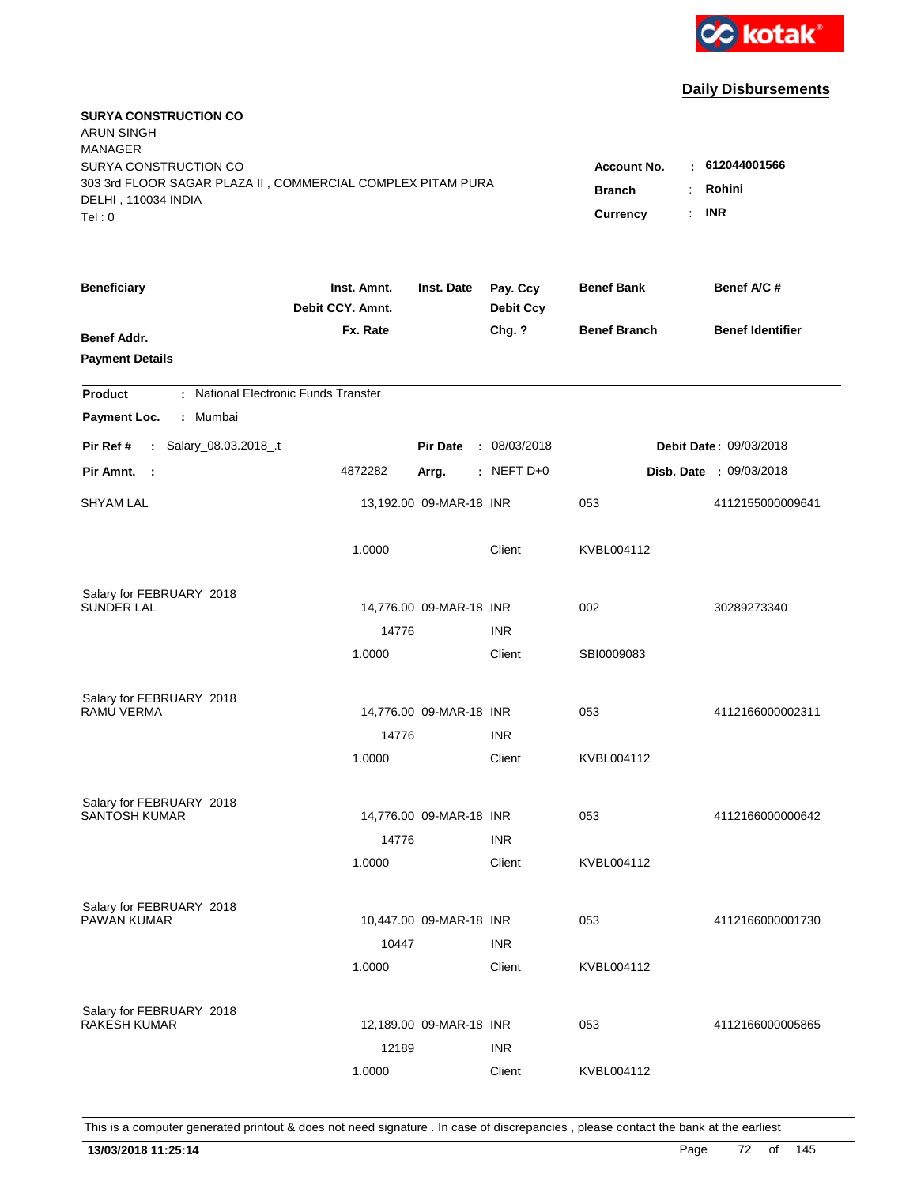kotak

## Daily Disbursements

**SURYA CONSTRUCTION CO**
ARUN SINGH
MANAGER
SURYA CONSTRUCTION CO
303 3rd FLOOR SAGAR PLAZA II , COMMERCIAL COMPLEX PITAM PURA
DELHI , 110034 INDIA
Tel : 0

**Account No.** : **612044001566**
**Branch** : **Rohini**
**Currency** : **INR**

| Beneficiary / Benef Addr. / Payment Details | Inst. Amnt. / Debit CCY. Amnt. / Fx. Rate | Inst. Date | Pay. Ccy / Debit Ccy / Chg. ? | Benef Bank / Benef Branch | Benef A/C # / Benef Identifier |
|---|---|---|---|---|---|

**Product** : National Electronic Funds Transfer
**Payment Loc.** : Mumbai

**Pir Ref #** : Salary_08.03.2018_.t    **Pir Date** : 08/03/2018    **Debit Date** : 09/03/2018
**Pir Amnt.** : 4872282    **Arrg.** : NEFT D+0    **Disb. Date** : 09/03/2018

| Beneficiary | Inst. Amnt. | Inst. Date | Pay. Ccy | Benef Bank | Benef A/C # |
|---|---|---|---|---|---|
| SHYAM LAL | 13,192.00 | 09-MAR-18 | INR | 053 | 4112155000009641 |
| | 1.0000 | | Client | KVBL004112 | |
| Salary for FEBRUARY 2018 | | | | | |
| SUNDER LAL | 14,776.00 | 09-MAR-18 | INR | 002 | 30289273340 |
| | 14776 | | INR | | |
| | 1.0000 | | Client | SBI0009083 | |
| Salary for FEBRUARY 2018 | | | | | |
| RAMU VERMA | 14,776.00 | 09-MAR-18 | INR | 053 | 4112166000002311 |
| | 14776 | | INR | | |
| | 1.0000 | | Client | KVBL004112 | |
| Salary for FEBRUARY 2018 | | | | | |
| SANTOSH KUMAR | 14,776.00 | 09-MAR-18 | INR | 053 | 4112166000000642 |
| | 14776 | | INR | | |
| | 1.0000 | | Client | KVBL004112 | |
| Salary for FEBRUARY 2018 | | | | | |
| PAWAN KUMAR | 10,447.00 | 09-MAR-18 | INR | 053 | 4112166000001730 |
| | 10447 | | INR | | |
| | 1.0000 | | Client | KVBL004112 | |
| Salary for FEBRUARY 2018 | | | | | |
| RAKESH KUMAR | 12,189.00 | 09-MAR-18 | INR | 053 | 4112166000005865 |
| | 12189 | | INR | | |
| | 1.0000 | | Client | KVBL004112 | |

This is a computer generated printout & does not need signature . In case of discrepancies , please contact the bank at the earliest

**13/03/2018 11:25:14**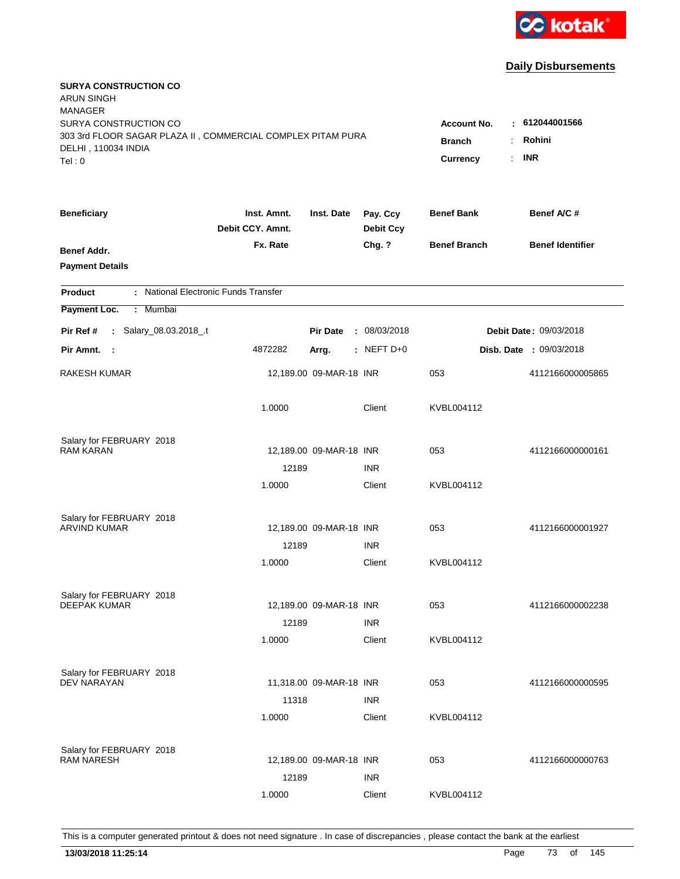**Daily Disbursements**

**SURYA CONSTRUCTION CO**
ARUN SINGH
MANAGER
SURYA CONSTRUCTION CO
303 3rd FLOOR SAGAR PLAZA II , COMMERCIAL COMPLEX PITAM PURA
DELHI , 110034 INDIA
Tel : 0

**Account No.** : **612044001566**
**Branch** : **Rohini**
**Currency** : **INR**

| Beneficiary | Inst. Amnt. / Debit CCY. Amnt. / Fx. Rate | Inst. Date | Pay. Ccy / Debit Ccy / Chg. ? | Benef Bank / Benef Branch | Benef A/C # / Benef Identifier |
|---|---|---|---|---|---|
| **Benef Addr.** | | | | | |
| **Payment Details** | | | | | |

**Product** : National Electronic Funds Transfer

**Payment Loc.** : Mumbai

**Pir Ref #** : Salary_08.03.2018_.t    **Pir Date** : 08/03/2018    **Debit Date** : 09/03/2018

**Pir Amnt.** : 4872282    **Arrg.** : NEFT D+0    **Disb. Date** : 09/03/2018

| Beneficiary | Inst. Amnt. / Debit CCY. Amnt. / Fx. Rate | Inst. Date | Pay. Ccy / Debit Ccy / Chg. ? | Benef Bank / Benef Branch | Benef A/C # |
|---|---|---|---|---|---|
| RAKESH KUMAR | 12,189.00 | 09-MAR-18 | INR | 053 | 4112166000005865 |
| | 1.0000 | | Client | KVBL004112 | |
| Salary for FEBRUARY 2018 | | | | | |
| RAM KARAN | 12,189.00 | 09-MAR-18 | INR | 053 | 4112166000000161 |
| | 12189 | | INR | | |
| | 1.0000 | | Client | KVBL004112 | |
| Salary for FEBRUARY 2018 | | | | | |
| ARVIND KUMAR | 12,189.00 | 09-MAR-18 | INR | 053 | 4112166000001927 |
| | 12189 | | INR | | |
| | 1.0000 | | Client | KVBL004112 | |
| Salary for FEBRUARY 2018 | | | | | |
| DEEPAK KUMAR | 12,189.00 | 09-MAR-18 | INR | 053 | 4112166000002238 |
| | 12189 | | INR | | |
| | 1.0000 | | Client | KVBL004112 | |
| Salary for FEBRUARY 2018 | | | | | |
| DEV NARAYAN | 11,318.00 | 09-MAR-18 | INR | 053 | 4112166000000595 |
| | 11318 | | INR | | |
| | 1.0000 | | Client | KVBL004112 | |
| Salary for FEBRUARY 2018 | | | | | |
| RAM NARESH | 12,189.00 | 09-MAR-18 | INR | 053 | 4112166000000763 |
| | 12189 | | INR | | |
| | 1.0000 | | Client | KVBL004112 | |

This is a computer generated printout & does not need signature . In case of discrepancies , please contact the bank at the earliest

**13/03/2018 11:25:14**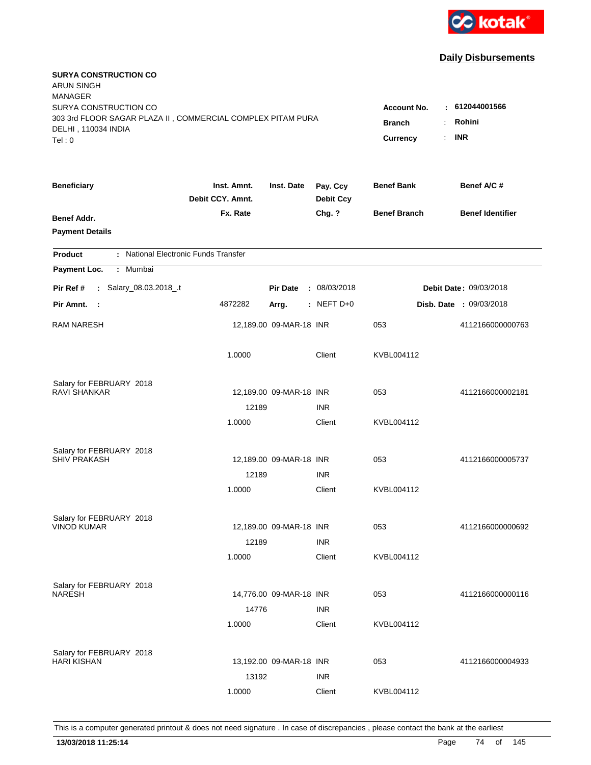**Daily Disbursements**

**SURYA CONSTRUCTION CO**
ARUN SINGH
MANAGER
SURYA CONSTRUCTION CO
303 3rd FLOOR SAGAR PLAZA II , COMMERCIAL COMPLEX PITAM PURA
DELHI , 110034 INDIA
Tel : 0

**Account No.** : **612044001566**
**Branch** : **Rohini**
**Currency** : **INR**

| Beneficiary | Inst. Amnt. / Debit CCY. Amnt. / Fx. Rate | Inst. Date | Pay. Ccy / Debit Ccy / Chg. ? | Benef Bank / Benef Branch | Benef A/C # / Benef Identifier |
|---|---|---|---|---|---|
| **Benef Addr.** | | | | | |
| **Payment Details** | | | | | |

**Product** : National Electronic Funds Transfer
**Payment Loc.** : Mumbai

**Pir Ref #** : Salary_08.03.2018_.t  **Pir Date** : 08/03/2018  **Debit Date** : 09/03/2018
**Pir Amnt.** : 4872282  **Arrg.** : NEFT D+0  **Disb. Date** : 09/03/2018

| Beneficiary | Inst. Amnt. | Inst. Date | Pay. Ccy | Benef Bank | Benef A/C # |
|---|---|---|---|---|---|
| RAM NARESH | 12,189.00 | 09-MAR-18 | INR | 053 | 4112166000000763 |
| | 1.0000 | | Client | KVBL004112 | |
| Salary for FEBRUARY 2018 | | | | | |
| RAVI SHANKAR | 12,189.00 | 09-MAR-18 | INR | 053 | 4112166000002181 |
| | 12189 | | INR | | |
| | 1.0000 | | Client | KVBL004112 | |
| Salary for FEBRUARY 2018 | | | | | |
| SHIV PRAKASH | 12,189.00 | 09-MAR-18 | INR | 053 | 4112166000005737 |
| | 12189 | | INR | | |
| | 1.0000 | | Client | KVBL004112 | |
| Salary for FEBRUARY 2018 | | | | | |
| VINOD KUMAR | 12,189.00 | 09-MAR-18 | INR | 053 | 4112166000000692 |
| | 12189 | | INR | | |
| | 1.0000 | | Client | KVBL004112 | |
| Salary for FEBRUARY 2018 | | | | | |
| NARESH | 14,776.00 | 09-MAR-18 | INR | 053 | 4112166000000116 |
| | 14776 | | INR | | |
| | 1.0000 | | Client | KVBL004112 | |
| Salary for FEBRUARY 2018 | | | | | |
| HARI KISHAN | 13,192.00 | 09-MAR-18 | INR | 053 | 4112166000004933 |
| | 13192 | | INR | | |
| | 1.0000 | | Client | KVBL004112 | |

This is a computer generated printout & does not need signature . In case of discrepancies , please contact the bank at the earliest

**13/03/2018 11:25:14**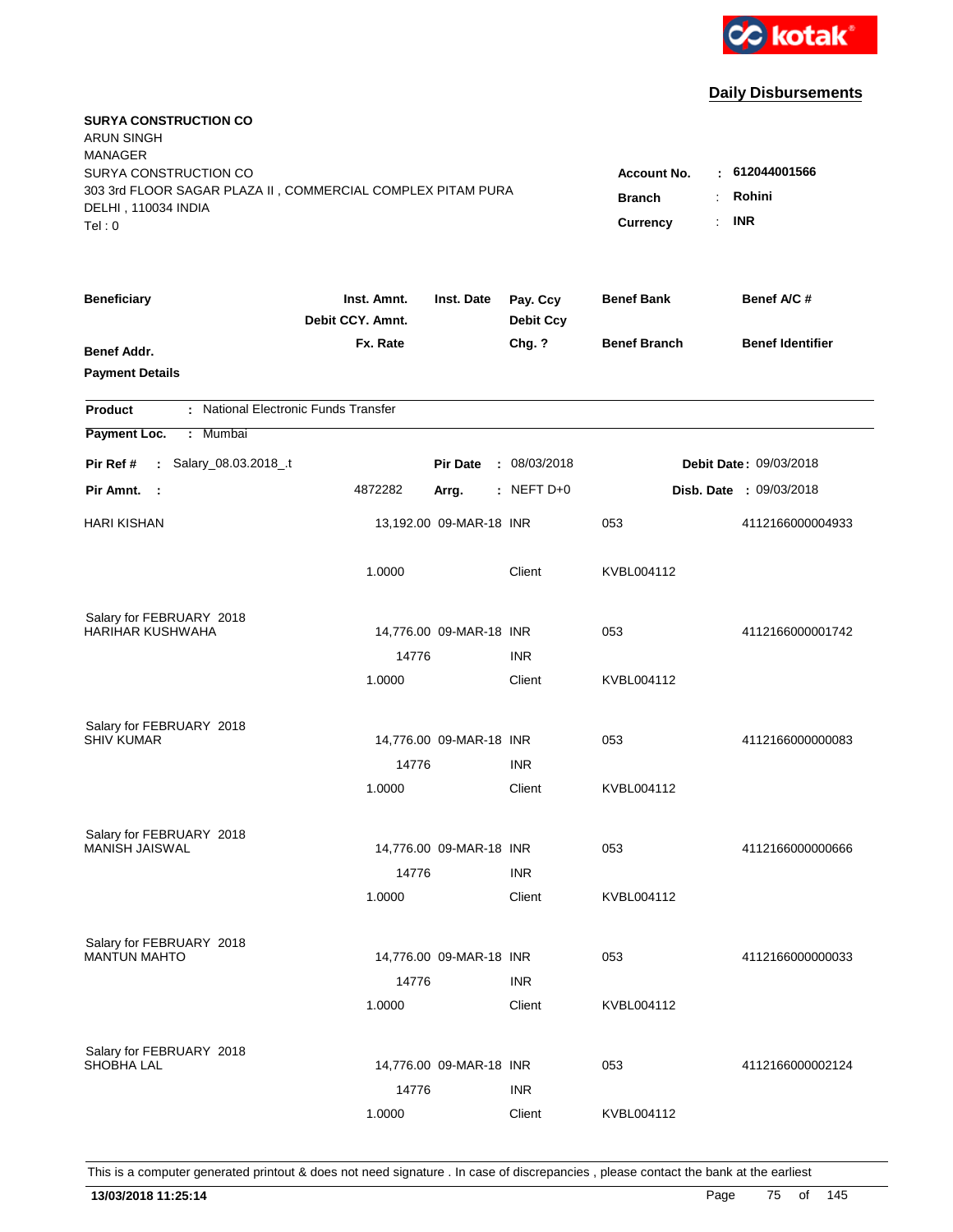**Daily Disbursements**

**SURYA CONSTRUCTION CO**
ARUN SINGH
MANAGER
SURYA CONSTRUCTION CO
303 3rd FLOOR SAGAR PLAZA II , COMMERCIAL COMPLEX PITAM PURA
DELHI , 110034 INDIA
Tel : 0

**Account No.** : **612044001566**
**Branch** : **Rohini**
**Currency** : **INR**

| Beneficiary | Inst. Amnt. / Debit CCY. Amnt. / Fx. Rate | Inst. Date | Pay. Ccy / Debit Ccy / Chg. ? | Benef Bank / Benef Branch | Benef A/C # / Benef Identifier |
|---|---|---|---|---|---|
| **Benef Addr.** | | | | | |
| **Payment Details** | | | | | |

**Product** : National Electronic Funds Transfer
**Payment Loc.** : Mumbai

**Pir Ref #** : Salary_08.03.2018_.t **Pir Date** : 08/03/2018 **Debit Date** : 09/03/2018
**Pir Amnt.** : 4872282 **Arrg.** : NEFT D+0 **Disb. Date** : 09/03/2018

| Beneficiary | Inst. Amnt. | Inst. Date | Pay. Ccy | Benef Bank | Benef A/C # |
|---|---|---|---|---|---|
| HARI KISHAN | 13,192.00 | 09-MAR-18 | INR | 053 | 4112166000004933 |
| | 1.0000 | | Client | KVBL004112 | |
| Salary for FEBRUARY 2018 | | | | | |
| HARIHAR KUSHWAHA | 14,776.00 | 09-MAR-18 | INR | 053 | 4112166000001742 |
| | 14776 | | INR | | |
| | 1.0000 | | Client | KVBL004112 | |
| Salary for FEBRUARY 2018 | | | | | |
| SHIV KUMAR | 14,776.00 | 09-MAR-18 | INR | 053 | 4112166000000083 |
| | 14776 | | INR | | |
| | 1.0000 | | Client | KVBL004112 | |
| Salary for FEBRUARY 2018 | | | | | |
| MANISH JAISWAL | 14,776.00 | 09-MAR-18 | INR | 053 | 4112166000000666 |
| | 14776 | | INR | | |
| | 1.0000 | | Client | KVBL004112 | |
| Salary for FEBRUARY 2018 | | | | | |
| MANTUN MAHTO | 14,776.00 | 09-MAR-18 | INR | 053 | 4112166000000033 |
| | 14776 | | INR | | |
| | 1.0000 | | Client | KVBL004112 | |
| Salary for FEBRUARY 2018 | | | | | |
| SHOBHA LAL | 14,776.00 | 09-MAR-18 | INR | 053 | 4112166000002124 |
| | 14776 | | INR | | |
| | 1.0000 | | Client | KVBL004112 | |

This is a computer generated printout & does not need signature . In case of discrepancies , please contact the bank at the earliest

**13/03/2018 11:25:14**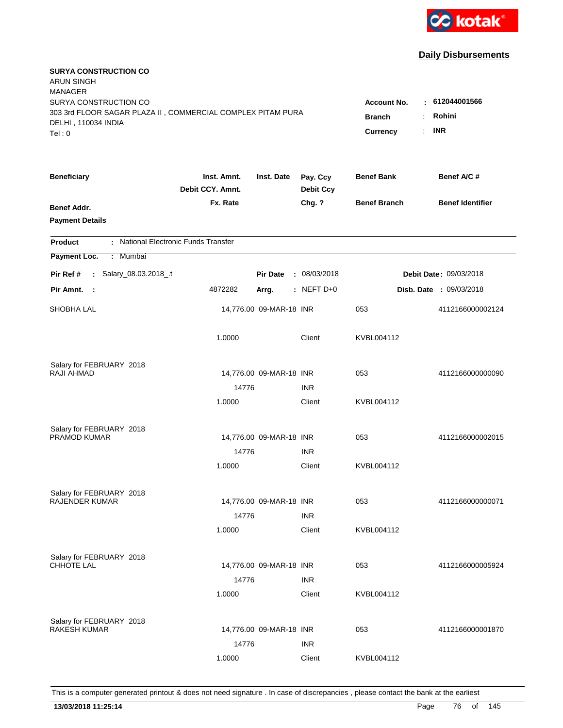kotak

## Daily Disbursements

**SURYA CONSTRUCTION CO**
ARUN SINGH
MANAGER
SURYA CONSTRUCTION CO
303 3rd FLOOR SAGAR PLAZA II , COMMERCIAL COMPLEX PITAM PURA
DELHI , 110034 INDIA
Tel : 0

**Account No.** : **612044001566**
**Branch** : **Rohini**
**Currency** : **INR**

| Beneficiary | Inst. Amnt. / Debit CCY. Amnt. / Fx. Rate | Inst. Date | Pay. Ccy / Debit Ccy / Chg. ? | Benef Bank / Benef Branch | Benef A/C # / Benef Identifier |
|---|---|---|---|---|---|
| **Benef Addr.** | | | | | |
| **Payment Details** | | | | | |

**Product** : National Electronic Funds Transfer

**Payment Loc.** : Mumbai

**Pir Ref #** : Salary_08.03.2018_.t &nbsp;&nbsp; **Pir Date** : 08/03/2018 &nbsp;&nbsp; **Debit Date** : 09/03/2018

**Pir Amnt.** : 4872282 &nbsp;&nbsp; **Arrg.** : NEFT D+0 &nbsp;&nbsp; **Disb. Date** : 09/03/2018

| Beneficiary | Inst. Amnt. | Inst. Date | Pay. Ccy | Benef Bank | Benef A/C # |
|---|---|---|---|---|---|
| SHOBHA LAL | 14,776.00 | 09-MAR-18 | INR | 053 | 4112166000002124 |
| | 1.0000 | | Client | KVBL004112 | |
| Salary for FEBRUARY 2018 | | | | | |
| RAJI AHMAD | 14,776.00 | 09-MAR-18 | INR | 053 | 4112166000000090 |
| | 14776 | | INR | | |
| | 1.0000 | | Client | KVBL004112 | |
| Salary for FEBRUARY 2018 | | | | | |
| PRAMOD KUMAR | 14,776.00 | 09-MAR-18 | INR | 053 | 4112166000002015 |
| | 14776 | | INR | | |
| | 1.0000 | | Client | KVBL004112 | |
| Salary for FEBRUARY 2018 | | | | | |
| RAJENDER KUMAR | 14,776.00 | 09-MAR-18 | INR | 053 | 4112166000000071 |
| | 14776 | | INR | | |
| | 1.0000 | | Client | KVBL004112 | |
| Salary for FEBRUARY 2018 | | | | | |
| CHHOTE LAL | 14,776.00 | 09-MAR-18 | INR | 053 | 4112166000005924 |
| | 14776 | | INR | | |
| | 1.0000 | | Client | KVBL004112 | |
| Salary for FEBRUARY 2018 | | | | | |
| RAKESH KUMAR | 14,776.00 | 09-MAR-18 | INR | 053 | 4112166000001870 |
| | 14776 | | INR | | |
| | 1.0000 | | Client | KVBL004112 | |

This is a computer generated printout & does not need signature . In case of discrepancies , please contact the bank at the earliest

**13/03/2018 11:25:14**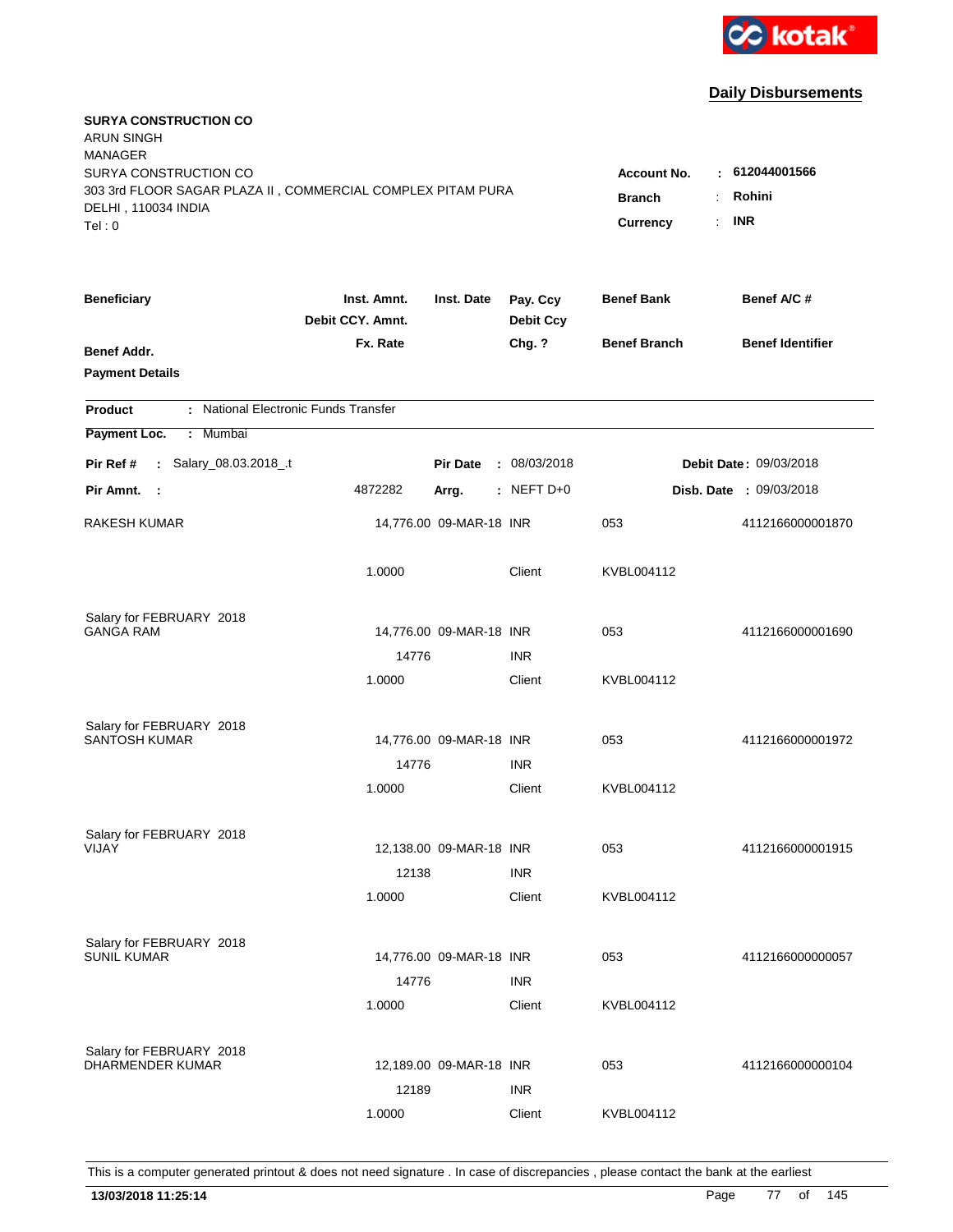kotak

## Daily Disbursements

**SURYA CONSTRUCTION CO**
ARUN SINGH
MANAGER
SURYA CONSTRUCTION CO
303 3rd FLOOR SAGAR PLAZA II , COMMERCIAL COMPLEX PITAM PURA
DELHI , 110034 INDIA
Tel : 0

**Account No.** : **612044001566**
**Branch** : **Rohini**
**Currency** : **INR**

| **Beneficiary** / **Benef Addr.** / **Payment Details** | **Inst. Amnt.** / **Debit CCY. Amnt.** / **Fx. Rate** | **Inst. Date** | **Pay. Ccy** / **Debit Ccy** / **Chg. ?** | **Benef Bank** / **Benef Branch** | **Benef A/C #** / **Benef Identifier** |
|---|---|---|---|---|---|

**Product** : National Electronic Funds Transfer
**Payment Loc.** : Mumbai

**Pir Ref #** : Salary_08.03.2018_.t | **Pir Date** : 08/03/2018 | **Debit Date** : 09/03/2018
**Pir Amnt.** : 4872282 | **Arrg.** : NEFT D+0 | **Disb. Date** : 09/03/2018

| Beneficiary | Inst. Amnt. | Inst. Date | Pay. Ccy | Benef Bank | Benef A/C # |
|---|---|---|---|---|---|
| RAKESH KUMAR | 14,776.00 | 09-MAR-18 | INR | 053 | 4112166000001870 |
| | 1.0000 | | Client | KVBL004112 | |
| Salary for FEBRUARY 2018 | | | | | |
| GANGA RAM | 14,776.00 | 09-MAR-18 | INR | 053 | 4112166000001690 |
| | 14776 | | INR | | |
| | 1.0000 | | Client | KVBL004112 | |
| Salary for FEBRUARY 2018 | | | | | |
| SANTOSH KUMAR | 14,776.00 | 09-MAR-18 | INR | 053 | 4112166000001972 |
| | 14776 | | INR | | |
| | 1.0000 | | Client | KVBL004112 | |
| Salary for FEBRUARY 2018 | | | | | |
| VIJAY | 12,138.00 | 09-MAR-18 | INR | 053 | 4112166000001915 |
| | 12138 | | INR | | |
| | 1.0000 | | Client | KVBL004112 | |
| Salary for FEBRUARY 2018 | | | | | |
| SUNIL KUMAR | 14,776.00 | 09-MAR-18 | INR | 053 | 4112166000000057 |
| | 14776 | | INR | | |
| | 1.0000 | | Client | KVBL004112 | |
| Salary for FEBRUARY 2018 | | | | | |
| DHARMENDER KUMAR | 12,189.00 | 09-MAR-18 | INR | 053 | 4112166000000104 |
| | 12189 | | INR | | |
| | 1.0000 | | Client | KVBL004112 | |

This is a computer generated printout & does not need signature . In case of discrepancies , please contact the bank at the earliest

**13/03/2018 11:25:14**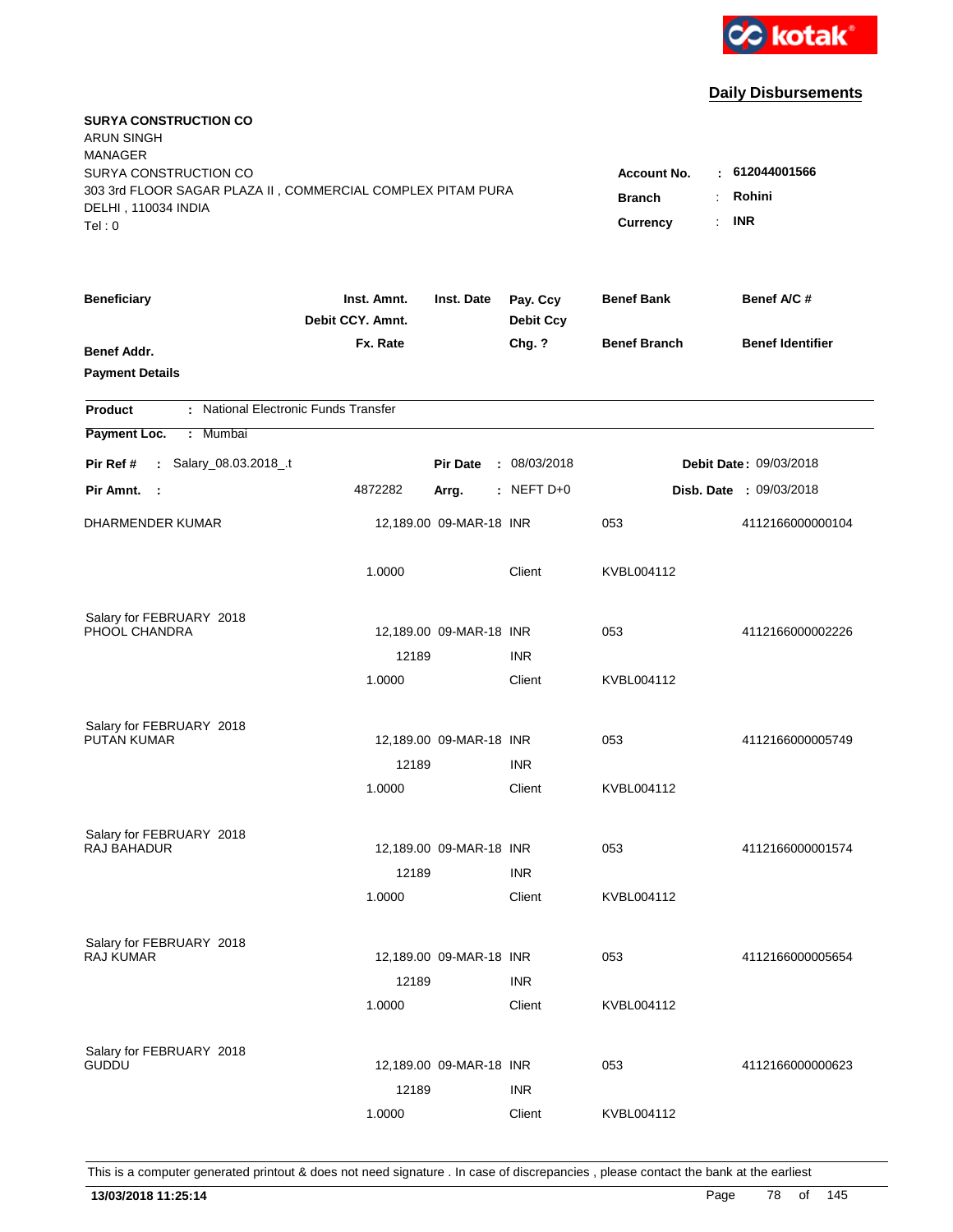kotak

## Daily Disbursements

**SURYA CONSTRUCTION CO**
ARUN SINGH
MANAGER
SURYA CONSTRUCTION CO
303 3rd FLOOR SAGAR PLAZA II , COMMERCIAL COMPLEX PITAM PURA
DELHI , 110034 INDIA
Tel : 0

**Account No.** : **612044001566**
**Branch** : **Rohini**
**Currency** : **INR**

| Beneficiary | Inst. Amnt. / Debit CCY. Amnt. / Fx. Rate | Inst. Date | Pay. Ccy / Debit Ccy / Chg. ? | Benef Bank / Benef Branch | Benef A/C # / Benef Identifier |
|---|---|---|---|---|---|
| **Benef Addr.** | | | | | |
| **Payment Details** | | | | | |

**Product** : National Electronic Funds Transfer
**Payment Loc.** : Mumbai

**Pir Ref #** : Salary_08.03.2018_.t  **Pir Date** : 08/03/2018  **Debit Date** : 09/03/2018
**Pir Amnt.** : 4872282  **Arrg.** : NEFT D+0  **Disb. Date** : 09/03/2018

| Beneficiary | Inst. Amnt. | Inst. Date | Pay. Ccy | Benef Bank | Benef A/C # |
|---|---|---|---|---|---|
| DHARMENDER KUMAR | 12,189.00 | 09-MAR-18 | INR | 053 | 4112166000000104 |
| | 1.0000 | | Client | KVBL004112 | |
| Salary for FEBRUARY 2018 | | | | | |
| PHOOL CHANDRA | 12,189.00 | 09-MAR-18 | INR | 053 | 4112166000002226 |
| | 12189 | | INR | | |
| | 1.0000 | | Client | KVBL004112 | |
| Salary for FEBRUARY 2018 | | | | | |
| PUTAN KUMAR | 12,189.00 | 09-MAR-18 | INR | 053 | 4112166000005749 |
| | 12189 | | INR | | |
| | 1.0000 | | Client | KVBL004112 | |
| Salary for FEBRUARY 2018 | | | | | |
| RAJ BAHADUR | 12,189.00 | 09-MAR-18 | INR | 053 | 4112166000001574 |
| | 12189 | | INR | | |
| | 1.0000 | | Client | KVBL004112 | |
| Salary for FEBRUARY 2018 | | | | | |
| RAJ KUMAR | 12,189.00 | 09-MAR-18 | INR | 053 | 4112166000005654 |
| | 12189 | | INR | | |
| | 1.0000 | | Client | KVBL004112 | |
| Salary for FEBRUARY 2018 | | | | | |
| GUDDU | 12,189.00 | 09-MAR-18 | INR | 053 | 4112166000000623 |
| | 12189 | | INR | | |
| | 1.0000 | | Client | KVBL004112 | |

This is a computer generated printout & does not need signature . In case of discrepancies , please contact the bank at the earliest

**13/03/2018 11:25:14**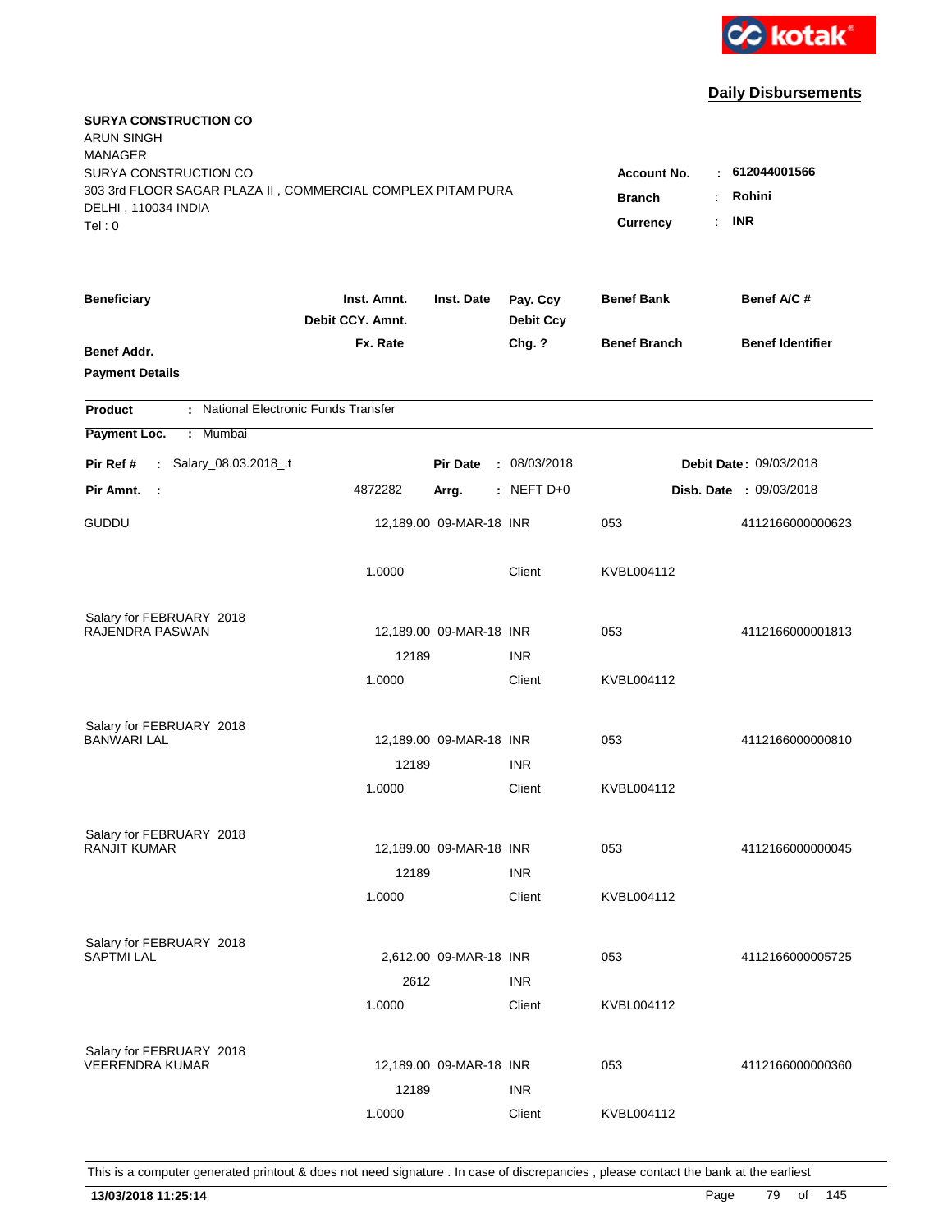**kotak**

## Daily Disbursements

**SURYA CONSTRUCTION CO**
ARUN SINGH
MANAGER
SURYA CONSTRUCTION CO
303 3rd FLOOR SAGAR PLAZA II , COMMERCIAL COMPLEX PITAM PURA
DELHI , 110034 INDIA
Tel : 0

**Account No.** : **612044001566**
**Branch** : **Rohini**
**Currency** : **INR**

| Beneficiary / Benef Addr. / Payment Details | Inst. Amnt. / Debit CCY. Amnt. / Fx. Rate | Inst. Date | Pay. Ccy / Debit Ccy / Chg. ? | Benef Bank / Benef Branch | Benef A/C # / Benef Identifier |
|---|---|---|---|---|---|

**Product** : National Electronic Funds Transfer
**Payment Loc.** : Mumbai

**Pir Ref #** : Salary_08.03.2018_.t **Pir Date** : 08/03/2018 **Debit Date** : 09/03/2018
**Pir Amnt.** : 4872282 **Arrg.** : NEFT D+0 **Disb. Date** : 09/03/2018

| Beneficiary | Inst. Amnt. | Inst. Date | Pay. Ccy | Benef Bank | Benef A/C # |
|---|---|---|---|---|---|
| GUDDU | 12,189.00 | 09-MAR-18 | INR | 053 | 4112166000000623 |
| | 1.0000 | | Client | KVBL004112 | |
| Salary for FEBRUARY 2018 | | | | | |
| RAJENDRA PASWAN | 12,189.00 | 09-MAR-18 | INR | 053 | 4112166000001813 |
| | 12189 | | INR | | |
| | 1.0000 | | Client | KVBL004112 | |
| Salary for FEBRUARY 2018 | | | | | |
| BANWARI LAL | 12,189.00 | 09-MAR-18 | INR | 053 | 4112166000000810 |
| | 12189 | | INR | | |
| | 1.0000 | | Client | KVBL004112 | |
| Salary for FEBRUARY 2018 | | | | | |
| RANJIT KUMAR | 12,189.00 | 09-MAR-18 | INR | 053 | 4112166000000045 |
| | 12189 | | INR | | |
| | 1.0000 | | Client | KVBL004112 | |
| Salary for FEBRUARY 2018 | | | | | |
| SAPTMI LAL | 2,612.00 | 09-MAR-18 | INR | 053 | 4112166000005725 |
| | 2612 | | INR | | |
| | 1.0000 | | Client | KVBL004112 | |
| Salary for FEBRUARY 2018 | | | | | |
| VEERENDRA KUMAR | 12,189.00 | 09-MAR-18 | INR | 053 | 4112166000000360 |
| | 12189 | | INR | | |
| | 1.0000 | | Client | KVBL004112 | |

This is a computer generated printout & does not need signature . In case of discrepancies , please contact the bank at the earliest

**13/03/2018 11:25:14**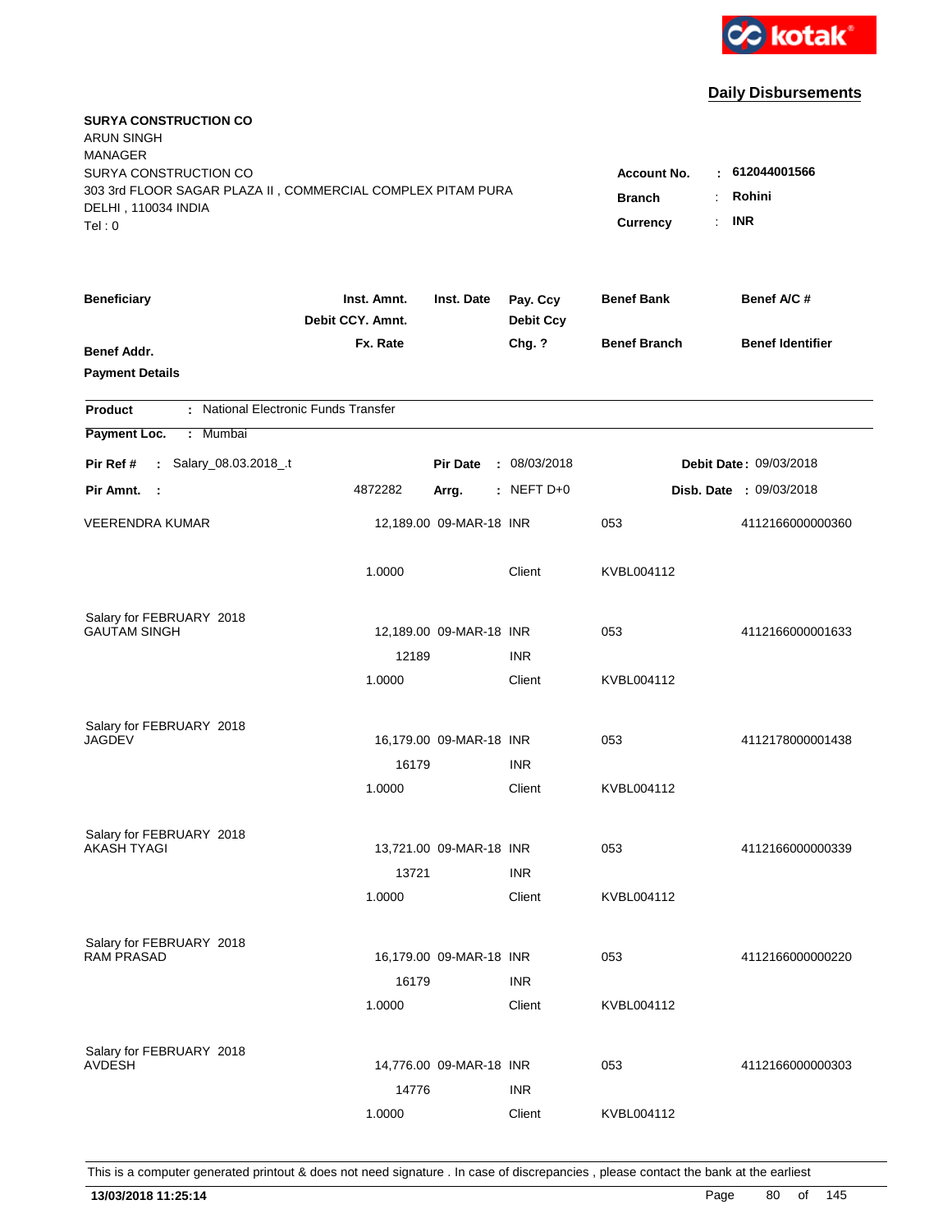**Daily Disbursements**

**SURYA CONSTRUCTION CO**
ARUN SINGH
MANAGER
SURYA CONSTRUCTION CO
303 3rd FLOOR SAGAR PLAZA II , COMMERCIAL COMPLEX PITAM PURA
DELHI , 110034 INDIA
Tel : 0

**Account No.** : **612044001566**
**Branch** : **Rohini**
**Currency** : **INR**

| Beneficiary / Benef Addr. / Payment Details | Inst. Amnt. / Debit CCY. Amnt. / Fx. Rate | Inst. Date | Pay. Ccy / Debit Ccy / Chg. ? | Benef Bank / Benef Branch | Benef A/C # / Benef Identifier |
|---|---|---|---|---|---|

**Product** : National Electronic Funds Transfer
**Payment Loc.** : Mumbai
**Pir Ref #** : Salary_08.03.2018_.t **Pir Date** : 08/03/2018 **Debit Date** : 09/03/2018
**Pir Amnt.** : 4872282 **Arrg.** : NEFT D+0 **Disb. Date** : 09/03/2018

| Beneficiary | Inst. Amnt. | Inst. Date | Pay. Ccy | Benef Bank | Benef A/C # |
|---|---|---|---|---|---|
| VEERENDRA KUMAR | 12,189.00 | 09-MAR-18 | INR | 053 | 4112166000000360 |
| | 1.0000 | | Client | KVBL004112 | |
| Salary for FEBRUARY 2018 | | | | | |
| GAUTAM SINGH | 12,189.00 | 09-MAR-18 | INR | 053 | 4112166000001633 |
| | 12189 | | INR | | |
| | 1.0000 | | Client | KVBL004112 | |
| Salary for FEBRUARY 2018 | | | | | |
| JAGDEV | 16,179.00 | 09-MAR-18 | INR | 053 | 4112178000001438 |
| | 16179 | | INR | | |
| | 1.0000 | | Client | KVBL004112 | |
| Salary for FEBRUARY 2018 | | | | | |
| AKASH TYAGI | 13,721.00 | 09-MAR-18 | INR | 053 | 4112166000000339 |
| | 13721 | | INR | | |
| | 1.0000 | | Client | KVBL004112 | |
| Salary for FEBRUARY 2018 | | | | | |
| RAM PRASAD | 16,179.00 | 09-MAR-18 | INR | 053 | 4112166000000220 |
| | 16179 | | INR | | |
| | 1.0000 | | Client | KVBL004112 | |
| Salary for FEBRUARY 2018 | | | | | |
| AVDESH | 14,776.00 | 09-MAR-18 | INR | 053 | 4112166000000303 |
| | 14776 | | INR | | |
| | 1.0000 | | Client | KVBL004112 | |

This is a computer generated printout & does not need signature . In case of discrepancies , please contact the bank at the earliest

**13/03/2018 11:25:14**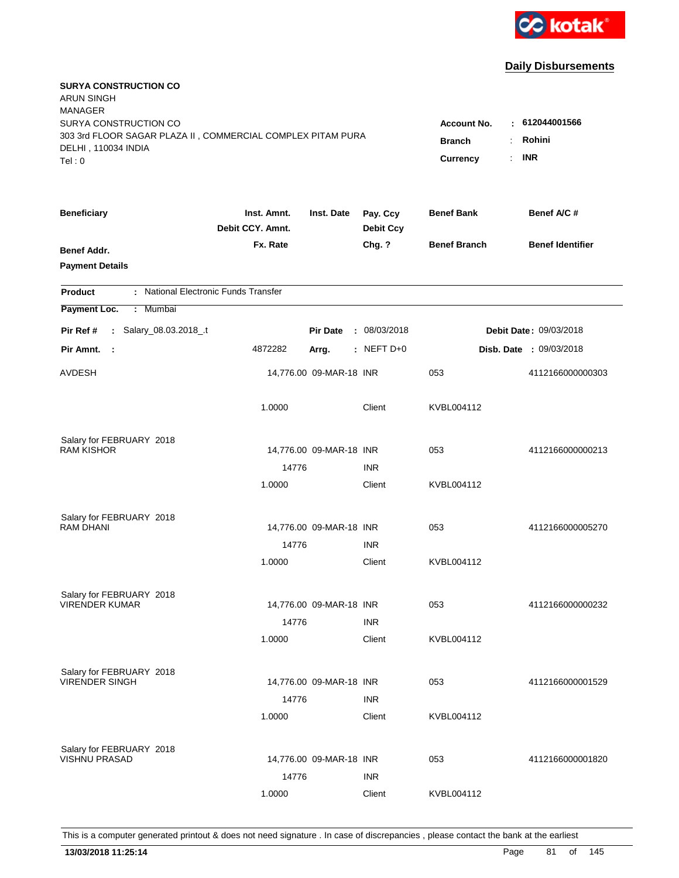kotak

## Daily Disbursements

**SURYA CONSTRUCTION CO**
ARUN SINGH
MANAGER
SURYA CONSTRUCTION CO
303 3rd FLOOR SAGAR PLAZA II , COMMERCIAL COMPLEX PITAM PURA
DELHI , 110034 INDIA
Tel : 0

**Account No.** : **612044001566**
**Branch** : **Rohini**
**Currency** : **INR**

| Beneficiary | Inst. Amnt. / Debit CCY. Amnt. / Fx. Rate | Inst. Date | Pay. Ccy / Debit Ccy / Chg. ? | Benef Bank / Benef Branch | Benef A/C # / Benef Identifier |
|---|---|---|---|---|---|
| **Benef Addr.** / **Payment Details** | | | | | |

**Product** : National Electronic Funds Transfer
**Payment Loc.** : Mumbai

**Pir Ref #** : Salary_08.03.2018_.t  **Pir Date** : 08/03/2018  **Debit Date** : 09/03/2018
**Pir Amnt.** : 4872282  **Arrg.** : NEFT D+0  **Disb. Date** : 09/03/2018

| Beneficiary | Inst. Amnt. / Debit CCY. Amnt. / Fx. Rate | Inst. Date | Pay. Ccy / Debit Ccy / Chg. ? | Benef Bank / Benef Branch | Benef A/C # |
|---|---|---|---|---|---|
| AVDESH | 14,776.00 | 09-MAR-18 | INR | 053 | 4112166000000303 |
| | 1.0000 | | Client | KVBL004112 | |
| Salary for FEBRUARY 2018 | | | | | |
| RAM KISHOR | 14,776.00 | 09-MAR-18 | INR | 053 | 4112166000000213 |
| | 14776 | | INR | | |
| | 1.0000 | | Client | KVBL004112 | |
| Salary for FEBRUARY 2018 | | | | | |
| RAM DHANI | 14,776.00 | 09-MAR-18 | INR | 053 | 4112166000005270 |
| | 14776 | | INR | | |
| | 1.0000 | | Client | KVBL004112 | |
| Salary for FEBRUARY 2018 | | | | | |
| VIRENDER KUMAR | 14,776.00 | 09-MAR-18 | INR | 053 | 4112166000000232 |
| | 14776 | | INR | | |
| | 1.0000 | | Client | KVBL004112 | |
| Salary for FEBRUARY 2018 | | | | | |
| VIRENDER SINGH | 14,776.00 | 09-MAR-18 | INR | 053 | 4112166000001529 |
| | 14776 | | INR | | |
| | 1.0000 | | Client | KVBL004112 | |
| Salary for FEBRUARY 2018 | | | | | |
| VISHNU PRASAD | 14,776.00 | 09-MAR-18 | INR | 053 | 4112166000001820 |
| | 14776 | | INR | | |
| | 1.0000 | | Client | KVBL004112 | |

This is a computer generated printout & does not need signature . In case of discrepancies , please contact the bank at the earliest

**13/03/2018 11:25:14**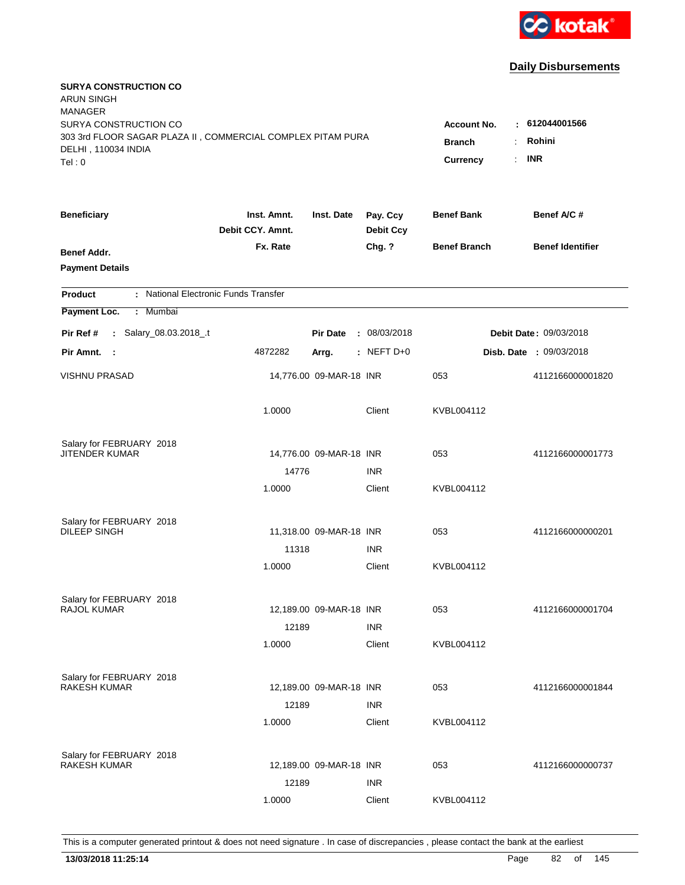**Daily Disbursements**

**SURYA CONSTRUCTION CO**
ARUN SINGH
MANAGER
SURYA CONSTRUCTION CO
303 3rd FLOOR SAGAR PLAZA II , COMMERCIAL COMPLEX PITAM PURA
DELHI , 110034 INDIA
Tel : 0

**Account No.** : 612044001566
**Branch** : Rohini
**Currency** : INR

| Beneficiary / Benef Addr. / Payment Details | Inst. Amnt. / Debit CCY. Amnt. / Fx. Rate | Inst. Date | Pay. Ccy / Debit Ccy / Chg. ? | Benef Bank / Benef Branch | Benef A/C # / Benef Identifier |
|---|---|---|---|---|---|

**Product** : National Electronic Funds Transfer
**Payment Loc.** : Mumbai

**Pir Ref #** : Salary_08.03.2018_.t | **Pir Date** : 08/03/2018 | **Debit Date** : 09/03/2018
**Pir Amnt.** : 4872282 | **Arrg.** : NEFT D+0 | **Disb. Date** : 09/03/2018

| Beneficiary | Inst. Amnt. | Inst. Date | Pay. Ccy | Benef Bank | Benef A/C # |
|---|---|---|---|---|---|
| VISHNU PRASAD | 14,776.00 | 09-MAR-18 | INR | 053 | 4112166000001820 |
| | 1.0000 | | Client | KVBL004112 | |
| Salary for FEBRUARY 2018 | | | | | |
| JITENDER KUMAR | 14,776.00 | 09-MAR-18 | INR | 053 | 4112166000001773 |
| | 14776 | | INR | | |
| | 1.0000 | | Client | KVBL004112 | |
| Salary for FEBRUARY 2018 | | | | | |
| DILEEP SINGH | 11,318.00 | 09-MAR-18 | INR | 053 | 4112166000000201 |
| | 11318 | | INR | | |
| | 1.0000 | | Client | KVBL004112 | |
| Salary for FEBRUARY 2018 | | | | | |
| RAJOL KUMAR | 12,189.00 | 09-MAR-18 | INR | 053 | 4112166000001704 |
| | 12189 | | INR | | |
| | 1.0000 | | Client | KVBL004112 | |
| Salary for FEBRUARY 2018 | | | | | |
| RAKESH KUMAR | 12,189.00 | 09-MAR-18 | INR | 053 | 4112166000001844 |
| | 12189 | | INR | | |
| | 1.0000 | | Client | KVBL004112 | |
| Salary for FEBRUARY 2018 | | | | | |
| RAKESH KUMAR | 12,189.00 | 09-MAR-18 | INR | 053 | 4112166000000737 |
| | 12189 | | INR | | |
| | 1.0000 | | Client | KVBL004112 | |

This is a computer generated printout & does not need signature . In case of discrepancies , please contact the bank at the earliest

**13/03/2018 11:25:14**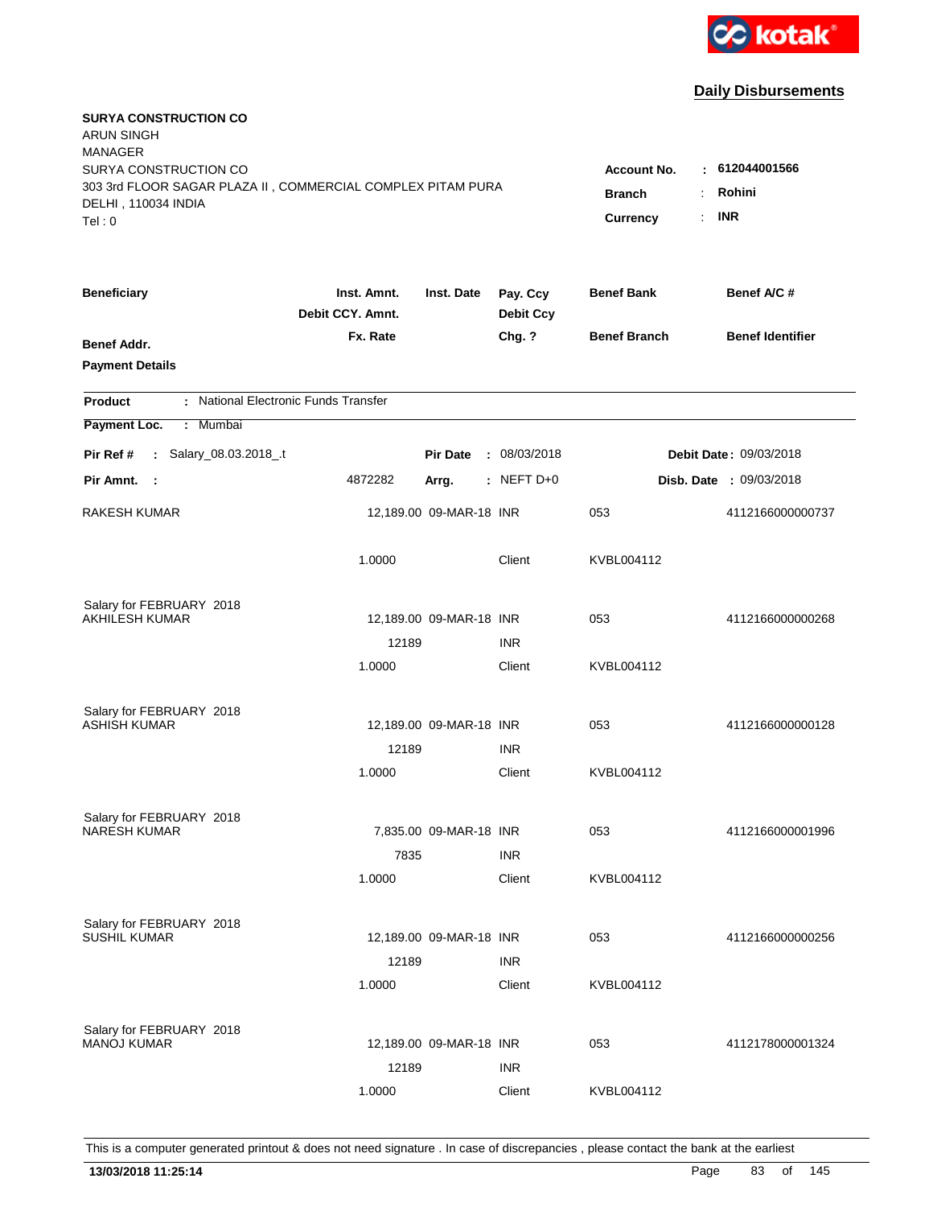kotak

## Daily Disbursements

**SURYA CONSTRUCTION CO**
ARUN SINGH
MANAGER
SURYA CONSTRUCTION CO
303 3rd FLOOR SAGAR PLAZA II , COMMERCIAL COMPLEX PITAM PURA
DELHI , 110034 INDIA
Tel : 0

**Account No.** : **612044001566**
**Branch** : **Rohini**
**Currency** : **INR**

| Beneficiary / Benef Addr. / Payment Details | Inst. Amnt. / Debit CCY. Amnt. / Fx. Rate | Inst. Date | Pay. Ccy / Debit Ccy / Chg. ? | Benef Bank / Benef Branch | Benef A/C # / Benef Identifier |
|---|---|---|---|---|---|

**Product** : National Electronic Funds Transfer
**Payment Loc.** : Mumbai

**Pir Ref #** : Salary_08.03.2018_.t | **Pir Date** : 08/03/2018 | **Debit Date** : 09/03/2018
**Pir Amnt.** : 4872282 | **Arrg.** : NEFT D+0 | **Disb. Date** : 09/03/2018

| Beneficiary | Inst. Amnt. | Inst. Date | Pay. Ccy | Benef Bank | Benef A/C # |
|---|---|---|---|---|---|
| RAKESH KUMAR | 12,189.00 | 09-MAR-18 | INR | 053 | 4112166000000737 |
| | 1.0000 | | Client | KVBL004112 | |
| Salary for FEBRUARY 2018 | | | | | |
| AKHILESH KUMAR | 12,189.00 | 09-MAR-18 | INR | 053 | 4112166000000268 |
| | 12189 | | INR | | |
| | 1.0000 | | Client | KVBL004112 | |
| Salary for FEBRUARY 2018 | | | | | |
| ASHISH KUMAR | 12,189.00 | 09-MAR-18 | INR | 053 | 4112166000000128 |
| | 12189 | | INR | | |
| | 1.0000 | | Client | KVBL004112 | |
| Salary for FEBRUARY 2018 | | | | | |
| NARESH KUMAR | 7,835.00 | 09-MAR-18 | INR | 053 | 4112166000001996 |
| | 7835 | | INR | | |
| | 1.0000 | | Client | KVBL004112 | |
| Salary for FEBRUARY 2018 | | | | | |
| SUSHIL KUMAR | 12,189.00 | 09-MAR-18 | INR | 053 | 4112166000000256 |
| | 12189 | | INR | | |
| | 1.0000 | | Client | KVBL004112 | |
| Salary for FEBRUARY 2018 | | | | | |
| MANOJ KUMAR | 12,189.00 | 09-MAR-18 | INR | 053 | 4112178000001324 |
| | 12189 | | INR | | |
| | 1.0000 | | Client | KVBL004112 | |

This is a computer generated printout & does not need signature . In case of discrepancies , please contact the bank at the earliest

**13/03/2018 11:25:14**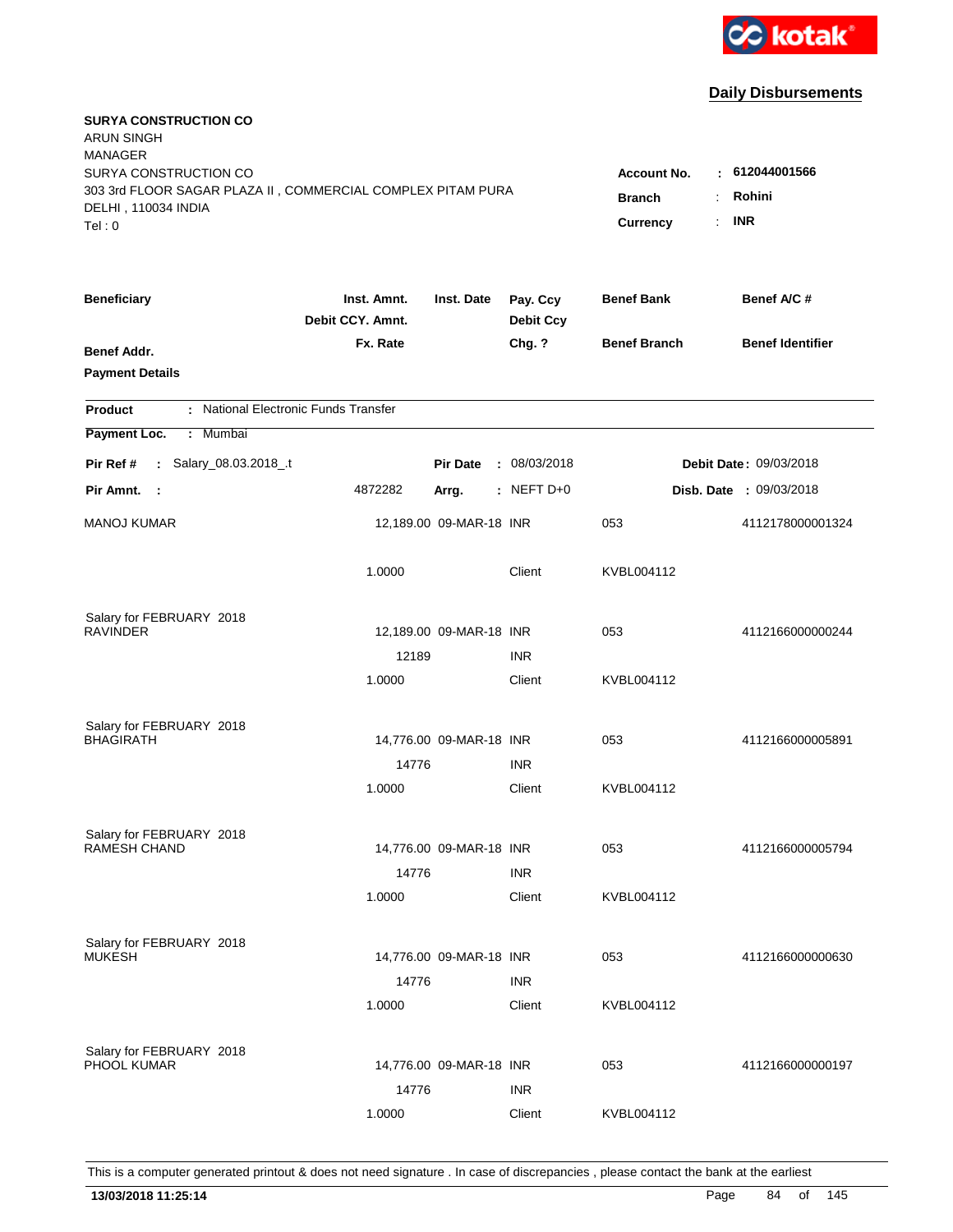**kotak**

## Daily Disbursements

**SURYA CONSTRUCTION CO**
ARUN SINGH
MANAGER
SURYA CONSTRUCTION CO
303 3rd FLOOR SAGAR PLAZA II , COMMERCIAL COMPLEX PITAM PURA
DELHI , 110034 INDIA
Tel : 0

**Account No.** : **612044001566**
**Branch** : **Rohini**
**Currency** : **INR**

| Beneficiary / Benef Addr. / Payment Details | Inst. Amnt. / Debit CCY. Amnt. / Fx. Rate | Inst. Date | Pay. Ccy / Debit Ccy / Chg. ? | Benef Bank / Benef Branch | Benef A/C # / Benef Identifier |
|---|---|---|---|---|---|

**Product** : National Electronic Funds Transfer
**Payment Loc.** : Mumbai

**Pir Ref #** : Salary_08.03.2018_.t &nbsp;&nbsp; **Pir Date** : 08/03/2018 &nbsp;&nbsp; **Debit Date** : 09/03/2018
**Pir Amnt.** : 4872282 &nbsp;&nbsp; **Arrg.** : NEFT D+0 &nbsp;&nbsp; **Disb. Date** : 09/03/2018

| Beneficiary | Inst. Amnt. | Inst. Date | Pay. Ccy | Benef Bank | Benef A/C # |
|---|---|---|---|---|---|
| MANOJ KUMAR | 12,189.00 | 09-MAR-18 | INR | 053 | 4112178000001324 |
| | 1.0000 | | Client | KVBL004112 | |
| Salary for FEBRUARY 2018 | | | | | |
| RAVINDER | 12,189.00 | 09-MAR-18 | INR | 053 | 4112166000000244 |
| | 12189 | | INR | | |
| | 1.0000 | | Client | KVBL004112 | |
| Salary for FEBRUARY 2018 | | | | | |
| BHAGIRATH | 14,776.00 | 09-MAR-18 | INR | 053 | 4112166000005891 |
| | 14776 | | INR | | |
| | 1.0000 | | Client | KVBL004112 | |
| Salary for FEBRUARY 2018 | | | | | |
| RAMESH CHAND | 14,776.00 | 09-MAR-18 | INR | 053 | 4112166000005794 |
| | 14776 | | INR | | |
| | 1.0000 | | Client | KVBL004112 | |
| Salary for FEBRUARY 2018 | | | | | |
| MUKESH | 14,776.00 | 09-MAR-18 | INR | 053 | 4112166000000630 |
| | 14776 | | INR | | |
| | 1.0000 | | Client | KVBL004112 | |
| Salary for FEBRUARY 2018 | | | | | |
| PHOOL KUMAR | 14,776.00 | 09-MAR-18 | INR | 053 | 4112166000000197 |
| | 14776 | | INR | | |
| | 1.0000 | | Client | KVBL004112 | |

This is a computer generated printout & does not need signature . In case of discrepancies , please contact the bank at the earliest

**13/03/2018 11:25:14**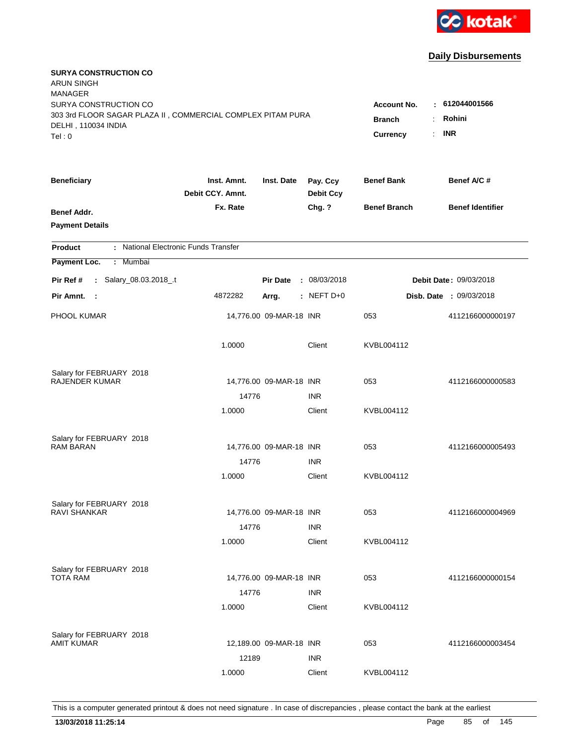kotak

**Daily Disbursements**

**SURYA CONSTRUCTION CO**
ARUN SINGH
MANAGER
SURYA CONSTRUCTION CO
303 3rd FLOOR SAGAR PLAZA II , COMMERCIAL COMPLEX PITAM PURA
DELHI , 110034 INDIA
Tel : 0

**Account No.** : **612044001566**
**Branch** : **Rohini**
**Currency** : **INR**

| Beneficiary | Inst. Amnt. / Debit CCY. Amnt. / Fx. Rate | Inst. Date | Pay. Ccy / Debit Ccy / Chg. ? | Benef Bank / Benef Branch | Benef A/C # / Benef Identifier |
|---|---|---|---|---|---|
| **Benef Addr.** | | | | | |
| **Payment Details** | | | | | |

**Product** : National Electronic Funds Transfer
**Payment Loc.** : Mumbai

**Pir Ref #** : Salary_08.03.2018_.t | **Pir Date** : 08/03/2018 | **Debit Date** : 09/03/2018
**Pir Amnt.** : 4872282 | **Arrg.** : NEFT D+0 | **Disb. Date** : 09/03/2018

| Beneficiary | Inst. Amnt. / Debit CCY. Amnt. / Fx. Rate | Inst. Date | Pay. Ccy / Debit Ccy / Chg. ? | Benef Bank / Benef Branch | Benef A/C # |
|---|---|---|---|---|---|
| PHOOL KUMAR | 14,776.00 | 09-MAR-18 | INR | 053 | 4112166000000197 |
| | 1.0000 | | Client | KVBL004112 | |
| Salary for FEBRUARY 2018 | | | | | |
| RAJENDER KUMAR | 14,776.00 | 09-MAR-18 | INR | 053 | 4112166000000583 |
| | 14776 | | INR | | |
| | 1.0000 | | Client | KVBL004112 | |
| Salary for FEBRUARY 2018 | | | | | |
| RAM BARAN | 14,776.00 | 09-MAR-18 | INR | 053 | 4112166000005493 |
| | 14776 | | INR | | |
| | 1.0000 | | Client | KVBL004112 | |
| Salary for FEBRUARY 2018 | | | | | |
| RAVI SHANKAR | 14,776.00 | 09-MAR-18 | INR | 053 | 4112166000004969 |
| | 14776 | | INR | | |
| | 1.0000 | | Client | KVBL004112 | |
| Salary for FEBRUARY 2018 | | | | | |
| TOTA RAM | 14,776.00 | 09-MAR-18 | INR | 053 | 4112166000000154 |
| | 14776 | | INR | | |
| | 1.0000 | | Client | KVBL004112 | |
| Salary for FEBRUARY 2018 | | | | | |
| AMIT KUMAR | 12,189.00 | 09-MAR-18 | INR | 053 | 4112166000003454 |
| | 12189 | | INR | | |
| | 1.0000 | | Client | KVBL004112 | |

This is a computer generated printout & does not need signature . In case of discrepancies , please contact the bank at the earliest

**13/03/2018 11:25:14**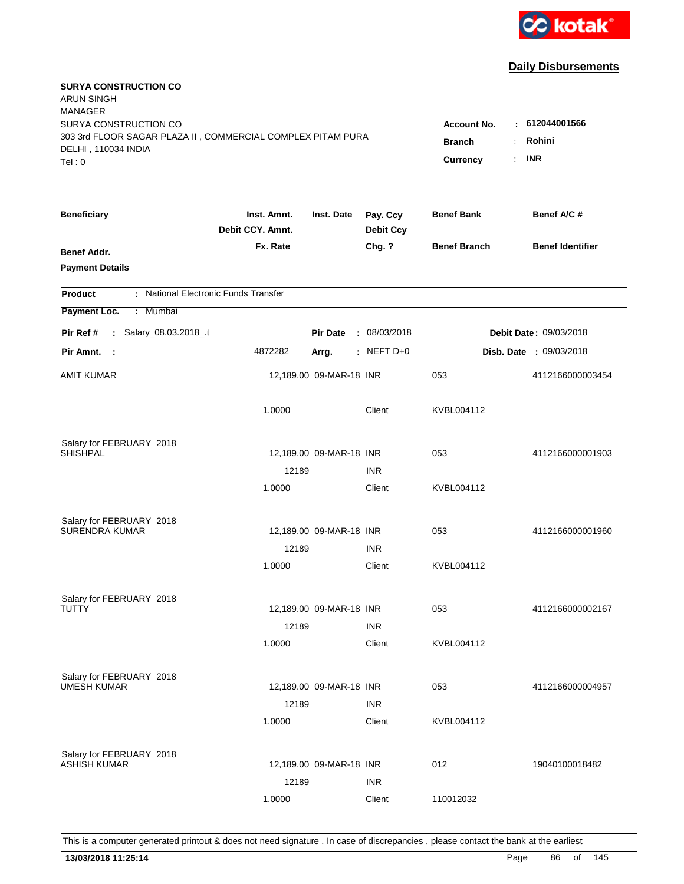## Daily Disbursements

**SURYA CONSTRUCTION CO**
ARUN SINGH
MANAGER
SURYA CONSTRUCTION CO
303 3rd FLOOR SAGAR PLAZA II , COMMERCIAL COMPLEX PITAM PURA
DELHI , 110034 INDIA
Tel : 0

**Account No.** : **612044001566**
**Branch** : **Rohini**
**Currency** : **INR**

| Beneficiary / Benef Addr. / Payment Details | Inst. Amnt. / Debit CCY. Amnt. / Fx. Rate | Inst. Date | Pay. Ccy / Debit Ccy / Chg. ? | Benef Bank / Benef Branch | Benef A/C # / Benef Identifier |
|---|---|---|---|---|---|

**Product** : National Electronic Funds Transfer
**Payment Loc.** : Mumbai

**Pir Ref #** : Salary_08.03.2018_.t  **Pir Date** : 08/03/2018  **Debit Date** : 09/03/2018
**Pir Amnt.** : 4872282  **Arrg.** : NEFT D+0  **Disb. Date** : 09/03/2018

| Beneficiary | Inst. Amnt. | Inst. Date | Pay. Ccy | Benef Bank | Benef A/C # |
|---|---|---|---|---|---|
| AMIT KUMAR | 12,189.00 | 09-MAR-18 | INR | 053 | 4112166000003454 |
| | 1.0000 | | Client | KVBL004112 | |
| Salary for FEBRUARY 2018 | | | | | |
| SHISHPAL | 12,189.00 | 09-MAR-18 | INR | 053 | 4112166000001903 |
| | 12189 | | INR | | |
| | 1.0000 | | Client | KVBL004112 | |
| Salary for FEBRUARY 2018 | | | | | |
| SURENDRA KUMAR | 12,189.00 | 09-MAR-18 | INR | 053 | 4112166000001960 |
| | 12189 | | INR | | |
| | 1.0000 | | Client | KVBL004112 | |
| Salary for FEBRUARY 2018 | | | | | |
| TUTTY | 12,189.00 | 09-MAR-18 | INR | 053 | 4112166000002167 |
| | 12189 | | INR | | |
| | 1.0000 | | Client | KVBL004112 | |
| Salary for FEBRUARY 2018 | | | | | |
| UMESH KUMAR | 12,189.00 | 09-MAR-18 | INR | 053 | 4112166000004957 |
| | 12189 | | INR | | |
| | 1.0000 | | Client | KVBL004112 | |
| Salary for FEBRUARY 2018 | | | | | |
| ASHISH KUMAR | 12,189.00 | 09-MAR-18 | INR | 012 | 19040100018482 |
| | 12189 | | INR | | |
| | 1.0000 | | Client | 110012032 | |

This is a computer generated printout & does not need signature . In case of discrepancies , please contact the bank at the earliest

**13/03/2018 11:25:14**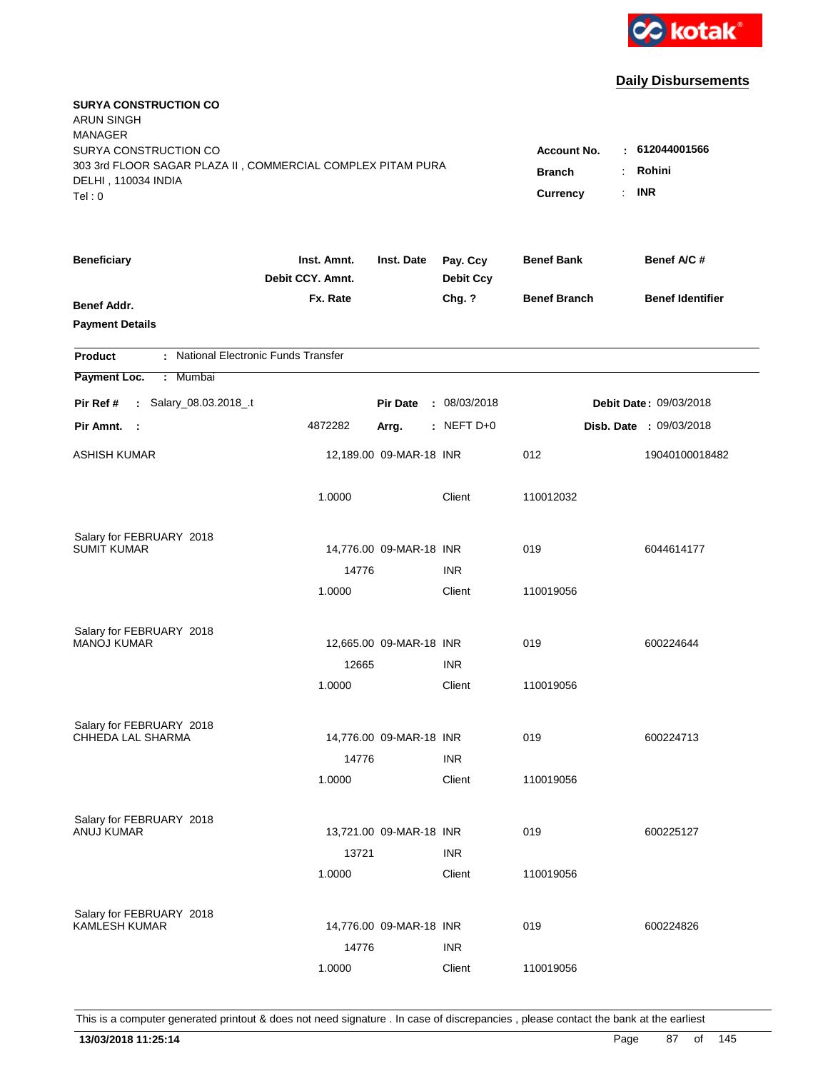kotak

## Daily Disbursements

**SURYA CONSTRUCTION CO**
ARUN SINGH
MANAGER
SURYA CONSTRUCTION CO
303 3rd FLOOR SAGAR PLAZA II , COMMERCIAL COMPLEX PITAM PURA
DELHI , 110034 INDIA
Tel : 0

**Account No.** : **612044001566**
**Branch** : **Rohini**
**Currency** : **INR**

| Beneficiary | Inst. Amnt. / Debit CCY. Amnt. / Fx. Rate | Inst. Date | Pay. Ccy / Debit Ccy / Chg. ? | Benef Bank / Benef Branch | Benef A/C # / Benef Identifier |
|---|---|---|---|---|---|
| **Benef Addr.** | | | | | |
| **Payment Details** | | | | | |

**Product** : National Electronic Funds Transfer
**Payment Loc.** : Mumbai

**Pir Ref #** : Salary_08.03.2018_.t — **Pir Date** : 08/03/2018 — **Debit Date** : 09/03/2018
**Pir Amnt.** : 4872282 — **Arrg.** : NEFT D+0 — **Disb. Date** : 09/03/2018

| Beneficiary | Inst. Amnt. / Debit CCY. Amnt. / Fx. Rate | Inst. Date | Pay. Ccy / Debit Ccy / Chg. ? | Benef Bank / Benef Branch | Benef A/C # |
|---|---|---|---|---|---|
| ASHISH KUMAR | 12,189.00 | 09-MAR-18 | INR | 012 | 19040100018482 |
| | 1.0000 | | Client | 110012032 | |
| Salary for FEBRUARY 2018 | | | | | |
| SUMIT KUMAR | 14,776.00 | 09-MAR-18 | INR | 019 | 6044614177 |
| | 14776 | | INR | | |
| | 1.0000 | | Client | 110019056 | |
| Salary for FEBRUARY 2018 | | | | | |
| MANOJ KUMAR | 12,665.00 | 09-MAR-18 | INR | 019 | 600224644 |
| | 12665 | | INR | | |
| | 1.0000 | | Client | 110019056 | |
| Salary for FEBRUARY 2018 | | | | | |
| CHHEDA LAL SHARMA | 14,776.00 | 09-MAR-18 | INR | 019 | 600224713 |
| | 14776 | | INR | | |
| | 1.0000 | | Client | 110019056 | |
| Salary for FEBRUARY 2018 | | | | | |
| ANUJ KUMAR | 13,721.00 | 09-MAR-18 | INR | 019 | 600225127 |
| | 13721 | | INR | | |
| | 1.0000 | | Client | 110019056 | |
| Salary for FEBRUARY 2018 | | | | | |
| KAMLESH KUMAR | 14,776.00 | 09-MAR-18 | INR | 019 | 600224826 |
| | 14776 | | INR | | |
| | 1.0000 | | Client | 110019056 | |

This is a computer generated printout & does not need signature . In case of discrepancies , please contact the bank at the earliest

**13/03/2018 11:25:14**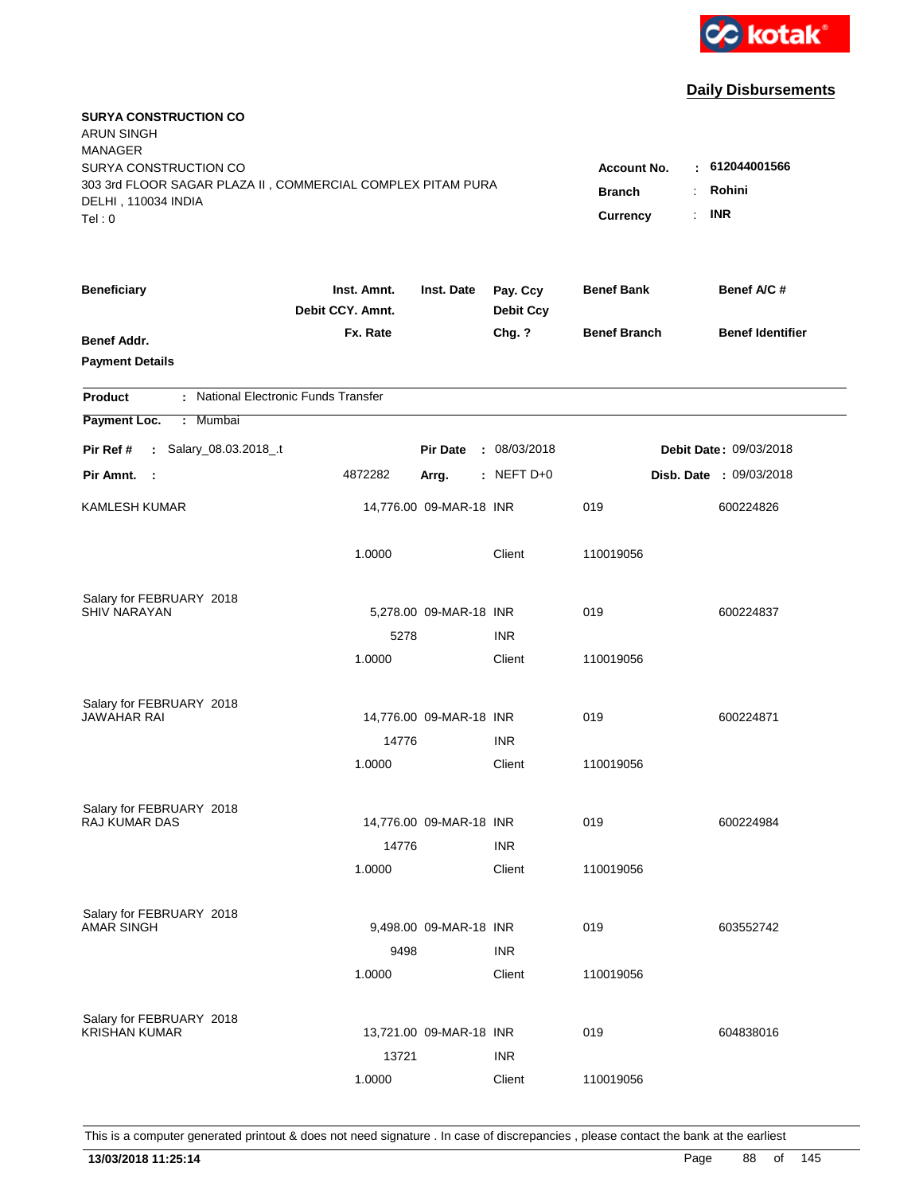kotak

**Daily Disbursements**

**SURYA CONSTRUCTION CO**
ARUN SINGH
MANAGER
SURYA CONSTRUCTION CO
303 3rd FLOOR SAGAR PLAZA II , COMMERCIAL COMPLEX PITAM PURA
DELHI , 110034 INDIA
Tel : 0

**Account No.** : **612044001566**
**Branch** : **Rohini**
**Currency** : **INR**

| Beneficiary | Inst. Amnt. / Debit CCY. Amnt. / Fx. Rate | Inst. Date | Pay. Ccy / Debit Ccy / Chg. ? | Benef Bank / Benef Branch | Benef A/C # / Benef Identifier |
|---|---|---|---|---|---|
| **Benef Addr.** | | | | | |
| **Payment Details** | | | | | |

**Product** : National Electronic Funds Transfer

**Payment Loc.** : Mumbai

**Pir Ref #** : Salary_08.03.2018_.t | **Pir Date** : 08/03/2018 | **Debit Date** : 09/03/2018

**Pir Amnt.** : 4872282 | **Arrg.** : NEFT D+0 | **Disb. Date** : 09/03/2018

| Beneficiary | Inst. Amnt. / Debit CCY. Amnt. / Fx. Rate | Inst. Date | Pay. Ccy / Debit Ccy / Chg. ? | Benef Bank / Benef Branch | Benef A/C # |
|---|---|---|---|---|---|
| KAMLESH KUMAR | 14,776.00 | 09-MAR-18 | INR | 019 | 600224826 |
| | 1.0000 | | Client | 110019056 | |
| Salary for FEBRUARY 2018 | | | | | |
| SHIV NARAYAN | 5,278.00 | 09-MAR-18 | INR | 019 | 600224837 |
| | 5278 | | INR | | |
| | 1.0000 | | Client | 110019056 | |
| Salary for FEBRUARY 2018 | | | | | |
| JAWAHAR RAI | 14,776.00 | 09-MAR-18 | INR | 019 | 600224871 |
| | 14776 | | INR | | |
| | 1.0000 | | Client | 110019056 | |
| Salary for FEBRUARY 2018 | | | | | |
| RAJ KUMAR DAS | 14,776.00 | 09-MAR-18 | INR | 019 | 600224984 |
| | 14776 | | INR | | |
| | 1.0000 | | Client | 110019056 | |
| Salary for FEBRUARY 2018 | | | | | |
| AMAR SINGH | 9,498.00 | 09-MAR-18 | INR | 019 | 603552742 |
| | 9498 | | INR | | |
| | 1.0000 | | Client | 110019056 | |
| Salary for FEBRUARY 2018 | | | | | |
| KRISHAN KUMAR | 13,721.00 | 09-MAR-18 | INR | 019 | 604838016 |
| | 13721 | | INR | | |
| | 1.0000 | | Client | 110019056 | |

This is a computer generated printout & does not need signature . In case of discrepancies , please contact the bank at the earliest

**13/03/2018 11:25:14**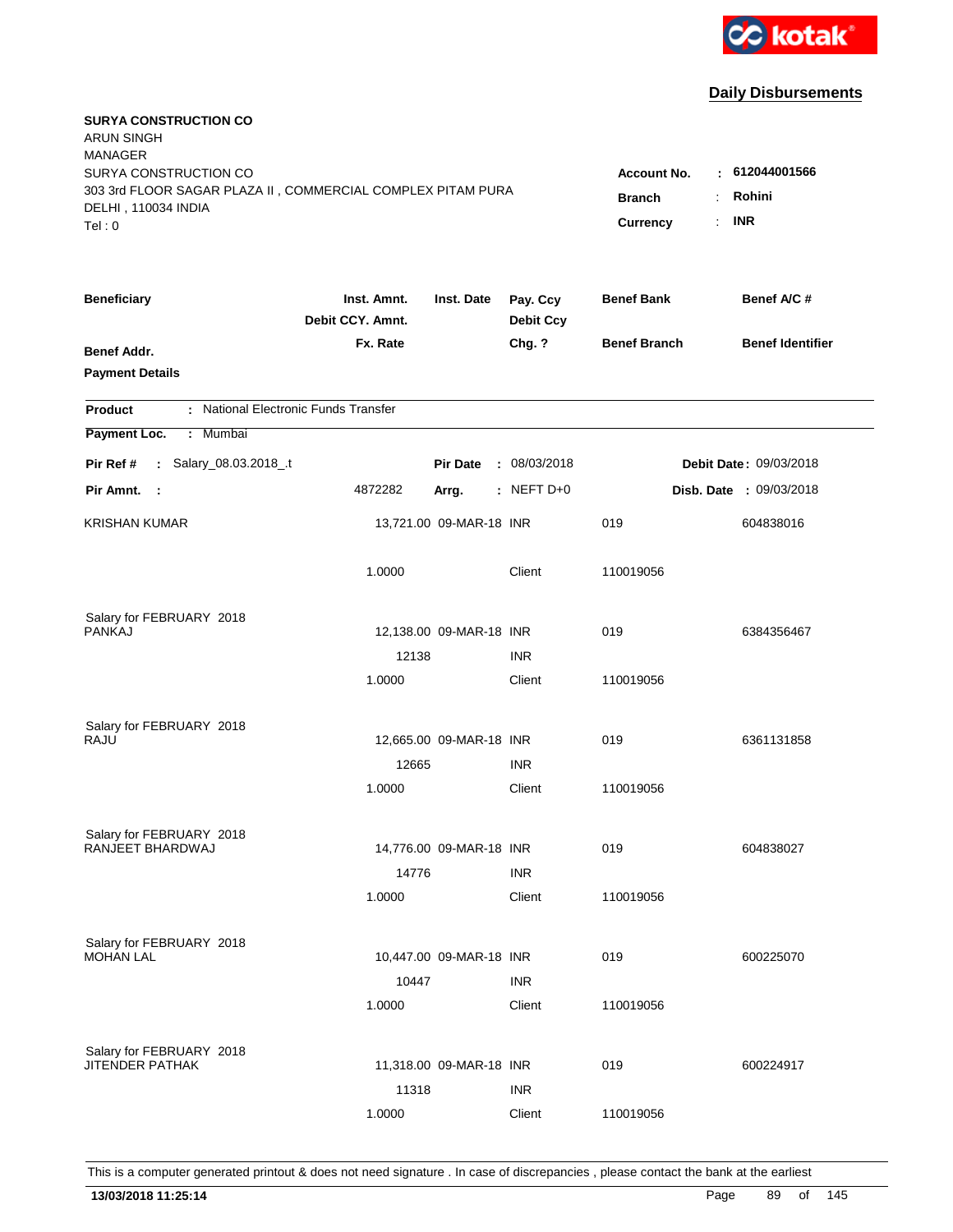kotak

## Daily Disbursements

**SURYA CONSTRUCTION CO**
ARUN SINGH
MANAGER
SURYA CONSTRUCTION CO
303 3rd FLOOR SAGAR PLAZA II , COMMERCIAL COMPLEX PITAM PURA
DELHI , 110034 INDIA
Tel : 0

**Account No.** : **612044001566**
**Branch** : **Rohini**
**Currency** : **INR**

| Beneficiary | Inst. Amnt. / Debit CCY. Amnt. / Fx. Rate | Inst. Date | Pay. Ccy / Debit Ccy / Chg. ? | Benef Bank / Benef Branch | Benef A/C # / Benef Identifier |
|---|---|---|---|---|---|
| **Benef Addr.** | | | | | |
| **Payment Details** | | | | | |

**Product** : National Electronic Funds Transfer

**Payment Loc.** : Mumbai

**Pir Ref #** : Salary_08.03.2018_.t &nbsp;&nbsp; **Pir Date** : 08/03/2018 &nbsp;&nbsp; **Debit Date** : 09/03/2018

**Pir Amnt.** : 4872282 &nbsp;&nbsp; **Arrg.** : NEFT D+0 &nbsp;&nbsp; **Disb. Date** : 09/03/2018

| Beneficiary | Inst. Amnt. | Inst. Date | Pay. Ccy | Benef Bank | Benef A/C # |
|---|---|---|---|---|---|
| KRISHAN KUMAR | 13,721.00 | 09-MAR-18 | INR | 019 | 604838016 |
| | 1.0000 | | Client | 110019056 | |
| Salary for FEBRUARY 2018 | | | | | |
| PANKAJ | 12,138.00 | 09-MAR-18 | INR | 019 | 6384356467 |
| | 12138 | | INR | | |
| | 1.0000 | | Client | 110019056 | |
| Salary for FEBRUARY 2018 | | | | | |
| RAJU | 12,665.00 | 09-MAR-18 | INR | 019 | 6361131858 |
| | 12665 | | INR | | |
| | 1.0000 | | Client | 110019056 | |
| Salary for FEBRUARY 2018 | | | | | |
| RANJEET BHARDWAJ | 14,776.00 | 09-MAR-18 | INR | 019 | 604838027 |
| | 14776 | | INR | | |
| | 1.0000 | | Client | 110019056 | |
| Salary for FEBRUARY 2018 | | | | | |
| MOHAN LAL | 10,447.00 | 09-MAR-18 | INR | 019 | 600225070 |
| | 10447 | | INR | | |
| | 1.0000 | | Client | 110019056 | |
| Salary for FEBRUARY 2018 | | | | | |
| JITENDER PATHAK | 11,318.00 | 09-MAR-18 | INR | 019 | 600224917 |
| | 11318 | | INR | | |
| | 1.0000 | | Client | 110019056 | |

This is a computer generated printout & does not need signature . In case of discrepancies , please contact the bank at the earliest

**13/03/2018 11:25:14**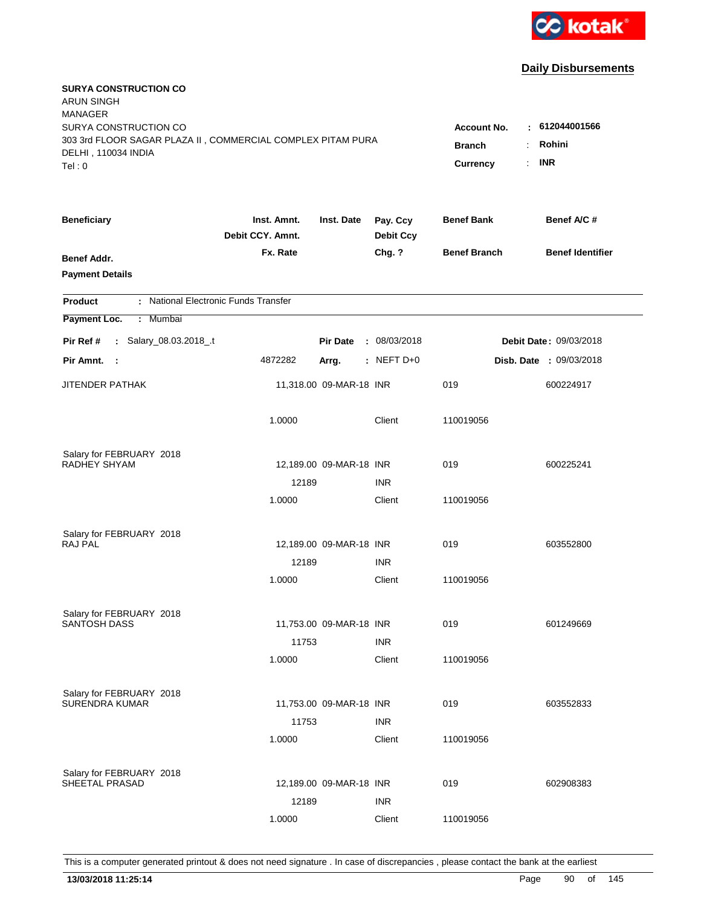kotak

## Daily Disbursements

**SURYA CONSTRUCTION CO**
ARUN SINGH
MANAGER
SURYA CONSTRUCTION CO
303 3rd FLOOR SAGAR PLAZA II , COMMERCIAL COMPLEX PITAM PURA
DELHI , 110034 INDIA
Tel : 0

**Account No.** : **612044001566**
**Branch** : **Rohini**
**Currency** : **INR**

| Beneficiary | Inst. Amnt. / Debit CCY. Amnt. / Fx. Rate | Inst. Date | Pay. Ccy / Debit Ccy / Chg. ? | Benef Bank / Benef Branch | Benef A/C # / Benef Identifier |
|---|---|---|---|---|---|
| **Benef Addr.** | | | | | |
| **Payment Details** | | | | | |

**Product** : National Electronic Funds Transfer

**Payment Loc.** : Mumbai

**Pir Ref #** : Salary_08.03.2018_.t  **Pir Date** : 08/03/2018  **Debit Date** : 09/03/2018

**Pir Amnt.** : 4872282  **Arrg.** : NEFT D+0  **Disb. Date** : 09/03/2018

| Beneficiary | Inst. Amnt. | Inst. Date | Pay. Ccy | Benef Bank | Benef A/C # |
|---|---|---|---|---|---|
| JITENDER PATHAK | 11,318.00 | 09-MAR-18 | INR | 019 | 600224917 |
| | 1.0000 | | Client | 110019056 | |
| Salary for FEBRUARY 2018 | | | | | |
| RADHEY SHYAM | 12,189.00 | 09-MAR-18 | INR | 019 | 600225241 |
| | 12189 | | INR | | |
| | 1.0000 | | Client | 110019056 | |
| Salary for FEBRUARY 2018 | | | | | |
| RAJ PAL | 12,189.00 | 09-MAR-18 | INR | 019 | 603552800 |
| | 12189 | | INR | | |
| | 1.0000 | | Client | 110019056 | |
| Salary for FEBRUARY 2018 | | | | | |
| SANTOSH DASS | 11,753.00 | 09-MAR-18 | INR | 019 | 601249669 |
| | 11753 | | INR | | |
| | 1.0000 | | Client | 110019056 | |
| Salary for FEBRUARY 2018 | | | | | |
| SURENDRA KUMAR | 11,753.00 | 09-MAR-18 | INR | 019 | 603552833 |
| | 11753 | | INR | | |
| | 1.0000 | | Client | 110019056 | |
| Salary for FEBRUARY 2018 | | | | | |
| SHEETAL PRASAD | 12,189.00 | 09-MAR-18 | INR | 019 | 602908383 |
| | 12189 | | INR | | |
| | 1.0000 | | Client | 110019056 | |

This is a computer generated printout & does not need signature . In case of discrepancies , please contact the bank at the earliest

**13/03/2018 11:25:14**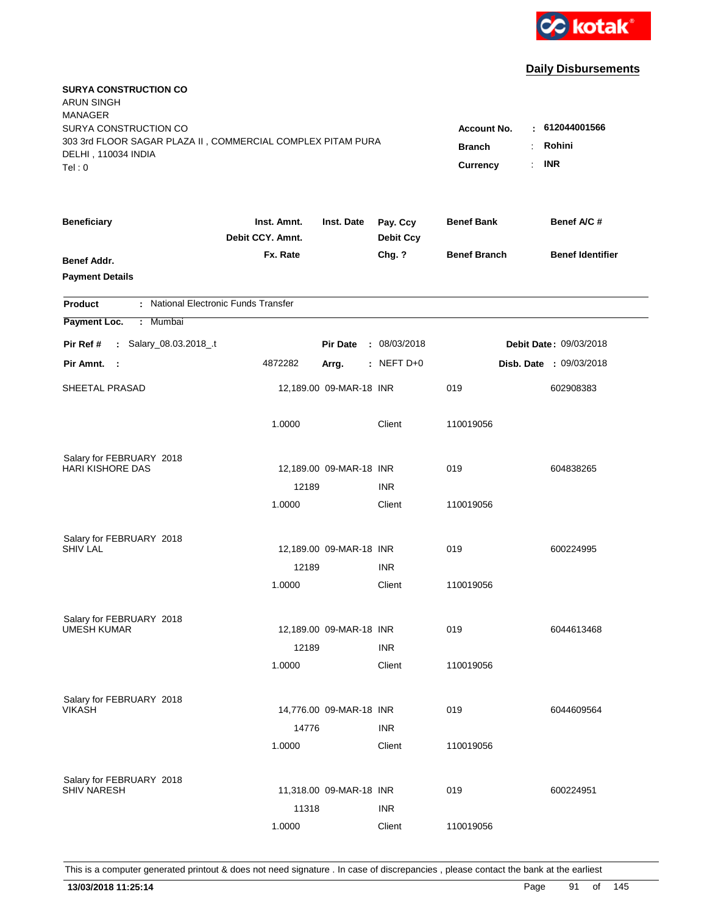kotak

## Daily Disbursements

**SURYA CONSTRUCTION CO**
ARUN SINGH
MANAGER
SURYA CONSTRUCTION CO
303 3rd FLOOR SAGAR PLAZA II , COMMERCIAL COMPLEX PITAM PURA
DELHI , 110034 INDIA
Tel : 0

**Account No.** : **612044001566**
**Branch** : **Rohini**
**Currency** : **INR**

| Beneficiary | Inst. Amnt. / Debit CCY. Amnt. / Fx. Rate | Inst. Date | Pay. Ccy / Debit Ccy / Chg. ? | Benef Bank / Benef Branch | Benef A/C # / Benef Identifier |
|---|---|---|---|---|---|
| **Benef Addr.** | | | | | |
| **Payment Details** | | | | | |

**Product** : National Electronic Funds Transfer
**Payment Loc.** : Mumbai

**Pir Ref #** : Salary_08.03.2018_.t | **Pir Date** : 08/03/2018 | **Debit Date** : 09/03/2018
**Pir Amnt.** : 4872282 | **Arrg.** : NEFT D+0 | **Disb. Date** : 09/03/2018

| Beneficiary | Inst. Amnt. | Inst. Date | Pay. Ccy | Benef Bank | Benef A/C # |
|---|---|---|---|---|---|
| SHEETAL PRASAD | 12,189.00 | 09-MAR-18 | INR | 019 | 602908383 |
| | 1.0000 | | Client | 110019056 | |
| Salary for FEBRUARY 2018 | | | | | |
| HARI KISHORE DAS | 12,189.00 | 09-MAR-18 | INR | 019 | 604838265 |
| | 12189 | | INR | | |
| | 1.0000 | | Client | 110019056 | |
| Salary for FEBRUARY 2018 | | | | | |
| SHIV LAL | 12,189.00 | 09-MAR-18 | INR | 019 | 600224995 |
| | 12189 | | INR | | |
| | 1.0000 | | Client | 110019056 | |
| Salary for FEBRUARY 2018 | | | | | |
| UMESH KUMAR | 12,189.00 | 09-MAR-18 | INR | 019 | 6044613468 |
| | 12189 | | INR | | |
| | 1.0000 | | Client | 110019056 | |
| Salary for FEBRUARY 2018 | | | | | |
| VIKASH | 14,776.00 | 09-MAR-18 | INR | 019 | 6044609564 |
| | 14776 | | INR | | |
| | 1.0000 | | Client | 110019056 | |
| Salary for FEBRUARY 2018 | | | | | |
| SHIV NARESH | 11,318.00 | 09-MAR-18 | INR | 019 | 600224951 |
| | 11318 | | INR | | |
| | 1.0000 | | Client | 110019056 | |

This is a computer generated printout & does not need signature . In case of discrepancies , please contact the bank at the earliest

**13/03/2018 11:25:14**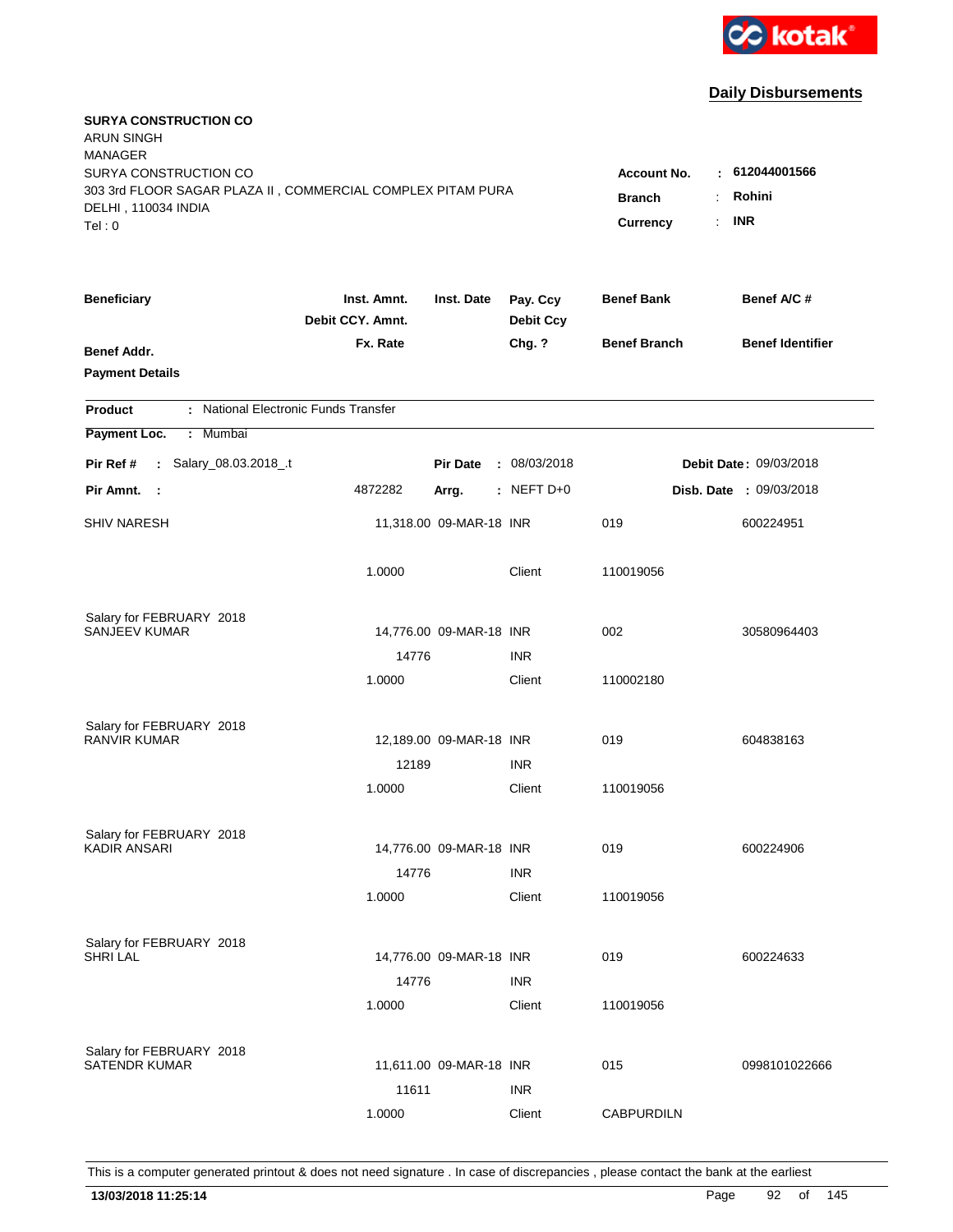kotak

## Daily Disbursements

**SURYA CONSTRUCTION CO**
ARUN SINGH
MANAGER
SURYA CONSTRUCTION CO
303 3rd FLOOR SAGAR PLAZA II , COMMERCIAL COMPLEX PITAM PURA
DELHI , 110034 INDIA
Tel : 0

**Account No.** : **612044001566**
**Branch** : **Rohini**
**Currency** : **INR**

| Beneficiary / Benef Addr. / Payment Details | Inst. Amnt. / Debit CCY. Amnt. / Fx. Rate | Inst. Date | Pay. Ccy / Debit Ccy / Chg. ? | Benef Bank / Benef Branch | Benef A/C # / Benef Identifier |
|---|---|---|---|---|---|

**Product** : National Electronic Funds Transfer
**Payment Loc.** : Mumbai

**Pir Ref #** : Salary_08.03.2018_.t **Pir Date** : 08/03/2018 **Debit Date** : 09/03/2018
**Pir Amnt.** : 4872282 **Arrg.** : NEFT D+0 **Disb. Date** : 09/03/2018

| Beneficiary | Inst. Amnt. | Inst. Date | Pay. Ccy | Benef Bank | Benef A/C # |
|---|---|---|---|---|---|
| SHIV NARESH | 11,318.00 | 09-MAR-18 | INR | 019 | 600224951 |
| | 1.0000 | | Client | 110019056 | |
| Salary for FEBRUARY 2018 | | | | | |
| SANJEEV KUMAR | 14,776.00 | 09-MAR-18 | INR | 002 | 30580964403 |
| | 14776 | | INR | | |
| | 1.0000 | | Client | 110002180 | |
| Salary for FEBRUARY 2018 | | | | | |
| RANVIR KUMAR | 12,189.00 | 09-MAR-18 | INR | 019 | 604838163 |
| | 12189 | | INR | | |
| | 1.0000 | | Client | 110019056 | |
| Salary for FEBRUARY 2018 | | | | | |
| KADIR ANSARI | 14,776.00 | 09-MAR-18 | INR | 019 | 600224906 |
| | 14776 | | INR | | |
| | 1.0000 | | Client | 110019056 | |
| Salary for FEBRUARY 2018 | | | | | |
| SHRI LAL | 14,776.00 | 09-MAR-18 | INR | 019 | 600224633 |
| | 14776 | | INR | | |
| | 1.0000 | | Client | 110019056 | |
| Salary for FEBRUARY 2018 | | | | | |
| SATENDR KUMAR | 11,611.00 | 09-MAR-18 | INR | 015 | 0998101022666 |
| | 11611 | | INR | | |
| | 1.0000 | | Client | CABPURDILN | |

This is a computer generated printout & does not need signature . In case of discrepancies , please contact the bank at the earliest

**13/03/2018 11:25:14**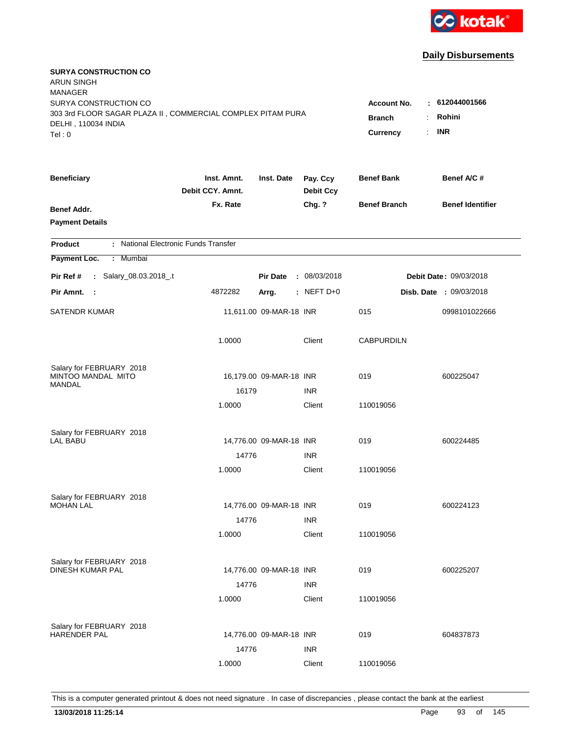kotak

## Daily Disbursements

**SURYA CONSTRUCTION CO**
ARUN SINGH
MANAGER
SURYA CONSTRUCTION CO
303 3rd FLOOR SAGAR PLAZA II , COMMERCIAL COMPLEX PITAM PURA
DELHI , 110034 INDIA
Tel : 0

**Account No.** : **612044001566**
**Branch** : **Rohini**
**Currency** : **INR**

| Beneficiary | Inst. Amnt. / Debit CCY. Amnt. / Fx. Rate | Inst. Date | Pay. Ccy / Debit Ccy / Chg. ? | Benef Bank / Benef Branch | Benef A/C # / Benef Identifier |
|---|---|---|---|---|---|
| **Benef Addr.** | | | | | |
| **Payment Details** | | | | | |

**Product** : National Electronic Funds Transfer
**Payment Loc.** : Mumbai

**Pir Ref #** : Salary_08.03.2018_.t | **Pir Date** : 08/03/2018 | **Debit Date** : 09/03/2018
**Pir Amnt.** : 4872282 | **Arrg.** : NEFT D+0 | **Disb. Date** : 09/03/2018

| Beneficiary | Inst. Amnt. / Debit CCY. Amnt. / Fx. Rate | Inst. Date | Pay. Ccy / Debit Ccy / Chg. ? | Benef Bank / Benef Branch | Benef A/C # / Benef Identifier |
|---|---|---|---|---|---|
| SATENDR KUMAR | 11,611.00 | 09-MAR-18 | INR | 015 | 0998101022666 |
| | 1.0000 | | Client | CABPURDILN | |
| Salary for FEBRUARY 2018 | | | | | |
| MINTOO MANDAL MITO MANDAL | 16,179.00 | 09-MAR-18 | INR | 019 | 600225047 |
| | 16179 | | INR | | |
| | 1.0000 | | Client | 110019056 | |
| Salary for FEBRUARY 2018 | | | | | |
| LAL BABU | 14,776.00 | 09-MAR-18 | INR | 019 | 600224485 |
| | 14776 | | INR | | |
| | 1.0000 | | Client | 110019056 | |
| Salary for FEBRUARY 2018 | | | | | |
| MOHAN LAL | 14,776.00 | 09-MAR-18 | INR | 019 | 600224123 |
| | 14776 | | INR | | |
| | 1.0000 | | Client | 110019056 | |
| Salary for FEBRUARY 2018 | | | | | |
| DINESH KUMAR PAL | 14,776.00 | 09-MAR-18 | INR | 019 | 600225207 |
| | 14776 | | INR | | |
| | 1.0000 | | Client | 110019056 | |
| Salary for FEBRUARY 2018 | | | | | |
| HARENDER PAL | 14,776.00 | 09-MAR-18 | INR | 019 | 604837873 |
| | 14776 | | INR | | |
| | 1.0000 | | Client | 110019056 | |

This is a computer generated printout & does not need signature . In case of discrepancies , please contact the bank at the earliest

**13/03/2018 11:25:14**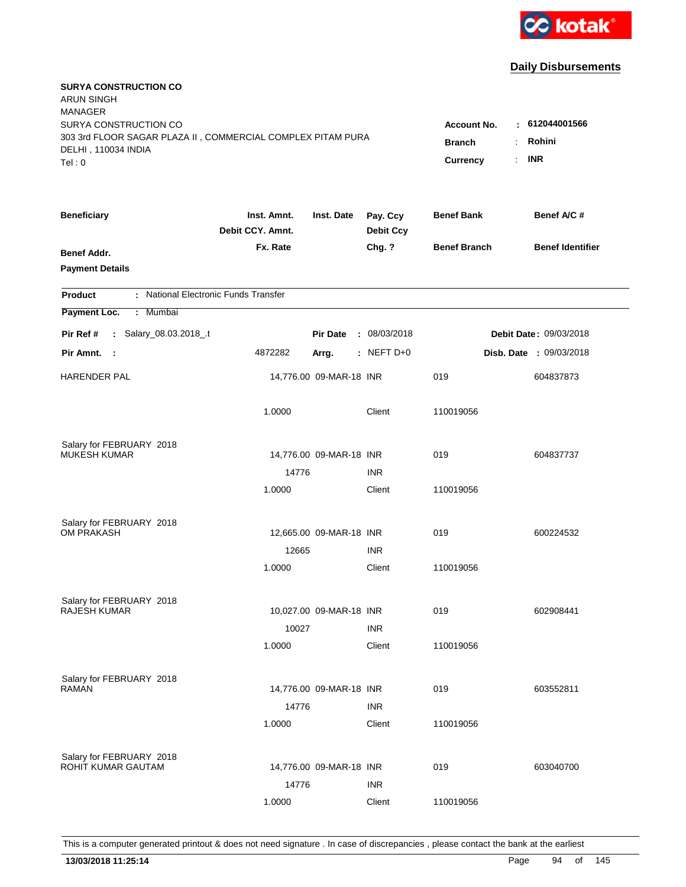kotak

## Daily Disbursements

**SURYA CONSTRUCTION CO**
ARUN SINGH
MANAGER
SURYA CONSTRUCTION CO
303 3rd FLOOR SAGAR PLAZA II , COMMERCIAL COMPLEX PITAM PURA
DELHI , 110034 INDIA
Tel : 0

**Account No.** : **612044001566**
**Branch** : **Rohini**
**Currency** : **INR**

| Beneficiary / Benef Addr. / Payment Details | Inst. Amnt. / Debit CCY. Amnt. / Fx. Rate | Inst. Date | Pay. Ccy / Debit Ccy / Chg. ? | Benef Bank / Benef Branch | Benef A/C # / Benef Identifier |
|---|---|---|---|---|---|

**Product** : National Electronic Funds Transfer
**Payment Loc.** : Mumbai

**Pir Ref #** : Salary_08.03.2018_.t  **Pir Date** : 08/03/2018  **Debit Date** : 09/03/2018
**Pir Amnt.** : 4872282  **Arrg.** : NEFT D+0  **Disb. Date** : 09/03/2018

| Beneficiary | Inst. Amnt. | Inst. Date | Pay. Ccy | Benef Bank | Benef A/C # |
|---|---|---|---|---|---|
| HARENDER PAL | 14,776.00 | 09-MAR-18 | INR | 019 | 604837873 |
| | 1.0000 | | Client | 110019056 | |
| Salary for FEBRUARY 2018 | | | | | |
| MUKESH KUMAR | 14,776.00 | 09-MAR-18 | INR | 019 | 604837737 |
| | 14776 | | INR | | |
| | 1.0000 | | Client | 110019056 | |
| Salary for FEBRUARY 2018 | | | | | |
| OM PRAKASH | 12,665.00 | 09-MAR-18 | INR | 019 | 600224532 |
| | 12665 | | INR | | |
| | 1.0000 | | Client | 110019056 | |
| Salary for FEBRUARY 2018 | | | | | |
| RAJESH KUMAR | 10,027.00 | 09-MAR-18 | INR | 019 | 602908441 |
| | 10027 | | INR | | |
| | 1.0000 | | Client | 110019056 | |
| Salary for FEBRUARY 2018 | | | | | |
| RAMAN | 14,776.00 | 09-MAR-18 | INR | 019 | 603552811 |
| | 14776 | | INR | | |
| | 1.0000 | | Client | 110019056 | |
| Salary for FEBRUARY 2018 | | | | | |
| ROHIT KUMAR GAUTAM | 14,776.00 | 09-MAR-18 | INR | 019 | 603040700 |
| | 14776 | | INR | | |
| | 1.0000 | | Client | 110019056 | |

This is a computer generated printout & does not need signature . In case of discrepancies , please contact the bank at the earliest

**13/03/2018 11:25:14**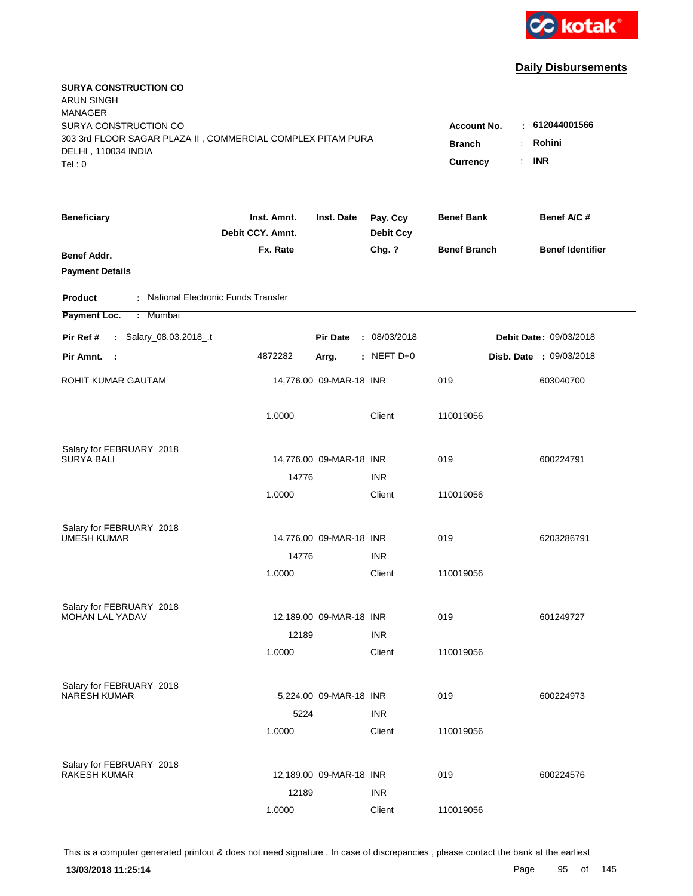kotak

## Daily Disbursements

**SURYA CONSTRUCTION CO**
ARUN SINGH
MANAGER
SURYA CONSTRUCTION CO
303 3rd FLOOR SAGAR PLAZA II , COMMERCIAL COMPLEX PITAM PURA
DELHI , 110034 INDIA
Tel : 0

**Account No.** : **612044001566**
**Branch** : **Rohini**
**Currency** : **INR**

| Beneficiary | Inst. Amnt. / Debit CCY. Amnt. / Fx. Rate | Inst. Date | Pay. Ccy / Debit Ccy / Chg. ? | Benef Bank / Benef Branch | Benef A/C # / Benef Identifier |
|---|---|---|---|---|---|
| **Benef Addr.** / **Payment Details** | | | | | |

**Product** : National Electronic Funds Transfer

**Payment Loc.** : Mumbai

**Pir Ref #** : Salary_08.03.2018_.t | **Pir Date** : 08/03/2018 | **Debit Date** : 09/03/2018

**Pir Amnt.** : 4872282 | **Arrg.** : NEFT D+0 | **Disb. Date** : 09/03/2018

| Beneficiary | Inst. Amnt. | Inst. Date | Pay. Ccy | Benef Bank | Benef A/C # |
|---|---|---|---|---|---|
| ROHIT KUMAR GAUTAM | 14,776.00 | 09-MAR-18 | INR | 019 | 603040700 |
| | 1.0000 | | Client | 110019056 | |
| Salary for FEBRUARY 2018 | | | | | |
| SURYA BALI | 14,776.00 | 09-MAR-18 | INR | 019 | 600224791 |
| | 14776 | | INR | | |
| | 1.0000 | | Client | 110019056 | |
| Salary for FEBRUARY 2018 | | | | | |
| UMESH KUMAR | 14,776.00 | 09-MAR-18 | INR | 019 | 6203286791 |
| | 14776 | | INR | | |
| | 1.0000 | | Client | 110019056 | |
| Salary for FEBRUARY 2018 | | | | | |
| MOHAN LAL YADAV | 12,189.00 | 09-MAR-18 | INR | 019 | 601249727 |
| | 12189 | | INR | | |
| | 1.0000 | | Client | 110019056 | |
| Salary for FEBRUARY 2018 | | | | | |
| NARESH KUMAR | 5,224.00 | 09-MAR-18 | INR | 019 | 600224973 |
| | 5224 | | INR | | |
| | 1.0000 | | Client | 110019056 | |
| Salary for FEBRUARY 2018 | | | | | |
| RAKESH KUMAR | 12,189.00 | 09-MAR-18 | INR | 019 | 600224576 |
| | 12189 | | INR | | |
| | 1.0000 | | Client | 110019056 | |

This is a computer generated printout & does not need signature . In case of discrepancies , please contact the bank at the earliest

**13/03/2018 11:25:14**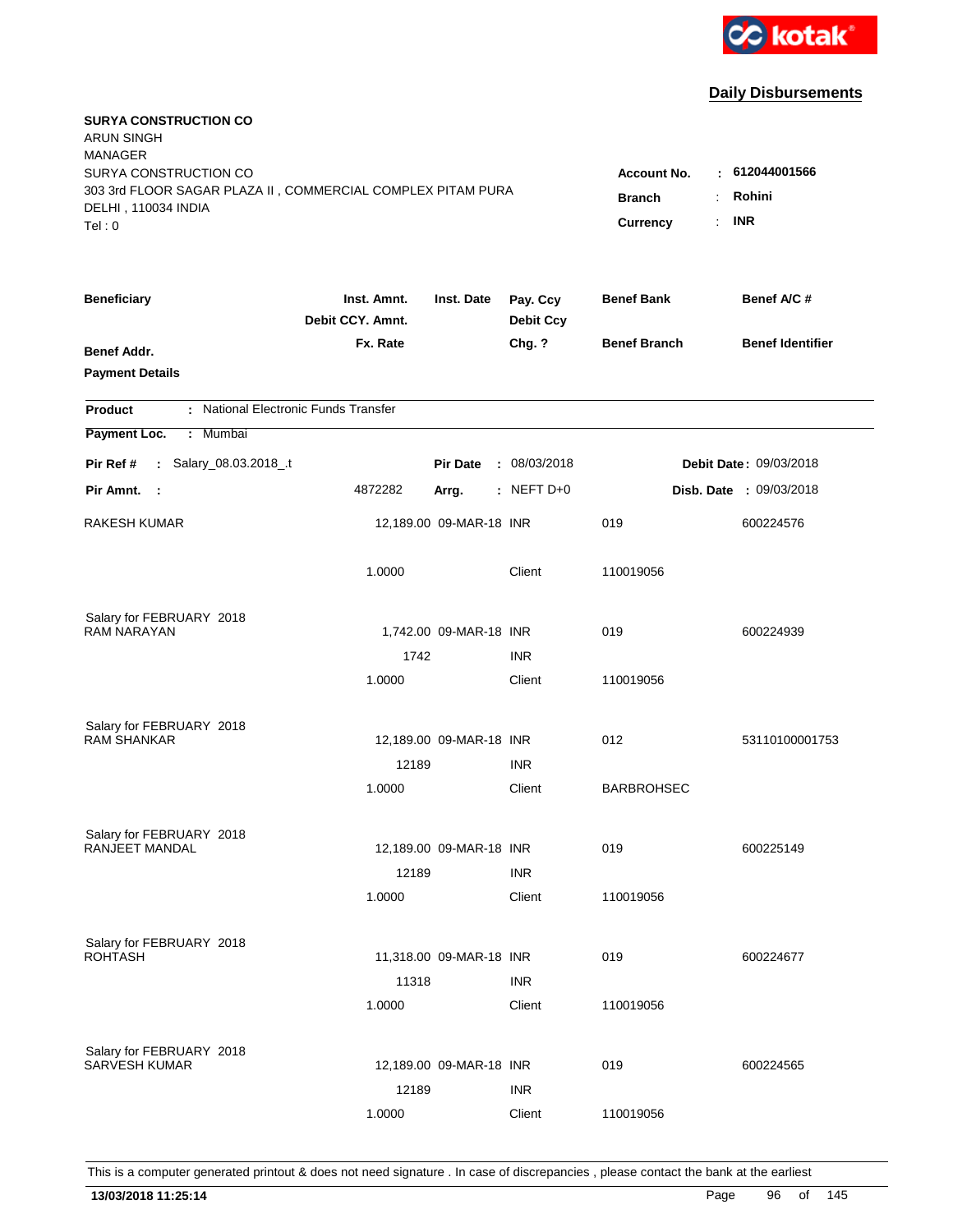kotak

## Daily Disbursements

**SURYA CONSTRUCTION CO**
ARUN SINGH
MANAGER
SURYA CONSTRUCTION CO
303 3rd FLOOR SAGAR PLAZA II , COMMERCIAL COMPLEX PITAM PURA
DELHI , 110034 INDIA
Tel : 0

**Account No.** : **612044001566**
**Branch** : **Rohini**
**Currency** : **INR**

| Beneficiary / Benef Addr. / Payment Details | Inst. Amnt. / Debit CCY. Amnt. / Fx. Rate | Inst. Date | Pay. Ccy / Debit Ccy / Chg. ? | Benef Bank / Benef Branch | Benef A/C # / Benef Identifier |
|---|---|---|---|---|---|

**Product** : National Electronic Funds Transfer
**Payment Loc.** : Mumbai

**Pir Ref #** : Salary_08.03.2018_.t | **Pir Date** : 08/03/2018 | **Debit Date** : 09/03/2018
**Pir Amnt.** : 4872282 | **Arrg.** : NEFT D+0 | **Disb. Date** : 09/03/2018

| Beneficiary | Inst. Amnt. | Inst. Date | Pay. Ccy | Benef Bank | Benef A/C # |
|---|---|---|---|---|---|
| RAKESH KUMAR | 12,189.00 | 09-MAR-18 | INR | 019 | 600224576 |
| | 1.0000 | | Client | 110019056 | |
| Salary for FEBRUARY 2018 | | | | | |
| RAM NARAYAN | 1,742.00 | 09-MAR-18 | INR | 019 | 600224939 |
| | 1742 | | INR | | |
| | 1.0000 | | Client | 110019056 | |
| Salary for FEBRUARY 2018 | | | | | |
| RAM SHANKAR | 12,189.00 | 09-MAR-18 | INR | 012 | 53110100001753 |
| | 12189 | | INR | | |
| | 1.0000 | | Client | BARBROHSEC | |
| Salary for FEBRUARY 2018 | | | | | |
| RANJEET MANDAL | 12,189.00 | 09-MAR-18 | INR | 019 | 600225149 |
| | 12189 | | INR | | |
| | 1.0000 | | Client | 110019056 | |
| Salary for FEBRUARY 2018 | | | | | |
| ROHTASH | 11,318.00 | 09-MAR-18 | INR | 019 | 600224677 |
| | 11318 | | INR | | |
| | 1.0000 | | Client | 110019056 | |
| Salary for FEBRUARY 2018 | | | | | |
| SARVESH KUMAR | 12,189.00 | 09-MAR-18 | INR | 019 | 600224565 |
| | 12189 | | INR | | |
| | 1.0000 | | Client | 110019056 | |

This is a computer generated printout & does not need signature . In case of discrepancies , please contact the bank at the earliest

**13/03/2018 11:25:14**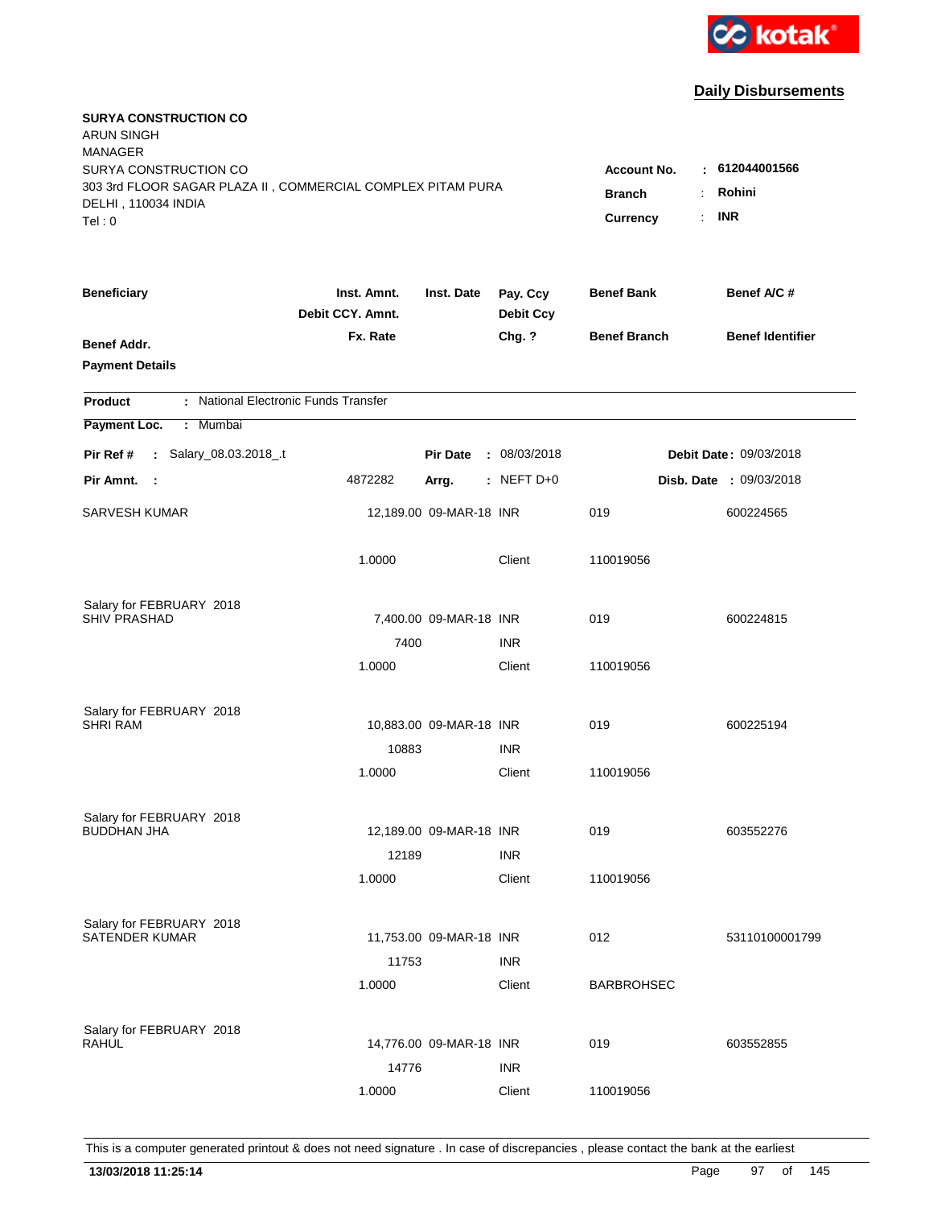kotak

## Daily Disbursements

**SURYA CONSTRUCTION CO**
ARUN SINGH
MANAGER
SURYA CONSTRUCTION CO
303 3rd FLOOR SAGAR PLAZA II , COMMERCIAL COMPLEX PITAM PURA
DELHI , 110034 INDIA
Tel : 0

**Account No.** : **612044001566**
**Branch** : **Rohini**
**Currency** : **INR**

| Beneficiary | Inst. Amnt. / Debit CCY. Amnt. / Fx. Rate | Inst. Date | Pay. Ccy / Debit Ccy / Chg. ? | Benef Bank / Benef Branch | Benef A/C # / Benef Identifier |
|---|---|---|---|---|---|
| Benef Addr. / Payment Details | | | | | |

**Product** : National Electronic Funds Transfer
**Payment Loc.** : Mumbai

**Pir Ref #** : Salary_08.03.2018_.t — **Pir Date** : 08/03/2018 — **Debit Date** : 09/03/2018
**Pir Amnt.** : 4872282 — **Arrg.** : NEFT D+0 — **Disb. Date** : 09/03/2018

| Beneficiary | Inst. Amnt. | Inst. Date | Pay. Ccy | Benef Bank | Benef A/C # |
|---|---|---|---|---|---|
| SARVESH KUMAR | 12,189.00 | 09-MAR-18 | INR | 019 | 600224565 |
| | 1.0000 | | Client | 110019056 | |
| Salary for FEBRUARY 2018 | | | | | |
| SHIV PRASHAD | 7,400.00 | 09-MAR-18 | INR | 019 | 600224815 |
| | 7400 | | INR | | |
| | 1.0000 | | Client | 110019056 | |
| Salary for FEBRUARY 2018 | | | | | |
| SHRI RAM | 10,883.00 | 09-MAR-18 | INR | 019 | 600225194 |
| | 10883 | | INR | | |
| | 1.0000 | | Client | 110019056 | |
| Salary for FEBRUARY 2018 | | | | | |
| BUDDHAN JHA | 12,189.00 | 09-MAR-18 | INR | 019 | 603552276 |
| | 12189 | | INR | | |
| | 1.0000 | | Client | 110019056 | |
| Salary for FEBRUARY 2018 | | | | | |
| SATENDER KUMAR | 11,753.00 | 09-MAR-18 | INR | 012 | 53110100001799 |
| | 11753 | | INR | | |
| | 1.0000 | | Client | BARBROHSEC | |
| Salary for FEBRUARY 2018 | | | | | |
| RAHUL | 14,776.00 | 09-MAR-18 | INR | 019 | 603552855 |
| | 14776 | | INR | | |
| | 1.0000 | | Client | 110019056 | |

This is a computer generated printout & does not need signature . In case of discrepancies , please contact the bank at the earliest

**13/03/2018 11:25:14**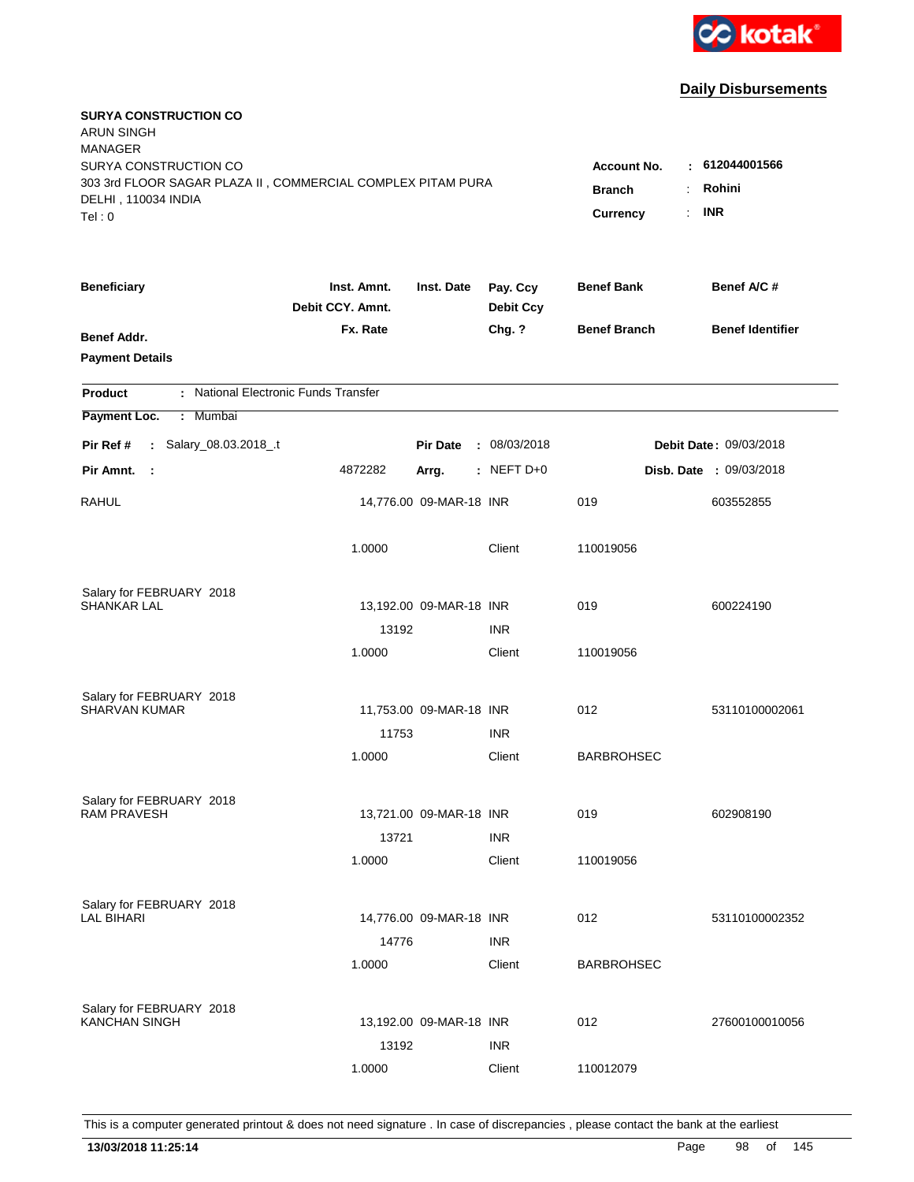kotak

**Daily Disbursements**

**SURYA CONSTRUCTION CO**
ARUN SINGH
MANAGER
SURYA CONSTRUCTION CO
303 3rd FLOOR SAGAR PLAZA II , COMMERCIAL COMPLEX PITAM PURA
DELHI , 110034 INDIA
Tel : 0

| | | |
|---|---|---|
| **Account No.** | : | **612044001566** |
| **Branch** | : | **Rohini** |
| **Currency** | : | **INR** |

| **Beneficiary** | **Inst. Amnt.** / **Debit CCY. Amnt.** | **Inst. Date** | **Pay. Ccy** / **Debit Ccy** | **Benef Bank** | **Benef A/C #** |
|---|---|---|---|---|---|
| **Benef Addr.** / **Payment Details** | **Fx. Rate** | | **Chg. ?** | **Benef Branch** | **Benef Identifier** |

**Product** : National Electronic Funds Transfer

**Payment Loc.** : Mumbai

**Pir Ref #** : Salary_08.03.2018_.t | **Pir Date** : 08/03/2018 | **Debit Date** : 09/03/2018

**Pir Amnt.** : 4872282 | **Arrg.** : NEFT D+0 | **Disb. Date** : 09/03/2018

| Beneficiary | Inst. Amnt. / Debit CCY. Amnt. / Fx. Rate | Inst. Date | Pay. Ccy / Debit Ccy / Chg. ? | Benef Bank / Benef Branch | Benef A/C # |
|---|---|---|---|---|---|
| RAHUL | 14,776.00 | 09-MAR-18 | INR | 019 | 603552855 |
| | 1.0000 | | Client | 110019056 | |
| Salary for FEBRUARY 2018 | | | | | |
| SHANKAR LAL | 13,192.00 | 09-MAR-18 | INR | 019 | 600224190 |
| | 13192 | | INR | | |
| | 1.0000 | | Client | 110019056 | |
| Salary for FEBRUARY 2018 | | | | | |
| SHARVAN KUMAR | 11,753.00 | 09-MAR-18 | INR | 012 | 53110100002061 |
| | 11753 | | INR | | |
| | 1.0000 | | Client | BARBROHSEC | |
| Salary for FEBRUARY 2018 | | | | | |
| RAM PRAVESH | 13,721.00 | 09-MAR-18 | INR | 019 | 602908190 |
| | 13721 | | INR | | |
| | 1.0000 | | Client | 110019056 | |
| Salary for FEBRUARY 2018 | | | | | |
| LAL BIHARI | 14,776.00 | 09-MAR-18 | INR | 012 | 53110100002352 |
| | 14776 | | INR | | |
| | 1.0000 | | Client | BARBROHSEC | |
| Salary for FEBRUARY 2018 | | | | | |
| KANCHAN SINGH | 13,192.00 | 09-MAR-18 | INR | 012 | 27600100010056 |
| | 13192 | | INR | | |
| | 1.0000 | | Client | 110012079 | |

This is a computer generated printout & does not need signature . In case of discrepancies , please contact the bank at the earliest

**13/03/2018 11:25:14**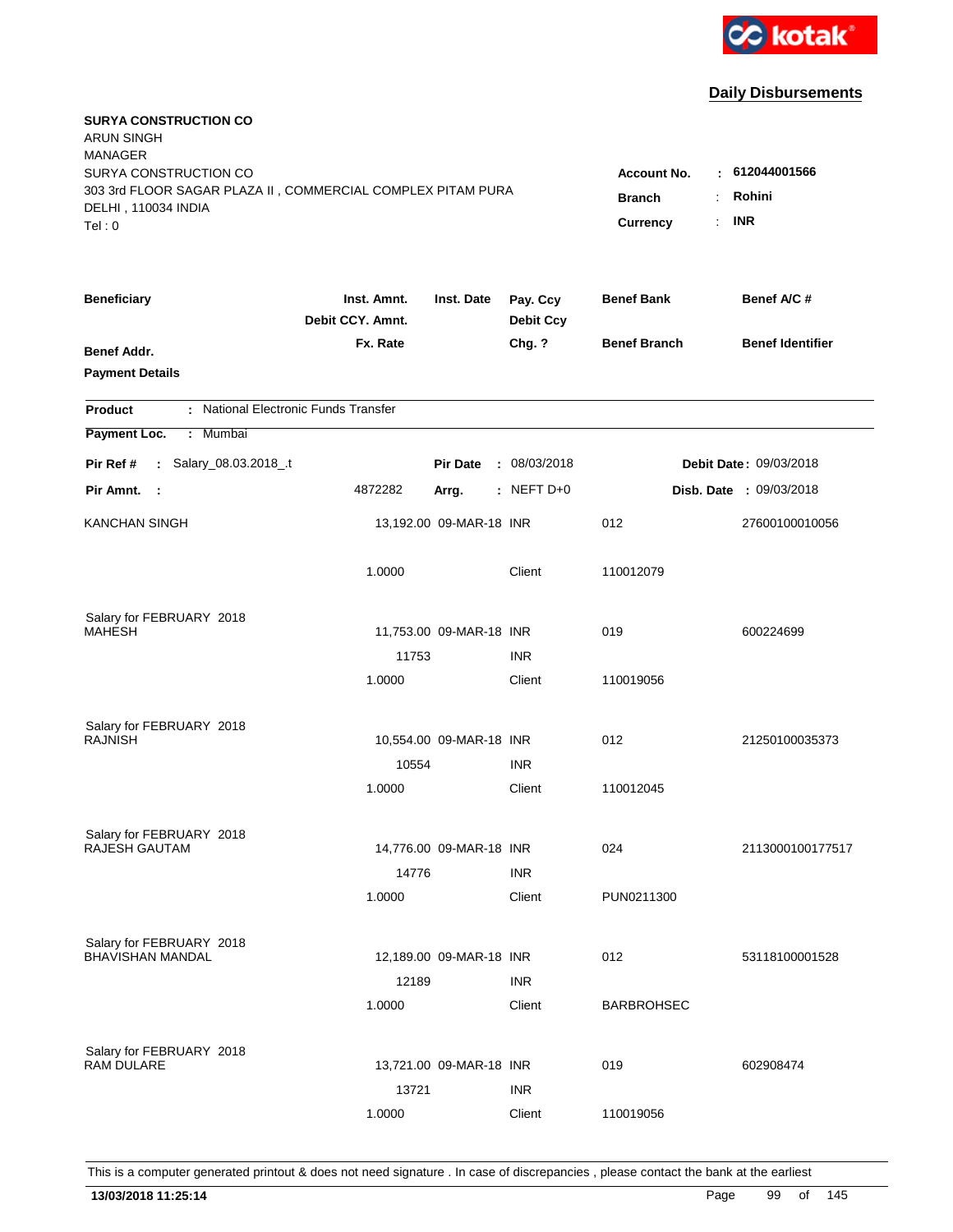kotak

**Daily Disbursements**

**SURYA CONSTRUCTION CO**
ARUN SINGH
MANAGER
SURYA CONSTRUCTION CO
303 3rd FLOOR SAGAR PLAZA II , COMMERCIAL COMPLEX PITAM PURA
DELHI , 110034 INDIA
Tel : 0

**Account No.** : **612044001566**
**Branch** : **Rohini**
**Currency** : **INR**

| Beneficiary | Inst. Amnt. / Debit CCY. Amnt. / Fx. Rate | Inst. Date | Pay. Ccy / Debit Ccy / Chg. ? | Benef Bank / Benef Branch | Benef A/C # / Benef Identifier |
|---|---|---|---|---|---|
| **Benef Addr.** | | | | | |
| **Payment Details** | | | | | |

**Product** : National Electronic Funds Transfer
**Payment Loc.** : Mumbai

**Pir Ref #** : Salary_08.03.2018_.t &nbsp;&nbsp; **Pir Date** : 08/03/2018 &nbsp;&nbsp; **Debit Date** : 09/03/2018
**Pir Amnt.** : 4872282 &nbsp;&nbsp; **Arrg.** : NEFT D+0 &nbsp;&nbsp; **Disb. Date** : 09/03/2018

| Beneficiary | Inst. Amnt. / Debit CCY. Amnt. / Fx. Rate | Inst. Date | Pay. Ccy / Debit Ccy / Chg. ? | Benef Bank / Benef Branch | Benef A/C # / Benef Identifier |
|---|---|---|---|---|---|
| KANCHAN SINGH | 13,192.00 | 09-MAR-18 | INR | 012 | 27600100010056 |
| | 1.0000 | | Client | 110012079 | |
| Salary for FEBRUARY 2018 | | | | | |
| MAHESH | 11,753.00 | 09-MAR-18 | INR | 019 | 600224699 |
| | 11753 | | INR | | |
| | 1.0000 | | Client | 110019056 | |
| Salary for FEBRUARY 2018 | | | | | |
| RAJNISH | 10,554.00 | 09-MAR-18 | INR | 012 | 21250100035373 |
| | 10554 | | INR | | |
| | 1.0000 | | Client | 110012045 | |
| Salary for FEBRUARY 2018 | | | | | |
| RAJESH GAUTAM | 14,776.00 | 09-MAR-18 | INR | 024 | 2113000100177517 |
| | 14776 | | INR | | |
| | 1.0000 | | Client | PUN0211300 | |
| Salary for FEBRUARY 2018 | | | | | |
| BHAVISHAN MANDAL | 12,189.00 | 09-MAR-18 | INR | 012 | 53118100001528 |
| | 12189 | | INR | | |
| | 1.0000 | | Client | BARBROHSEC | |
| Salary for FEBRUARY 2018 | | | | | |
| RAM DULARE | 13,721.00 | 09-MAR-18 | INR | 019 | 602908474 |
| | 13721 | | INR | | |
| | 1.0000 | | Client | 110019056 | |

This is a computer generated printout & does not need signature . In case of discrepancies , please contact the bank at the earliest

**13/03/2018 11:25:14**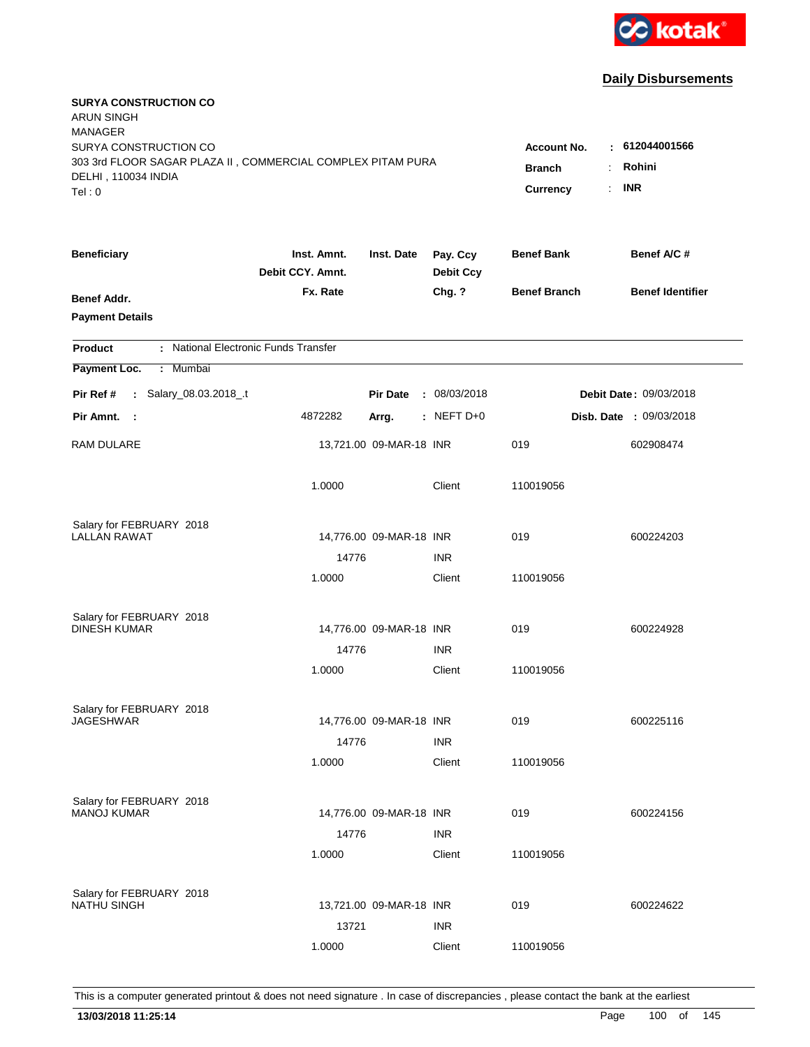kotak

**Daily Disbursements**

**SURYA CONSTRUCTION CO**
ARUN SINGH
MANAGER
SURYA CONSTRUCTION CO
303 3rd FLOOR SAGAR PLAZA II , COMMERCIAL COMPLEX PITAM PURA
DELHI , 110034 INDIA
Tel : 0

**Account No.** : **612044001566**
**Branch** : **Rohini**
**Currency** : **INR**

| Beneficiary | Inst. Amnt. / Debit CCY. Amnt. / Fx. Rate | Inst. Date | Pay. Ccy / Debit Ccy / Chg. ? | Benef Bank / Benef Branch | Benef A/C # / Benef Identifier |
|---|---|---|---|---|---|
| **Benef Addr.** | | | | | |
| **Payment Details** | | | | | |

**Product** : National Electronic Funds Transfer

**Payment Loc.** : Mumbai

**Pir Ref #** : Salary_08.03.2018_.t — **Pir Date** : 08/03/2018 — **Debit Date** : 09/03/2018

**Pir Amnt.** : 4872282 — **Arrg.** : NEFT D+0 — **Disb. Date** : 09/03/2018

| Beneficiary | Inst. Amnt. / Debit CCY. Amnt. / Fx. Rate | Inst. Date | Pay. Ccy / Debit Ccy / Chg. ? | Benef Bank / Benef Branch | Benef A/C # / Benef Identifier |
|---|---|---|---|---|---|
| RAM DULARE | 13,721.00 | 09-MAR-18 | INR | 019 | 602908474 |
| | 1.0000 | | Client | 110019056 | |
| Salary for FEBRUARY 2018 | | | | | |
| LALLAN RAWAT | 14,776.00 | 09-MAR-18 | INR | 019 | 600224203 |
| | 14776 | | INR | | |
| | 1.0000 | | Client | 110019056 | |
| Salary for FEBRUARY 2018 | | | | | |
| DINESH KUMAR | 14,776.00 | 09-MAR-18 | INR | 019 | 600224928 |
| | 14776 | | INR | | |
| | 1.0000 | | Client | 110019056 | |
| Salary for FEBRUARY 2018 | | | | | |
| JAGESHWAR | 14,776.00 | 09-MAR-18 | INR | 019 | 600225116 |
| | 14776 | | INR | | |
| | 1.0000 | | Client | 110019056 | |
| Salary for FEBRUARY 2018 | | | | | |
| MANOJ KUMAR | 14,776.00 | 09-MAR-18 | INR | 019 | 600224156 |
| | 14776 | | INR | | |
| | 1.0000 | | Client | 110019056 | |
| Salary for FEBRUARY 2018 | | | | | |
| NATHU SINGH | 13,721.00 | 09-MAR-18 | INR | 019 | 600224622 |
| | 13721 | | INR | | |
| | 1.0000 | | Client | 110019056 | |

This is a computer generated printout & does not need signature . In case of discrepancies , please contact the bank at the earliest

**13/03/2018 11:25:14**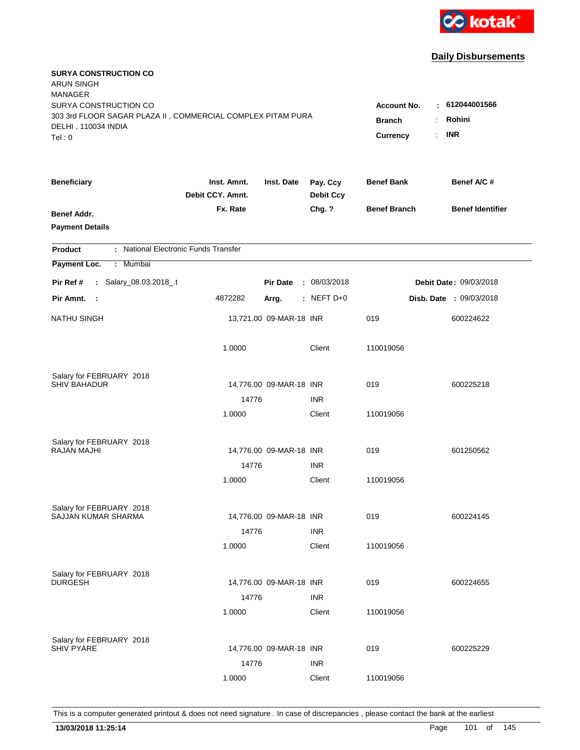kotak

## Daily Disbursements

**SURYA CONSTRUCTION CO**
ARUN SINGH
MANAGER
SURYA CONSTRUCTION CO
303 3rd FLOOR SAGAR PLAZA II , COMMERCIAL COMPLEX PITAM PURA
DELHI , 110034 INDIA
Tel : 0

**Account No.** : 612044001566
**Branch** : Rohini
**Currency** : INR

| Beneficiary / Benef Addr. / Payment Details | Inst. Amnt. / Debit CCY. Amnt. / Fx. Rate | Inst. Date | Pay. Ccy / Debit Ccy / Chg. ? | Benef Bank / Benef Branch | Benef A/C # / Benef Identifier |
|---|---|---|---|---|---|

**Product** : National Electronic Funds Transfer
**Payment Loc.** : Mumbai

**Pir Ref #** : Salary_08.03.2018_.t | **Pir Date** : 08/03/2018 | **Debit Date** : 09/03/2018
**Pir Amnt.** : 4872282 | **Arrg.** : NEFT D+0 | **Disb. Date** : 09/03/2018

| Beneficiary | Inst. Amnt. | Inst. Date | Pay. Ccy | Benef Bank | Benef A/C # |
|---|---|---|---|---|---|
| NATHU SINGH | 13,721.00 | 09-MAR-18 | INR | 019 | 600224622 |
| | 1.0000 | | Client | 110019056 | |
| Salary for FEBRUARY 2018 | | | | | |
| SHIV BAHADUR | 14,776.00 | 09-MAR-18 | INR | 019 | 600225218 |
| | 14776 | | INR | | |
| | 1.0000 | | Client | 110019056 | |
| Salary for FEBRUARY 2018 | | | | | |
| RAJAN MAJHI | 14,776.00 | 09-MAR-18 | INR | 019 | 601250562 |
| | 14776 | | INR | | |
| | 1.0000 | | Client | 110019056 | |
| Salary for FEBRUARY 2018 | | | | | |
| SAJJAN KUMAR SHARMA | 14,776.00 | 09-MAR-18 | INR | 019 | 600224145 |
| | 14776 | | INR | | |
| | 1.0000 | | Client | 110019056 | |
| Salary for FEBRUARY 2018 | | | | | |
| DURGESH | 14,776.00 | 09-MAR-18 | INR | 019 | 600224655 |
| | 14776 | | INR | | |
| | 1.0000 | | Client | 110019056 | |
| Salary for FEBRUARY 2018 | | | | | |
| SHIV PYARE | 14,776.00 | 09-MAR-18 | INR | 019 | 600225229 |
| | 14776 | | INR | | |
| | 1.0000 | | Client | 110019056 | |

This is a computer generated printout & does not need signature . In case of discrepancies , please contact the bank at the earliest

**13/03/2018 11:25:14**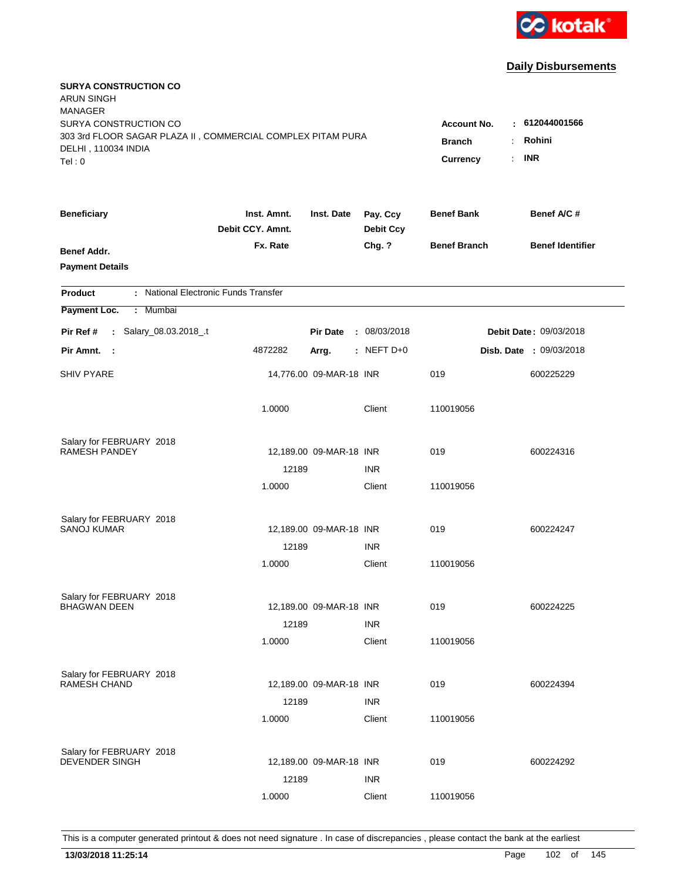# Daily Disbursements

**SURYA CONSTRUCTION CO**
ARUN SINGH
MANAGER
SURYA CONSTRUCTION CO
303 3rd FLOOR SAGAR PLAZA II , COMMERCIAL COMPLEX PITAM PURA
DELHI , 110034 INDIA
Tel : 0

**Account No.** : 612044001566
**Branch** : Rohini
**Currency** : INR

| Beneficiary | Inst. Amnt. / Debit CCY. Amnt. / Fx. Rate | Inst. Date | Pay. Ccy / Debit Ccy / Chg. ? | Benef Bank / Benef Branch | Benef A/C # / Benef Identifier |
|---|---|---|---|---|---|
| **Benef Addr.** | | | | | |
| **Payment Details** | | | | | |

**Product** : National Electronic Funds Transfer
**Payment Loc.** : Mumbai

**Pir Ref #** : Salary_08.03.2018_.t  **Pir Date** : 08/03/2018  **Debit Date** : 09/03/2018
**Pir Amnt.** : 4872282  **Arrg.** : NEFT D+0  **Disb. Date** : 09/03/2018

| Beneficiary | Inst. Amnt. / Debit CCY. Amnt. / Fx. Rate | Inst. Date | Pay. Ccy / Debit Ccy / Chg. ? | Benef Bank / Benef Branch | Benef A/C # |
|---|---|---|---|---|---|
| SHIV PYARE | 14,776.00 | 09-MAR-18 | INR | 019 | 600225229 |
| | 1.0000 | | Client | 110019056 | |
| Salary for FEBRUARY 2018 | | | | | |
| RAMESH PANDEY | 12,189.00 | 09-MAR-18 | INR | 019 | 600224316 |
| | 12189 | | INR | | |
| | 1.0000 | | Client | 110019056 | |
| Salary for FEBRUARY 2018 | | | | | |
| SANOJ KUMAR | 12,189.00 | 09-MAR-18 | INR | 019 | 600224247 |
| | 12189 | | INR | | |
| | 1.0000 | | Client | 110019056 | |
| Salary for FEBRUARY 2018 | | | | | |
| BHAGWAN DEEN | 12,189.00 | 09-MAR-18 | INR | 019 | 600224225 |
| | 12189 | | INR | | |
| | 1.0000 | | Client | 110019056 | |
| Salary for FEBRUARY 2018 | | | | | |
| RAMESH CHAND | 12,189.00 | 09-MAR-18 | INR | 019 | 600224394 |
| | 12189 | | INR | | |
| | 1.0000 | | Client | 110019056 | |
| Salary for FEBRUARY 2018 | | | | | |
| DEVENDER SINGH | 12,189.00 | 09-MAR-18 | INR | 019 | 600224292 |
| | 12189 | | INR | | |
| | 1.0000 | | Client | 110019056 | |

This is a computer generated printout & does not need signature . In case of discrepancies , please contact the bank at the earliest

13/03/2018 11:25:14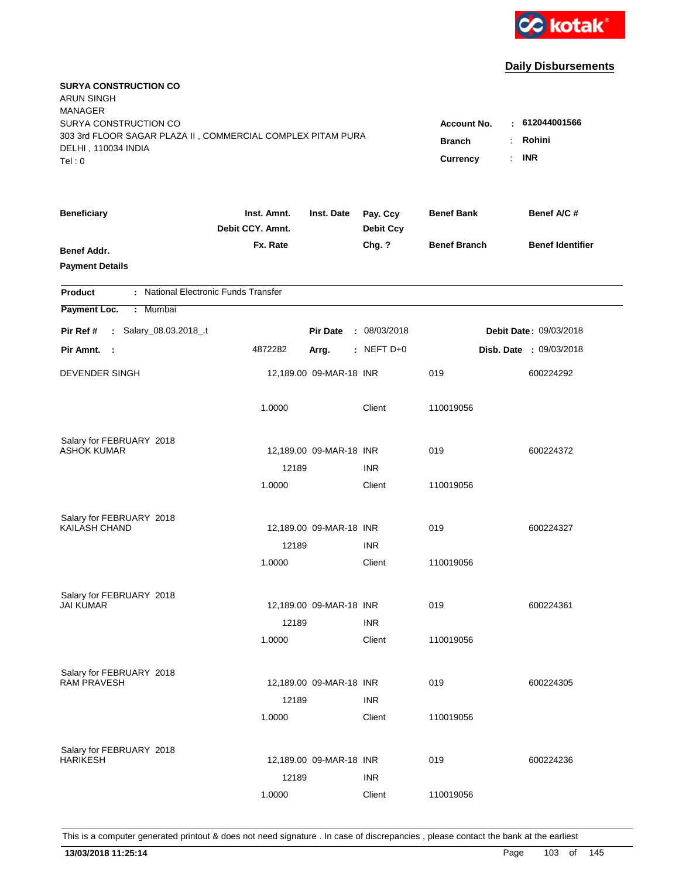kotak

## Daily Disbursements

**SURYA CONSTRUCTION CO**
ARUN SINGH
MANAGER
SURYA CONSTRUCTION CO
303 3rd FLOOR SAGAR PLAZA II , COMMERCIAL COMPLEX PITAM PURA
DELHI , 110034 INDIA
Tel : 0

**Account No.** : **612044001566**
**Branch** : **Rohini**
**Currency** : **INR**

| Beneficiary / Benef Addr. / Payment Details | Inst. Amnt. / Debit CCY. Amnt. / Fx. Rate | Inst. Date | Pay. Ccy / Debit Ccy / Chg. ? | Benef Bank / Benef Branch | Benef A/C # / Benef Identifier |
|---|---|---|---|---|---|

**Product** : National Electronic Funds Transfer
**Payment Loc.** : Mumbai

**Pir Ref #** : Salary_08.03.2018_.t | **Pir Date** : 08/03/2018 | **Debit Date** : 09/03/2018
**Pir Amnt.** : 4872282 | **Arrg.** : NEFT D+0 | **Disb. Date** : 09/03/2018

| Beneficiary | Inst. Amnt. | Inst. Date | Pay. Ccy | Benef Bank | Benef A/C # |
|---|---|---|---|---|---|
| DEVENDER SINGH | 12,189.00 | 09-MAR-18 | INR | 019 | 600224292 |
| | 1.0000 | | Client | 110019056 | |
| Salary for FEBRUARY 2018 | | | | | |
| ASHOK KUMAR | 12,189.00 | 09-MAR-18 | INR | 019 | 600224372 |
| | 12189 | | INR | | |
| | 1.0000 | | Client | 110019056 | |
| Salary for FEBRUARY 2018 | | | | | |
| KAILASH CHAND | 12,189.00 | 09-MAR-18 | INR | 019 | 600224327 |
| | 12189 | | INR | | |
| | 1.0000 | | Client | 110019056 | |
| Salary for FEBRUARY 2018 | | | | | |
| JAI KUMAR | 12,189.00 | 09-MAR-18 | INR | 019 | 600224361 |
| | 12189 | | INR | | |
| | 1.0000 | | Client | 110019056 | |
| Salary for FEBRUARY 2018 | | | | | |
| RAM PRAVESH | 12,189.00 | 09-MAR-18 | INR | 019 | 600224305 |
| | 12189 | | INR | | |
| | 1.0000 | | Client | 110019056 | |
| Salary for FEBRUARY 2018 | | | | | |
| HARIKESH | 12,189.00 | 09-MAR-18 | INR | 019 | 600224236 |
| | 12189 | | INR | | |
| | 1.0000 | | Client | 110019056 | |

This is a computer generated printout & does not need signature . In case of discrepancies , please contact the bank at the earliest

**13/03/2018 11:25:14**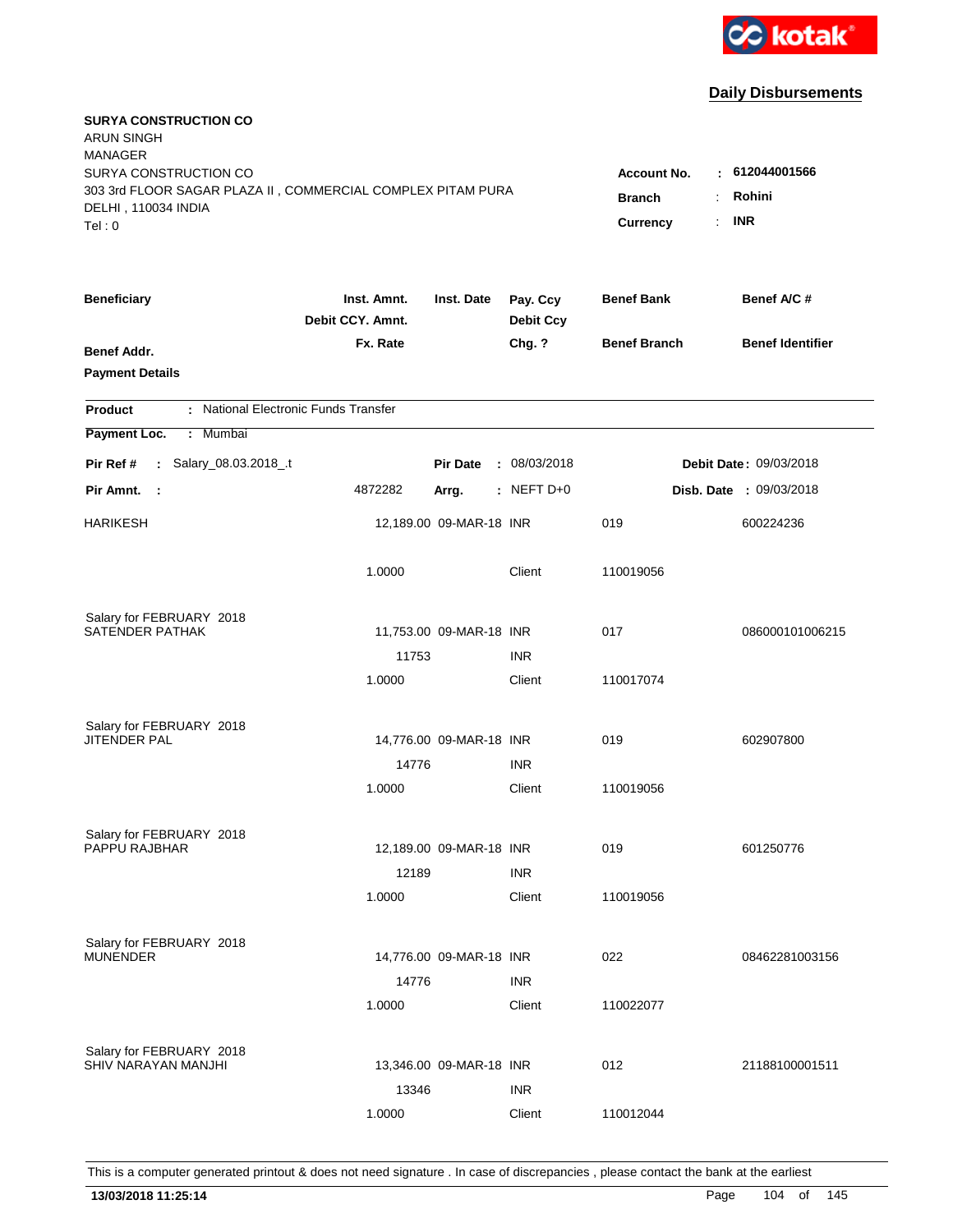kotak

**Daily Disbursements**

**SURYA CONSTRUCTION CO**
ARUN SINGH
MANAGER
SURYA CONSTRUCTION CO
303 3rd FLOOR SAGAR PLAZA II , COMMERCIAL COMPLEX PITAM PURA
DELHI , 110034 INDIA
Tel : 0

**Account No.** : **612044001566**
**Branch** : **Rohini**
**Currency** : **INR**

| Beneficiary | Inst. Amnt. / Debit CCY. Amnt. / Fx. Rate | Inst. Date | Pay. Ccy / Debit Ccy / Chg. ? | Benef Bank / Benef Branch | Benef A/C # / Benef Identifier |
|---|---|---|---|---|---|
| Benef Addr. | | | | | |
| Payment Details | | | | | |

**Product** : National Electronic Funds Transfer
**Payment Loc.** : Mumbai

**Pir Ref #** : Salary_08.03.2018_.t — **Pir Date** : 08/03/2018 — **Debit Date** : 09/03/2018
**Pir Amnt.** : 4872282 — **Arrg.** : NEFT D+0 — **Disb. Date** : 09/03/2018

| Beneficiary | Inst. Amnt. / Debit CCY. Amnt. / Fx. Rate | Inst. Date | Pay. Ccy / Debit Ccy / Chg. ? | Benef Bank / Benef Branch | Benef A/C # |
|---|---|---|---|---|---|
| HARIKESH | 12,189.00 | 09-MAR-18 | INR | 019 | 600224236 |
| | 1.0000 | | Client | 110019056 | |
| Salary for FEBRUARY 2018 | | | | | |
| SATENDER PATHAK | 11,753.00 | 09-MAR-18 | INR | 017 | 086000101006215 |
| | 11753 | | INR | | |
| | 1.0000 | | Client | 110017074 | |
| Salary for FEBRUARY 2018 | | | | | |
| JITENDER PAL | 14,776.00 | 09-MAR-18 | INR | 019 | 602907800 |
| | 14776 | | INR | | |
| | 1.0000 | | Client | 110019056 | |
| Salary for FEBRUARY 2018 | | | | | |
| PAPPU RAJBHAR | 12,189.00 | 09-MAR-18 | INR | 019 | 601250776 |
| | 12189 | | INR | | |
| | 1.0000 | | Client | 110019056 | |
| Salary for FEBRUARY 2018 | | | | | |
| MUNENDER | 14,776.00 | 09-MAR-18 | INR | 022 | 08462281003156 |
| | 14776 | | INR | | |
| | 1.0000 | | Client | 110022077 | |
| Salary for FEBRUARY 2018 | | | | | |
| SHIV NARAYAN MANJHI | 13,346.00 | 09-MAR-18 | INR | 012 | 21188100001511 |
| | 13346 | | INR | | |
| | 1.0000 | | Client | 110012044 | |

This is a computer generated printout & does not need signature . In case of discrepancies , please contact the bank at the earliest

**13/03/2018 11:25:14**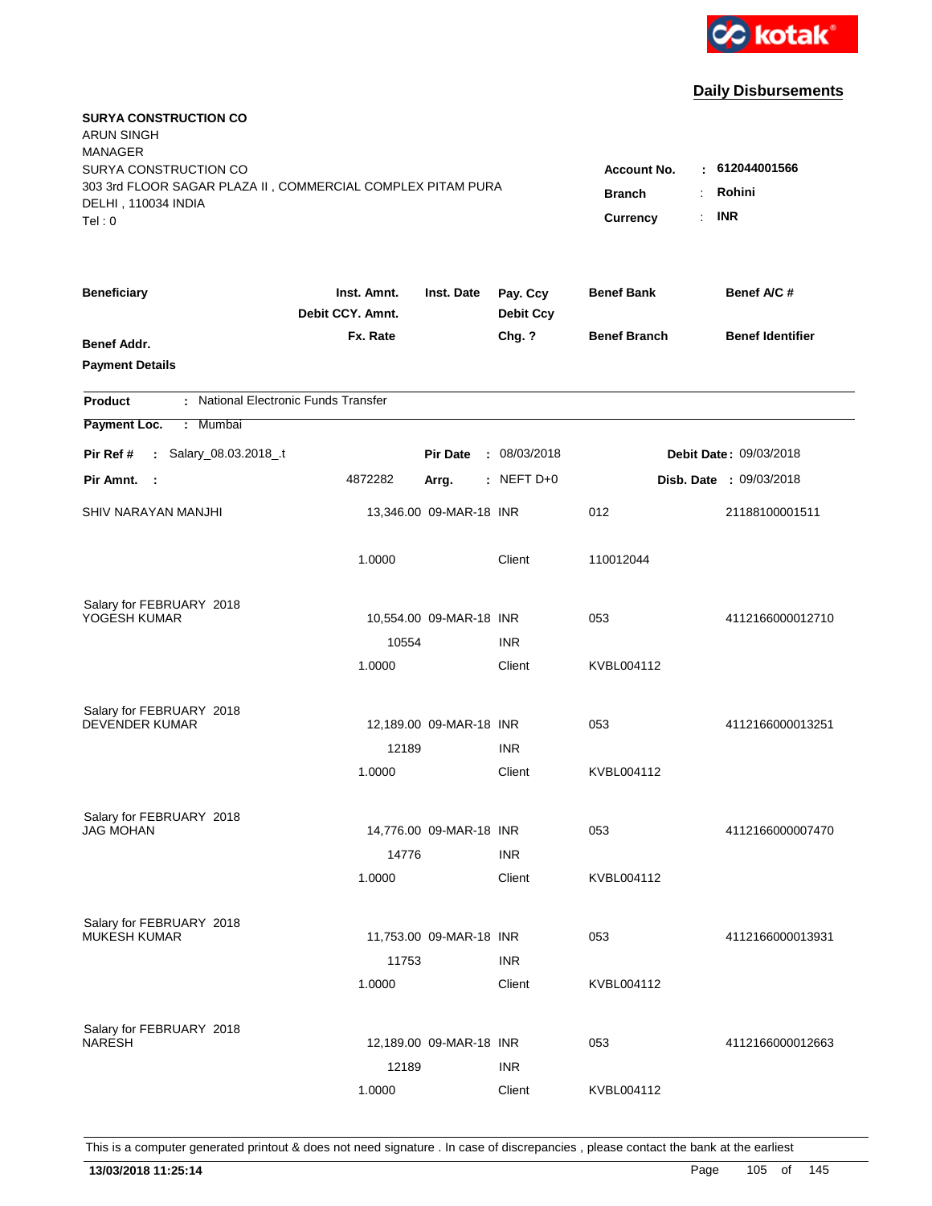kotak

**Daily Disbursements**

**SURYA CONSTRUCTION CO**
ARUN SINGH
MANAGER
SURYA CONSTRUCTION CO
303 3rd FLOOR SAGAR PLAZA II , COMMERCIAL COMPLEX PITAM PURA
DELHI , 110034 INDIA
Tel : 0

**Account No.** : **612044001566**
**Branch** : **Rohini**
**Currency** : **INR**

| Beneficiary | Inst. Amnt. / Debit CCY. Amnt. / Fx. Rate | Inst. Date | Pay. Ccy / Debit Ccy / Chg. ? | Benef Bank / Benef Branch | Benef A/C # / Benef Identifier |
|---|---|---|---|---|---|
| **Benef Addr.** | | | | | |
| **Payment Details** | | | | | |

**Product** : National Electronic Funds Transfer
**Payment Loc.** : Mumbai

**Pir Ref #** : Salary_08.03.2018_.t | **Pir Date** : 08/03/2018 | **Debit Date** : 09/03/2018
**Pir Amnt.** : 4872282 | **Arrg.** : NEFT D+0 | **Disb. Date** : 09/03/2018

| Beneficiary | Inst. Amnt. / Debit CCY. Amnt. / Fx. Rate | Inst. Date | Pay. Ccy / Debit Ccy / Chg. ? | Benef Bank / Benef Branch | Benef A/C # |
|---|---|---|---|---|---|
| SHIV NARAYAN MANJHI | 13,346.00 | 09-MAR-18 | INR | 012 | 21188100001511 |
| | 1.0000 | | Client | 110012044 | |
| Salary for FEBRUARY 2018 | | | | | |
| YOGESH KUMAR | 10,554.00 | 09-MAR-18 | INR | 053 | 4112166000012710 |
| | 10554 | | INR | | |
| | 1.0000 | | Client | KVBL004112 | |
| Salary for FEBRUARY 2018 | | | | | |
| DEVENDER KUMAR | 12,189.00 | 09-MAR-18 | INR | 053 | 4112166000013251 |
| | 12189 | | INR | | |
| | 1.0000 | | Client | KVBL004112 | |
| Salary for FEBRUARY 2018 | | | | | |
| JAG MOHAN | 14,776.00 | 09-MAR-18 | INR | 053 | 4112166000007470 |
| | 14776 | | INR | | |
| | 1.0000 | | Client | KVBL004112 | |
| Salary for FEBRUARY 2018 | | | | | |
| MUKESH KUMAR | 11,753.00 | 09-MAR-18 | INR | 053 | 4112166000013931 |
| | 11753 | | INR | | |
| | 1.0000 | | Client | KVBL004112 | |
| Salary for FEBRUARY 2018 | | | | | |
| NARESH | 12,189.00 | 09-MAR-18 | INR | 053 | 4112166000012663 |
| | 12189 | | INR | | |
| | 1.0000 | | Client | KVBL004112 | |

This is a computer generated printout & does not need signature . In case of discrepancies , please contact the bank at the earliest

**13/03/2018 11:25:14**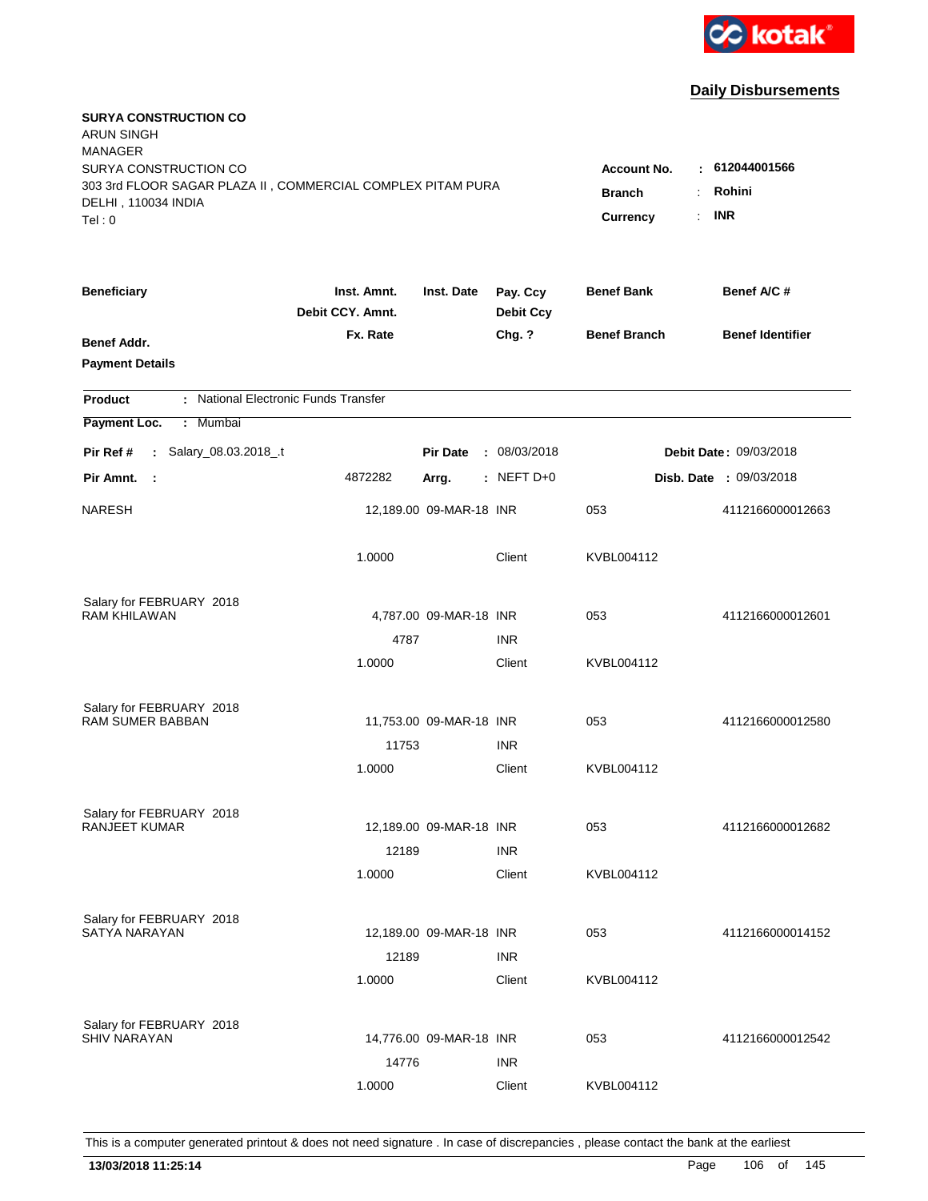kotak

## Daily Disbursements

**SURYA CONSTRUCTION CO**
ARUN SINGH
MANAGER
SURYA CONSTRUCTION CO
303 3rd FLOOR SAGAR PLAZA II , COMMERCIAL COMPLEX PITAM PURA
DELHI , 110034 INDIA
Tel : 0

**Account No.** : **612044001566**
**Branch** : **Rohini**
**Currency** : **INR**

| Beneficiary / Benef Addr. / Payment Details | Inst. Amnt. / Debit CCY. Amnt. / Fx. Rate | Inst. Date | Pay. Ccy / Debit Ccy / Chg. ? | Benef Bank / Benef Branch | Benef A/C # / Benef Identifier |
|---|---|---|---|---|---|

**Product** : National Electronic Funds Transfer
**Payment Loc.** : Mumbai

**Pir Ref #** : Salary_08.03.2018_.t  **Pir Date** : 08/03/2018  **Debit Date** : 09/03/2018
**Pir Amnt.** : 4872282  **Arrg.** : NEFT D+0  **Disb. Date** : 09/03/2018

| Beneficiary | Inst. Amnt. / Debit CCY. Amnt. / Fx. Rate | Inst. Date | Pay. Ccy / Debit Ccy / Chg. ? | Benef Bank / Benef Branch | Benef A/C # |
|---|---|---|---|---|---|
| NARESH | 12,189.00 | 09-MAR-18 | INR | 053 | 4112166000012663 |
| | 1.0000 | | Client | KVBL004112 | |
| Salary for FEBRUARY 2018 | | | | | |
| RAM KHILAWAN | 4,787.00 | 09-MAR-18 | INR | 053 | 4112166000012601 |
| | 4787 | | INR | | |
| | 1.0000 | | Client | KVBL004112 | |
| Salary for FEBRUARY 2018 | | | | | |
| RAM SUMER BABBAN | 11,753.00 | 09-MAR-18 | INR | 053 | 4112166000012580 |
| | 11753 | | INR | | |
| | 1.0000 | | Client | KVBL004112 | |
| Salary for FEBRUARY 2018 | | | | | |
| RANJEET KUMAR | 12,189.00 | 09-MAR-18 | INR | 053 | 4112166000012682 |
| | 12189 | | INR | | |
| | 1.0000 | | Client | KVBL004112 | |
| Salary for FEBRUARY 2018 | | | | | |
| SATYA NARAYAN | 12,189.00 | 09-MAR-18 | INR | 053 | 4112166000014152 |
| | 12189 | | INR | | |
| | 1.0000 | | Client | KVBL004112 | |
| Salary for FEBRUARY 2018 | | | | | |
| SHIV NARAYAN | 14,776.00 | 09-MAR-18 | INR | 053 | 4112166000012542 |
| | 14776 | | INR | | |
| | 1.0000 | | Client | KVBL004112 | |

This is a computer generated printout & does not need signature . In case of discrepancies , please contact the bank at the earliest

**13/03/2018 11:25:14**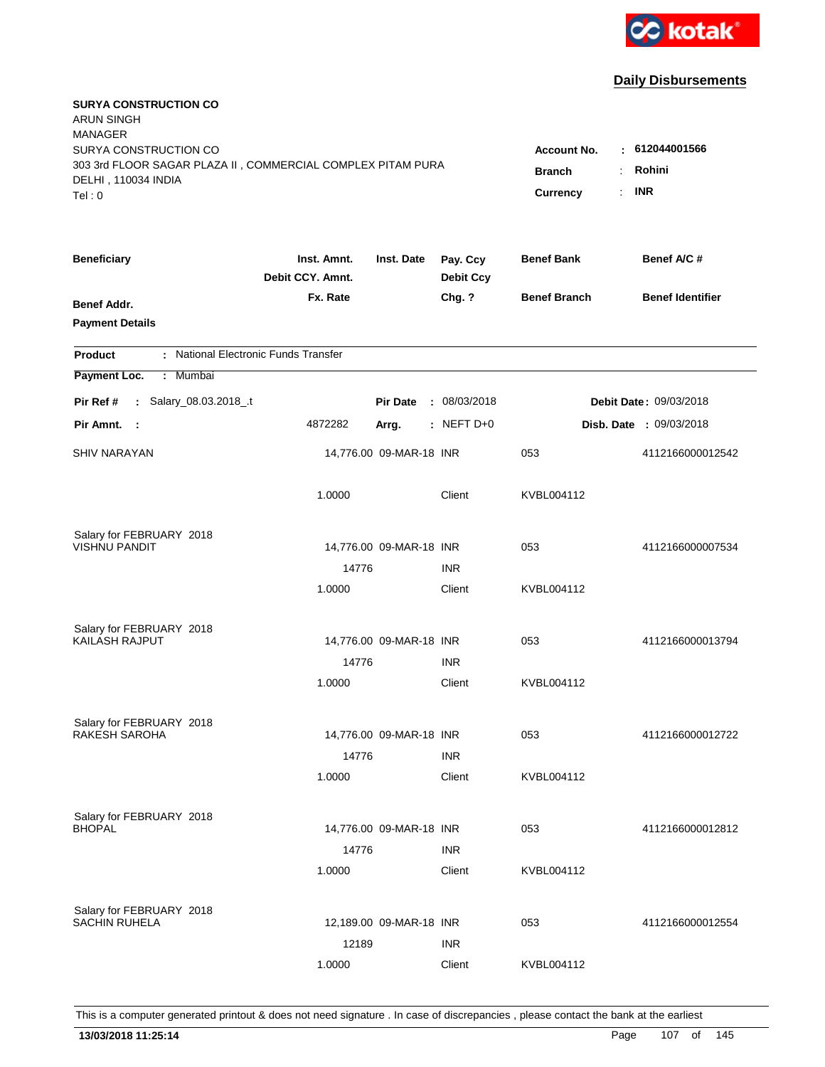kotak

## Daily Disbursements

**SURYA CONSTRUCTION CO**
ARUN SINGH
MANAGER
SURYA CONSTRUCTION CO
303 3rd FLOOR SAGAR PLAZA II , COMMERCIAL COMPLEX PITAM PURA
DELHI , 110034 INDIA
Tel : 0

**Account No.** : **612044001566**
**Branch** : **Rohini**
**Currency** : **INR**

| Beneficiary / Benef Addr. / Payment Details | Inst. Amnt. / Debit CCY. Amnt. / Fx. Rate | Inst. Date | Pay. Ccy / Debit Ccy / Chg. ? | Benef Bank / Benef Branch | Benef A/C # / Benef Identifier |
|---|---|---|---|---|---|

**Product** : National Electronic Funds Transfer
**Payment Loc.** : Mumbai

**Pir Ref #** : Salary_08.03.2018_.t | **Pir Date** : 08/03/2018 | **Debit Date** : 09/03/2018
**Pir Amnt.** : 4872282 | **Arrg.** : NEFT D+0 | **Disb. Date** : 09/03/2018

| Beneficiary | Inst. Amnt. | Inst. Date | Pay. Ccy | Benef Bank | Benef A/C # |
|---|---|---|---|---|---|
| SHIV NARAYAN | 14,776.00 | 09-MAR-18 | INR | 053 | 4112166000012542 |
| | 1.0000 | | Client | KVBL004112 | |
| Salary for FEBRUARY 2018 | | | | | |
| VISHNU PANDIT | 14,776.00 | 09-MAR-18 | INR | 053 | 4112166000007534 |
| | 14776 | | INR | | |
| | 1.0000 | | Client | KVBL004112 | |
| Salary for FEBRUARY 2018 | | | | | |
| KAILASH RAJPUT | 14,776.00 | 09-MAR-18 | INR | 053 | 4112166000013794 |
| | 14776 | | INR | | |
| | 1.0000 | | Client | KVBL004112 | |
| Salary for FEBRUARY 2018 | | | | | |
| RAKESH SAROHA | 14,776.00 | 09-MAR-18 | INR | 053 | 4112166000012722 |
| | 14776 | | INR | | |
| | 1.0000 | | Client | KVBL004112 | |
| Salary for FEBRUARY 2018 | | | | | |
| BHOPAL | 14,776.00 | 09-MAR-18 | INR | 053 | 4112166000012812 |
| | 14776 | | INR | | |
| | 1.0000 | | Client | KVBL004112 | |
| Salary for FEBRUARY 2018 | | | | | |
| SACHIN RUHELA | 12,189.00 | 09-MAR-18 | INR | 053 | 4112166000012554 |
| | 12189 | | INR | | |
| | 1.0000 | | Client | KVBL004112 | |

This is a computer generated printout & does not need signature . In case of discrepancies , please contact the bank at the earliest

**13/03/2018 11:25:14**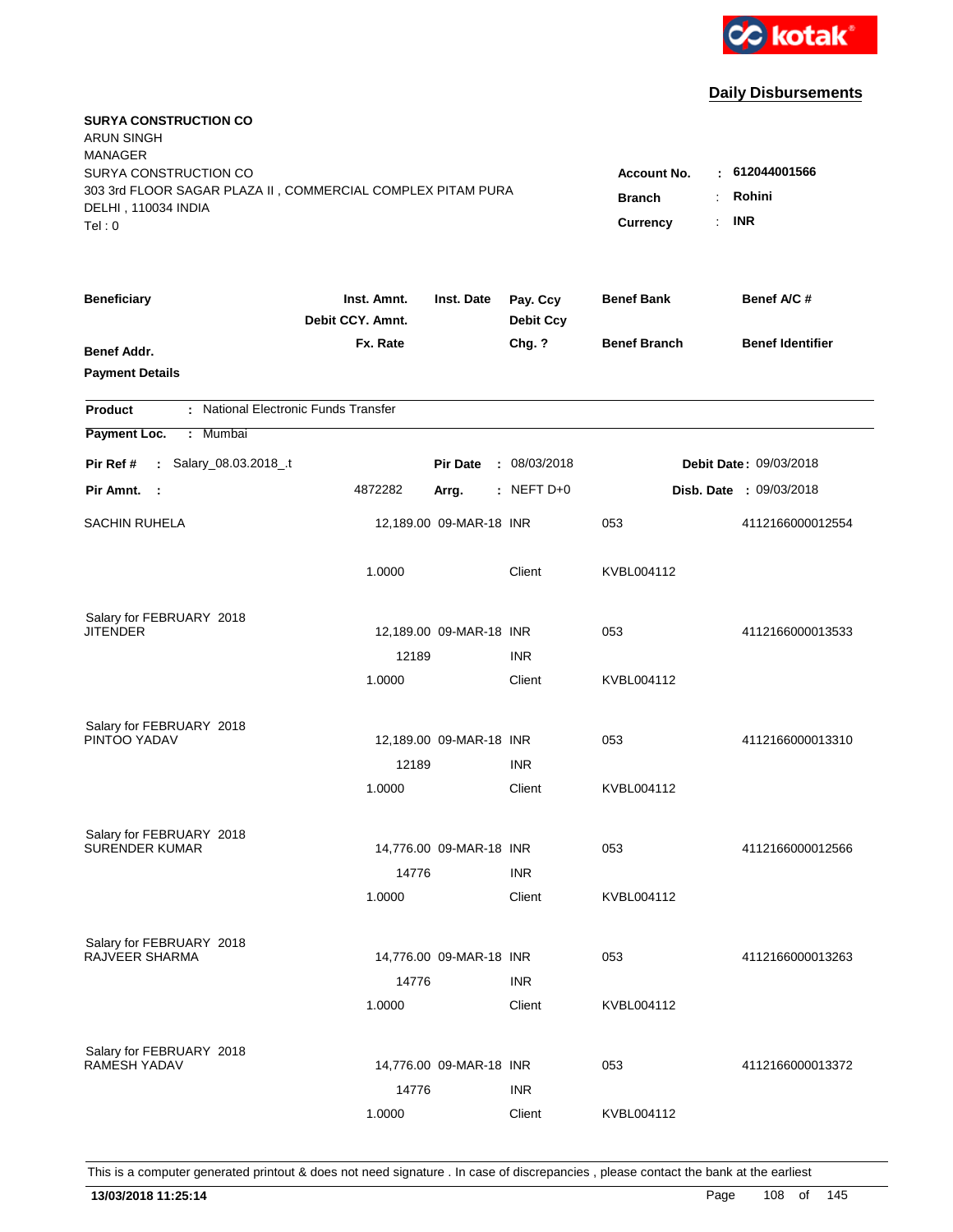kotak

**Daily Disbursements**

**SURYA CONSTRUCTION CO**
ARUN SINGH
MANAGER
SURYA CONSTRUCTION CO
303 3rd FLOOR SAGAR PLAZA II , COMMERCIAL COMPLEX PITAM PURA
DELHI , 110034 INDIA
Tel : 0

**Account No.** : **612044001566**
**Branch** : **Rohini**
**Currency** : **INR**

| Beneficiary | Inst. Amnt. / Debit CCY. Amnt. / Fx. Rate | Inst. Date | Pay. Ccy / Debit Ccy / Chg. ? | Benef Bank / Benef Branch | Benef A/C # / Benef Identifier |
|---|---|---|---|---|---|
| **Benef Addr.** | | | | | |
| **Payment Details** | | | | | |

**Product** : National Electronic Funds Transfer

**Payment Loc.** : Mumbai

**Pir Ref #** : Salary_08.03.2018_.t | **Pir Date** : 08/03/2018 | **Debit Date** : 09/03/2018

**Pir Amnt.** : 4872282 | **Arrg.** : NEFT D+0 | **Disb. Date** : 09/03/2018

| Beneficiary | Inst. Amnt. | Inst. Date | Pay. Ccy | Benef Bank | Benef A/C # |
|---|---|---|---|---|---|
| SACHIN RUHELA | 12,189.00 | 09-MAR-18 | INR | 053 | 4112166000012554 |
| | 1.0000 | | Client | KVBL004112 | |
| Salary for FEBRUARY 2018 | | | | | |
| JITENDER | 12,189.00 | 09-MAR-18 | INR | 053 | 4112166000013533 |
| | 12189 | | INR | | |
| | 1.0000 | | Client | KVBL004112 | |
| Salary for FEBRUARY 2018 | | | | | |
| PINTOO YADAV | 12,189.00 | 09-MAR-18 | INR | 053 | 4112166000013310 |
| | 12189 | | INR | | |
| | 1.0000 | | Client | KVBL004112 | |
| Salary for FEBRUARY 2018 | | | | | |
| SURENDER KUMAR | 14,776.00 | 09-MAR-18 | INR | 053 | 4112166000012566 |
| | 14776 | | INR | | |
| | 1.0000 | | Client | KVBL004112 | |
| Salary for FEBRUARY 2018 | | | | | |
| RAJVEER SHARMA | 14,776.00 | 09-MAR-18 | INR | 053 | 4112166000013263 |
| | 14776 | | INR | | |
| | 1.0000 | | Client | KVBL004112 | |
| Salary for FEBRUARY 2018 | | | | | |
| RAMESH YADAV | 14,776.00 | 09-MAR-18 | INR | 053 | 4112166000013372 |
| | 14776 | | INR | | |
| | 1.0000 | | Client | KVBL004112 | |

This is a computer generated printout & does not need signature . In case of discrepancies , please contact the bank at the earliest

**13/03/2018 11:25:14**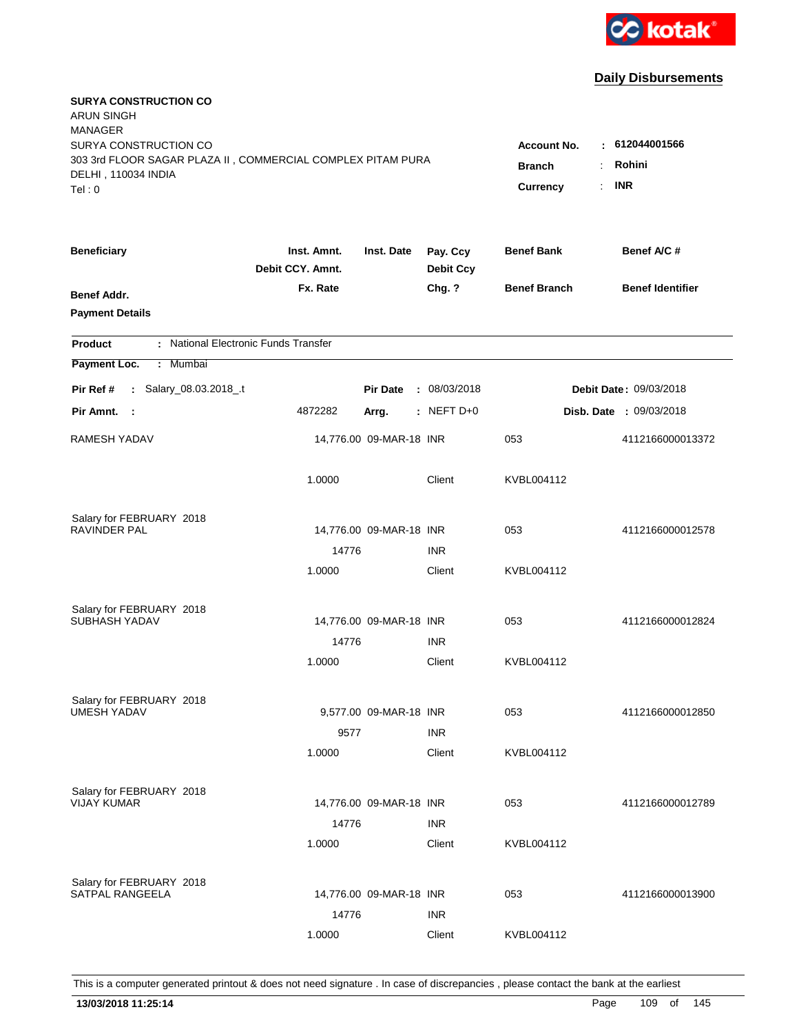kotak

## Daily Disbursements

**SURYA CONSTRUCTION CO**
ARUN SINGH
MANAGER
SURYA CONSTRUCTION CO
303 3rd FLOOR SAGAR PLAZA II , COMMERCIAL COMPLEX PITAM PURA
DELHI , 110034 INDIA
Tel : 0

**Account No.** : **612044001566**
**Branch** : **Rohini**
**Currency** : **INR**

| Beneficiary | Inst. Amnt. / Debit CCY. Amnt. / Fx. Rate | Inst. Date | Pay. Ccy / Debit Ccy / Chg. ? | Benef Bank / Benef Branch | Benef A/C # / Benef Identifier |
|---|---|---|---|---|---|
| **Benef Addr.** | | | | | |
| **Payment Details** | | | | | |

**Product** : National Electronic Funds Transfer
**Payment Loc.** : Mumbai

**Pir Ref #** : Salary_08.03.2018_.t    **Pir Date** : 08/03/2018    **Debit Date** : 09/03/2018
**Pir Amnt.** : 4872282    **Arrg.** : NEFT D+0    **Disb. Date** : 09/03/2018

| Beneficiary | Inst. Amnt. / Debit CCY. Amnt. / Fx. Rate | Inst. Date | Pay. Ccy / Debit Ccy / Chg. ? | Benef Bank / Benef Branch | Benef A/C # |
|---|---|---|---|---|---|
| RAMESH YADAV | 14,776.00 | 09-MAR-18 | INR | 053 | 4112166000013372 |
| | 1.0000 | | Client | KVBL004112 | |
| Salary for FEBRUARY 2018 | | | | | |
| RAVINDER PAL | 14,776.00 | 09-MAR-18 | INR | 053 | 4112166000012578 |
| | 14776 | | INR | | |
| | 1.0000 | | Client | KVBL004112 | |
| Salary for FEBRUARY 2018 | | | | | |
| SUBHASH YADAV | 14,776.00 | 09-MAR-18 | INR | 053 | 4112166000012824 |
| | 14776 | | INR | | |
| | 1.0000 | | Client | KVBL004112 | |
| Salary for FEBRUARY 2018 | | | | | |
| UMESH YADAV | 9,577.00 | 09-MAR-18 | INR | 053 | 4112166000012850 |
| | 9577 | | INR | | |
| | 1.0000 | | Client | KVBL004112 | |
| Salary for FEBRUARY 2018 | | | | | |
| VIJAY KUMAR | 14,776.00 | 09-MAR-18 | INR | 053 | 4112166000012789 |
| | 14776 | | INR | | |
| | 1.0000 | | Client | KVBL004112 | |
| Salary for FEBRUARY 2018 | | | | | |
| SATPAL RANGEELA | 14,776.00 | 09-MAR-18 | INR | 053 | 4112166000013900 |
| | 14776 | | INR | | |
| | 1.0000 | | Client | KVBL004112 | |

This is a computer generated printout & does not need signature . In case of discrepancies , please contact the bank at the earliest

**13/03/2018 11:25:14**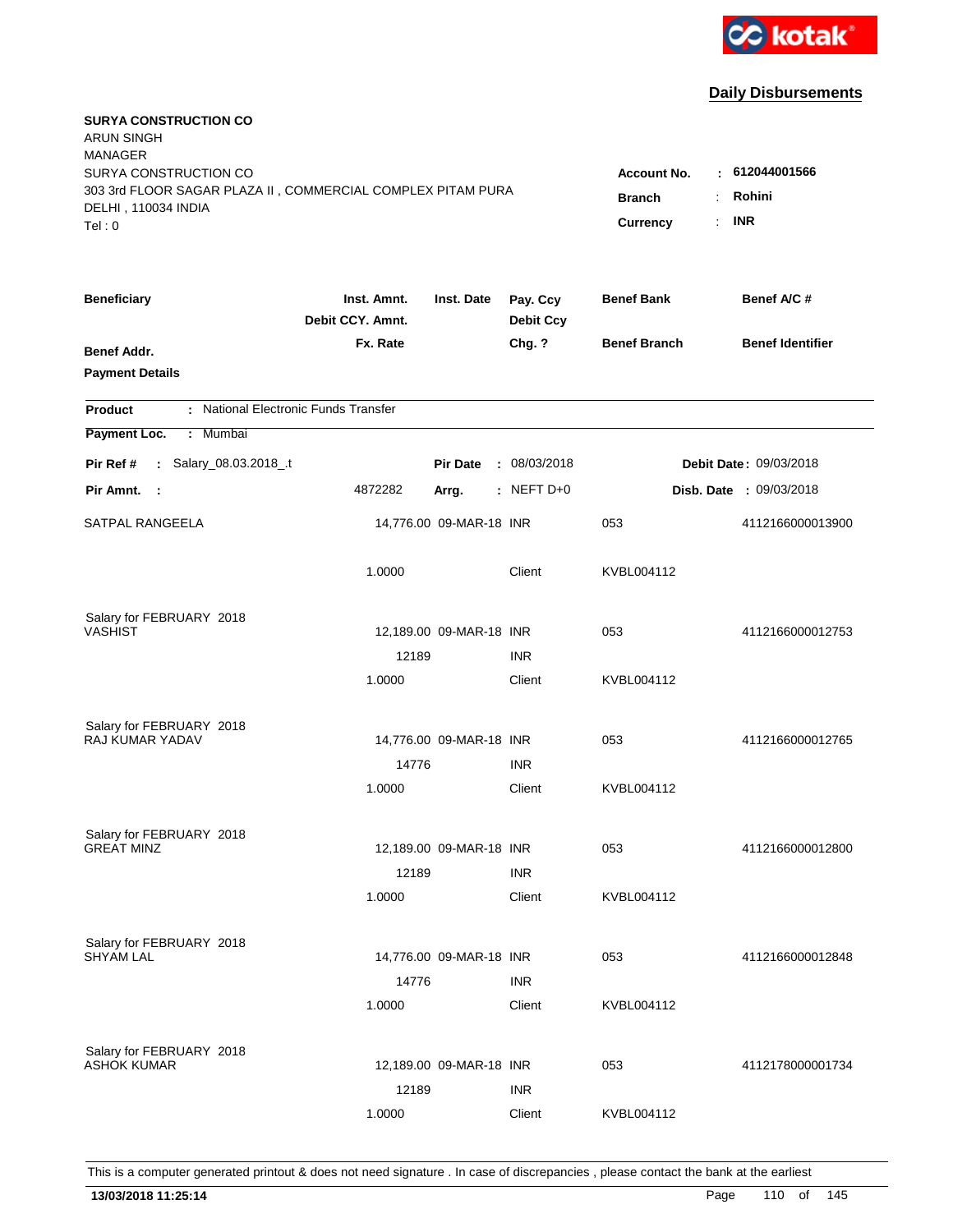kotak

## Daily Disbursements

**SURYA CONSTRUCTION CO**
ARUN SINGH
MANAGER
SURYA CONSTRUCTION CO
303 3rd FLOOR SAGAR PLAZA II , COMMERCIAL COMPLEX PITAM PURA
DELHI , 110034 INDIA
Tel : 0

**Account No.** : **612044001566**
**Branch** : **Rohini**
**Currency** : **INR**

| Beneficiary / Benef Addr. / Payment Details | Inst. Amnt. / Debit CCY. Amnt. / Fx. Rate | Inst. Date | Pay. Ccy / Debit Ccy / Chg. ? | Benef Bank / Benef Branch | Benef A/C # / Benef Identifier |
|---|---|---|---|---|---|

**Product** : National Electronic Funds Transfer
**Payment Loc.** : Mumbai

**Pir Ref #** : Salary_08.03.2018_.t | **Pir Date** : 08/03/2018 | **Debit Date** : 09/03/2018
**Pir Amnt.** : 4872282 | **Arrg.** : NEFT D+0 | **Disb. Date** : 09/03/2018

| Beneficiary | Inst. Amnt. | Inst. Date | Pay. Ccy | Benef Bank | Benef A/C # |
|---|---|---|---|---|---|
| SATPAL RANGEELA | 14,776.00 | 09-MAR-18 | INR | 053 | 4112166000013900 |
| | 1.0000 | | Client | KVBL004112 | |
| Salary for FEBRUARY 2018 | | | | | |
| VASHIST | 12,189.00 | 09-MAR-18 | INR | 053 | 4112166000012753 |
| | 12189 | | INR | | |
| | 1.0000 | | Client | KVBL004112 | |
| Salary for FEBRUARY 2018 | | | | | |
| RAJ KUMAR YADAV | 14,776.00 | 09-MAR-18 | INR | 053 | 4112166000012765 |
| | 14776 | | INR | | |
| | 1.0000 | | Client | KVBL004112 | |
| Salary for FEBRUARY 2018 | | | | | |
| GREAT MINZ | 12,189.00 | 09-MAR-18 | INR | 053 | 4112166000012800 |
| | 12189 | | INR | | |
| | 1.0000 | | Client | KVBL004112 | |
| Salary for FEBRUARY 2018 | | | | | |
| SHYAM LAL | 14,776.00 | 09-MAR-18 | INR | 053 | 4112166000012848 |
| | 14776 | | INR | | |
| | 1.0000 | | Client | KVBL004112 | |
| Salary for FEBRUARY 2018 | | | | | |
| ASHOK KUMAR | 12,189.00 | 09-MAR-18 | INR | 053 | 4112178000001734 |
| | 12189 | | INR | | |
| | 1.0000 | | Client | KVBL004112 | |

This is a computer generated printout & does not need signature . In case of discrepancies , please contact the bank at the earliest

**13/03/2018 11:25:14**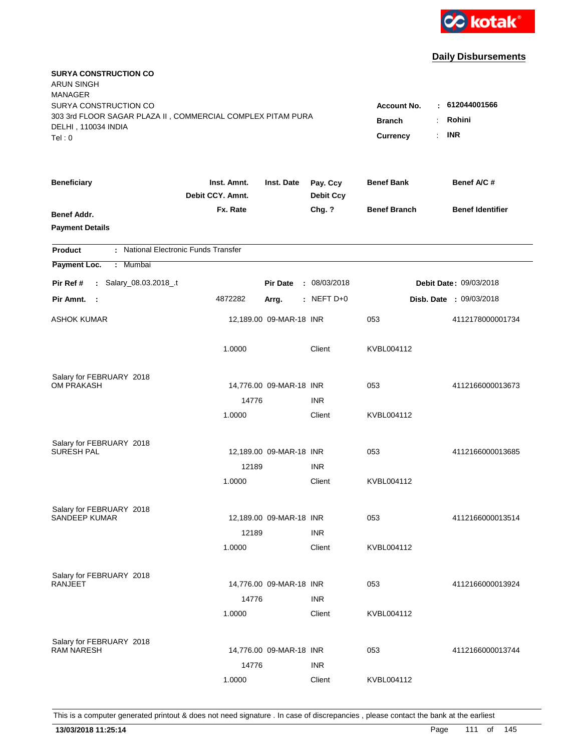kotak

## Daily Disbursements

**SURYA CONSTRUCTION CO**
ARUN SINGH
MANAGER
SURYA CONSTRUCTION CO
303 3rd FLOOR SAGAR PLAZA II , COMMERCIAL COMPLEX PITAM PURA
DELHI , 110034 INDIA
Tel : 0

**Account No.** : **612044001566**
**Branch** : **Rohini**
**Currency** : **INR**

| Beneficiary / Benef Addr. / Payment Details | Inst. Amnt. / Debit CCY. Amnt. / Fx. Rate | Inst. Date | Pay. Ccy / Debit Ccy / Chg. ? | Benef Bank / Benef Branch | Benef A/C # / Benef Identifier |
|---|---|---|---|---|---|

**Product** : National Electronic Funds Transfer
**Payment Loc.** : Mumbai

**Pir Ref #** : Salary_08.03.2018_.t | **Pir Date** : 08/03/2018 | **Debit Date** : 09/03/2018
**Pir Amnt.** : 4872282 | **Arrg.** : NEFT D+0 | **Disb. Date** : 09/03/2018

| Beneficiary | Inst. Amnt. | Inst. Date | Pay. Ccy | Benef Bank | Benef A/C # |
|---|---|---|---|---|---|
| ASHOK KUMAR | 12,189.00 | 09-MAR-18 | INR | 053 | 4112178000001734 |
| | 1.0000 | | Client | KVBL004112 | |
| Salary for FEBRUARY 2018 | | | | | |
| OM PRAKASH | 14,776.00 | 09-MAR-18 | INR | 053 | 4112166000013673 |
| | 14776 | | INR | | |
| | 1.0000 | | Client | KVBL004112 | |
| Salary for FEBRUARY 2018 | | | | | |
| SURESH PAL | 12,189.00 | 09-MAR-18 | INR | 053 | 4112166000013685 |
| | 12189 | | INR | | |
| | 1.0000 | | Client | KVBL004112 | |
| Salary for FEBRUARY 2018 | | | | | |
| SANDEEP KUMAR | 12,189.00 | 09-MAR-18 | INR | 053 | 4112166000013514 |
| | 12189 | | INR | | |
| | 1.0000 | | Client | KVBL004112 | |
| Salary for FEBRUARY 2018 | | | | | |
| RANJEET | 14,776.00 | 09-MAR-18 | INR | 053 | 4112166000013924 |
| | 14776 | | INR | | |
| | 1.0000 | | Client | KVBL004112 | |
| Salary for FEBRUARY 2018 | | | | | |
| RAM NARESH | 14,776.00 | 09-MAR-18 | INR | 053 | 4112166000013744 |
| | 14776 | | INR | | |
| | 1.0000 | | Client | KVBL004112 | |

This is a computer generated printout & does not need signature . In case of discrepancies , please contact the bank at the earliest

**13/03/2018 11:25:14**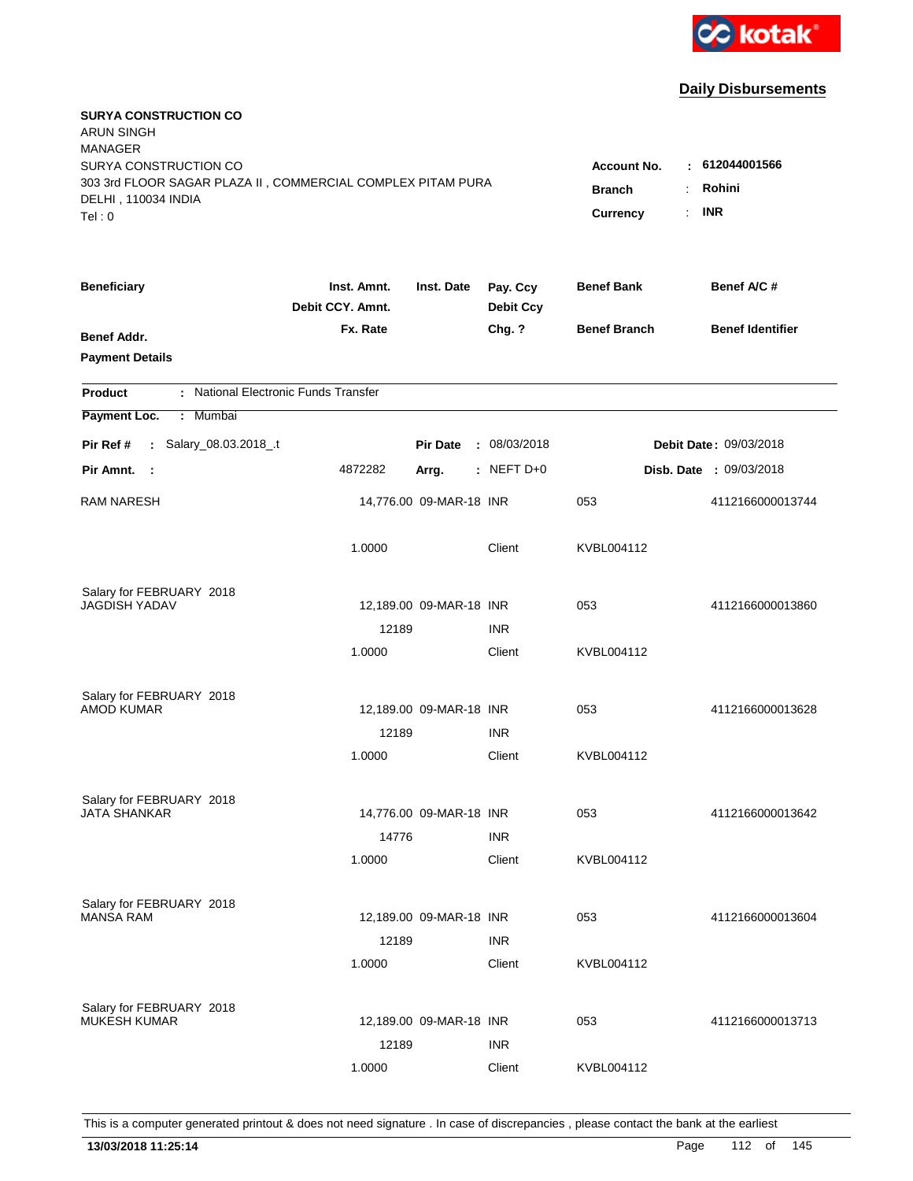kotak

## Daily Disbursements

**SURYA CONSTRUCTION CO**
ARUN SINGH
MANAGER
SURYA CONSTRUCTION CO
303 3rd FLOOR SAGAR PLAZA II , COMMERCIAL COMPLEX PITAM PURA
DELHI , 110034 INDIA
Tel : 0

**Account No.** : **612044001566**
**Branch** : **Rohini**
**Currency** : **INR**

| **Beneficiary** / **Benef Addr.** / **Payment Details** | **Inst. Amnt.** / **Debit CCY. Amnt.** / **Fx. Rate** | **Inst. Date** | **Pay. Ccy** / **Debit Ccy** / **Chg. ?** | **Benef Bank** / **Benef Branch** | **Benef A/C #** / **Benef Identifier** |
|---|---|---|---|---|---|

**Product** : National Electronic Funds Transfer
**Payment Loc.** : Mumbai

**Pir Ref #** : Salary_08.03.2018_.t | **Pir Date** : 08/03/2018 | **Debit Date** : 09/03/2018
**Pir Amnt.** : 4872282 | **Arrg.** : NEFT D+0 | **Disb. Date** : 09/03/2018

| Beneficiary | Inst. Amnt. | Inst. Date | Pay. Ccy | Benef Bank | Benef A/C # |
|---|---|---|---|---|---|
| RAM NARESH | 14,776.00 | 09-MAR-18 | INR | 053 | 4112166000013744 |
| | 1.0000 | | Client | KVBL004112 | |
| Salary for FEBRUARY 2018 | | | | | |
| JAGDISH YADAV | 12,189.00 | 09-MAR-18 | INR | 053 | 4112166000013860 |
| | 12189 | | INR | | |
| | 1.0000 | | Client | KVBL004112 | |
| Salary for FEBRUARY 2018 | | | | | |
| AMOD KUMAR | 12,189.00 | 09-MAR-18 | INR | 053 | 4112166000013628 |
| | 12189 | | INR | | |
| | 1.0000 | | Client | KVBL004112 | |
| Salary for FEBRUARY 2018 | | | | | |
| JATA SHANKAR | 14,776.00 | 09-MAR-18 | INR | 053 | 4112166000013642 |
| | 14776 | | INR | | |
| | 1.0000 | | Client | KVBL004112 | |
| Salary for FEBRUARY 2018 | | | | | |
| MANSA RAM | 12,189.00 | 09-MAR-18 | INR | 053 | 4112166000013604 |
| | 12189 | | INR | | |
| | 1.0000 | | Client | KVBL004112 | |
| Salary for FEBRUARY 2018 | | | | | |
| MUKESH KUMAR | 12,189.00 | 09-MAR-18 | INR | 053 | 4112166000013713 |
| | 12189 | | INR | | |
| | 1.0000 | | Client | KVBL004112 | |

This is a computer generated printout & does not need signature . In case of discrepancies , please contact the bank at the earliest

**13/03/2018 11:25:14**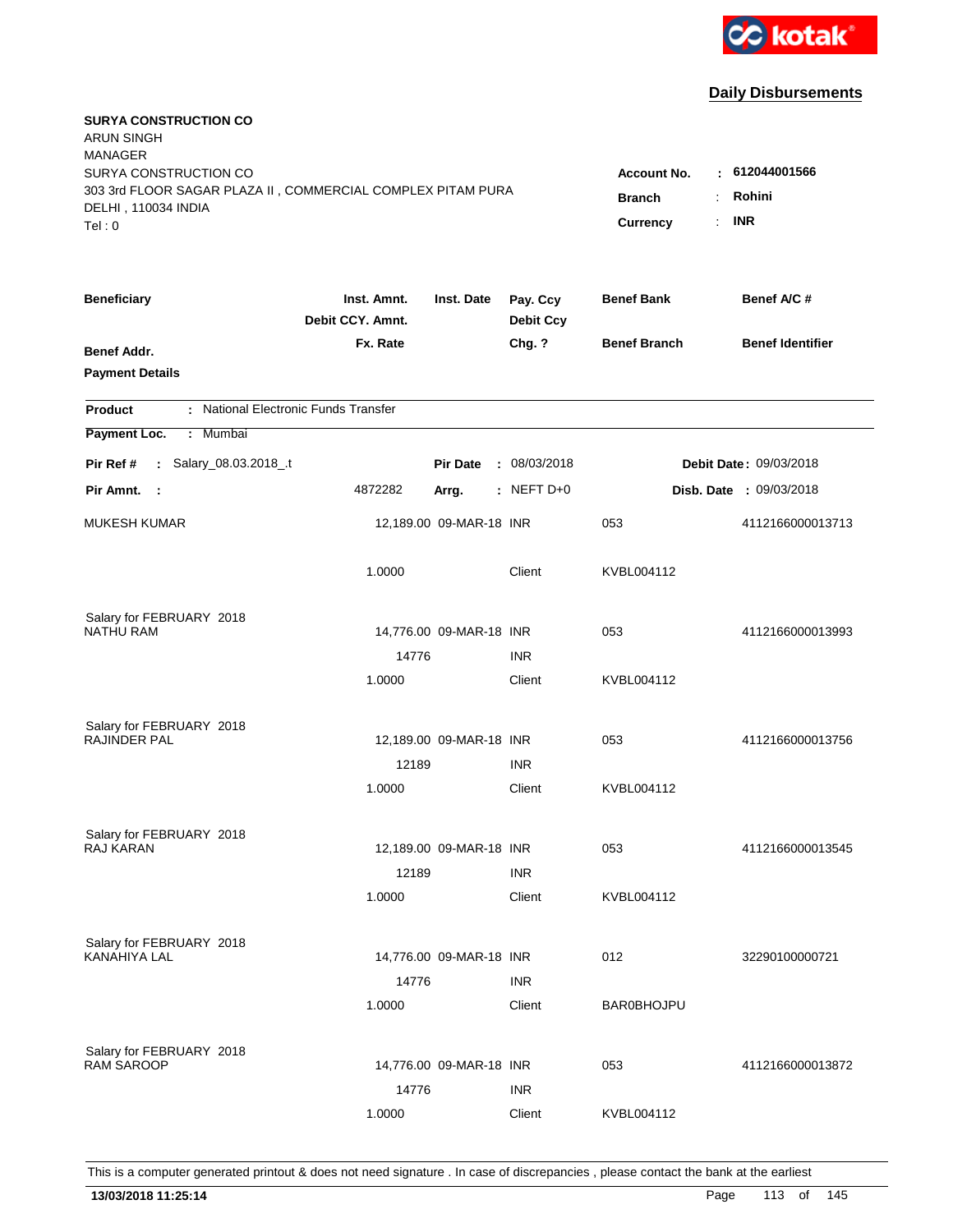kotak

## Daily Disbursements

**SURYA CONSTRUCTION CO**
ARUN SINGH
MANAGER
SURYA CONSTRUCTION CO
303 3rd FLOOR SAGAR PLAZA II , COMMERCIAL COMPLEX PITAM PURA
DELHI , 110034 INDIA
Tel : 0

**Account No.** : **612044001566**
**Branch** : **Rohini**
**Currency** : **INR**

| Beneficiary / Benef Addr. / Payment Details | Inst. Amnt. / Debit CCY. Amnt. / Fx. Rate | Inst. Date | Pay. Ccy / Debit Ccy / Chg. ? | Benef Bank / Benef Branch | Benef A/C # / Benef Identifier |
|---|---|---|---|---|---|

**Product** : National Electronic Funds Transfer
**Payment Loc.** : Mumbai

**Pir Ref #** : Salary_08.03.2018_.t  **Pir Date** : 08/03/2018  **Debit Date** : 09/03/2018
**Pir Amnt.** : 4872282  **Arrg.** : NEFT D+0  **Disb. Date** : 09/03/2018

| Beneficiary | Inst. Amnt. | Inst. Date | Pay. Ccy | Benef Bank | Benef A/C # |
|---|---|---|---|---|---|
| MUKESH KUMAR | 12,189.00 | 09-MAR-18 | INR | 053 | 4112166000013713 |
| | 1.0000 | | Client | KVBL004112 | |
| Salary for FEBRUARY 2018 | | | | | |
| NATHU RAM | 14,776.00 | 09-MAR-18 | INR | 053 | 4112166000013993 |
| | 14776 | | INR | | |
| | 1.0000 | | Client | KVBL004112 | |
| Salary for FEBRUARY 2018 | | | | | |
| RAJINDER PAL | 12,189.00 | 09-MAR-18 | INR | 053 | 4112166000013756 |
| | 12189 | | INR | | |
| | 1.0000 | | Client | KVBL004112 | |
| Salary for FEBRUARY 2018 | | | | | |
| RAJ KARAN | 12,189.00 | 09-MAR-18 | INR | 053 | 4112166000013545 |
| | 12189 | | INR | | |
| | 1.0000 | | Client | KVBL004112 | |
| Salary for FEBRUARY 2018 | | | | | |
| KANAHIYA LAL | 14,776.00 | 09-MAR-18 | INR | 012 | 32290100000721 |
| | 14776 | | INR | | |
| | 1.0000 | | Client | BAR0BHOJPU | |
| Salary for FEBRUARY 2018 | | | | | |
| RAM SAROOP | 14,776.00 | 09-MAR-18 | INR | 053 | 4112166000013872 |
| | 14776 | | INR | | |
| | 1.0000 | | Client | KVBL004112 | |

This is a computer generated printout & does not need signature . In case of discrepancies , please contact the bank at the earliest

**13/03/2018 11:25:14**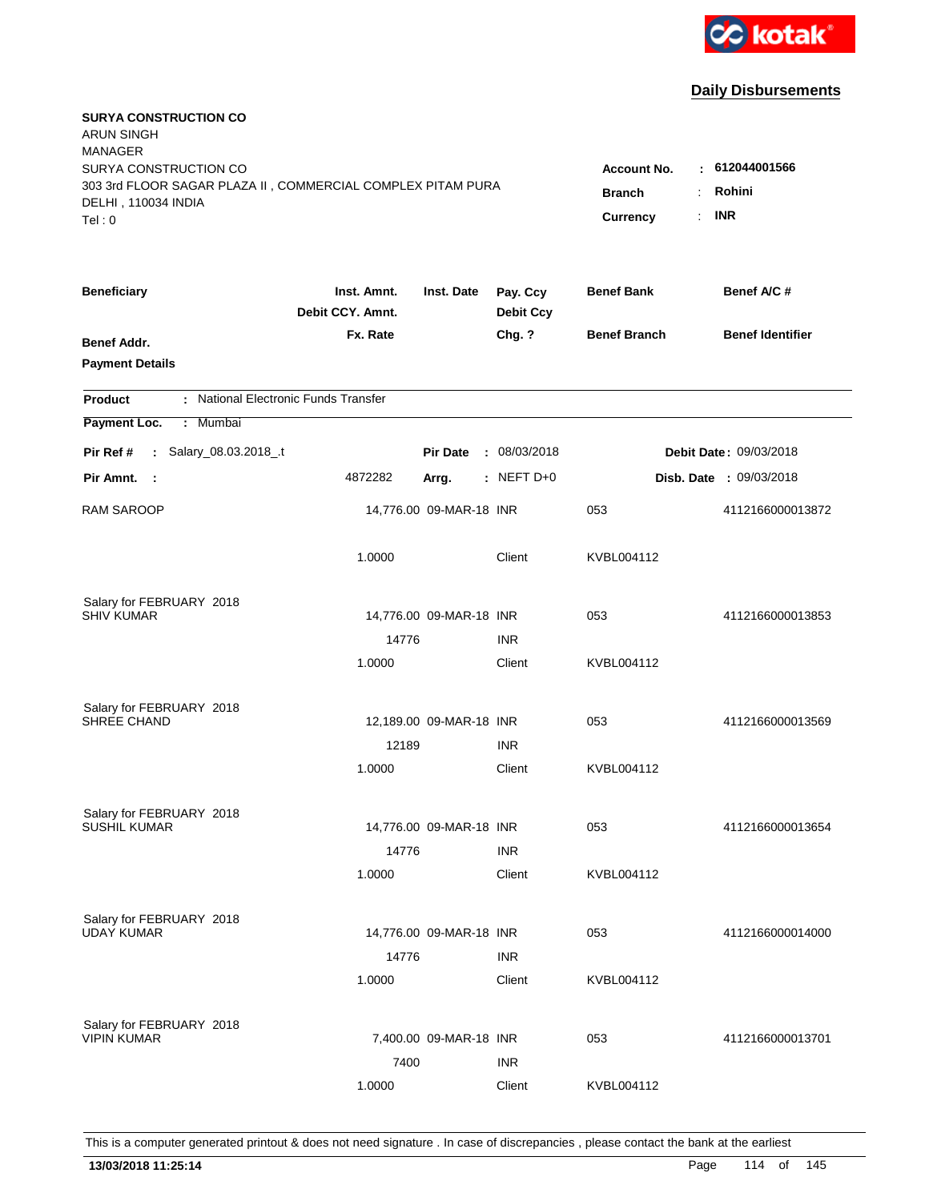**Daily Disbursements**

**SURYA CONSTRUCTION CO**
ARUN SINGH
MANAGER
SURYA CONSTRUCTION CO
303 3rd FLOOR SAGAR PLAZA II , COMMERCIAL COMPLEX PITAM PURA
DELHI , 110034 INDIA
Tel : 0

**Account No.** : **612044001566**
**Branch** : **Rohini**
**Currency** : **INR**

| Beneficiary / Benef Addr. / Payment Details | Inst. Amnt. / Debit CCY. Amnt. / Fx. Rate | Inst. Date | Pay. Ccy / Debit Ccy / Chg. ? | Benef Bank / Benef Branch | Benef A/C # / Benef Identifier |
|---|---|---|---|---|---|

**Product** : National Electronic Funds Transfer
**Payment Loc.** : Mumbai

**Pir Ref #** : Salary_08.03.2018_.t | **Pir Date** : 08/03/2018 | **Debit Date** : 09/03/2018
**Pir Amnt.** : 4872282 | **Arrg.** : NEFT D+0 | **Disb. Date** : 09/03/2018

| Beneficiary | Inst. Amnt. | Inst. Date | Pay. Ccy | Benef Bank | Benef A/C # |
|---|---|---|---|---|---|
| RAM SAROOP | 14,776.00 | 09-MAR-18 | INR | 053 | 4112166000013872 |
| | 1.0000 | | Client | KVBL004112 | |
| Salary for FEBRUARY 2018 | | | | | |
| SHIV KUMAR | 14,776.00 | 09-MAR-18 | INR | 053 | 4112166000013853 |
| | 14776 | | INR | | |
| | 1.0000 | | Client | KVBL004112 | |
| Salary for FEBRUARY 2018 | | | | | |
| SHREE CHAND | 12,189.00 | 09-MAR-18 | INR | 053 | 4112166000013569 |
| | 12189 | | INR | | |
| | 1.0000 | | Client | KVBL004112 | |
| Salary for FEBRUARY 2018 | | | | | |
| SUSHIL KUMAR | 14,776.00 | 09-MAR-18 | INR | 053 | 4112166000013654 |
| | 14776 | | INR | | |
| | 1.0000 | | Client | KVBL004112 | |
| Salary for FEBRUARY 2018 | | | | | |
| UDAY KUMAR | 14,776.00 | 09-MAR-18 | INR | 053 | 4112166000014000 |
| | 14776 | | INR | | |
| | 1.0000 | | Client | KVBL004112 | |
| Salary for FEBRUARY 2018 | | | | | |
| VIPIN KUMAR | 7,400.00 | 09-MAR-18 | INR | 053 | 4112166000013701 |
| | 7400 | | INR | | |
| | 1.0000 | | Client | KVBL004112 | |

This is a computer generated printout & does not need signature . In case of discrepancies , please contact the bank at the earliest

**13/03/2018 11:25:14**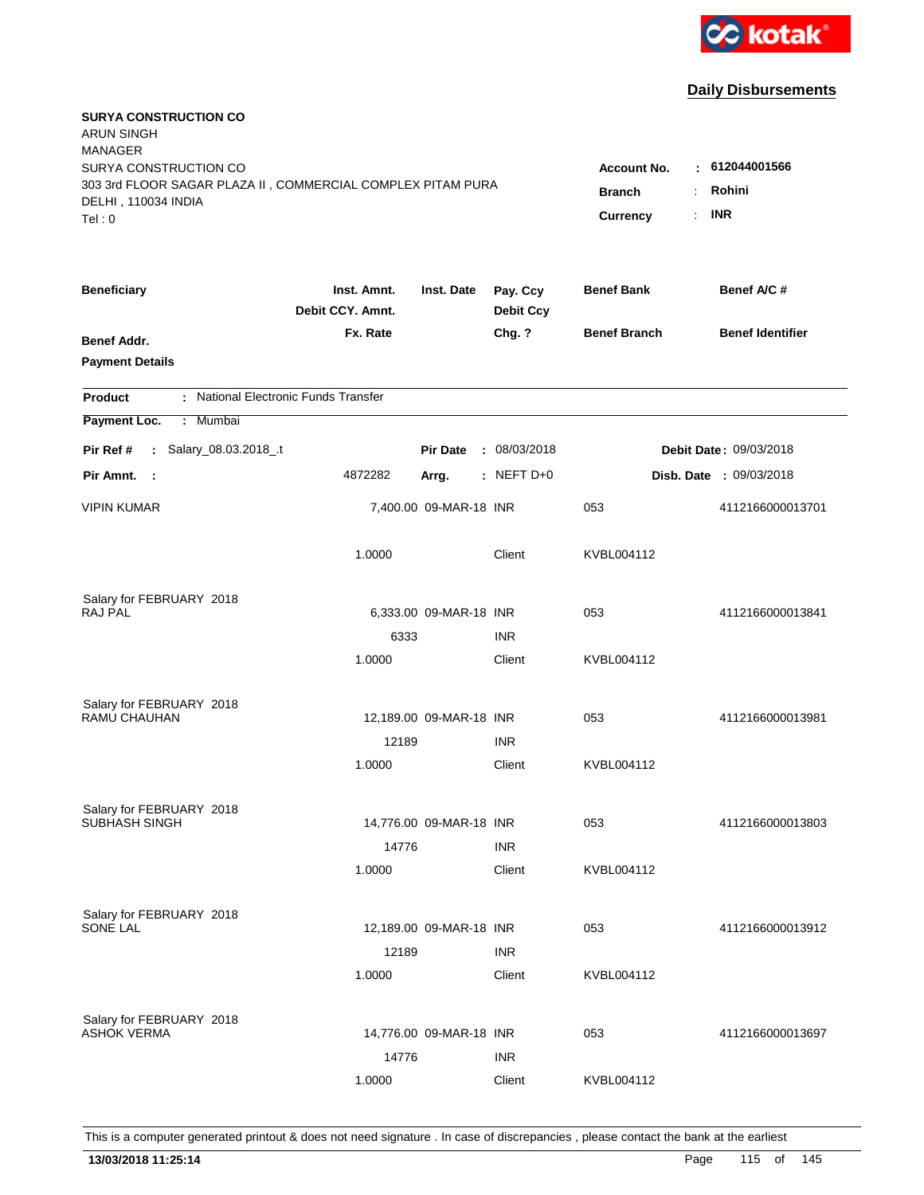kotak

## Daily Disbursements

**SURYA CONSTRUCTION CO**
ARUN SINGH
MANAGER
SURYA CONSTRUCTION CO
303 3rd FLOOR SAGAR PLAZA II , COMMERCIAL COMPLEX PITAM PURA
DELHI , 110034 INDIA
Tel : 0

**Account No.** : **612044001566**
**Branch** : **Rohini**
**Currency** : **INR**

| Beneficiary | Inst. Amnt. / Debit CCY. Amnt. / Fx. Rate | Inst. Date | Pay. Ccy / Debit Ccy / Chg. ? | Benef Bank / Benef Branch | Benef A/C # / Benef Identifier |
|---|---|---|---|---|---|
| **Benef Addr.** / **Payment Details** | | | | | |

**Product** : National Electronic Funds Transfer

**Payment Loc.** : Mumbai

**Pir Ref #** : Salary_08.03.2018_.t    **Pir Date** : 08/03/2018    **Debit Date** : 09/03/2018

**Pir Amnt.** : 4872282    **Arrg.** : NEFT D+0    **Disb. Date** : 09/03/2018

| Beneficiary | Inst. Amnt. / Debit CCY. Amnt. / Fx. Rate | Inst. Date | Pay. Ccy / Debit Ccy / Chg. ? | Benef Bank / Benef Branch | Benef A/C # |
|---|---|---|---|---|---|
| VIPIN KUMAR | 7,400.00 | 09-MAR-18 | INR | 053 | 4112166000013701 |
| | 1.0000 | | Client | KVBL004112 | |
| Salary for FEBRUARY 2018 | | | | | |
| RAJ PAL | 6,333.00 | 09-MAR-18 | INR | 053 | 4112166000013841 |
| | 6333 | | INR | | |
| | 1.0000 | | Client | KVBL004112 | |
| Salary for FEBRUARY 2018 | | | | | |
| RAMU CHAUHAN | 12,189.00 | 09-MAR-18 | INR | 053 | 4112166000013981 |
| | 12189 | | INR | | |
| | 1.0000 | | Client | KVBL004112 | |
| Salary for FEBRUARY 2018 | | | | | |
| SUBHASH SINGH | 14,776.00 | 09-MAR-18 | INR | 053 | 4112166000013803 |
| | 14776 | | INR | | |
| | 1.0000 | | Client | KVBL004112 | |
| Salary for FEBRUARY 2018 | | | | | |
| SONE LAL | 12,189.00 | 09-MAR-18 | INR | 053 | 4112166000013912 |
| | 12189 | | INR | | |
| | 1.0000 | | Client | KVBL004112 | |
| Salary for FEBRUARY 2018 | | | | | |
| ASHOK VERMA | 14,776.00 | 09-MAR-18 | INR | 053 | 4112166000013697 |
| | 14776 | | INR | | |
| | 1.0000 | | Client | KVBL004112 | |

This is a computer generated printout & does not need signature . In case of discrepancies , please contact the bank at the earliest

**13/03/2018 11:25:14**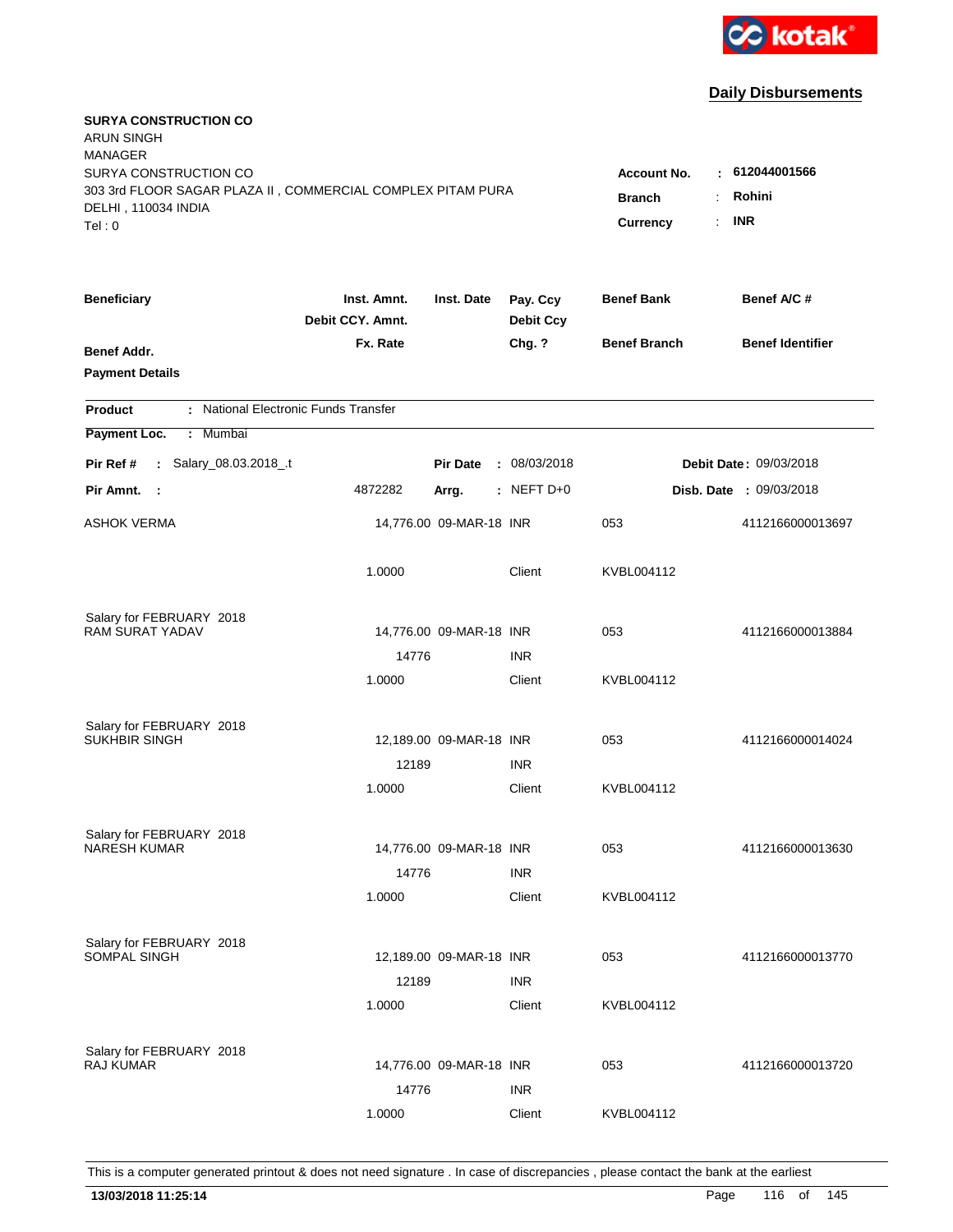kotak

## Daily Disbursements

**SURYA CONSTRUCTION CO**
ARUN SINGH
MANAGER
SURYA CONSTRUCTION CO
303 3rd FLOOR SAGAR PLAZA II , COMMERCIAL COMPLEX PITAM PURA
DELHI , 110034 INDIA
Tel : 0

**Account No.** : **612044001566**
**Branch** : **Rohini**
**Currency** : **INR**

| Beneficiary | Inst. Amnt. / Debit CCY. Amnt. / Fx. Rate | Inst. Date | Pay. Ccy / Debit Ccy / Chg. ? | Benef Bank / Benef Branch | Benef A/C # / Benef Identifier |
|---|---|---|---|---|---|
| **Benef Addr.** | | | | | |
| **Payment Details** | | | | | |

**Product** : National Electronic Funds Transfer

**Payment Loc.** : Mumbai

**Pir Ref #** : Salary_08.03.2018_.t &nbsp;&nbsp; **Pir Date** : 08/03/2018 &nbsp;&nbsp; **Debit Date** : 09/03/2018

**Pir Amnt.** : 4872282 &nbsp;&nbsp; **Arrg.** : NEFT D+0 &nbsp;&nbsp; **Disb. Date** : 09/03/2018

| Beneficiary | Inst. Amnt. | Inst. Date | Pay. Ccy | Benef Bank | Benef A/C # |
|---|---|---|---|---|---|
| ASHOK VERMA | 14,776.00 | 09-MAR-18 | INR | 053 | 4112166000013697 |
| | 1.0000 | | Client | KVBL004112 | |
| Salary for FEBRUARY 2018 | | | | | |
| RAM SURAT YADAV | 14,776.00 | 09-MAR-18 | INR | 053 | 4112166000013884 |
| | 14776 | | INR | | |
| | 1.0000 | | Client | KVBL004112 | |
| Salary for FEBRUARY 2018 | | | | | |
| SUKHBIR SINGH | 12,189.00 | 09-MAR-18 | INR | 053 | 4112166000014024 |
| | 12189 | | INR | | |
| | 1.0000 | | Client | KVBL004112 | |
| Salary for FEBRUARY 2018 | | | | | |
| NARESH KUMAR | 14,776.00 | 09-MAR-18 | INR | 053 | 4112166000013630 |
| | 14776 | | INR | | |
| | 1.0000 | | Client | KVBL004112 | |
| Salary for FEBRUARY 2018 | | | | | |
| SOMPAL SINGH | 12,189.00 | 09-MAR-18 | INR | 053 | 4112166000013770 |
| | 12189 | | INR | | |
| | 1.0000 | | Client | KVBL004112 | |
| Salary for FEBRUARY 2018 | | | | | |
| RAJ KUMAR | 14,776.00 | 09-MAR-18 | INR | 053 | 4112166000013720 |
| | 14776 | | INR | | |
| | 1.0000 | | Client | KVBL004112 | |

This is a computer generated printout & does not need signature . In case of discrepancies , please contact the bank at the earliest

**13/03/2018 11:25:14**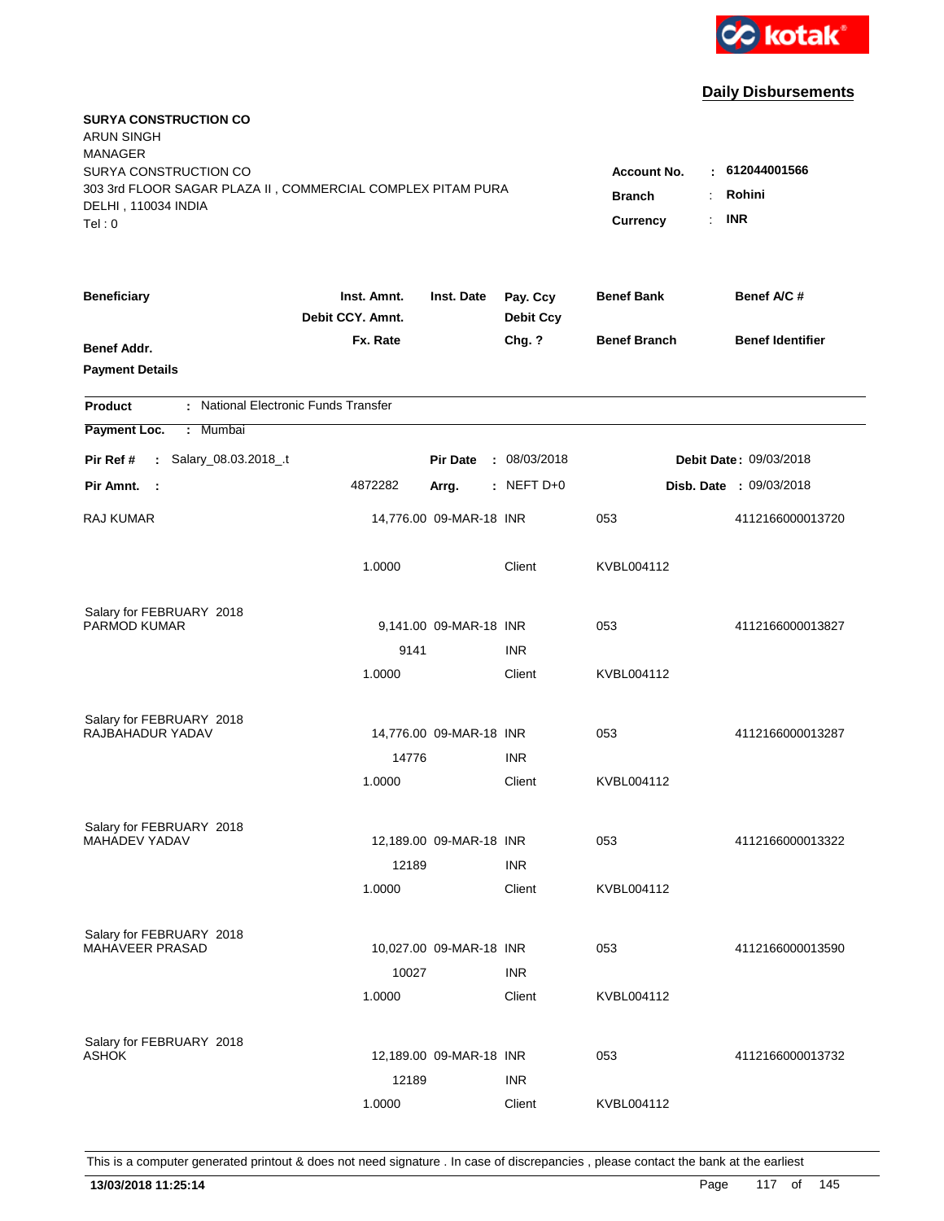kotak

## Daily Disbursements

**SURYA CONSTRUCTION CO**
ARUN SINGH
MANAGER
SURYA CONSTRUCTION CO
303 3rd FLOOR SAGAR PLAZA II , COMMERCIAL COMPLEX PITAM PURA
DELHI , 110034 INDIA
Tel : 0

**Account No.** : **612044001566**
**Branch** : **Rohini**
**Currency** : **INR**

| Beneficiary | Inst. Amnt. / Debit CCY. Amnt. / Fx. Rate | Inst. Date | Pay. Ccy / Debit Ccy / Chg. ? | Benef Bank / Benef Branch | Benef A/C # / Benef Identifier |
|---|---|---|---|---|---|
| Benef Addr. / Payment Details | | | | | |

**Product** : National Electronic Funds Transfer
**Payment Loc.** : Mumbai

**Pir Ref #** : Salary_08.03.2018_.t | **Pir Date** : 08/03/2018 | **Debit Date** : 09/03/2018
**Pir Amnt.** : 4872282 | **Arrg.** : NEFT D+0 | **Disb. Date** : 09/03/2018

| Beneficiary | Inst. Amnt. / Debit CCY. Amnt. / Fx. Rate | Inst. Date | Pay. Ccy / Debit Ccy / Chg. ? | Benef Bank / Benef Branch | Benef A/C # |
|---|---|---|---|---|---|
| RAJ KUMAR | 14,776.00 | 09-MAR-18 | INR | 053 | 4112166000013720 |
| | 1.0000 | | Client | KVBL004112 | |
| Salary for FEBRUARY 2018 | | | | | |
| PARMOD KUMAR | 9,141.00 | 09-MAR-18 | INR | 053 | 4112166000013827 |
| | 9141 | | INR | | |
| | 1.0000 | | Client | KVBL004112 | |
| Salary for FEBRUARY 2018 | | | | | |
| RAJBAHADUR YADAV | 14,776.00 | 09-MAR-18 | INR | 053 | 4112166000013287 |
| | 14776 | | INR | | |
| | 1.0000 | | Client | KVBL004112 | |
| Salary for FEBRUARY 2018 | | | | | |
| MAHADEV YADAV | 12,189.00 | 09-MAR-18 | INR | 053 | 4112166000013322 |
| | 12189 | | INR | | |
| | 1.0000 | | Client | KVBL004112 | |
| Salary for FEBRUARY 2018 | | | | | |
| MAHAVEER PRASAD | 10,027.00 | 09-MAR-18 | INR | 053 | 4112166000013590 |
| | 10027 | | INR | | |
| | 1.0000 | | Client | KVBL004112 | |
| Salary for FEBRUARY 2018 | | | | | |
| ASHOK | 12,189.00 | 09-MAR-18 | INR | 053 | 4112166000013732 |
| | 12189 | | INR | | |
| | 1.0000 | | Client | KVBL004112 | |

This is a computer generated printout & does not need signature . In case of discrepancies , please contact the bank at the earliest

**13/03/2018 11:25:14**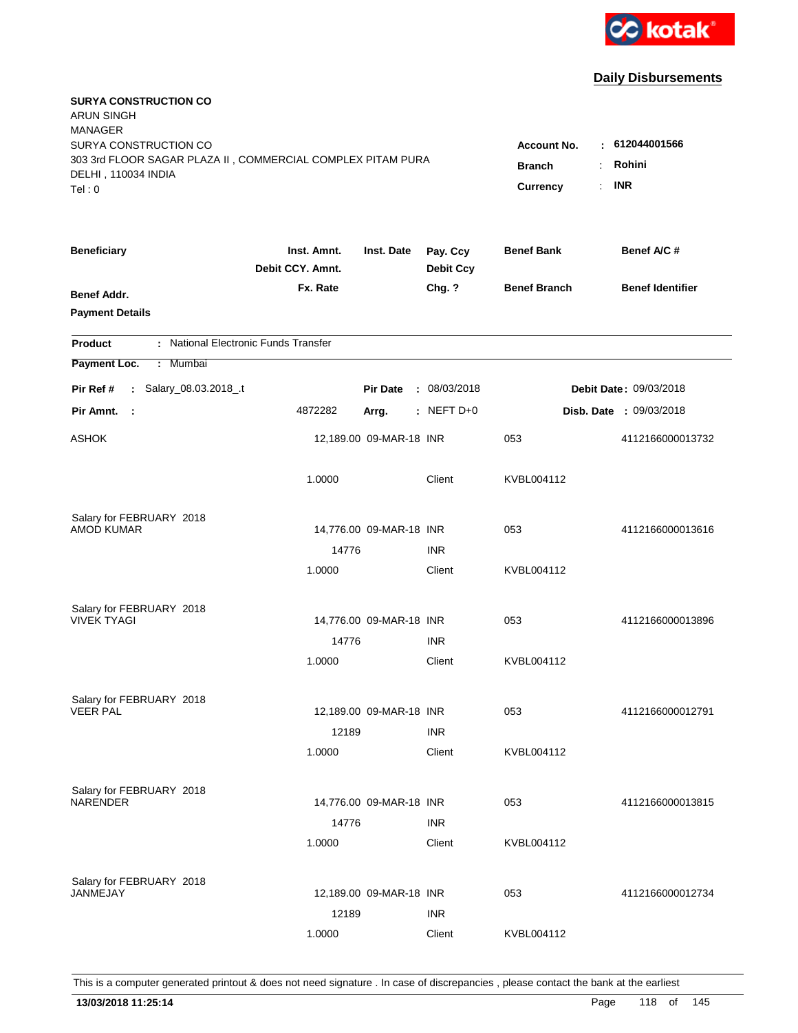kotak

## Daily Disbursements

**SURYA CONSTRUCTION CO**
ARUN SINGH
MANAGER
SURYA CONSTRUCTION CO
303 3rd FLOOR SAGAR PLAZA II , COMMERCIAL COMPLEX PITAM PURA
DELHI , 110034 INDIA
Tel : 0

**Account No.** : **612044001566**
**Branch** : **Rohini**
**Currency** : **INR**

| Beneficiary | Inst. Amnt. / Debit CCY. Amnt. / Fx. Rate | Inst. Date | Pay. Ccy / Debit Ccy / Chg. ? | Benef Bank / Benef Branch | Benef A/C # / Benef Identifier |
|---|---|---|---|---|---|
| **Benef Addr.** | | | | | |
| **Payment Details** | | | | | |

**Product** : National Electronic Funds Transfer
**Payment Loc.** : Mumbai

**Pir Ref #** : Salary_08.03.2018_.t &nbsp;&nbsp; **Pir Date** : 08/03/2018 &nbsp;&nbsp; **Debit Date** : 09/03/2018
**Pir Amnt.** : 4872282 &nbsp;&nbsp; **Arrg.** : NEFT D+0 &nbsp;&nbsp; **Disb. Date** : 09/03/2018

| Beneficiary | Amount | Inst. Date | Ccy | Benef Bank / Branch | Benef A/C # |
|---|---|---|---|---|---|
| ASHOK | 12,189.00 | 09-MAR-18 | INR | 053 | 4112166000013732 |
| | 1.0000 | | Client | KVBL004112 | |
| Salary for FEBRUARY 2018 | | | | | |
| AMOD KUMAR | 14,776.00 | 09-MAR-18 | INR | 053 | 4112166000013616 |
| | 14776 | | INR | | |
| | 1.0000 | | Client | KVBL004112 | |
| Salary for FEBRUARY 2018 | | | | | |
| VIVEK TYAGI | 14,776.00 | 09-MAR-18 | INR | 053 | 4112166000013896 |
| | 14776 | | INR | | |
| | 1.0000 | | Client | KVBL004112 | |
| Salary for FEBRUARY 2018 | | | | | |
| VEER PAL | 12,189.00 | 09-MAR-18 | INR | 053 | 4112166000012791 |
| | 12189 | | INR | | |
| | 1.0000 | | Client | KVBL004112 | |
| Salary for FEBRUARY 2018 | | | | | |
| NARENDER | 14,776.00 | 09-MAR-18 | INR | 053 | 4112166000013815 |
| | 14776 | | INR | | |
| | 1.0000 | | Client | KVBL004112 | |
| Salary for FEBRUARY 2018 | | | | | |
| JANMEJAY | 12,189.00 | 09-MAR-18 | INR | 053 | 4112166000012734 |
| | 12189 | | INR | | |
| | 1.0000 | | Client | KVBL004112 | |

This is a computer generated printout & does not need signature . In case of discrepancies , please contact the bank at the earliest

**13/03/2018 11:25:14**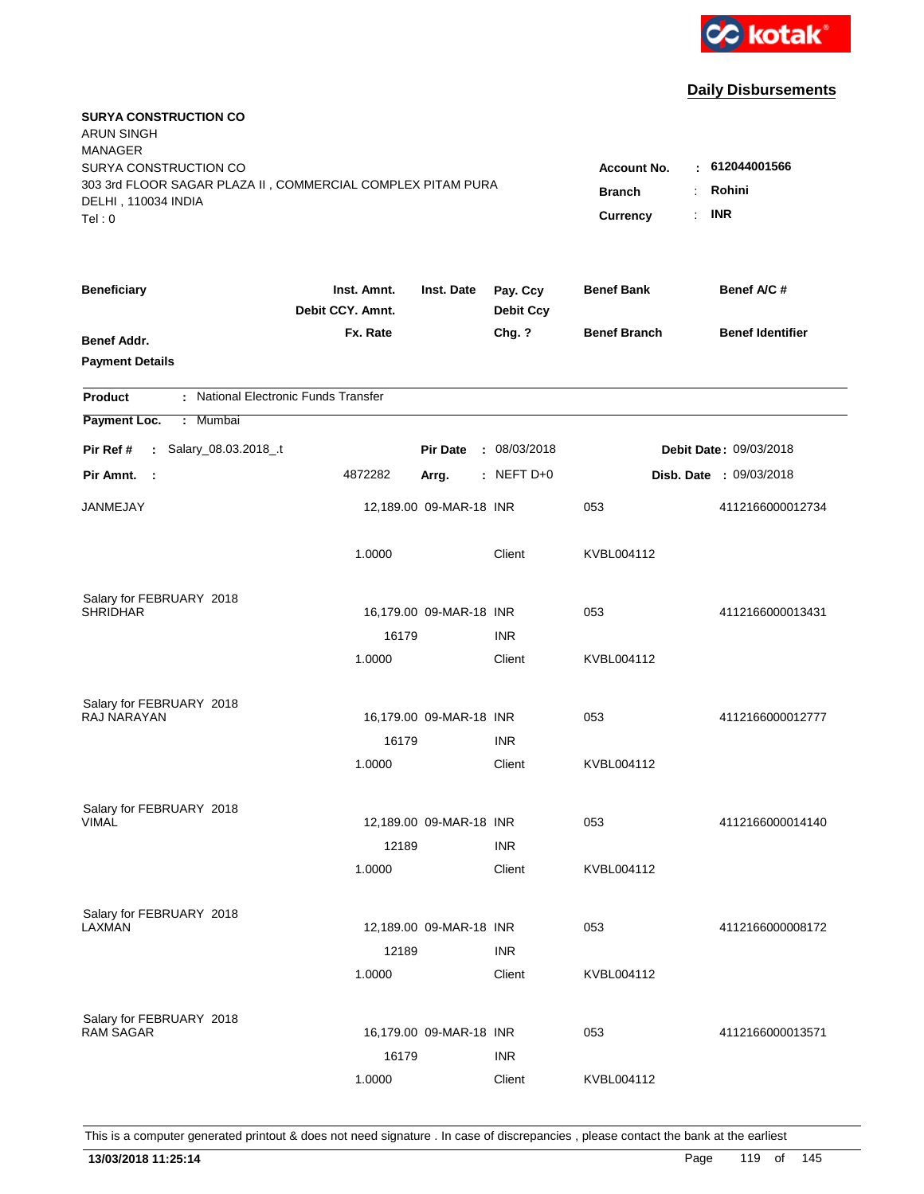kotak

## Daily Disbursements

**SURYA CONSTRUCTION CO**
ARUN SINGH
MANAGER
SURYA CONSTRUCTION CO
303 3rd FLOOR SAGAR PLAZA II , COMMERCIAL COMPLEX PITAM PURA
DELHI , 110034 INDIA
Tel : 0

**Account No.** : **612044001566**
**Branch** : **Rohini**
**Currency** : **INR**

| Beneficiary / Benef Addr. / Payment Details | Inst. Amnt. / Debit CCY. Amnt. / Fx. Rate | Inst. Date | Pay. Ccy / Debit Ccy / Chg. ? | Benef Bank / Benef Branch | Benef A/C # / Benef Identifier |
|---|---|---|---|---|---|

**Product** : National Electronic Funds Transfer
**Payment Loc.** : Mumbai

**Pir Ref #** : Salary_08.03.2018_.t | **Pir Date** : 08/03/2018 | **Debit Date** : 09/03/2018
**Pir Amnt.** : 4872282 | **Arrg.** : NEFT D+0 | **Disb. Date** : 09/03/2018

| Beneficiary | Inst. Amnt. | Inst. Date | Pay. Ccy | Benef Bank | Benef A/C # |
|---|---|---|---|---|---|
| JANMEJAY | 12,189.00 | 09-MAR-18 | INR | 053 | 4112166000012734 |
| | 1.0000 | | Client | KVBL004112 | |
| Salary for FEBRUARY 2018 | | | | | |
| SHRIDHAR | 16,179.00 | 09-MAR-18 | INR | 053 | 4112166000013431 |
| | 16179 | | INR | | |
| | 1.0000 | | Client | KVBL004112 | |
| Salary for FEBRUARY 2018 | | | | | |
| RAJ NARAYAN | 16,179.00 | 09-MAR-18 | INR | 053 | 4112166000012777 |
| | 16179 | | INR | | |
| | 1.0000 | | Client | KVBL004112 | |
| Salary for FEBRUARY 2018 | | | | | |
| VIMAL | 12,189.00 | 09-MAR-18 | INR | 053 | 4112166000014140 |
| | 12189 | | INR | | |
| | 1.0000 | | Client | KVBL004112 | |
| Salary for FEBRUARY 2018 | | | | | |
| LAXMAN | 12,189.00 | 09-MAR-18 | INR | 053 | 4112166000008172 |
| | 12189 | | INR | | |
| | 1.0000 | | Client | KVBL004112 | |
| Salary for FEBRUARY 2018 | | | | | |
| RAM SAGAR | 16,179.00 | 09-MAR-18 | INR | 053 | 4112166000013571 |
| | 16179 | | INR | | |
| | 1.0000 | | Client | KVBL004112 | |

This is a computer generated printout & does not need signature . In case of discrepancies , please contact the bank at the earliest

**13/03/2018 11:25:14**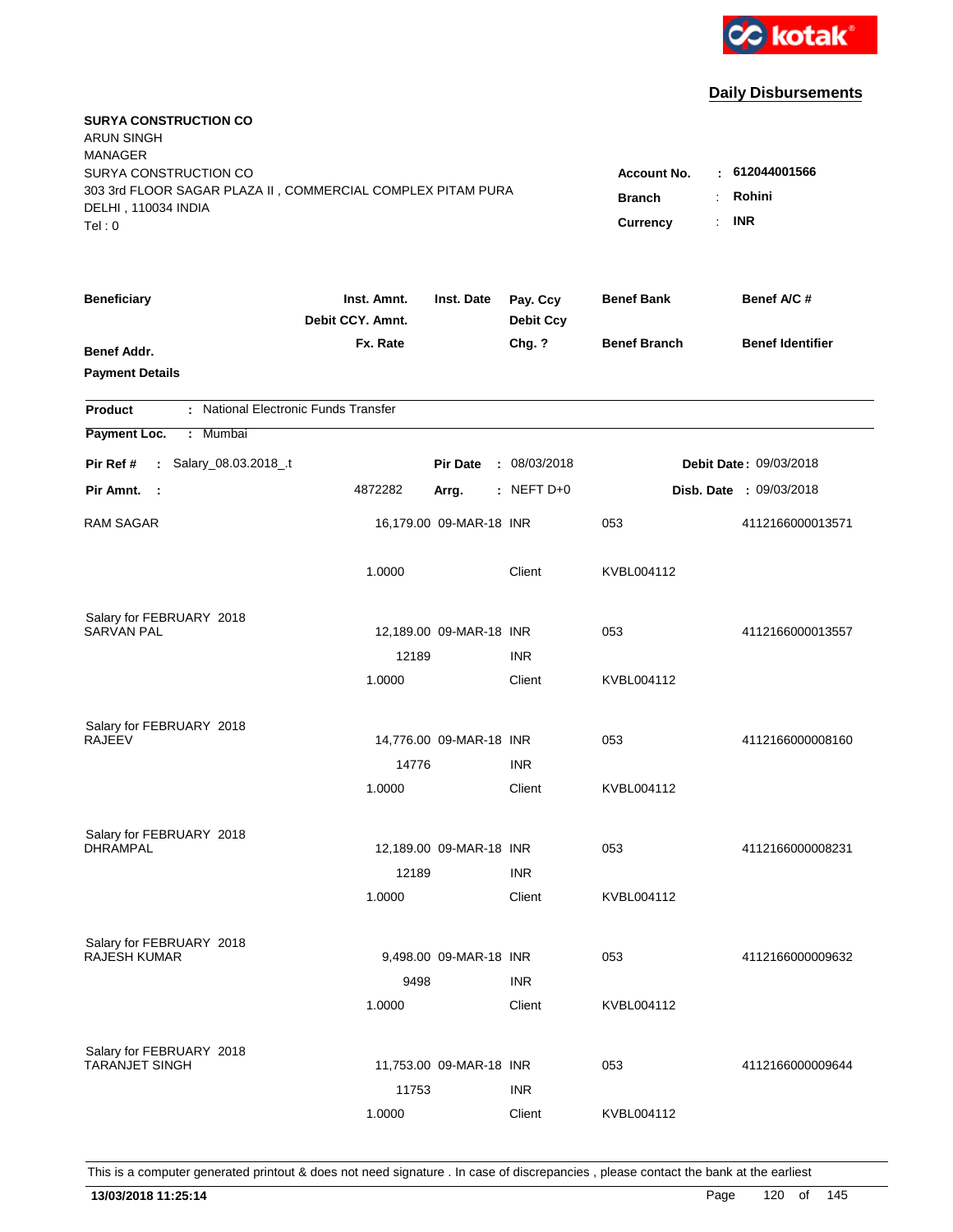kotak

## Daily Disbursements

**SURYA CONSTRUCTION CO**
ARUN SINGH
MANAGER
SURYA CONSTRUCTION CO
303 3rd FLOOR SAGAR PLAZA II , COMMERCIAL COMPLEX PITAM PURA
DELHI , 110034 INDIA
Tel : 0

**Account No.** : **612044001566**
**Branch** : **Rohini**
**Currency** : **INR**

| Beneficiary | Inst. Amnt. / Debit CCY. Amnt. / Fx. Rate | Inst. Date | Pay. Ccy / Debit Ccy / Chg. ? | Benef Bank / Benef Branch | Benef A/C # / Benef Identifier |
|---|---|---|---|---|---|
| **Benef Addr.** | | | | | |
| **Payment Details** | | | | | |

**Product** : National Electronic Funds Transfer
**Payment Loc.** : Mumbai

**Pir Ref #** : Salary_08.03.2018_.t | **Pir Date** : 08/03/2018 | **Debit Date** : 09/03/2018
**Pir Amnt.** : 4872282 | **Arrg.** : NEFT D+0 | **Disb. Date** : 09/03/2018

| Beneficiary | Inst. Amnt. | Inst. Date | Pay. Ccy | Benef Bank | Benef A/C # |
|---|---|---|---|---|---|
| RAM SAGAR | 16,179.00 | 09-MAR-18 | INR | 053 | 4112166000013571 |
| | 1.0000 | | Client | KVBL004112 | |
| Salary for FEBRUARY 2018 | | | | | |
| SARVAN PAL | 12,189.00 | 09-MAR-18 | INR | 053 | 4112166000013557 |
| | 12189 | | INR | | |
| | 1.0000 | | Client | KVBL004112 | |
| Salary for FEBRUARY 2018 | | | | | |
| RAJEEV | 14,776.00 | 09-MAR-18 | INR | 053 | 4112166000008160 |
| | 14776 | | INR | | |
| | 1.0000 | | Client | KVBL004112 | |
| Salary for FEBRUARY 2018 | | | | | |
| DHRAMPAL | 12,189.00 | 09-MAR-18 | INR | 053 | 4112166000008231 |
| | 12189 | | INR | | |
| | 1.0000 | | Client | KVBL004112 | |
| Salary for FEBRUARY 2018 | | | | | |
| RAJESH KUMAR | 9,498.00 | 09-MAR-18 | INR | 053 | 4112166000009632 |
| | 9498 | | INR | | |
| | 1.0000 | | Client | KVBL004112 | |
| Salary for FEBRUARY 2018 | | | | | |
| TARANJET SINGH | 11,753.00 | 09-MAR-18 | INR | 053 | 4112166000009644 |
| | 11753 | | INR | | |
| | 1.0000 | | Client | KVBL004112 | |

This is a computer generated printout & does not need signature . In case of discrepancies , please contact the bank at the earliest

**13/03/2018 11:25:14**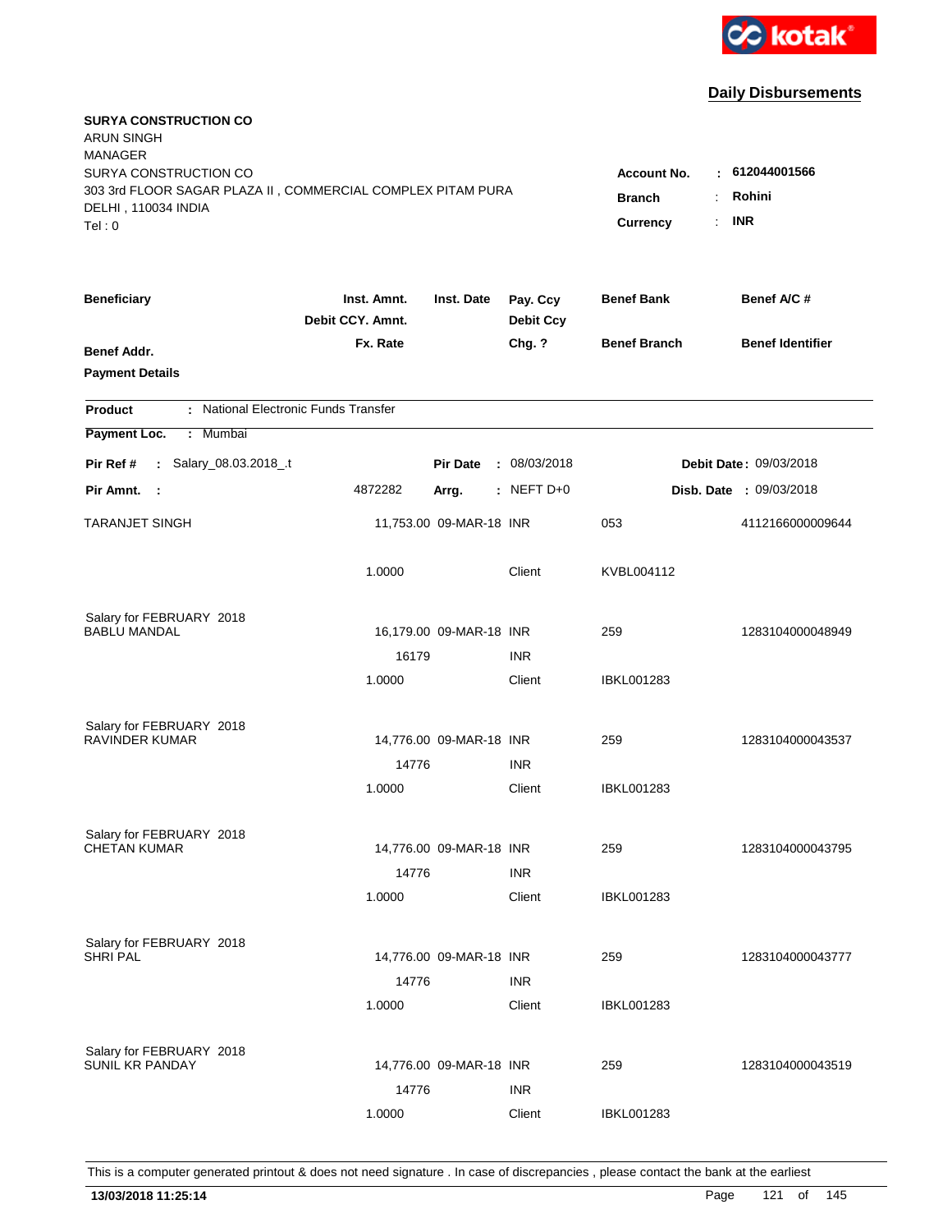kotak

## Daily Disbursements

**SURYA CONSTRUCTION CO**
ARUN SINGH
MANAGER
SURYA CONSTRUCTION CO
303 3rd FLOOR SAGAR PLAZA II , COMMERCIAL COMPLEX PITAM PURA
DELHI , 110034 INDIA
Tel : 0

**Account No.** : **612044001566**
**Branch** : **Rohini**
**Currency** : **INR**

| **Beneficiary** | **Inst. Amnt.** / **Debit CCY. Amnt.** | **Inst. Date** | **Pay. Ccy** / **Debit Ccy** | **Benef Bank** | **Benef A/C #** |
|---|---|---|---|---|---|
| **Benef Addr.** / **Payment Details** | **Fx. Rate** | | **Chg. ?** | **Benef Branch** | **Benef Identifier** |

**Product** : National Electronic Funds Transfer

**Payment Loc.** : Mumbai

**Pir Ref #** : Salary_08.03.2018_.t | **Pir Date** : 08/03/2018 | **Debit Date** : 09/03/2018

**Pir Amnt.** : 4872282 | **Arrg.** : NEFT D+0 | **Disb. Date** : 09/03/2018

| Beneficiary | Inst. Amnt. | Inst. Date | Pay. Ccy | Benef Bank | Benef A/C # |
|---|---|---|---|---|---|
| TARANJET SINGH | 11,753.00 | 09-MAR-18 | INR | 053 | 4112166000009644 |
| | 1.0000 | | Client | KVBL004112 | |
| Salary for FEBRUARY 2018 | | | | | |
| BABLU MANDAL | 16,179.00 | 09-MAR-18 | INR | 259 | 1283104000048949 |
| | 16179 | | INR | | |
| | 1.0000 | | Client | IBKL001283 | |
| Salary for FEBRUARY 2018 | | | | | |
| RAVINDER KUMAR | 14,776.00 | 09-MAR-18 | INR | 259 | 1283104000043537 |
| | 14776 | | INR | | |
| | 1.0000 | | Client | IBKL001283 | |
| Salary for FEBRUARY 2018 | | | | | |
| CHETAN KUMAR | 14,776.00 | 09-MAR-18 | INR | 259 | 1283104000043795 |
| | 14776 | | INR | | |
| | 1.0000 | | Client | IBKL001283 | |
| Salary for FEBRUARY 2018 | | | | | |
| SHRI PAL | 14,776.00 | 09-MAR-18 | INR | 259 | 1283104000043777 |
| | 14776 | | INR | | |
| | 1.0000 | | Client | IBKL001283 | |
| Salary for FEBRUARY 2018 | | | | | |
| SUNIL KR PANDAY | 14,776.00 | 09-MAR-18 | INR | 259 | 1283104000043519 |
| | 14776 | | INR | | |
| | 1.0000 | | Client | IBKL001283 | |

This is a computer generated printout & does not need signature . In case of discrepancies , please contact the bank at the earliest

**13/03/2018 11:25:14**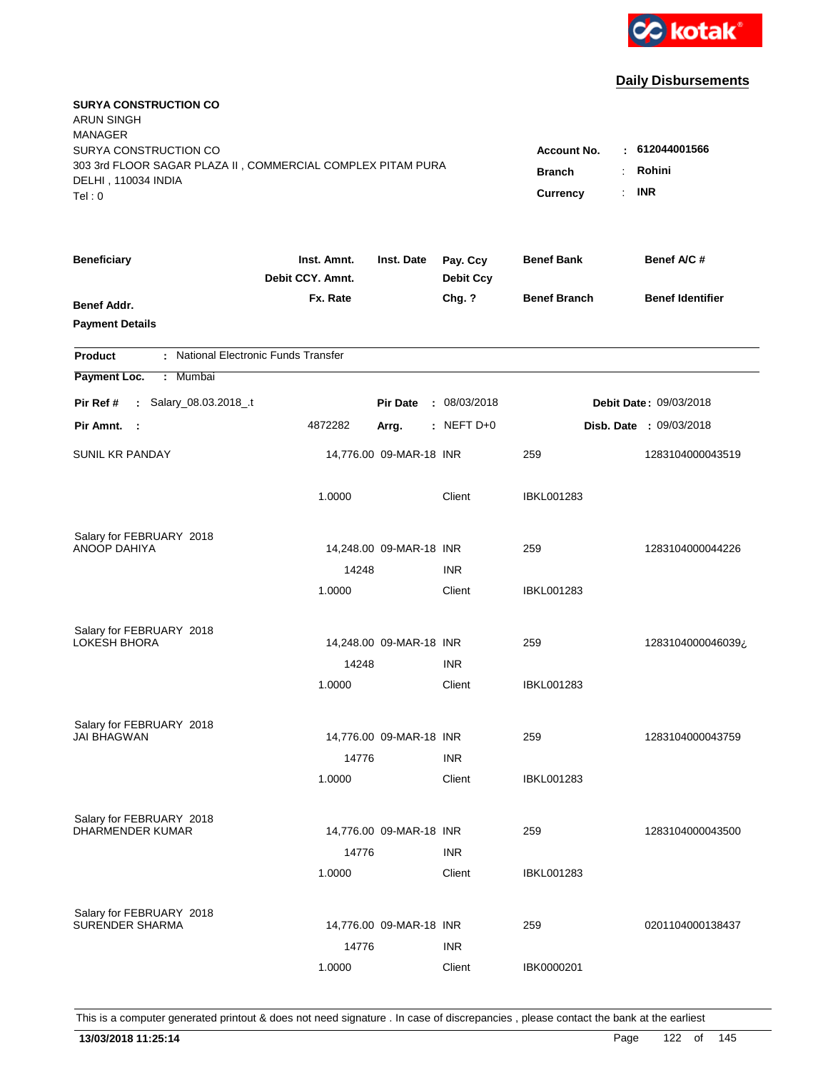kotak

## Daily Disbursements

**SURYA CONSTRUCTION CO**
ARUN SINGH
MANAGER
SURYA CONSTRUCTION CO
303 3rd FLOOR SAGAR PLAZA II , COMMERCIAL COMPLEX PITAM PURA
DELHI , 110034 INDIA
Tel : 0

**Account No.** : 612044001566
**Branch** : Rohini
**Currency** : INR

| Beneficiary / Benef Addr. / Payment Details | Inst. Amnt. / Debit CCY. Amnt. / Fx. Rate | Inst. Date | Pay. Ccy / Debit Ccy / Chg. ? | Benef Bank / Benef Branch | Benef A/C # / Benef Identifier |
|---|---|---|---|---|---|

**Product** : National Electronic Funds Transfer
**Payment Loc.** : Mumbai

**Pir Ref #** : Salary_08.03.2018_.t | **Pir Date** : 08/03/2018 | **Debit Date** : 09/03/2018
**Pir Amnt.** : 4872282 | **Arrg.** : NEFT D+0 | **Disb. Date** : 09/03/2018

| Beneficiary | Inst. Amnt. | Inst. Date | Pay. Ccy | Benef Bank | Benef A/C # |
|---|---|---|---|---|---|
| SUNIL KR PANDAY | 14,776.00 | 09-MAR-18 | INR | 259 | 1283104000043519 |
| | 1.0000 | | Client | IBKL001283 | |
| Salary for FEBRUARY 2018 | | | | | |
| ANOOP DAHIYA | 14,248.00 | 09-MAR-18 | INR | 259 | 1283104000044226 |
| | 14248 | | INR | | |
| | 1.0000 | | Client | IBKL001283 | |
| Salary for FEBRUARY 2018 | | | | | |
| LOKESH BHORA | 14,248.00 | 09-MAR-18 | INR | 259 | 1283104000046039¿ |
| | 14248 | | INR | | |
| | 1.0000 | | Client | IBKL001283 | |
| Salary for FEBRUARY 2018 | | | | | |
| JAI BHAGWAN | 14,776.00 | 09-MAR-18 | INR | 259 | 1283104000043759 |
| | 14776 | | INR | | |
| | 1.0000 | | Client | IBKL001283 | |
| Salary for FEBRUARY 2018 | | | | | |
| DHARMENDER KUMAR | 14,776.00 | 09-MAR-18 | INR | 259 | 1283104000043500 |
| | 14776 | | INR | | |
| | 1.0000 | | Client | IBKL001283 | |
| Salary for FEBRUARY 2018 | | | | | |
| SURENDER SHARMA | 14,776.00 | 09-MAR-18 | INR | 259 | 0201104000138437 |
| | 14776 | | INR | | |
| | 1.0000 | | Client | IBK0000201 | |

This is a computer generated printout & does not need signature . In case of discrepancies , please contact the bank at the earliest

**13/03/2018 11:25:14**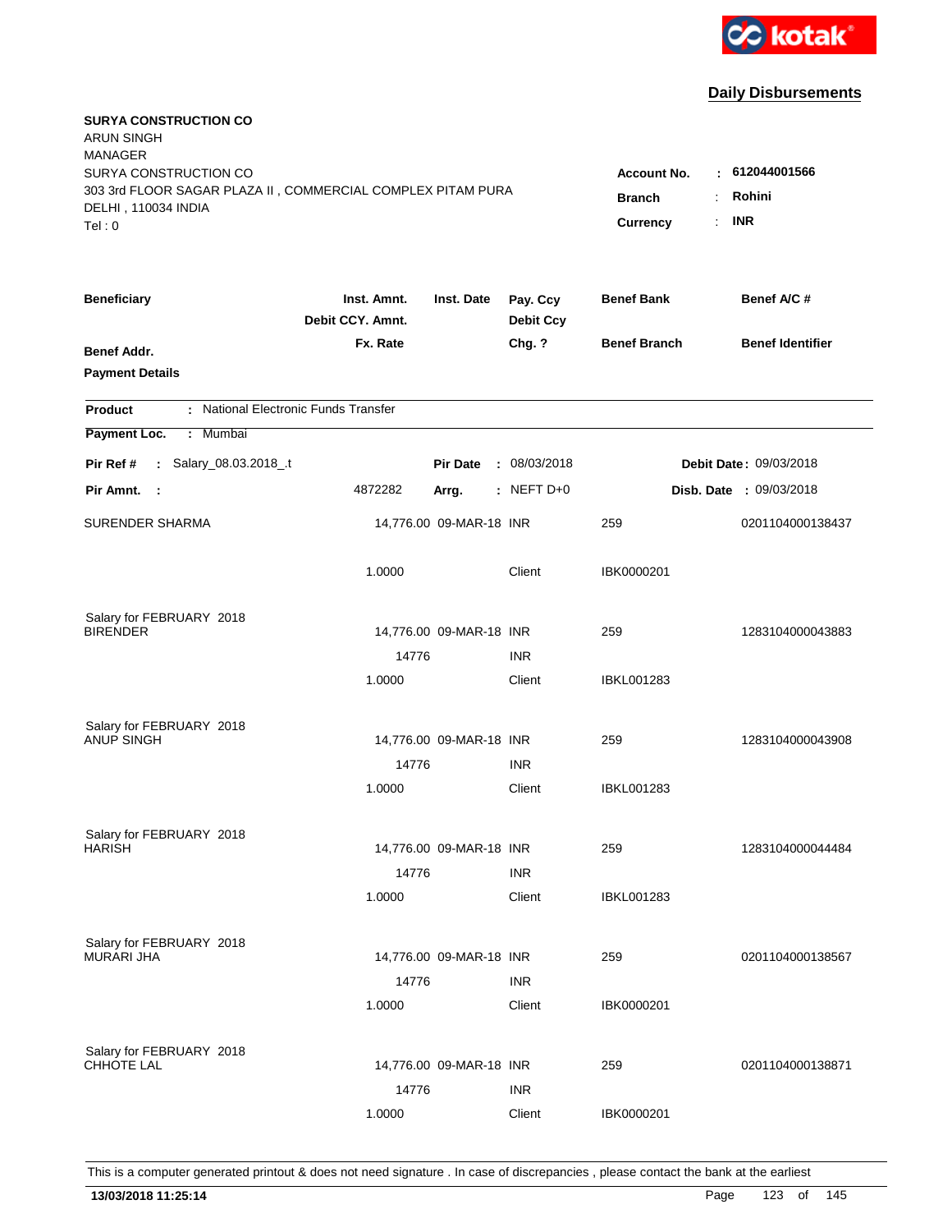**Daily Disbursements**

**SURYA CONSTRUCTION CO**
ARUN SINGH
MANAGER
SURYA CONSTRUCTION CO
303 3rd FLOOR SAGAR PLAZA II , COMMERCIAL COMPLEX PITAM PURA
DELHI , 110034 INDIA
Tel : 0

**Account No.** : **612044001566**
**Branch** : **Rohini**
**Currency** : **INR**

| Beneficiary / Benef Addr. / Payment Details | Inst. Amnt. / Debit CCY. Amnt. / Fx. Rate | Inst. Date | Pay. Ccy / Debit Ccy / Chg. ? | Benef Bank / Benef Branch | Benef A/C # / Benef Identifier |
|---|---|---|---|---|---|

**Product** : National Electronic Funds Transfer
**Payment Loc.** : Mumbai

**Pir Ref #** : Salary_08.03.2018_.t | **Pir Date** : 08/03/2018 | **Debit Date** : 09/03/2018
**Pir Amnt.** : 4872282 | **Arrg.** : NEFT D+0 | **Disb. Date** : 09/03/2018

| Beneficiary | Inst. Amnt. | Inst. Date | Pay. Ccy | Benef Bank | Benef A/C # |
|---|---|---|---|---|---|
| SURENDER SHARMA | 14,776.00 | 09-MAR-18 | INR | 259 | 0201104000138437 |
| | 1.0000 | | Client | IBK0000201 | |
| Salary for FEBRUARY 2018 | | | | | |
| BIRENDER | 14,776.00 | 09-MAR-18 | INR | 259 | 1283104000043883 |
| | 14776 | | INR | | |
| | 1.0000 | | Client | IBKL001283 | |
| Salary for FEBRUARY 2018 | | | | | |
| ANUP SINGH | 14,776.00 | 09-MAR-18 | INR | 259 | 1283104000043908 |
| | 14776 | | INR | | |
| | 1.0000 | | Client | IBKL001283 | |
| Salary for FEBRUARY 2018 | | | | | |
| HARISH | 14,776.00 | 09-MAR-18 | INR | 259 | 1283104000044484 |
| | 14776 | | INR | | |
| | 1.0000 | | Client | IBKL001283 | |
| Salary for FEBRUARY 2018 | | | | | |
| MURARI JHA | 14,776.00 | 09-MAR-18 | INR | 259 | 0201104000138567 |
| | 14776 | | INR | | |
| | 1.0000 | | Client | IBK0000201 | |
| Salary for FEBRUARY 2018 | | | | | |
| CHHOTE LAL | 14,776.00 | 09-MAR-18 | INR | 259 | 0201104000138871 |
| | 14776 | | INR | | |
| | 1.0000 | | Client | IBK0000201 | |

This is a computer generated printout & does not need signature . In case of discrepancies , please contact the bank at the earliest

**13/03/2018 11:25:14**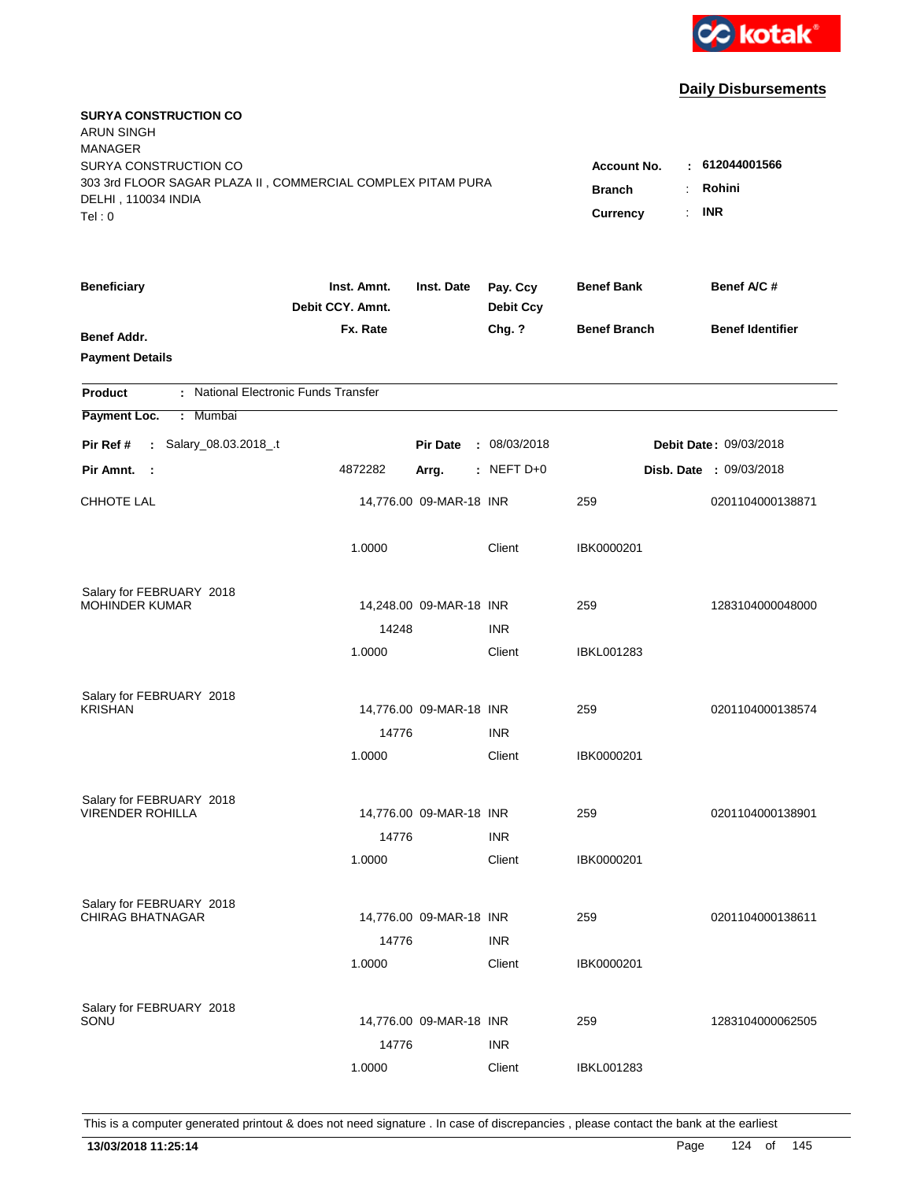kotak

## Daily Disbursements

**SURYA CONSTRUCTION CO**
ARUN SINGH
MANAGER
SURYA CONSTRUCTION CO
303 3rd FLOOR SAGAR PLAZA II , COMMERCIAL COMPLEX PITAM PURA
DELHI , 110034 INDIA
Tel : 0

**Account No.** : **612044001566**
**Branch** : **Rohini**
**Currency** : **INR**

| Beneficiary | Inst. Amnt. / Debit CCY. Amnt. / Fx. Rate | Inst. Date | Pay. Ccy / Debit Ccy / Chg. ? | Benef Bank / Benef Branch | Benef A/C # / Benef Identifier |
|---|---|---|---|---|---|
| **Benef Addr.** | | | | | |
| **Payment Details** | | | | | |

**Product** : National Electronic Funds Transfer

**Payment Loc.** : Mumbai

**Pir Ref #** : Salary_08.03.2018_.t **Pir Date** : 08/03/2018 **Debit Date** : 09/03/2018

**Pir Amnt.** : 4872282 **Arrg.** : NEFT D+0 **Disb. Date** : 09/03/2018

| Beneficiary | Inst. Amnt. | Inst. Date | Pay. Ccy | Benef Bank | Benef A/C # |
|---|---|---|---|---|---|
| CHHOTE LAL | 14,776.00 | 09-MAR-18 | INR | 259 | 0201104000138871 |
| | 1.0000 | | Client | IBK0000201 | |
| Salary for FEBRUARY 2018 | | | | | |
| MOHINDER KUMAR | 14,248.00 | 09-MAR-18 | INR | 259 | 1283104000048000 |
| | 14248 | | INR | | |
| | 1.0000 | | Client | IBKL001283 | |
| Salary for FEBRUARY 2018 | | | | | |
| KRISHAN | 14,776.00 | 09-MAR-18 | INR | 259 | 0201104000138574 |
| | 14776 | | INR | | |
| | 1.0000 | | Client | IBK0000201 | |
| Salary for FEBRUARY 2018 | | | | | |
| VIRENDER ROHILLA | 14,776.00 | 09-MAR-18 | INR | 259 | 0201104000138901 |
| | 14776 | | INR | | |
| | 1.0000 | | Client | IBK0000201 | |
| Salary for FEBRUARY 2018 | | | | | |
| CHIRAG BHATNAGAR | 14,776.00 | 09-MAR-18 | INR | 259 | 0201104000138611 |
| | 14776 | | INR | | |
| | 1.0000 | | Client | IBK0000201 | |
| Salary for FEBRUARY 2018 | | | | | |
| SONU | 14,776.00 | 09-MAR-18 | INR | 259 | 1283104000062505 |
| | 14776 | | INR | | |
| | 1.0000 | | Client | IBKL001283 | |

This is a computer generated printout & does not need signature . In case of discrepancies , please contact the bank at the earliest

**13/03/2018 11:25:14**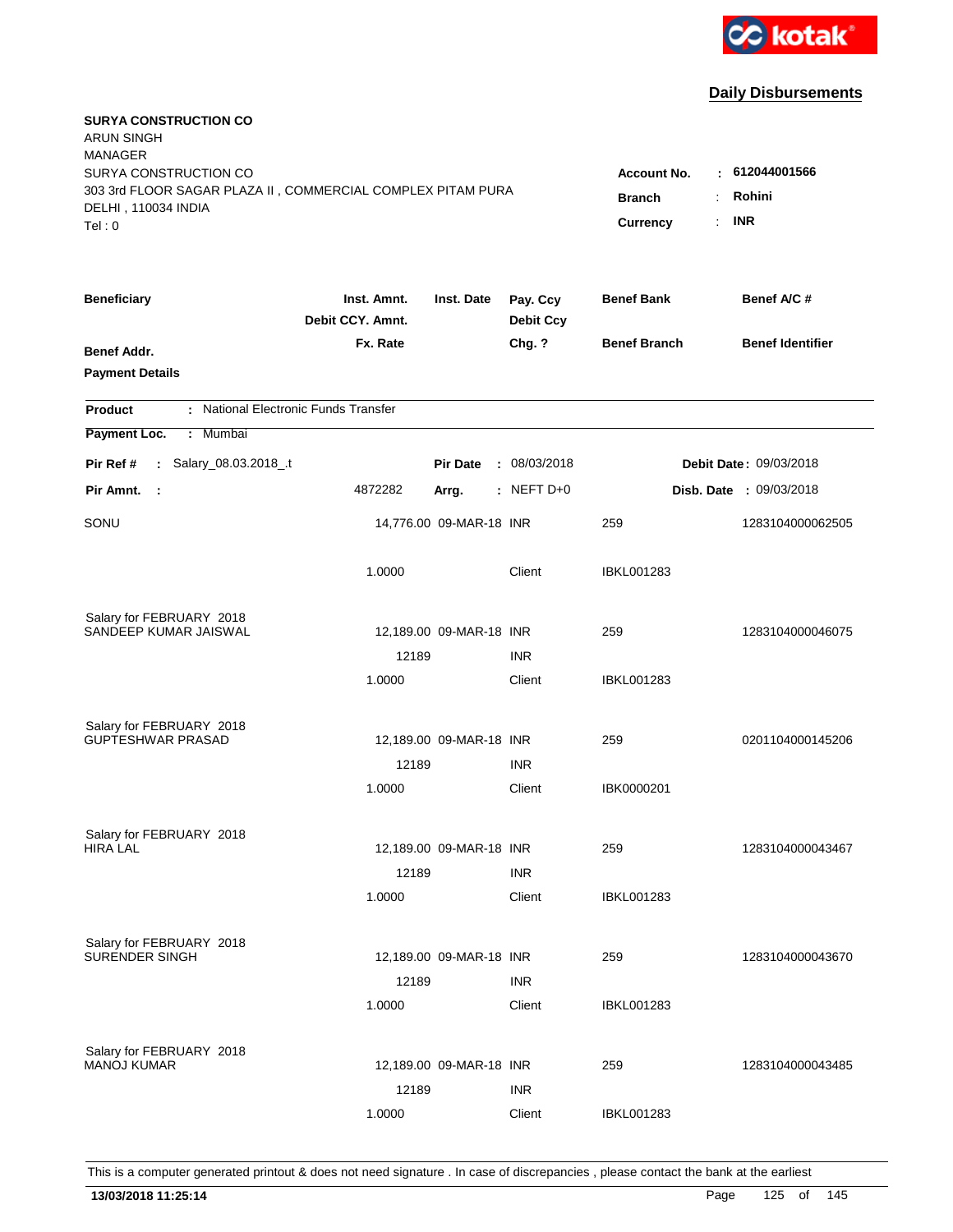**Daily Disbursements**

**SURYA CONSTRUCTION CO**
ARUN SINGH
MANAGER
SURYA CONSTRUCTION CO
303 3rd FLOOR SAGAR PLAZA II , COMMERCIAL COMPLEX PITAM PURA
DELHI , 110034 INDIA
Tel : 0

**Account No.** : **612044001566**
**Branch** : **Rohini**
**Currency** : **INR**

| Beneficiary / Benef Addr. / Payment Details | Inst. Amnt. / Debit CCY. Amnt. / Fx. Rate | Inst. Date | Pay. Ccy / Debit Ccy / Chg. ? | Benef Bank / Benef Branch | Benef A/C # / Benef Identifier |
|---|---|---|---|---|---|

**Product** : National Electronic Funds Transfer
**Payment Loc.** : Mumbai

**Pir Ref #** : Salary_08.03.2018_.t &nbsp;&nbsp; **Pir Date** : 08/03/2018 &nbsp;&nbsp; **Debit Date** : 09/03/2018
**Pir Amnt.** : 4872282 &nbsp;&nbsp; **Arrg.** : NEFT D+0 &nbsp;&nbsp; **Disb. Date** : 09/03/2018

| Beneficiary | Inst. Amnt. | Inst. Date | Pay. Ccy | Benef Bank | Benef A/C # |
|---|---|---|---|---|---|
| SONU | 14,776.00 | 09-MAR-18 | INR | 259 | 1283104000062505 |
| | 1.0000 | | Client | IBKL001283 | |
| Salary for FEBRUARY 2018 | | | | | |
| SANDEEP KUMAR JAISWAL | 12,189.00 | 09-MAR-18 | INR | 259 | 1283104000046075 |
| | 12189 | | INR | | |
| | 1.0000 | | Client | IBKL001283 | |
| Salary for FEBRUARY 2018 | | | | | |
| GUPTESHWAR PRASAD | 12,189.00 | 09-MAR-18 | INR | 259 | 0201104000145206 |
| | 12189 | | INR | | |
| | 1.0000 | | Client | IBK0000201 | |
| Salary for FEBRUARY 2018 | | | | | |
| HIRA LAL | 12,189.00 | 09-MAR-18 | INR | 259 | 1283104000043467 |
| | 12189 | | INR | | |
| | 1.0000 | | Client | IBKL001283 | |
| Salary for FEBRUARY 2018 | | | | | |
| SURENDER SINGH | 12,189.00 | 09-MAR-18 | INR | 259 | 1283104000043670 |
| | 12189 | | INR | | |
| | 1.0000 | | Client | IBKL001283 | |
| Salary for FEBRUARY 2018 | | | | | |
| MANOJ KUMAR | 12,189.00 | 09-MAR-18 | INR | 259 | 1283104000043485 |
| | 12189 | | INR | | |
| | 1.0000 | | Client | IBKL001283 | |

This is a computer generated printout & does not need signature . In case of discrepancies , please contact the bank at the earliest

**13/03/2018 11:25:14**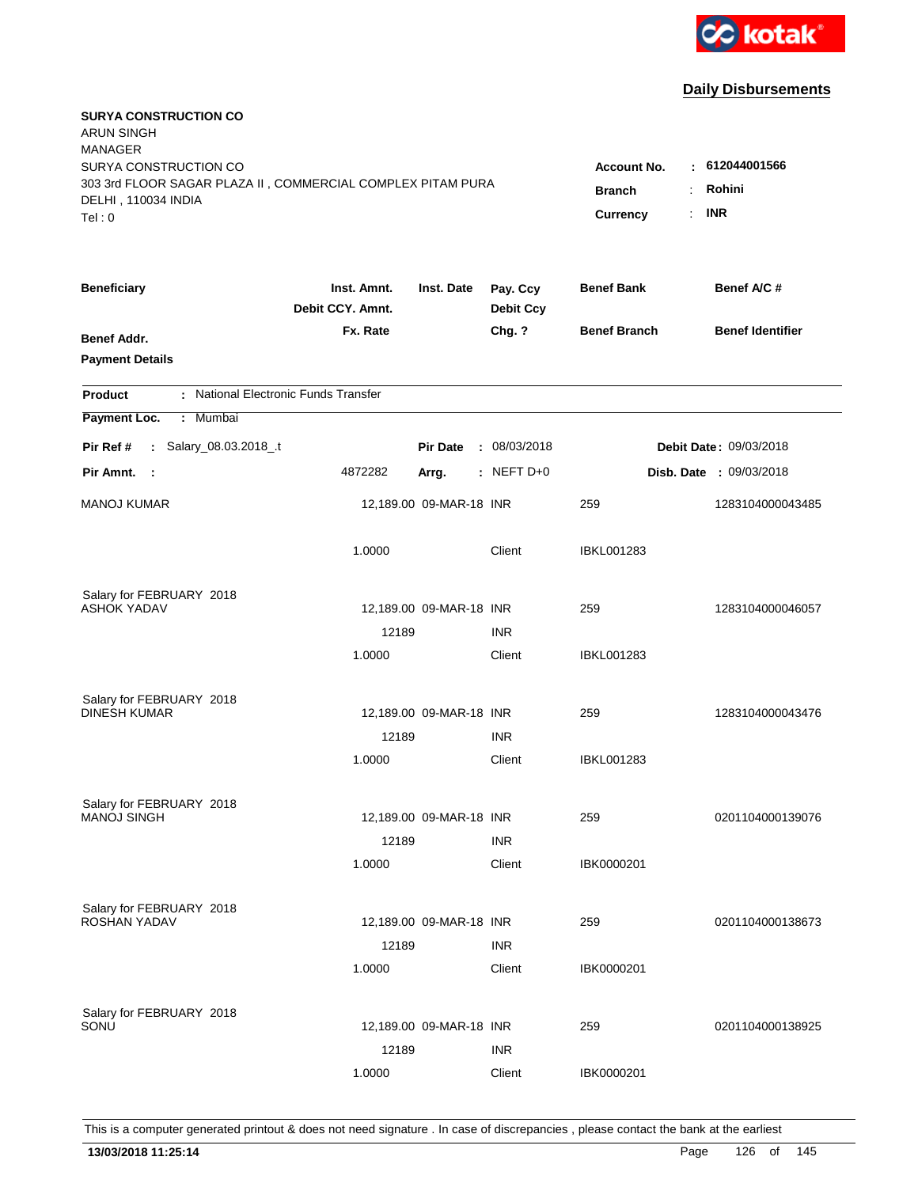kotak

## Daily Disbursements

**SURYA CONSTRUCTION CO**
ARUN SINGH
MANAGER
SURYA CONSTRUCTION CO
303 3rd FLOOR SAGAR PLAZA II , COMMERCIAL COMPLEX PITAM PURA
DELHI , 110034 INDIA
Tel : 0

**Account No.** : **612044001566**
**Branch** : **Rohini**
**Currency** : **INR**

| Beneficiary / Benef Addr. / Payment Details | Inst. Amnt. / Debit CCY. Amnt. / Fx. Rate | Inst. Date | Pay. Ccy / Debit Ccy / Chg. ? | Benef Bank / Benef Branch | Benef A/C # / Benef Identifier |
|---|---|---|---|---|---|

**Product** : National Electronic Funds Transfer
**Payment Loc.** : Mumbai

**Pir Ref #** : Salary_08.03.2018_.t  **Pir Date** : 08/03/2018  **Debit Date** : 09/03/2018
**Pir Amnt.** : 4872282  **Arrg.** : NEFT D+0  **Disb. Date** : 09/03/2018

| Beneficiary | Inst. Amnt. | Inst. Date | Pay. Ccy | Benef Bank | Benef A/C # |
|---|---|---|---|---|---|
| MANOJ KUMAR | 12,189.00 | 09-MAR-18 | INR | 259 | 1283104000043485 |
| | 1.0000 | | Client | IBKL001283 | |
| Salary for FEBRUARY 2018 | | | | | |
| ASHOK YADAV | 12,189.00 | 09-MAR-18 | INR | 259 | 1283104000046057 |
| | 12189 | | INR | | |
| | 1.0000 | | Client | IBKL001283 | |
| Salary for FEBRUARY 2018 | | | | | |
| DINESH KUMAR | 12,189.00 | 09-MAR-18 | INR | 259 | 1283104000043476 |
| | 12189 | | INR | | |
| | 1.0000 | | Client | IBKL001283 | |
| Salary for FEBRUARY 2018 | | | | | |
| MANOJ SINGH | 12,189.00 | 09-MAR-18 | INR | 259 | 0201104000139076 |
| | 12189 | | INR | | |
| | 1.0000 | | Client | IBK0000201 | |
| Salary for FEBRUARY 2018 | | | | | |
| ROSHAN YADAV | 12,189.00 | 09-MAR-18 | INR | 259 | 0201104000138673 |
| | 12189 | | INR | | |
| | 1.0000 | | Client | IBK0000201 | |
| Salary for FEBRUARY 2018 | | | | | |
| SONU | 12,189.00 | 09-MAR-18 | INR | 259 | 0201104000138925 |
| | 12189 | | INR | | |
| | 1.0000 | | Client | IBK0000201 | |

This is a computer generated printout & does not need signature . In case of discrepancies , please contact the bank at the earliest

**13/03/2018 11:25:14**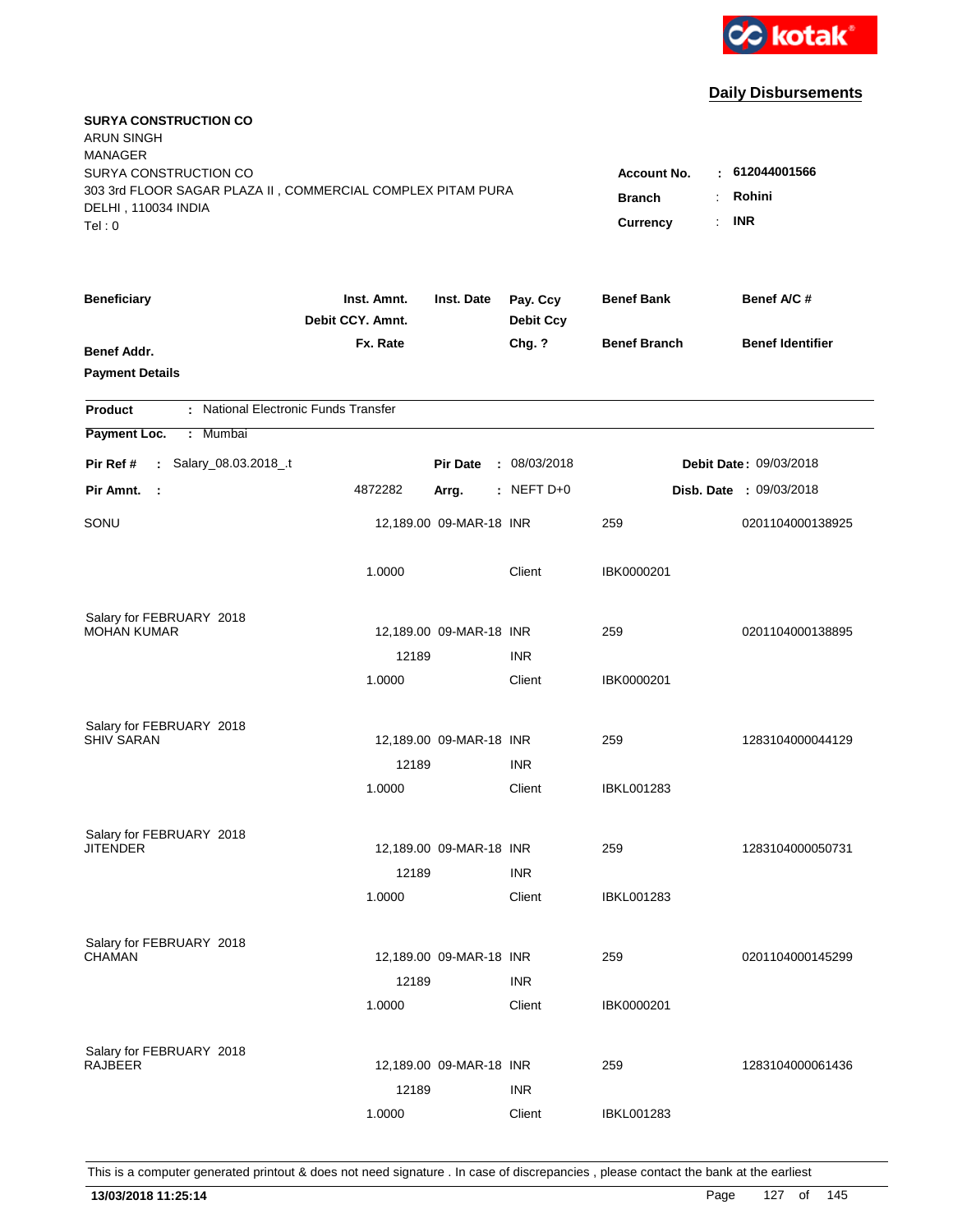kotak

## Daily Disbursements

**SURYA CONSTRUCTION CO**
ARUN SINGH
MANAGER
SURYA CONSTRUCTION CO
303 3rd FLOOR SAGAR PLAZA II , COMMERCIAL COMPLEX PITAM PURA
DELHI , 110034 INDIA
Tel : 0

**Account No.** : **612044001566**
**Branch** : **Rohini**
**Currency** : **INR**

| Beneficiary / Benef Addr. / Payment Details | Inst. Amnt. / Debit CCY. Amnt. / Fx. Rate | Inst. Date | Pay. Ccy / Debit Ccy / Chg. ? | Benef Bank / Benef Branch | Benef A/C # / Benef Identifier |
|---|---|---|---|---|---|

**Product** : National Electronic Funds Transfer
**Payment Loc.** : Mumbai

**Pir Ref #** : Salary_08.03.2018_.t　　**Pir Date** : 08/03/2018　　**Debit Date** : 09/03/2018
**Pir Amnt.** : 4872282　　**Arrg.** : NEFT D+0　　**Disb. Date** : 09/03/2018

| Beneficiary | Inst. Amnt. | Inst. Date | Pay. Ccy | Benef Bank | Benef A/C # |
|---|---|---|---|---|---|
| SONU | 12,189.00 | 09-MAR-18 | INR | 259 | 0201104000138925 |
| | 1.0000 | | Client | IBK0000201 | |
| Salary for FEBRUARY 2018 | | | | | |
| MOHAN KUMAR | 12,189.00 | 09-MAR-18 | INR | 259 | 0201104000138895 |
| | 12189 | | INR | | |
| | 1.0000 | | Client | IBK0000201 | |
| Salary for FEBRUARY 2018 | | | | | |
| SHIV SARAN | 12,189.00 | 09-MAR-18 | INR | 259 | 1283104000044129 |
| | 12189 | | INR | | |
| | 1.0000 | | Client | IBKL001283 | |
| Salary for FEBRUARY 2018 | | | | | |
| JITENDER | 12,189.00 | 09-MAR-18 | INR | 259 | 1283104000050731 |
| | 12189 | | INR | | |
| | 1.0000 | | Client | IBKL001283 | |
| Salary for FEBRUARY 2018 | | | | | |
| CHAMAN | 12,189.00 | 09-MAR-18 | INR | 259 | 0201104000145299 |
| | 12189 | | INR | | |
| | 1.0000 | | Client | IBK0000201 | |
| Salary for FEBRUARY 2018 | | | | | |
| RAJBEER | 12,189.00 | 09-MAR-18 | INR | 259 | 1283104000061436 |
| | 12189 | | INR | | |
| | 1.0000 | | Client | IBKL001283 | |

This is a computer generated printout & does not need signature . In case of discrepancies , please contact the bank at the earliest

**13/03/2018 11:25:14**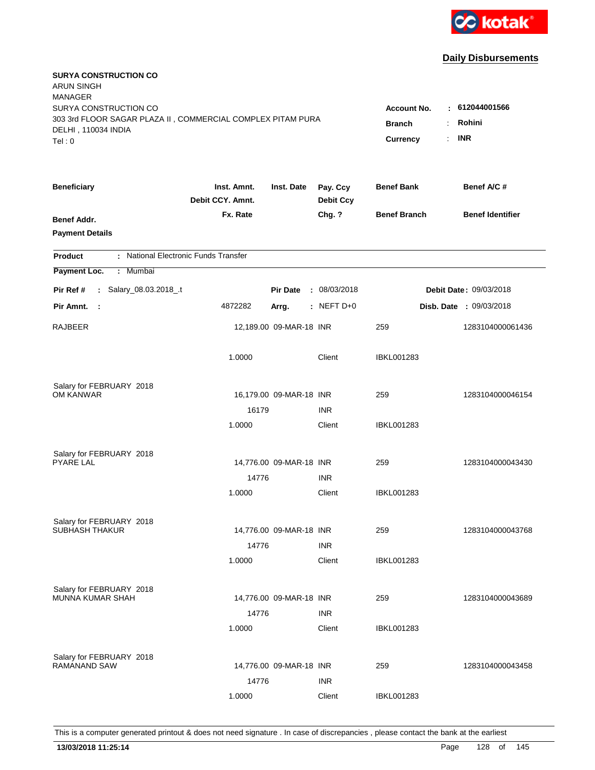kotak

**Daily Disbursements**

**SURYA CONSTRUCTION CO**
ARUN SINGH
MANAGER
SURYA CONSTRUCTION CO
303 3rd FLOOR SAGAR PLAZA II , COMMERCIAL COMPLEX PITAM PURA
DELHI , 110034 INDIA
Tel : 0

**Account No.** : **612044001566**
**Branch** : **Rohini**
**Currency** : **INR**

| Beneficiary | Inst. Amnt. / Debit CCY. Amnt. / Fx. Rate | Inst. Date | Pay. Ccy / Debit Ccy / Chg. ? | Benef Bank / Benef Branch | Benef A/C # / Benef Identifier |
|---|---|---|---|---|---|
| **Benef Addr.** | | | | | |
| **Payment Details** | | | | | |

**Product** : National Electronic Funds Transfer

**Payment Loc.** : Mumbai

**Pir Ref #** : Salary_08.03.2018_.t | **Pir Date** : 08/03/2018 | **Debit Date** : 09/03/2018

**Pir Amnt.** : 4872282 | **Arrg.** : NEFT D+0 | **Disb. Date** : 09/03/2018

| Beneficiary | Inst. Amnt. / Debit CCY. Amnt. / Fx. Rate | Inst. Date | Pay. Ccy / Debit Ccy / Chg. ? | Benef Bank / Benef Branch | Benef A/C # / Benef Identifier |
|---|---|---|---|---|---|
| RAJBEER | 12,189.00 | 09-MAR-18 | INR | 259 | 1283104000061436 |
| | 1.0000 | | Client | IBKL001283 | |
| Salary for FEBRUARY 2018 | | | | | |
| OM KANWAR | 16,179.00 | 09-MAR-18 | INR | 259 | 1283104000046154 |
| | 16179 | | INR | | |
| | 1.0000 | | Client | IBKL001283 | |
| Salary for FEBRUARY 2018 | | | | | |
| PYARE LAL | 14,776.00 | 09-MAR-18 | INR | 259 | 1283104000043430 |
| | 14776 | | INR | | |
| | 1.0000 | | Client | IBKL001283 | |
| Salary for FEBRUARY 2018 | | | | | |
| SUBHASH THAKUR | 14,776.00 | 09-MAR-18 | INR | 259 | 1283104000043768 |
| | 14776 | | INR | | |
| | 1.0000 | | Client | IBKL001283 | |
| Salary for FEBRUARY 2018 | | | | | |
| MUNNA KUMAR SHAH | 14,776.00 | 09-MAR-18 | INR | 259 | 1283104000043689 |
| | 14776 | | INR | | |
| | 1.0000 | | Client | IBKL001283 | |
| Salary for FEBRUARY 2018 | | | | | |
| RAMANAND SAW | 14,776.00 | 09-MAR-18 | INR | 259 | 1283104000043458 |
| | 14776 | | INR | | |
| | 1.0000 | | Client | IBKL001283 | |

This is a computer generated printout & does not need signature . In case of discrepancies , please contact the bank at the earliest

**13/03/2018 11:25:14**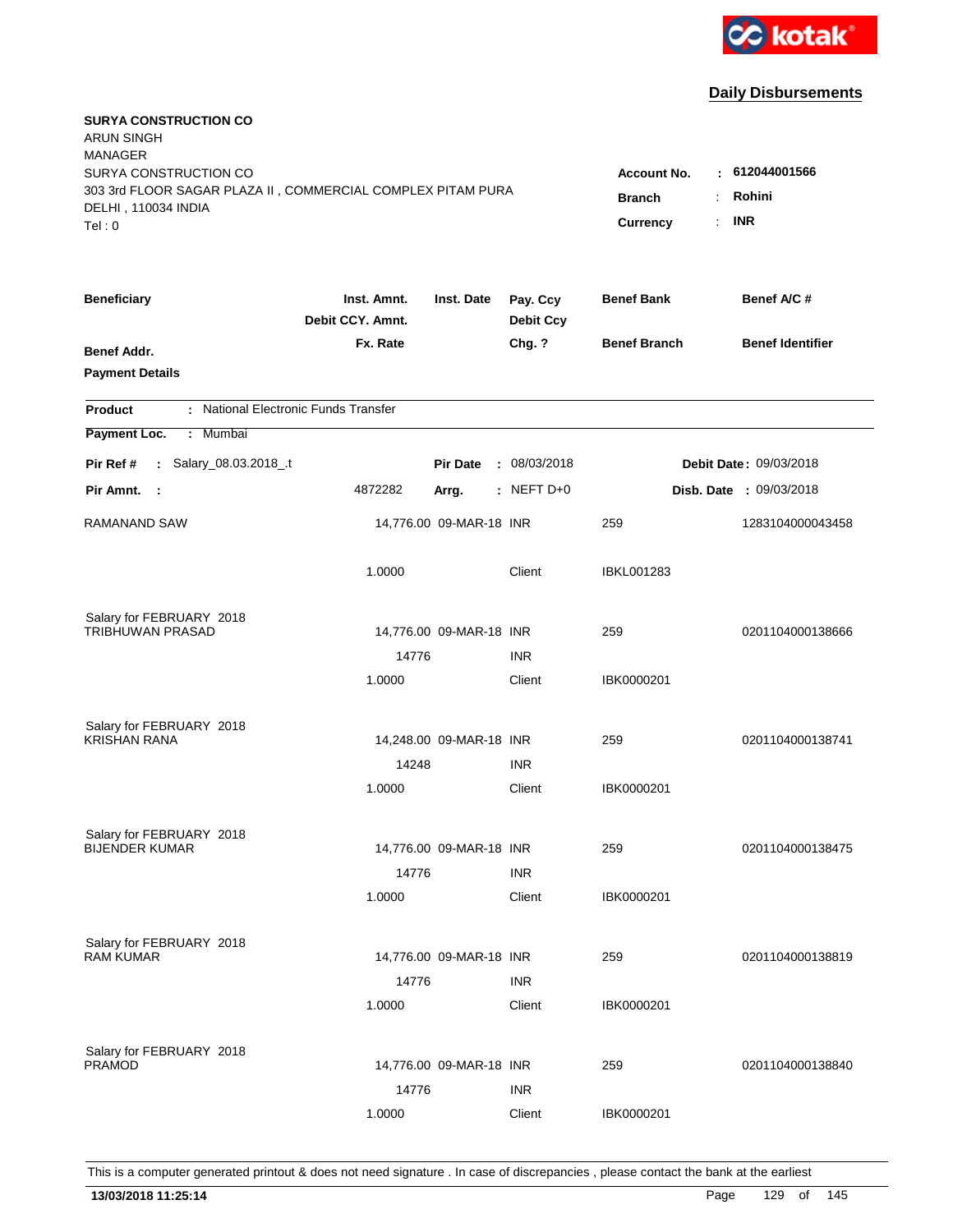kotak

**Daily Disbursements**

**SURYA CONSTRUCTION CO**
ARUN SINGH
MANAGER
SURYA CONSTRUCTION CO
303 3rd FLOOR SAGAR PLAZA II , COMMERCIAL COMPLEX PITAM PURA
DELHI , 110034 INDIA
Tel : 0

**Account No.** : **612044001566**
**Branch** : **Rohini**
**Currency** : **INR**

| Beneficiary | Inst. Amnt. / Debit CCY. Amnt. / Fx. Rate | Inst. Date | Pay. Ccy / Debit Ccy / Chg. ? | Benef Bank / Benef Branch | Benef A/C # / Benef Identifier |
|---|---|---|---|---|---|
| **Benef Addr.** | | | | | |
| **Payment Details** | | | | | |

**Product** : National Electronic Funds Transfer

**Payment Loc.** : Mumbai

**Pir Ref #** : Salaty_08.03.2018_.t | **Pir Date** : 08/03/2018 | **Debit Date** : 09/03/2018

**Pir Amnt.** : 4872282 | **Arrg.** : NEFT D+0 | **Disb. Date** : 09/03/2018

| Beneficiary | Inst. Amnt. | Inst. Date | Pay. Ccy | Benef Bank | Benef A/C # |
|---|---|---|---|---|---|
| RAMANAND SAW | 14,776.00 | 09-MAR-18 | INR | 259 | 1283104000043458 |
| | 1.0000 | | Client | IBKL001283 | |
| Salary for FEBRUARY 2018 | | | | | |
| TRIBHUWAN PRASAD | 14,776.00 | 09-MAR-18 | INR | 259 | 0201104000138666 |
| | 14776 | | INR | | |
| | 1.0000 | | Client | IBK0000201 | |
| Salary for FEBRUARY 2018 | | | | | |
| KRISHAN RANA | 14,248.00 | 09-MAR-18 | INR | 259 | 0201104000138741 |
| | 14248 | | INR | | |
| | 1.0000 | | Client | IBK0000201 | |
| Salary for FEBRUARY 2018 | | | | | |
| BIJENDER KUMAR | 14,776.00 | 09-MAR-18 | INR | 259 | 0201104000138475 |
| | 14776 | | INR | | |
| | 1.0000 | | Client | IBK0000201 | |
| Salary for FEBRUARY 2018 | | | | | |
| RAM KUMAR | 14,776.00 | 09-MAR-18 | INR | 259 | 0201104000138819 |
| | 14776 | | INR | | |
| | 1.0000 | | Client | IBK0000201 | |
| Salary for FEBRUARY 2018 | | | | | |
| PRAMOD | 14,776.00 | 09-MAR-18 | INR | 259 | 0201104000138840 |
| | 14776 | | INR | | |
| | 1.0000 | | Client | IBK0000201 | |

This is a computer generated printout & does not need signature . In case of discrepancies , please contact the bank at the earliest

**13/03/2018 11:25:14**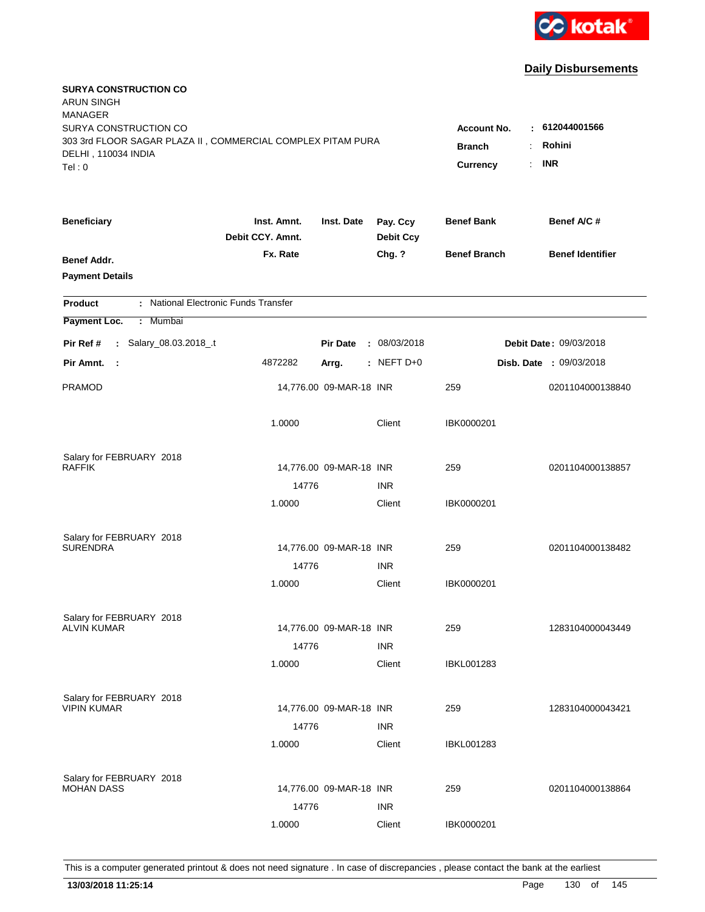kotak

## Daily Disbursements

**SURYA CONSTRUCTION CO**
ARUN SINGH
MANAGER
SURYA CONSTRUCTION CO
303 3rd FLOOR SAGAR PLAZA II , COMMERCIAL COMPLEX PITAM PURA
DELHI , 110034 INDIA
Tel : 0

**Account No.** : **612044001566**
**Branch** : **Rohini**
**Currency** : **INR**

| Beneficiary / Benef Addr. / Payment Details | Inst. Amnt. / Debit CCY. Amnt. / Fx. Rate | Inst. Date | Pay. Ccy / Debit Ccy / Chg. ? | Benef Bank / Benef Branch | Benef A/C # / Benef Identifier |
|---|---|---|---|---|---|

**Product** : National Electronic Funds Transfer
**Payment Loc.** : Mumbai

**Pir Ref #** : Salary_08.03.2018_.t **Pir Date** : 08/03/2018 **Debit Date** : 09/03/2018
**Pir Amnt.** : 4872282 **Arrg.** : NEFT D+0 **Disb. Date** : 09/03/2018

| Beneficiary | Inst. Amnt. | Inst. Date | Pay. Ccy | Benef Bank | Benef A/C # |
|---|---|---|---|---|---|
| PRAMOD | 14,776.00 | 09-MAR-18 | INR | 259 | 0201104000138840 |
| | 1.0000 | | Client | IBK0000201 | |
| Salary for FEBRUARY 2018 | | | | | |
| RAFFIK | 14,776.00 | 09-MAR-18 | INR | 259 | 0201104000138857 |
| | 14776 | | INR | | |
| | 1.0000 | | Client | IBK0000201 | |
| Salary for FEBRUARY 2018 | | | | | |
| SURENDRA | 14,776.00 | 09-MAR-18 | INR | 259 | 0201104000138482 |
| | 14776 | | INR | | |
| | 1.0000 | | Client | IBK0000201 | |
| Salary for FEBRUARY 2018 | | | | | |
| ALVIN KUMAR | 14,776.00 | 09-MAR-18 | INR | 259 | 1283104000043449 |
| | 14776 | | INR | | |
| | 1.0000 | | Client | IBKL001283 | |
| Salary for FEBRUARY 2018 | | | | | |
| VIPIN KUMAR | 14,776.00 | 09-MAR-18 | INR | 259 | 1283104000043421 |
| | 14776 | | INR | | |
| | 1.0000 | | Client | IBKL001283 | |
| Salary for FEBRUARY 2018 | | | | | |
| MOHAN DASS | 14,776.00 | 09-MAR-18 | INR | 259 | 0201104000138864 |
| | 14776 | | INR | | |
| | 1.0000 | | Client | IBK0000201 | |

This is a computer generated printout & does not need signature . In case of discrepancies , please contact the bank at the earliest

**13/03/2018 11:25:14**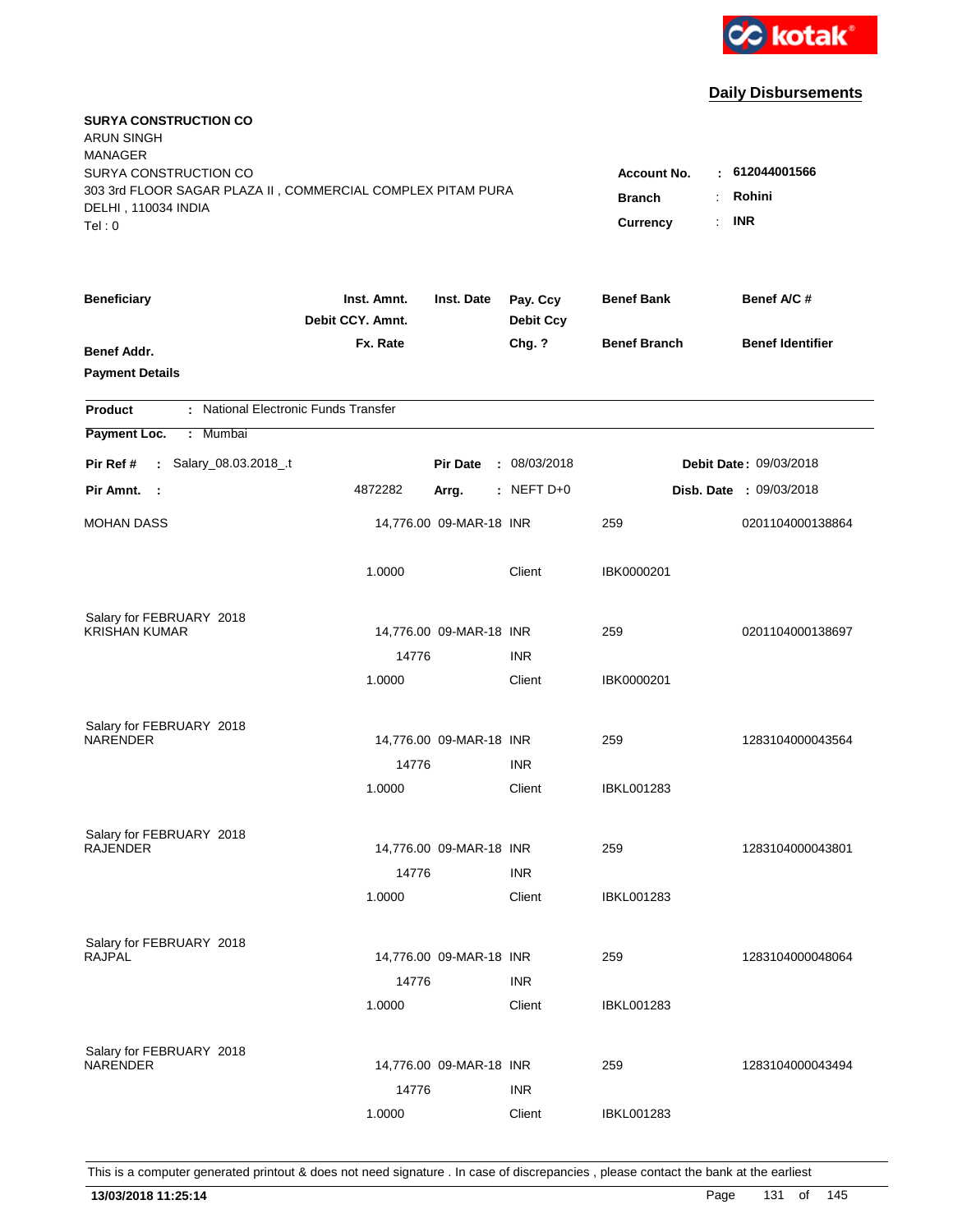**Daily Disbursements**

**SURYA CONSTRUCTION CO**
ARUN SINGH
MANAGER
SURYA CONSTRUCTION CO
303 3rd FLOOR SAGAR PLAZA II , COMMERCIAL COMPLEX PITAM PURA
DELHI , 110034 INDIA
Tel : 0

**Account No.** : **612044001566**
**Branch** : **Rohini**
**Currency** : **INR**

| Beneficiary | Inst. Amnt. / Debit CCY. Amnt. / Fx. Rate | Inst. Date | Pay. Ccy / Debit Ccy / Chg. ? | Benef Bank / Benef Branch | Benef A/C # / Benef Identifier |
|---|---|---|---|---|---|
| **Benef Addr.** / **Payment Details** | | | | | |

**Product** : National Electronic Funds Transfer
**Payment Loc.** : Mumbai

**Pir Ref #** : Salary_08.03.2018_.t | **Pir Date** : 08/03/2018 | **Debit Date** : 09/03/2018
**Pir Amnt.** : 4872282 | **Arrg.** : NEFT D+0 | **Disb. Date** : 09/03/2018

| Beneficiary | Inst. Amnt. / Debit CCY. Amnt. / Fx. Rate | Inst. Date | Pay. Ccy / Debit Ccy / Chg. ? | Benef Bank / Benef Branch | Benef A/C # |
|---|---|---|---|---|---|
| MOHAN DASS | 14,776.00 | 09-MAR-18 | INR | 259 | 0201104000138864 |
| | 1.0000 | | Client | IBK0000201 | |
| Salary for FEBRUARY 2018 | | | | | |
| KRISHAN KUMAR | 14,776.00 | 09-MAR-18 | INR | 259 | 0201104000138697 |
| | 14776 | | INR | | |
| | 1.0000 | | Client | IBK0000201 | |
| Salary for FEBRUARY 2018 | | | | | |
| NARENDER | 14,776.00 | 09-MAR-18 | INR | 259 | 1283104000043564 |
| | 14776 | | INR | | |
| | 1.0000 | | Client | IBKL001283 | |
| Salary for FEBRUARY 2018 | | | | | |
| RAJENDER | 14,776.00 | 09-MAR-18 | INR | 259 | 1283104000043801 |
| | 14776 | | INR | | |
| | 1.0000 | | Client | IBKL001283 | |
| Salary for FEBRUARY 2018 | | | | | |
| RAJPAL | 14,776.00 | 09-MAR-18 | INR | 259 | 1283104000048064 |
| | 14776 | | INR | | |
| | 1.0000 | | Client | IBKL001283 | |
| Salary for FEBRUARY 2018 | | | | | |
| NARENDER | 14,776.00 | 09-MAR-18 | INR | 259 | 1283104000043494 |
| | 14776 | | INR | | |
| | 1.0000 | | Client | IBKL001283 | |

This is a computer generated printout & does not need signature . In case of discrepancies , please contact the bank at the earliest

**13/03/2018 11:25:14**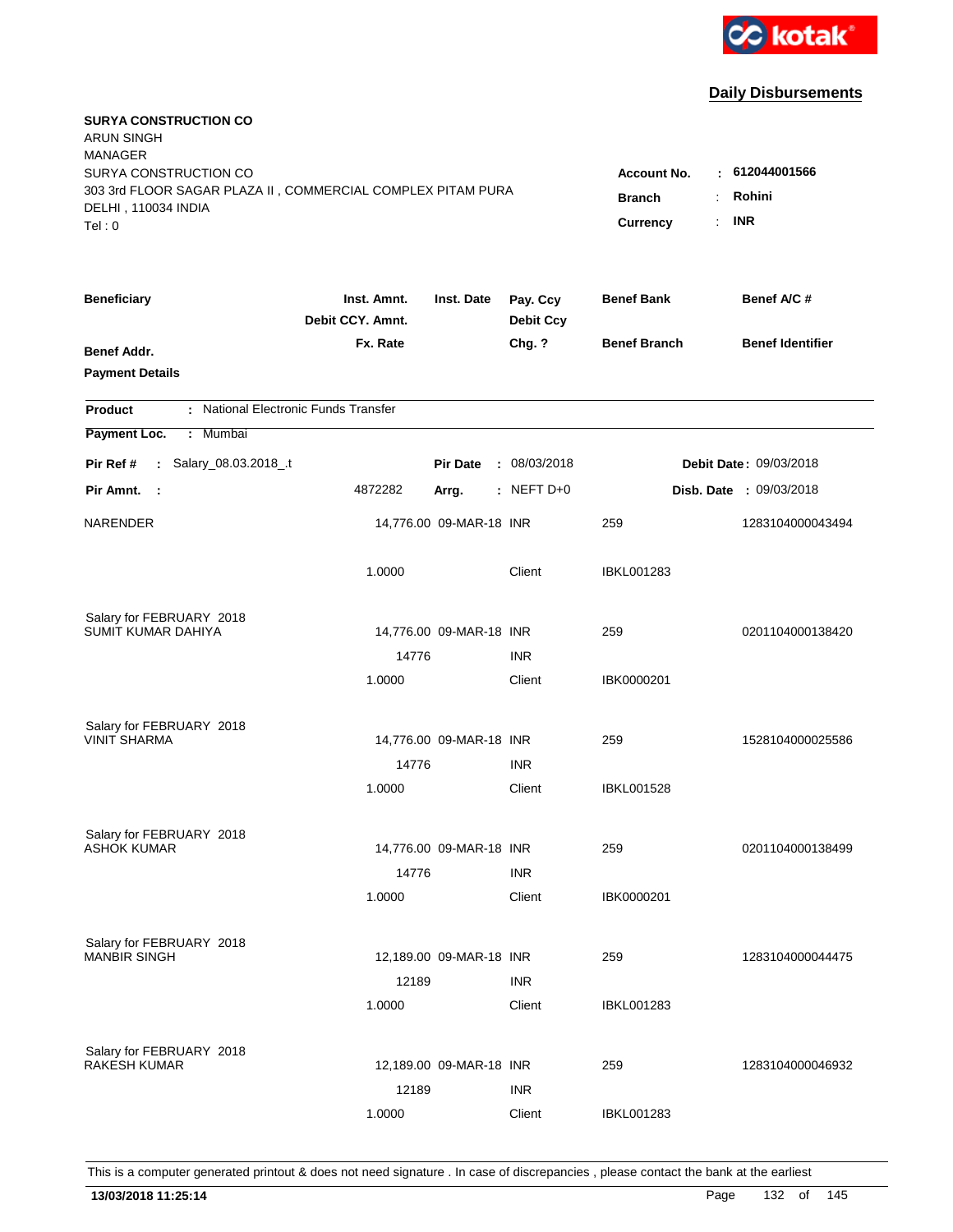kotak

## Daily Disbursements

**SURYA CONSTRUCTION CO**
ARUN SINGH
MANAGER
SURYA CONSTRUCTION CO
303 3rd FLOOR SAGAR PLAZA II , COMMERCIAL COMPLEX PITAM PURA
DELHI , 110034 INDIA
Tel : 0

**Account No.** : **612044001566**
**Branch** : **Rohini**
**Currency** : **INR**

| Beneficiary / Benef Addr. / Payment Details | Inst. Amnt. / Debit CCY. Amnt. / Fx. Rate | Inst. Date | Pay. Ccy / Debit Ccy / Chg. ? | Benef Bank / Benef Branch | Benef A/C # / Benef Identifier |
|---|---|---|---|---|---|

**Product** : National Electronic Funds Transfer
**Payment Loc.** : Mumbai

**Pir Ref #** : Salary_08.03.2018_.t **Pir Date** : 08/03/2018 **Debit Date** : 09/03/2018
**Pir Amnt.** : 4872282 **Arrg.** : NEFT D+0 **Disb. Date** : 09/03/2018

| Beneficiary | Inst. Amnt. | Inst. Date | Pay. Ccy | Benef Bank | Benef A/C # |
|---|---|---|---|---|---|
| NARENDER | 14,776.00 | 09-MAR-18 | INR | 259 | 1283104000043494 |
| | 1.0000 | | Client | IBKL001283 | |
| Salary for FEBRUARY 2018 | | | | | |
| SUMIT KUMAR DAHIYA | 14,776.00 | 09-MAR-18 | INR | 259 | 0201104000138420 |
| | 14776 | | INR | | |
| | 1.0000 | | Client | IBK0000201 | |
| Salary for FEBRUARY 2018 | | | | | |
| VINIT SHARMA | 14,776.00 | 09-MAR-18 | INR | 259 | 1528104000025586 |
| | 14776 | | INR | | |
| | 1.0000 | | Client | IBKL001528 | |
| Salary for FEBRUARY 2018 | | | | | |
| ASHOK KUMAR | 14,776.00 | 09-MAR-18 | INR | 259 | 0201104000138499 |
| | 14776 | | INR | | |
| | 1.0000 | | Client | IBK0000201 | |
| Salary for FEBRUARY 2018 | | | | | |
| MANBIR SINGH | 12,189.00 | 09-MAR-18 | INR | 259 | 1283104000044475 |
| | 12189 | | INR | | |
| | 1.0000 | | Client | IBKL001283 | |
| Salary for FEBRUARY 2018 | | | | | |
| RAKESH KUMAR | 12,189.00 | 09-MAR-18 | INR | 259 | 1283104000046932 |
| | 12189 | | INR | | |
| | 1.0000 | | Client | IBKL001283 | |

This is a computer generated printout & does not need signature . In case of discrepancies , please contact the bank at the earliest

**13/03/2018 11:25:14**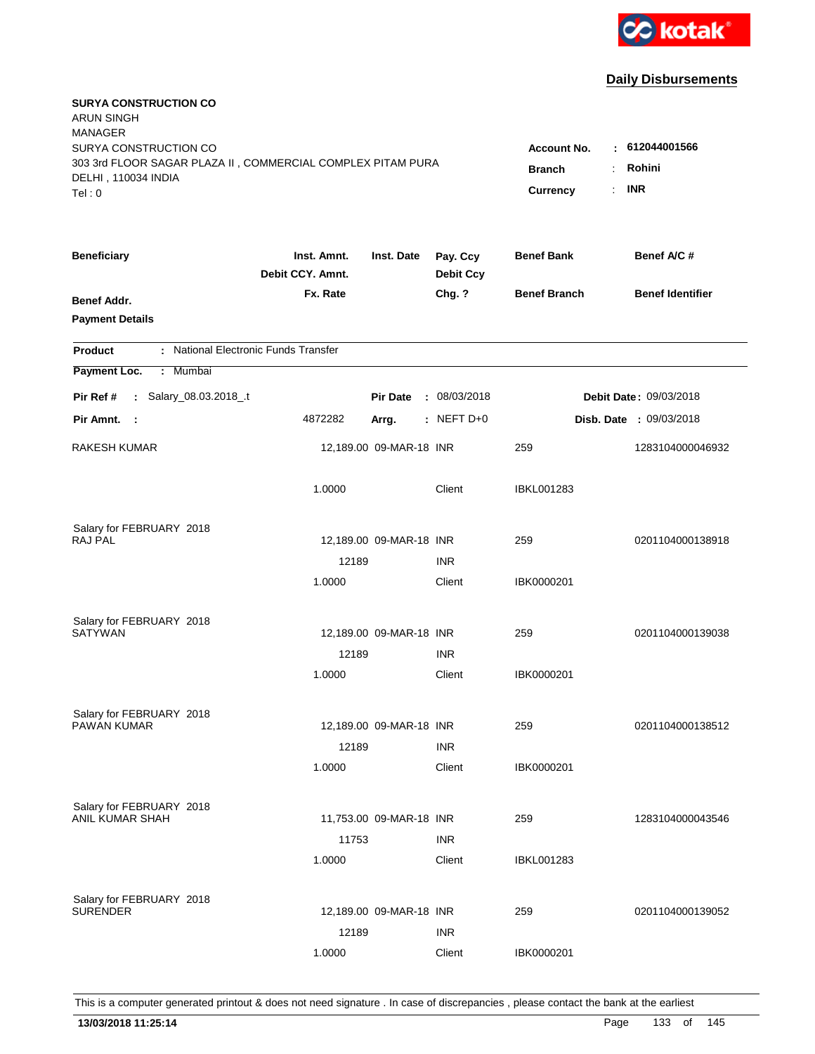kotak

## Daily Disbursements

**SURYA CONSTRUCTION CO**
ARUN SINGH
MANAGER
SURYA CONSTRUCTION CO
303 3rd FLOOR SAGAR PLAZA II , COMMERCIAL COMPLEX PITAM PURA
DELHI , 110034 INDIA
Tel : 0

**Account No.** : **612044001566**
**Branch** : **Rohini**
**Currency** : **INR**

| Beneficiary | Inst. Amnt. / Debit CCY. Amnt. / Fx. Rate | Inst. Date | Pay. Ccy / Debit Ccy / Chg. ? | Benef Bank / Benef Branch | Benef A/C # / Benef Identifier |
|---|---|---|---|---|---|
| **Benef Addr.** | | | | | |
| **Payment Details** | | | | | |

**Product** : National Electronic Funds Transfer
**Payment Loc.** : Mumbai

**Pir Ref #** : Salary_08.03.2018_.t | **Pir Date** : 08/03/2018 | **Debit Date** : 09/03/2018
**Pir Amnt.** : 4872282 | **Arrg.** : NEFT D+0 | **Disb. Date** : 09/03/2018

| Beneficiary | Inst. Amnt. | Inst. Date | Pay. Ccy | Benef Bank | Benef A/C # |
|---|---|---|---|---|---|
| RAKESH KUMAR | 12,189.00 | 09-MAR-18 | INR | 259 | 1283104000046932 |
| | 1.0000 | | Client | IBKL001283 | |
| Salary for FEBRUARY 2018 | | | | | |
| RAJ PAL | 12,189.00 | 09-MAR-18 | INR | 259 | 0201104000138918 |
| | 12189 | | INR | | |
| | 1.0000 | | Client | IBK0000201 | |
| Salary for FEBRUARY 2018 | | | | | |
| SATYWAN | 12,189.00 | 09-MAR-18 | INR | 259 | 0201104000139038 |
| | 12189 | | INR | | |
| | 1.0000 | | Client | IBK0000201 | |
| Salary for FEBRUARY 2018 | | | | | |
| PAWAN KUMAR | 12,189.00 | 09-MAR-18 | INR | 259 | 0201104000138512 |
| | 12189 | | INR | | |
| | 1.0000 | | Client | IBK0000201 | |
| Salary for FEBRUARY 2018 | | | | | |
| ANIL KUMAR SHAH | 11,753.00 | 09-MAR-18 | INR | 259 | 1283104000043546 |
| | 11753 | | INR | | |
| | 1.0000 | | Client | IBKL001283 | |
| Salary for FEBRUARY 2018 | | | | | |
| SURENDER | 12,189.00 | 09-MAR-18 | INR | 259 | 0201104000139052 |
| | 12189 | | INR | | |
| | 1.0000 | | Client | IBK0000201 | |

This is a computer generated printout & does not need signature . In case of discrepancies , please contact the bank at the earliest

**13/03/2018 11:25:14**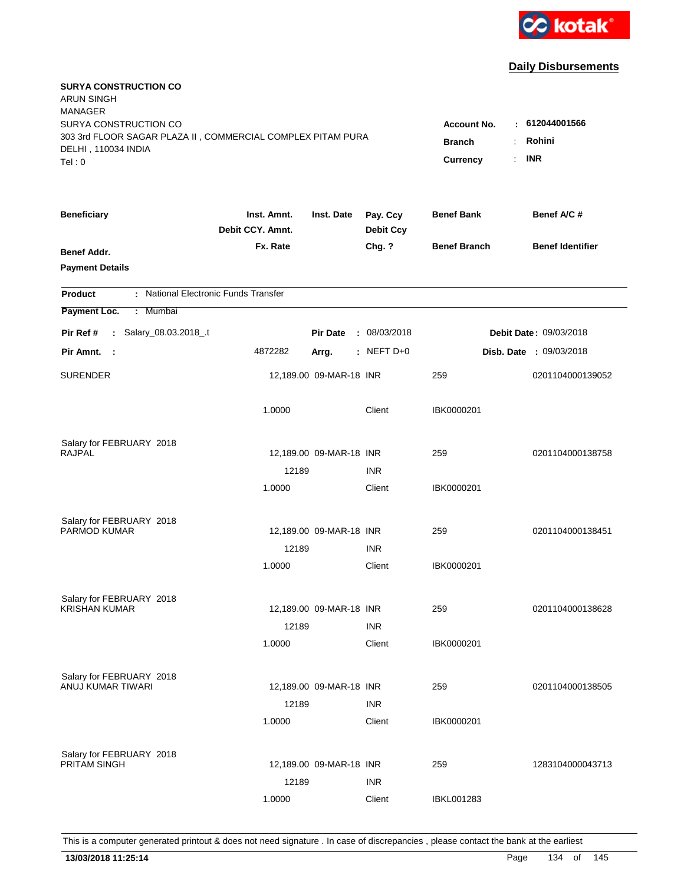kotak

## Daily Disbursements

**SURYA CONSTRUCTION CO**
ARUN SINGH
MANAGER
SURYA CONSTRUCTION CO
303 3rd FLOOR SAGAR PLAZA II , COMMERCIAL COMPLEX PITAM PURA
DELHI , 110034 INDIA
Tel : 0

**Account No.** : 612044001566
**Branch** : Rohini
**Currency** : INR

| Beneficiary / Benef Addr. / Payment Details | Inst. Amnt. / Debit CCY. Amnt. / Fx. Rate | Inst. Date | Pay. Ccy / Debit Ccy / Chg. ? | Benef Bank / Benef Branch | Benef A/C # / Benef Identifier |
|---|---|---|---|---|---|

**Product** : National Electronic Funds Transfer
**Payment Loc.** : Mumbai

**Pir Ref #** : Salary_08.03.2018_.t | **Pir Date** : 08/03/2018 | **Debit Date** : 09/03/2018
**Pir Amnt.** : 4872282 | **Arrg.** : NEFT D+0 | **Disb. Date** : 09/03/2018

| Beneficiary | Inst. Amnt. / Debit CCY. Amnt. / Fx. Rate | Inst. Date | Pay. Ccy / Debit Ccy / Chg. ? | Benef Bank / Benef Branch | Benef A/C # |
|---|---|---|---|---|---|
| SURENDER | 12,189.00 | 09-MAR-18 | INR | 259 | 0201104000139052 |
| | 1.0000 | | Client | IBK0000201 | |
| Salary for FEBRUARY 2018 | | | | | |
| RAJPAL | 12,189.00 | 09-MAR-18 | INR | 259 | 0201104000138758 |
| | 12189 | | INR | | |
| | 1.0000 | | Client | IBK0000201 | |
| Salary for FEBRUARY 2018 | | | | | |
| PARMOD KUMAR | 12,189.00 | 09-MAR-18 | INR | 259 | 0201104000138451 |
| | 12189 | | INR | | |
| | 1.0000 | | Client | IBK0000201 | |
| Salary for FEBRUARY 2018 | | | | | |
| KRISHAN KUMAR | 12,189.00 | 09-MAR-18 | INR | 259 | 0201104000138628 |
| | 12189 | | INR | | |
| | 1.0000 | | Client | IBK0000201 | |
| Salary for FEBRUARY 2018 | | | | | |
| ANUJ KUMAR TIWARI | 12,189.00 | 09-MAR-18 | INR | 259 | 0201104000138505 |
| | 12189 | | INR | | |
| | 1.0000 | | Client | IBK0000201 | |
| Salary for FEBRUARY 2018 | | | | | |
| PRITAM SINGH | 12,189.00 | 09-MAR-18 | INR | 259 | 1283104000043713 |
| | 12189 | | INR | | |
| | 1.0000 | | Client | IBKL001283 | |

This is a computer generated printout & does not need signature . In case of discrepancies , please contact the bank at the earliest

**13/03/2018 11:25:14**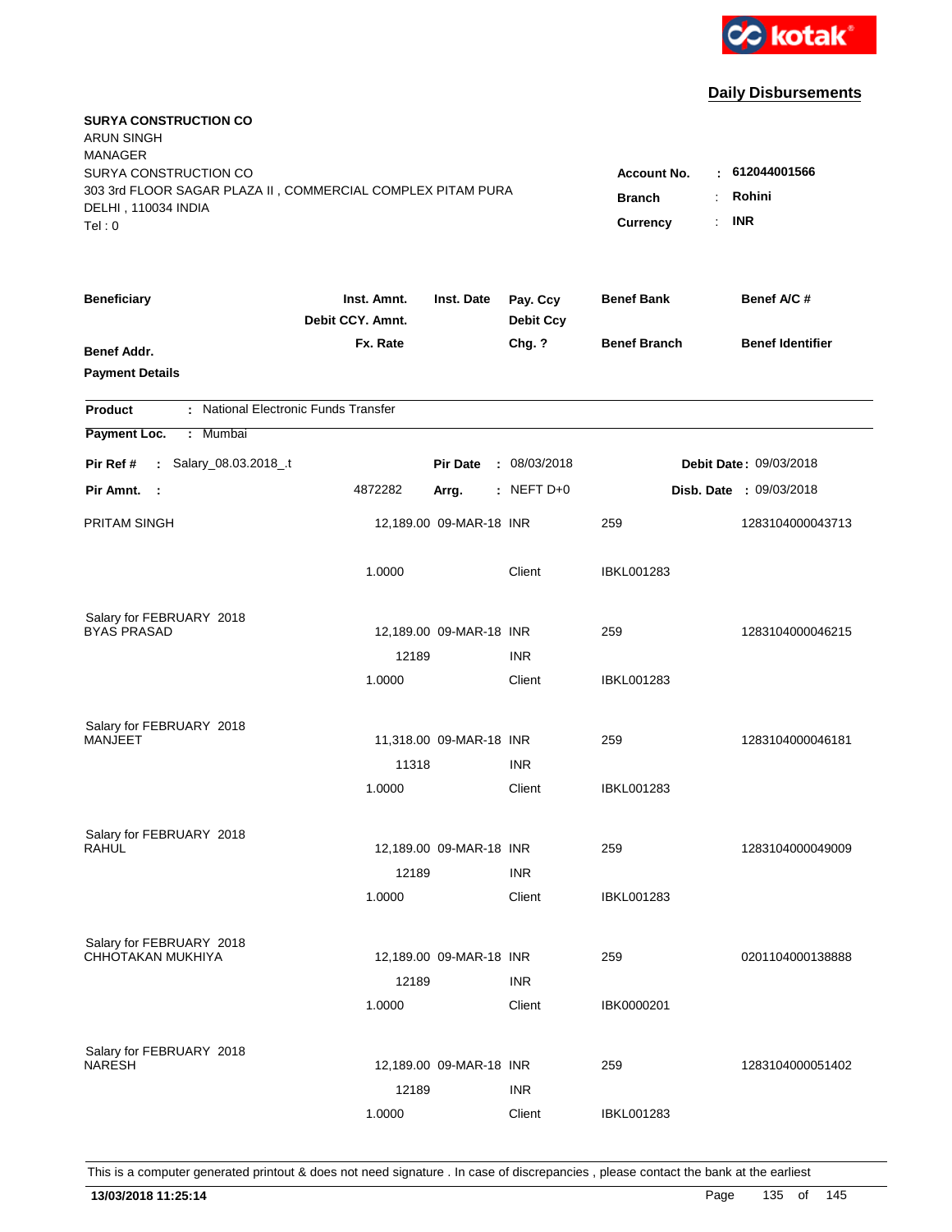kotak

## Daily Disbursements

**SURYA CONSTRUCTION CO**
ARUN SINGH
MANAGER
SURYA CONSTRUCTION CO
303 3rd FLOOR SAGAR PLAZA II , COMMERCIAL COMPLEX PITAM PURA
DELHI , 110034 INDIA
Tel : 0

**Account No.** : **612044001566**
**Branch** : **Rohini**
**Currency** : **INR**

| Beneficiary / Benef Addr. / Payment Details | Inst. Amnt. / Debit CCY. Amnt. / Fx. Rate | Inst. Date | Pay. Ccy / Debit Ccy / Chg. ? | Benef Bank / Benef Branch | Benef A/C # / Benef Identifier |
|---|---|---|---|---|---|

**Product** : National Electronic Funds Transfer
**Payment Loc.** : Mumbai

**Pir Ref #** : Salary_08.03.2018_.t | **Pir Date** : 08/03/2018 | **Debit Date** : 09/03/2018
**Pir Amnt.** : 4872282 | **Arrg.** : NEFT D+0 | **Disb. Date** : 09/03/2018

| Beneficiary | Amount | Inst. Date | Ccy | Benef Bank | Benef A/C # |
|---|---|---|---|---|---|
| PRITAM SINGH | 12,189.00 | 09-MAR-18 | INR | 259 | 1283104000043713 |
| | 1.0000 | | Client | IBKL001283 | |
| Salary for FEBRUARY 2018 | | | | | |
| BYAS PRASAD | 12,189.00 | 09-MAR-18 | INR | 259 | 1283104000046215 |
| | 12189 | | INR | | |
| | 1.0000 | | Client | IBKL001283 | |
| Salary for FEBRUARY 2018 | | | | | |
| MANJEET | 11,318.00 | 09-MAR-18 | INR | 259 | 1283104000046181 |
| | 11318 | | INR | | |
| | 1.0000 | | Client | IBKL001283 | |
| Salary for FEBRUARY 2018 | | | | | |
| RAHUL | 12,189.00 | 09-MAR-18 | INR | 259 | 1283104000049009 |
| | 12189 | | INR | | |
| | 1.0000 | | Client | IBKL001283 | |
| Salary for FEBRUARY 2018 | | | | | |
| CHHOTAKAN MUKHIYA | 12,189.00 | 09-MAR-18 | INR | 259 | 0201104000138888 |
| | 12189 | | INR | | |
| | 1.0000 | | Client | IBK0000201 | |
| Salary for FEBRUARY 2018 | | | | | |
| NARESH | 12,189.00 | 09-MAR-18 | INR | 259 | 1283104000051402 |
| | 12189 | | INR | | |
| | 1.0000 | | Client | IBKL001283 | |

This is a computer generated printout & does not need signature . In case of discrepancies , please contact the bank at the earliest

**13/03/2018 11:25:14**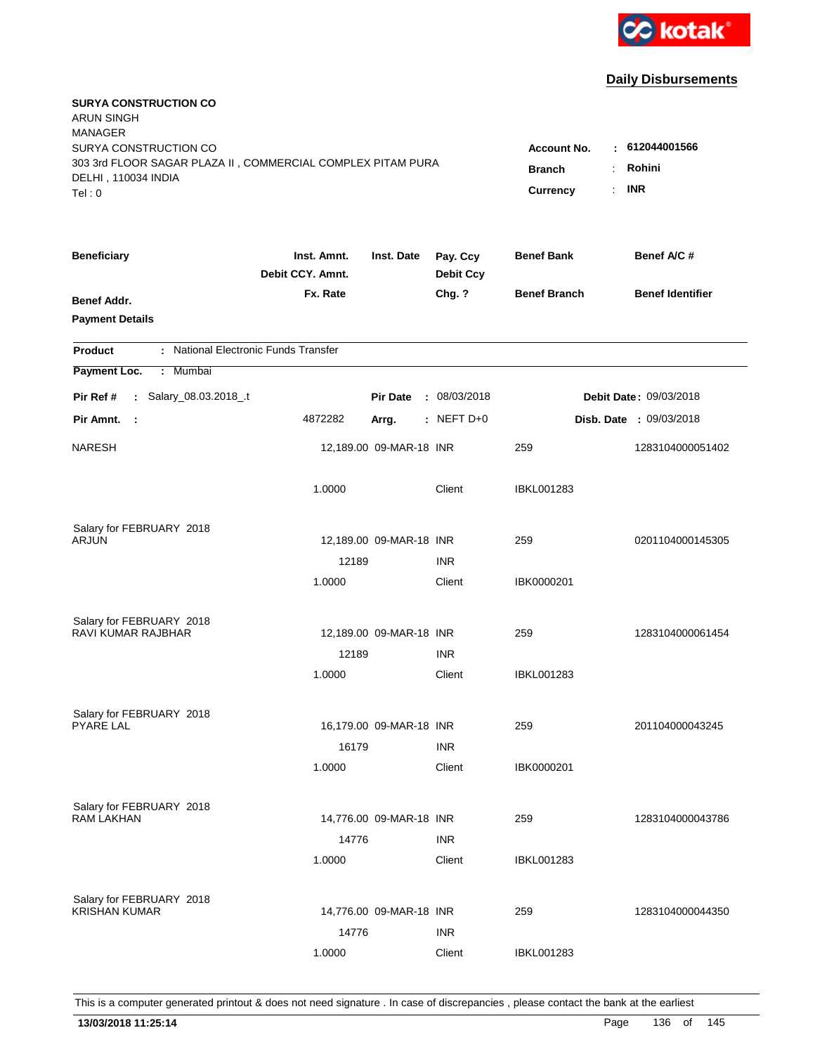**Daily Disbursements**

**SURYA CONSTRUCTION CO**
ARUN SINGH
MANAGER
SURYA CONSTRUCTION CO
303 3rd FLOOR SAGAR PLAZA II , COMMERCIAL COMPLEX PITAM PURA
DELHI , 110034 INDIA
Tel : 0

**Account No.** : **612044001566**
**Branch** : **Rohini**
**Currency** : **INR**

| Beneficiary / Benef Addr. / Payment Details | Inst. Amnt. / Debit CCY. Amnt. / Fx. Rate | Inst. Date | Pay. Ccy / Debit Ccy / Chg. ? | Benef Bank / Benef Branch | Benef A/C # / Benef Identifier |
|---|---|---|---|---|---|

**Product** : National Electronic Funds Transfer
**Payment Loc.** : Mumbai
**Pir Ref #** : Salary_08.03.2018_.t  **Pir Date** : 08/03/2018  **Debit Date** : 09/03/2018
**Pir Amnt.** : 4872282  **Arrg.** : NEFT D+0  **Disb. Date** : 09/03/2018

| Beneficiary | Inst. Amnt. | Inst. Date | Pay. Ccy | Benef Bank | Benef A/C # |
|---|---|---|---|---|---|
| NARESH | 12,189.00 | 09-MAR-18 | INR | 259 | 1283104000051402 |
| | 1.0000 | | Client | IBKL001283 | |
| Salary for FEBRUARY 2018 | | | | | |
| ARJUN | 12,189.00 | 09-MAR-18 | INR | 259 | 0201104000145305 |
| | 12189 | | INR | | |
| | 1.0000 | | Client | IBK0000201 | |
| Salary for FEBRUARY 2018 | | | | | |
| RAVI KUMAR RAJBHAR | 12,189.00 | 09-MAR-18 | INR | 259 | 1283104000061454 |
| | 12189 | | INR | | |
| | 1.0000 | | Client | IBKL001283 | |
| Salary for FEBRUARY 2018 | | | | | |
| PYARE LAL | 16,179.00 | 09-MAR-18 | INR | 259 | 201104000043245 |
| | 16179 | | INR | | |
| | 1.0000 | | Client | IBK0000201 | |
| Salary for FEBRUARY 2018 | | | | | |
| RAM LAKHAN | 14,776.00 | 09-MAR-18 | INR | 259 | 1283104000043786 |
| | 14776 | | INR | | |
| | 1.0000 | | Client | IBKL001283 | |
| Salary for FEBRUARY 2018 | | | | | |
| KRISHAN KUMAR | 14,776.00 | 09-MAR-18 | INR | 259 | 1283104000044350 |
| | 14776 | | INR | | |
| | 1.0000 | | Client | IBKL001283 | |

This is a computer generated printout & does not need signature . In case of discrepancies , please contact the bank at the earliest

**13/03/2018 11:25:14**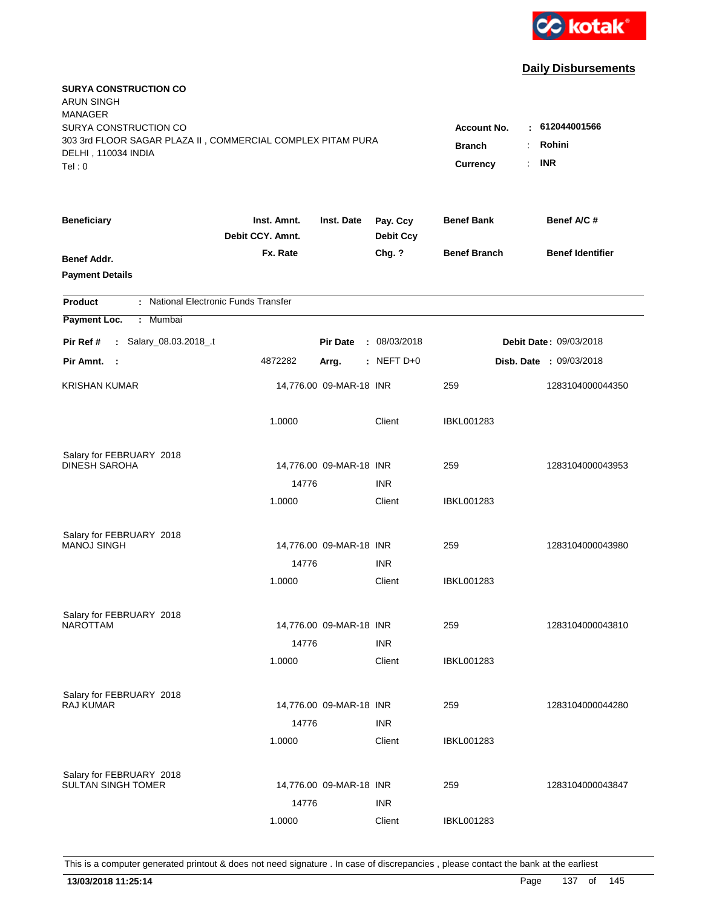kotak

## Daily Disbursements

**SURYA CONSTRUCTION CO**
ARUN SINGH
MANAGER
SURYA CONSTRUCTION CO
303 3rd FLOOR SAGAR PLAZA II , COMMERCIAL COMPLEX PITAM PURA
DELHI , 110034 INDIA
Tel : 0

**Account No.** : **612044001566**
**Branch** : **Rohini**
**Currency** : **INR**

| Beneficiary | Inst. Amnt. / Debit CCY. Amnt. / Fx. Rate | Inst. Date | Pay. Ccy / Debit Ccy / Chg. ? | Benef Bank / Benef Branch | Benef A/C # / Benef Identifier |
|---|---|---|---|---|---|
| **Benef Addr.** | | | | | |
| **Payment Details** | | | | | |

**Product** : National Electronic Funds Transfer
**Payment Loc.** : Mumbai

**Pir Ref #** : Salary_08.03.2018_.t | **Pir Date** : 08/03/2018 | **Debit Date** : 09/03/2018
**Pir Amnt.** : 4872282 | **Arrg.** : NEFT D+0 | **Disb. Date** : 09/03/2018

| Beneficiary | Inst. Amnt. / Debit CCY. Amnt. / Fx. Rate | Inst. Date | Pay. Ccy / Debit Ccy / Chg. ? | Benef Bank / Benef Branch | Benef A/C # |
|---|---|---|---|---|---|
| KRISHAN KUMAR | 14,776.00 | 09-MAR-18 | INR | 259 | 1283104000044350 |
| | 1.0000 | | Client | IBKL001283 | |
| Salary for FEBRUARY 2018 | | | | | |
| DINESH SAROHA | 14,776.00 | 09-MAR-18 | INR | 259 | 1283104000043953 |
| | 14776 | | INR | | |
| | 1.0000 | | Client | IBKL001283 | |
| Salary for FEBRUARY 2018 | | | | | |
| MANOJ SINGH | 14,776.00 | 09-MAR-18 | INR | 259 | 1283104000043980 |
| | 14776 | | INR | | |
| | 1.0000 | | Client | IBKL001283 | |
| Salary for FEBRUARY 2018 | | | | | |
| NAROTTAM | 14,776.00 | 09-MAR-18 | INR | 259 | 1283104000043810 |
| | 14776 | | INR | | |
| | 1.0000 | | Client | IBKL001283 | |
| Salary for FEBRUARY 2018 | | | | | |
| RAJ KUMAR | 14,776.00 | 09-MAR-18 | INR | 259 | 1283104000044280 |
| | 14776 | | INR | | |
| | 1.0000 | | Client | IBKL001283 | |
| Salary for FEBRUARY 2018 | | | | | |
| SULTAN SINGH TOMER | 14,776.00 | 09-MAR-18 | INR | 259 | 1283104000043847 |
| | 14776 | | INR | | |
| | 1.0000 | | Client | IBKL001283 | |

This is a computer generated printout & does not need signature . In case of discrepancies , please contact the bank at the earliest

**13/03/2018 11:25:14**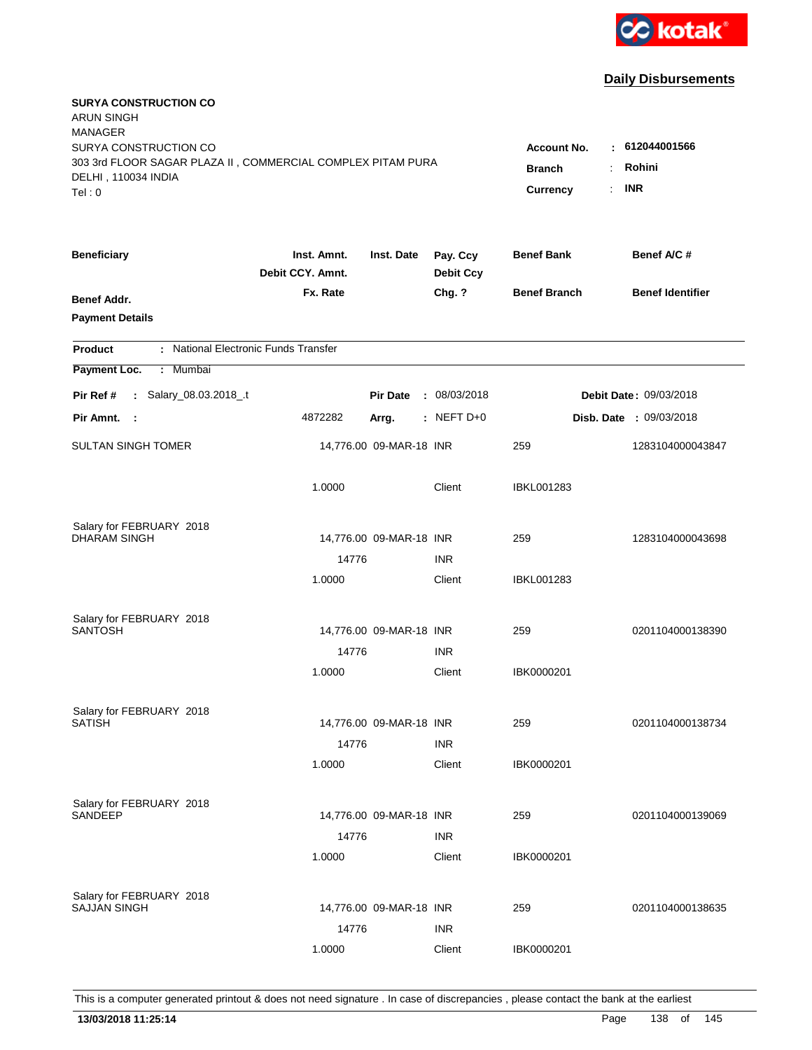kotak

## Daily Disbursements

**SURYA CONSTRUCTION CO**
ARUN SINGH
MANAGER
SURYA CONSTRUCTION CO
303 3rd FLOOR SAGAR PLAZA II , COMMERCIAL COMPLEX PITAM PURA
DELHI , 110034 INDIA
Tel : 0

**Account No.** : **612044001566**
**Branch** : **Rohini**
**Currency** : **INR**

| Beneficiary | Inst. Amnt. / Debit CCY. Amnt. / Fx. Rate | Inst. Date | Pay. Ccy / Debit Ccy / Chg. ? | Benef Bank / Benef Branch | Benef A/C # / Benef Identifier |
|---|---|---|---|---|---|
| **Benef Addr.** | | | | | |
| **Payment Details** | | | | | |

**Product** : National Electronic Funds Transfer
**Payment Loc.** : Mumbai

**Pir Ref #** : Salary_08.03.2018_.t | **Pir Date** : 08/03/2018 | **Debit Date** : 09/03/2018
**Pir Amnt.** : 4872282 | **Arrg.** : NEFT D+0 | **Disb. Date** : 09/03/2018

| Beneficiary | Inst. Amnt. / Debit CCY. Amnt. / Fx. Rate | Inst. Date | Pay. Ccy / Debit Ccy / Chg. ? | Benef Bank / Benef Branch | Benef A/C # |
|---|---|---|---|---|---|
| SULTAN SINGH TOMER | 14,776.00 | 09-MAR-18 | INR | 259 | 1283104000043847 |
| | 1.0000 | | Client | IBKL001283 | |
| Salary for FEBRUARY 2018 | | | | | |
| DHARAM SINGH | 14,776.00 | 09-MAR-18 | INR | 259 | 1283104000043698 |
| | 14776 | | INR | | |
| | 1.0000 | | Client | IBKL001283 | |
| Salary for FEBRUARY 2018 | | | | | |
| SANTOSH | 14,776.00 | 09-MAR-18 | INR | 259 | 0201104000138390 |
| | 14776 | | INR | | |
| | 1.0000 | | Client | IBK0000201 | |
| Salary for FEBRUARY 2018 | | | | | |
| SATISH | 14,776.00 | 09-MAR-18 | INR | 259 | 0201104000138734 |
| | 14776 | | INR | | |
| | 1.0000 | | Client | IBK0000201 | |
| Salary for FEBRUARY 2018 | | | | | |
| SANDEEP | 14,776.00 | 09-MAR-18 | INR | 259 | 0201104000139069 |
| | 14776 | | INR | | |
| | 1.0000 | | Client | IBK0000201 | |
| Salary for FEBRUARY 2018 | | | | | |
| SAJJAN SINGH | 14,776.00 | 09-MAR-18 | INR | 259 | 0201104000138635 |
| | 14776 | | INR | | |
| | 1.0000 | | Client | IBK0000201 | |

This is a computer generated printout & does not need signature . In case of discrepancies , please contact the bank at the earliest

**13/03/2018 11:25:14**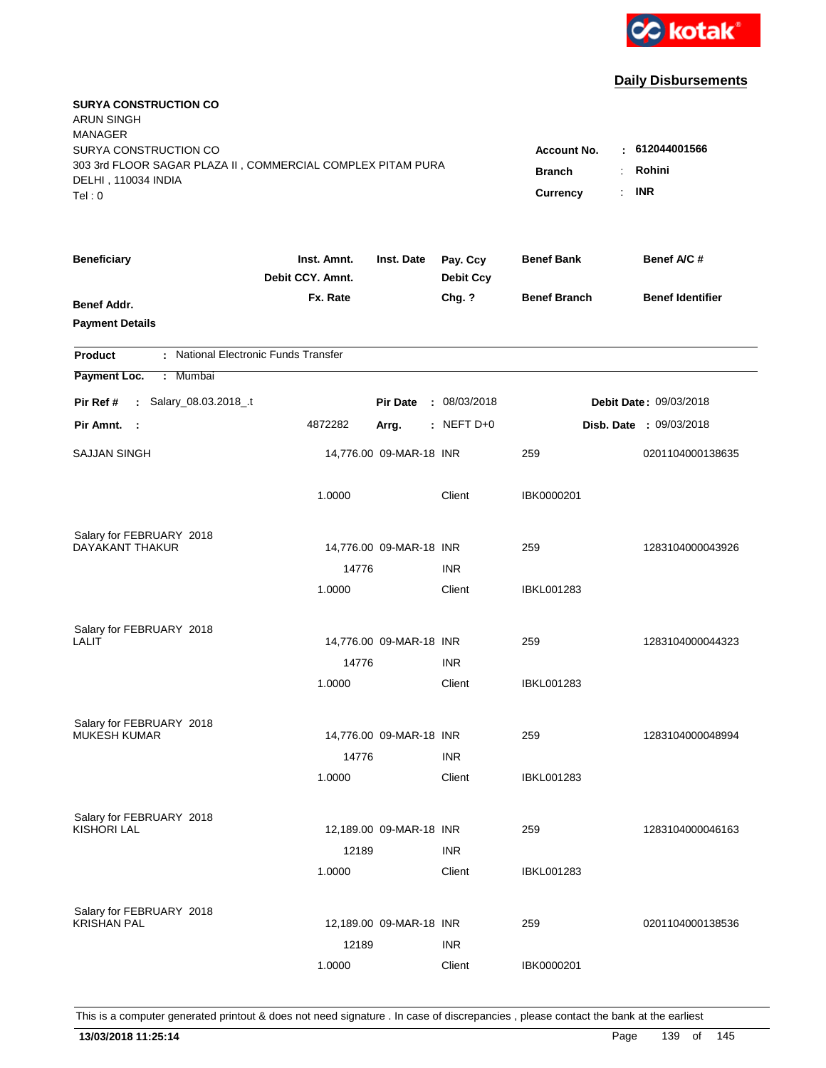kotak

## Daily Disbursements

**SURYA CONSTRUCTION CO**
ARUN SINGH
MANAGER
SURYA CONSTRUCTION CO
303 3rd FLOOR SAGAR PLAZA II , COMMERCIAL COMPLEX PITAM PURA
DELHI , 110034 INDIA
Tel : 0

**Account No.** : **612044001566**
**Branch** : **Rohini**
**Currency** : **INR**

| Beneficiary / Benef Addr. / Payment Details | Inst. Amnt. / Debit CCY. Amnt. / Fx. Rate | Inst. Date | Pay. Ccy / Debit Ccy / Chg. ? | Benef Bank / Benef Branch | Benef A/C # / Benef Identifier |
|---|---|---|---|---|---|

**Product** : National Electronic Funds Transfer
**Payment Loc.** : Mumbai

**Pir Ref #** : Salary_08.03.2018_.t — **Pir Date** : 08/03/2018 — **Debit Date** : 09/03/2018
**Pir Amnt.** : 4872282 — **Arrg.** : NEFT D+0 — **Disb. Date** : 09/03/2018

| Beneficiary | Inst. Amnt. | Inst. Date | Pay. Ccy | Benef Bank | Benef A/C # |
|---|---|---|---|---|---|
| SAJJAN SINGH | 14,776.00 | 09-MAR-18 | INR | 259 | 0201104000138635 |
| | 1.0000 | | Client | IBK0000201 | |
| Salary for FEBRUARY 2018 | | | | | |
| DAYAKANT THAKUR | 14,776.00 | 09-MAR-18 | INR | 259 | 1283104000043926 |
| | 14776 | | INR | | |
| | 1.0000 | | Client | IBKL001283 | |
| Salary for FEBRUARY 2018 | | | | | |
| LALIT | 14,776.00 | 09-MAR-18 | INR | 259 | 1283104000044323 |
| | 14776 | | INR | | |
| | 1.0000 | | Client | IBKL001283 | |
| Salary for FEBRUARY 2018 | | | | | |
| MUKESH KUMAR | 14,776.00 | 09-MAR-18 | INR | 259 | 1283104000048994 |
| | 14776 | | INR | | |
| | 1.0000 | | Client | IBKL001283 | |
| Salary for FEBRUARY 2018 | | | | | |
| KISHORI LAL | 12,189.00 | 09-MAR-18 | INR | 259 | 1283104000046163 |
| | 12189 | | INR | | |
| | 1.0000 | | Client | IBKL001283 | |
| Salary for FEBRUARY 2018 | | | | | |
| KRISHAN PAL | 12,189.00 | 09-MAR-18 | INR | 259 | 0201104000138536 |
| | 12189 | | INR | | |
| | 1.0000 | | Client | IBK0000201 | |

This is a computer generated printout & does not need signature . In case of discrepancies , please contact the bank at the earliest

**13/03/2018 11:25:14**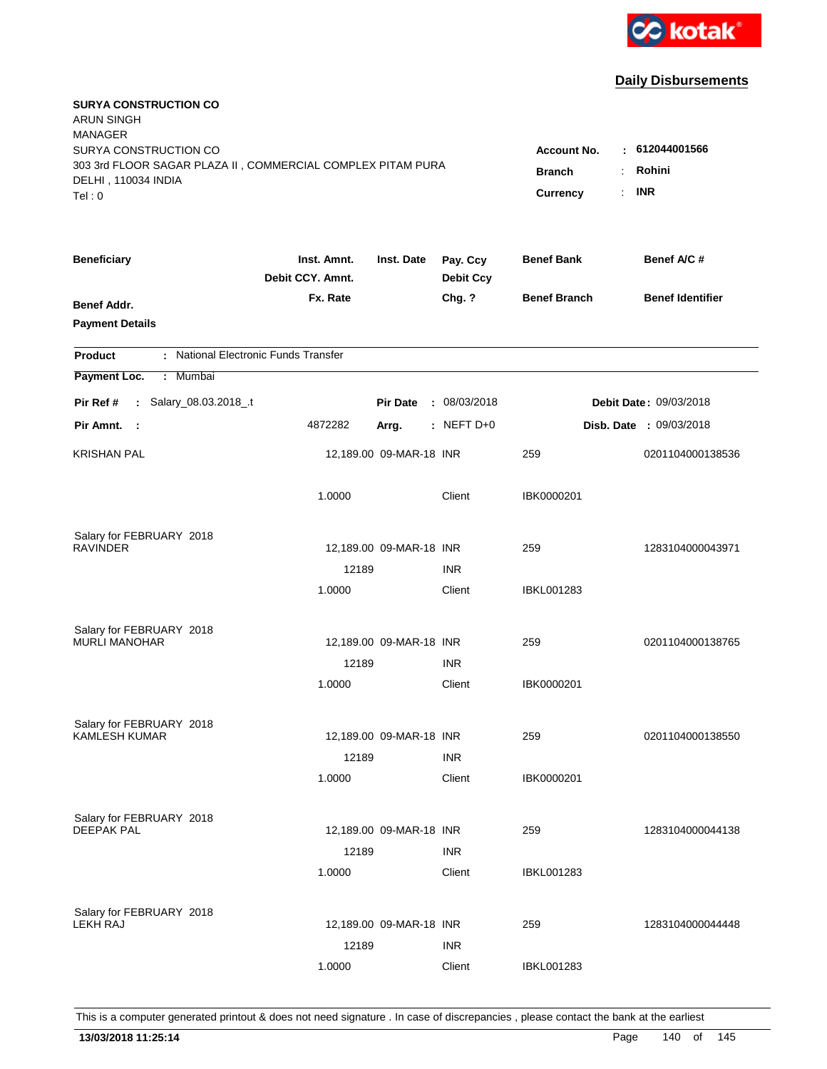kotak

## Daily Disbursements

**SURYA CONSTRUCTION CO**
ARUN SINGH
MANAGER
SURYA CONSTRUCTION CO
303 3rd FLOOR SAGAR PLAZA II , COMMERCIAL COMPLEX PITAM PURA
DELHI , 110034 INDIA
Tel : 0

**Account No.** : **612044001566**
**Branch** : **Rohini**
**Currency** : **INR**

| Beneficiary / Benef Addr. / Payment Details | Inst. Amnt. / Debit CCY. Amnt. / Fx. Rate | Inst. Date | Pay. Ccy / Debit Ccy / Chg. ? | Benef Bank / Benef Branch | Benef A/C # / Benef Identifier |
|---|---|---|---|---|---|

**Product** : National Electronic Funds Transfer
**Payment Loc.** : Mumbai

**Pir Ref #** : Salary_08.03.2018_.t | **Pir Date** : 08/03/2018 | **Debit Date** : 09/03/2018
**Pir Amnt.** : 4872282 | **Arrg.** : NEFT D+0 | **Disb. Date** : 09/03/2018

| Beneficiary | Inst. Amnt. | Inst. Date | Pay. Ccy | Benef Bank | Benef A/C # |
|---|---|---|---|---|---|
| KRISHAN PAL | 12,189.00 | 09-MAR-18 | INR | 259 | 0201104000138536 |
| | 1.0000 | | Client | IBK0000201 | |
| Salary for FEBRUARY 2018 | | | | | |
| RAVINDER | 12,189.00 | 09-MAR-18 | INR | 259 | 1283104000043971 |
| | 12189 | | INR | | |
| | 1.0000 | | Client | IBKL001283 | |
| Salary for FEBRUARY 2018 | | | | | |
| MURLI MANOHAR | 12,189.00 | 09-MAR-18 | INR | 259 | 0201104000138765 |
| | 12189 | | INR | | |
| | 1.0000 | | Client | IBK0000201 | |
| Salary for FEBRUARY 2018 | | | | | |
| KAMLESH KUMAR | 12,189.00 | 09-MAR-18 | INR | 259 | 0201104000138550 |
| | 12189 | | INR | | |
| | 1.0000 | | Client | IBK0000201 | |
| Salary for FEBRUARY 2018 | | | | | |
| DEEPAK PAL | 12,189.00 | 09-MAR-18 | INR | 259 | 1283104000044138 |
| | 12189 | | INR | | |
| | 1.0000 | | Client | IBKL001283 | |
| Salary for FEBRUARY 2018 | | | | | |
| LEKH RAJ | 12,189.00 | 09-MAR-18 | INR | 259 | 1283104000044448 |
| | 12189 | | INR | | |
| | 1.0000 | | Client | IBKL001283 | |

This is a computer generated printout & does not need signature . In case of discrepancies , please contact the bank at the earliest

**13/03/2018 11:25:14**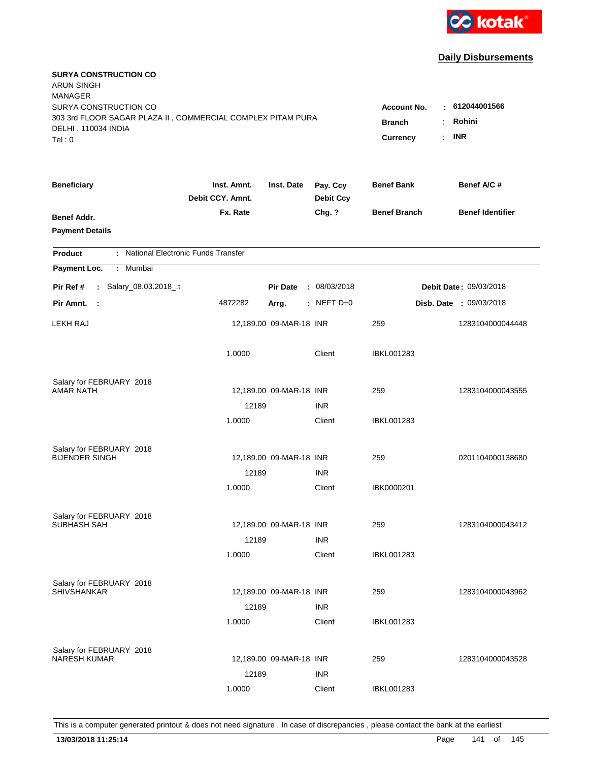**Daily Disbursements**

**SURYA CONSTRUCTION CO**
ARUN SINGH
MANAGER
SURYA CONSTRUCTION CO
303 3rd FLOOR SAGAR PLAZA II , COMMERCIAL COMPLEX PITAM PURA
DELHI , 110034 INDIA
Tel : 0

**Account No.** : **612044001566**
**Branch** : **Rohini**
**Currency** : **INR**

| Beneficiary | Inst. Amnt. / Debit CCY. Amnt. / Fx. Rate | Inst. Date | Pay. Ccy / Debit Ccy / Chg. ? | Benef Bank / Benef Branch | Benef A/C # / Benef Identifier |
|---|---|---|---|---|---|
| **Benef Addr.** | | | | | |
| **Payment Details** | | | | | |

**Product** : National Electronic Funds Transfer
**Payment Loc.** : Mumbai

**Pir Ref #** : Salary_08.03.2018_.t | **Pir Date** : 08/03/2018 | **Debit Date** : 09/03/2018
**Pir Amnt.** : 4872282 | **Arrg.** : NEFT D+0 | **Disb. Date** : 09/03/2018

| Beneficiary | Inst. Amnt. / Debit CCY. Amnt. / Fx. Rate | Inst. Date | Pay. Ccy / Debit Ccy / Chg. ? | Benef Bank / Benef Branch | Benef A/C # |
|---|---|---|---|---|---|
| LEKH RAJ | 12,189.00 | 09-MAR-18 | INR | 259 | 1283104000044448 |
| | 1.0000 | | Client | IBKL001283 | |
| Salary for FEBRUARY 2018 | | | | | |
| AMAR NATH | 12,189.00 | 09-MAR-18 | INR | 259 | 1283104000043555 |
| | 12189 | | INR | | |
| | 1.0000 | | Client | IBKL001283 | |
| Salary for FEBRUARY 2018 | | | | | |
| BIJENDER SINGH | 12,189.00 | 09-MAR-18 | INR | 259 | 0201104000138680 |
| | 12189 | | INR | | |
| | 1.0000 | | Client | IBK0000201 | |
| Salary for FEBRUARY 2018 | | | | | |
| SUBHASH SAH | 12,189.00 | 09-MAR-18 | INR | 259 | 1283104000043412 |
| | 12189 | | INR | | |
| | 1.0000 | | Client | IBKL001283 | |
| Salary for FEBRUARY 2018 | | | | | |
| SHIVSHANKAR | 12,189.00 | 09-MAR-18 | INR | 259 | 1283104000043962 |
| | 12189 | | INR | | |
| | 1.0000 | | Client | IBKL001283 | |
| Salary for FEBRUARY 2018 | | | | | |
| NARESH KUMAR | 12,189.00 | 09-MAR-18 | INR | 259 | 1283104000043528 |
| | 12189 | | INR | | |
| | 1.0000 | | Client | IBKL001283 | |

This is a computer generated printout & does not need signature . In case of discrepancies , please contact the bank at the earliest

**13/03/2018 11:25:14**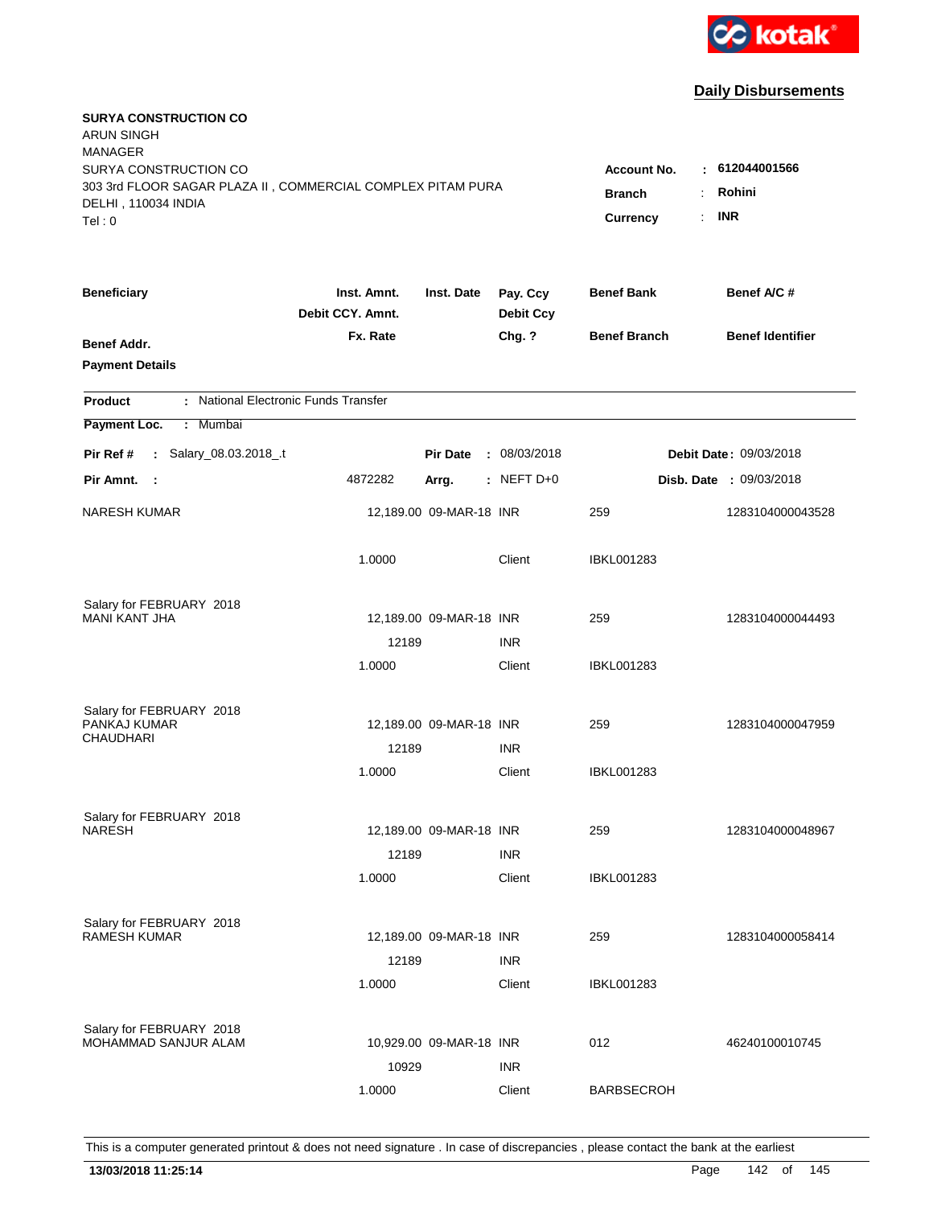kotak

## Daily Disbursements

**SURYA CONSTRUCTION CO**
ARUN SINGH
MANAGER
SURYA CONSTRUCTION CO
303 3rd FLOOR SAGAR PLAZA II , COMMERCIAL COMPLEX PITAM PURA
DELHI , 110034 INDIA
Tel : 0

**Account No.** : **612044001566**
**Branch** : **Rohini**
**Currency** : **INR**

| Beneficiary / Benef Addr. / Payment Details | Inst. Amnt. / Debit CCY. Amnt. / Fx. Rate | Inst. Date | Pay. Ccy / Debit Ccy / Chg. ? | Benef Bank / Benef Branch | Benef A/C # / Benef Identifier |
|---|---|---|---|---|---|

**Product** : National Electronic Funds Transfer
**Payment Loc.** : Mumbai
**Pir Ref #** : Salary_08.03.2018_.t | **Pir Date** : 08/03/2018 | **Debit Date** : 09/03/2018
**Pir Amnt.** : 4872282 | **Arrg.** : NEFT D+0 | **Disb. Date** : 09/03/2018

| Beneficiary | Inst. Amnt. | Inst. Date | Pay. Ccy | Benef Bank | Benef A/C # |
|---|---|---|---|---|---|
| NARESH KUMAR | 12,189.00 | 09-MAR-18 | INR | 259 | 1283104000043528 |
| | 1.0000 | | Client | IBKL001283 | |
| Salary for FEBRUARY 2018 | | | | | |
| MANI KANT JHA | 12,189.00 | 09-MAR-18 | INR | 259 | 1283104000044493 |
| | 12189 | | INR | | |
| | 1.0000 | | Client | IBKL001283 | |
| Salary for FEBRUARY 2018 | | | | | |
| PANKAJ KUMAR CHAUDHARI | 12,189.00 | 09-MAR-18 | INR | 259 | 1283104000047959 |
| | 12189 | | INR | | |
| | 1.0000 | | Client | IBKL001283 | |
| Salary for FEBRUARY 2018 | | | | | |
| NARESH | 12,189.00 | 09-MAR-18 | INR | 259 | 1283104000048967 |
| | 12189 | | INR | | |
| | 1.0000 | | Client | IBKL001283 | |
| Salary for FEBRUARY 2018 | | | | | |
| RAMESH KUMAR | 12,189.00 | 09-MAR-18 | INR | 259 | 1283104000058414 |
| | 12189 | | INR | | |
| | 1.0000 | | Client | IBKL001283 | |
| Salary for FEBRUARY 2018 | | | | | |
| MOHAMMAD SANJUR ALAM | 10,929.00 | 09-MAR-18 | INR | 012 | 46240100010745 |
| | 10929 | | INR | | |
| | 1.0000 | | Client | BARBSECROH | |

This is a computer generated printout & does not need signature . In case of discrepancies , please contact the bank at the earliest

**13/03/2018 11:25:14**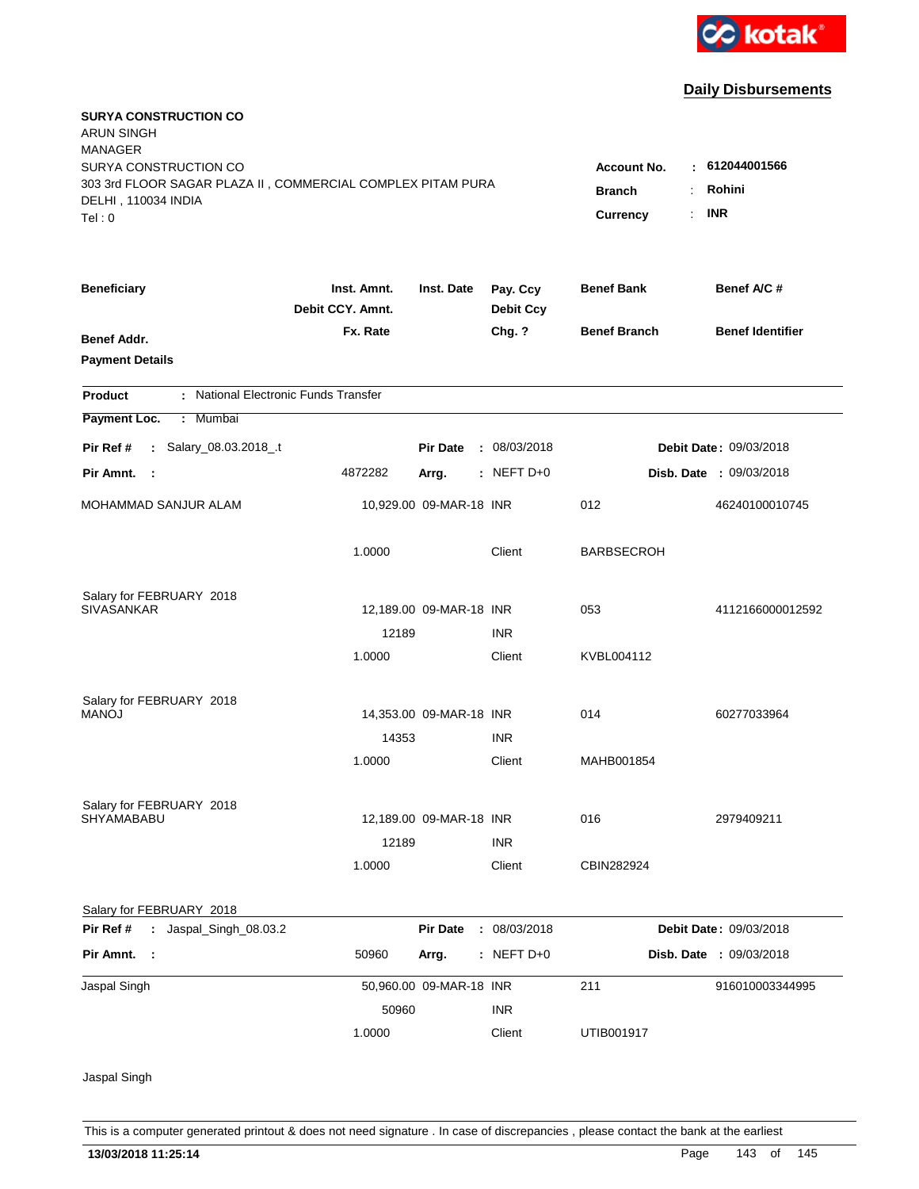kotak

## Daily Disbursements

**SURYA CONSTRUCTION CO**
ARUN SINGH
MANAGER
SURYA CONSTRUCTION CO
303 3rd FLOOR SAGAR PLAZA II , COMMERCIAL COMPLEX PITAM PURA
DELHI , 110034 INDIA
Tel : 0

**Account No.** : **612044001566**
**Branch** : **Rohini**
**Currency** : **INR**

| Beneficiary | Inst. Amnt. / Debit CCY. Amnt. / Fx. Rate | Inst. Date | Pay. Ccy / Debit Ccy / Chg. ? | Benef Bank / Benef Branch | Benef A/C # / Benef Identifier |
|---|---|---|---|---|---|
| **Benef Addr.** | | | | | |
| **Payment Details** | | | | | |

**Product** : National Electronic Funds Transfer

**Payment Loc.** : Mumbai

**Pir Ref #** : Salary_08.03.2018_.t — **Pir Date** : 08/03/2018 — **Debit Date**: 09/03/2018

**Pir Amnt.** : 4872282 — **Arrg.** : NEFT D+0 — **Disb. Date** : 09/03/2018

| Beneficiary | Inst. Amnt. / Debit CCY. Amnt. / Fx. Rate | Inst. Date | Pay. Ccy / Debit Ccy / Chg. ? | Benef Bank / Benef Branch | Benef A/C # / Benef Identifier |
|---|---|---|---|---|---|
| MOHAMMAD SANJUR ALAM | 10,929.00 | 09-MAR-18 | INR | 012 | 46240100010745 |
| | 1.0000 | | Client | BARBSECROH | |
| Salary for FEBRUARY 2018 | | | | | |
| SIVASANKAR | 12,189.00 | 09-MAR-18 | INR | 053 | 4112166000012592 |
| | 12189 | | INR | | |
| | 1.0000 | | Client | KVBL004112 | |
| Salary for FEBRUARY 2018 | | | | | |
| MANOJ | 14,353.00 | 09-MAR-18 | INR | 014 | 60277033964 |
| | 14353 | | INR | | |
| | 1.0000 | | Client | MAHB001854 | |
| Salary for FEBRUARY 2018 | | | | | |
| SHYAMABABU | 12,189.00 | 09-MAR-18 | INR | 016 | 2979409211 |
| | 12189 | | INR | | |
| | 1.0000 | | Client | CBIN282924 | |
| Salary for FEBRUARY 2018 | | | | | |

**Pir Ref #** : Jaspal_Singh_08.03.2 — **Pir Date** : 08/03/2018 — **Debit Date**: 09/03/2018

**Pir Amnt.** : 50960 — **Arrg.** : NEFT D+0 — **Disb. Date** : 09/03/2018

| Beneficiary | Inst. Amnt. / Debit CCY. Amnt. / Fx. Rate | Inst. Date | Pay. Ccy / Debit Ccy / Chg. ? | Benef Bank / Benef Branch | Benef A/C # / Benef Identifier |
|---|---|---|---|---|---|
| Jaspal Singh | 50,960.00 | 09-MAR-18 | INR | 211 | 916010003344995 |
| | 50960 | | INR | | |
| | 1.0000 | | Client | UTIB001917 | |
| Jaspal Singh | | | | | |

This is a computer generated printout & does not need signature . In case of discrepancies , please contact the bank at the earliest

**13/03/2018 11:25:14**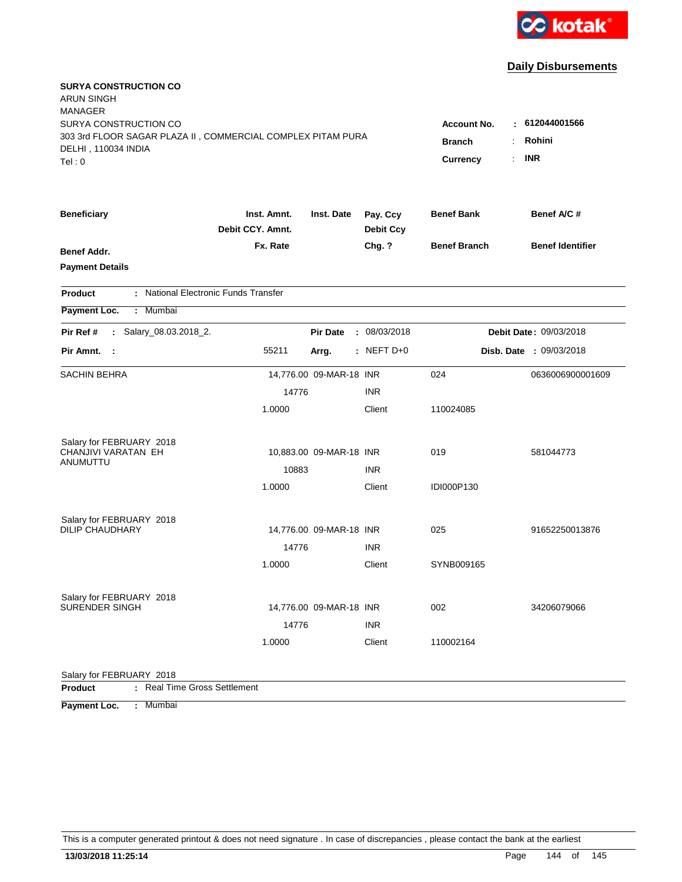kotak

## Daily Disbursements

**SURYA CONSTRUCTION CO**
ARUN SINGH
MANAGER
SURYA CONSTRUCTION CO
303 3rd FLOOR SAGAR PLAZA II , COMMERCIAL COMPLEX PITAM PURA
DELHI , 110034 INDIA
Tel : 0

**Account No.** : **612044001566**
**Branch** : **Rohini**
**Currency** : **INR**

| Beneficiary / Benef Addr. / Payment Details | Inst. Amnt. / Debit CCY. Amnt. / Fx. Rate | Inst. Date | Pay. Ccy / Debit Ccy / Chg. ? | Benef Bank / Benef Branch | Benef A/C # / Benef Identifier |
|---|---|---|---|---|---|

**Product** : National Electronic Funds Transfer
**Payment Loc.** : Mumbai

**Pir Ref #** : Salary_08.03.2018_2. **Pir Date** : 08/03/2018 **Debit Date** : 09/03/2018
**Pir Amnt.** : 55211 **Arrg.** : NEFT D+0 **Disb. Date** : 09/03/2018

| Beneficiary | Inst. Amnt. | Inst. Date | Pay. Ccy | Benef Bank | Benef A/C # |
|---|---|---|---|---|---|
| SACHIN BEHRA | 14,776.00 | 09-MAR-18 | INR | 024 | 0636006900001609 |
| | 14776 | | INR | | |
| | 1.0000 | | Client | 110024085 | |
| Salary for FEBRUARY 2018 | | | | | |
| CHANJIVI VARATAN EH ANUMUTTU | 10,883.00 | 09-MAR-18 | INR | 019 | 581044773 |
| | 10883 | | INR | | |
| | 1.0000 | | Client | IDI000P130 | |
| Salary for FEBRUARY 2018 | | | | | |
| DILIP CHAUDHARY | 14,776.00 | 09-MAR-18 | INR | 025 | 91652250013876 |
| | 14776 | | INR | | |
| | 1.0000 | | Client | SYNB009165 | |
| Salary for FEBRUARY 2018 | | | | | |
| SURENDER SINGH | 14,776.00 | 09-MAR-18 | INR | 002 | 34206079066 |
| | 14776 | | INR | | |
| | 1.0000 | | Client | 110002164 | |
| Salary for FEBRUARY 2018 | | | | | |

**Product** : Real Time Gross Settlement
**Payment Loc.** : Mumbai

This is a computer generated printout & does not need signature . In case of discrepancies , please contact the bank at the earliest

**13/03/2018 11:25:14**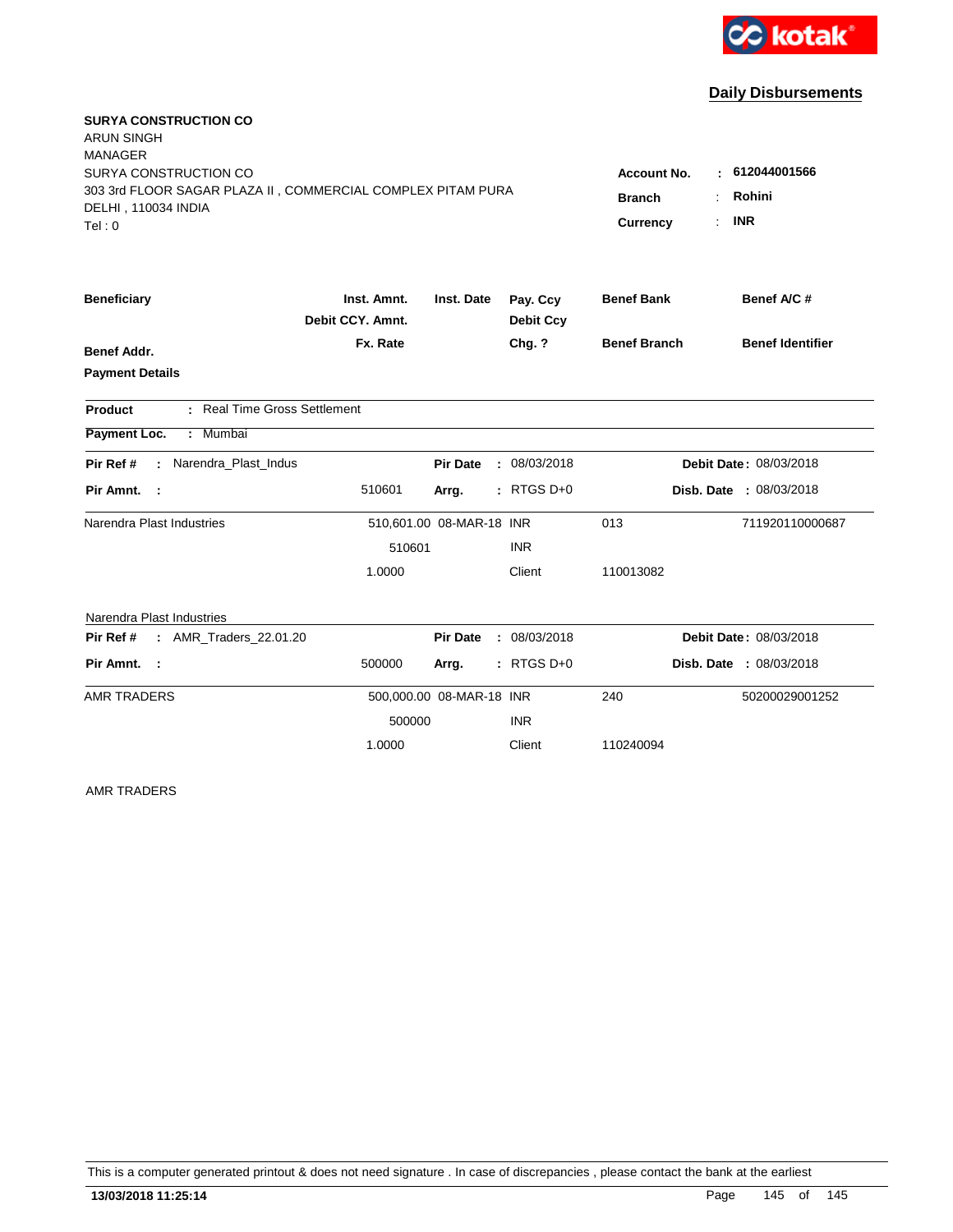kotak

## Daily Disbursements

**SURYA CONSTRUCTION CO**
ARUN SINGH
MANAGER
SURYA CONSTRUCTION CO
303 3rd FLOOR SAGAR PLAZA II , COMMERCIAL COMPLEX PITAM PURA
DELHI , 110034 INDIA
Tel : 0

**Account No.** : **612044001566**
**Branch** : **Rohini**
**Currency** : **INR**

| Beneficiary | Inst. Amnt. / Debit CCY. Amnt. / Fx. Rate | Inst. Date | Pay. Ccy / Debit Ccy / Chg. ? | Benef Bank / Benef Branch | Benef A/C # / Benef Identifier |
|---|---|---|---|---|---|

**Benef Addr.**
**Payment Details**

**Product** : Real Time Gross Settlement

**Payment Loc.** : Mumbai

**Pir Ref #** : Narendra_Plast_Indus **Pir Date** : 08/03/2018 **Debit Date** : 08/03/2018
**Pir Amnt.** : 510601 **Arrg.** : RTGS D+0 **Disb. Date** : 08/03/2018

| | | | | | |
|---|---|---|---|---|---|
| Narendra Plast Industries | 510,601.00 | 08-MAR-18 | INR | 013 | 711920110000687 |
| | 510601 | | INR | | |
| | 1.0000 | | Client | 110013082 | |

Narendra Plast Industries

**Pir Ref #** : AMR_Traders_22.01.20 **Pir Date** : 08/03/2018 **Debit Date** : 08/03/2018
**Pir Amnt.** : 500000 **Arrg.** : RTGS D+0 **Disb. Date** : 08/03/2018

| | | | | | |
|---|---|---|---|---|---|
| AMR TRADERS | 500,000.00 | 08-MAR-18 | INR | 240 | 50200029001252 |
| | 500000 | | INR | | |
| | 1.0000 | | Client | 110240094 | |

AMR TRADERS

This is a computer generated printout & does not need signature . In case of discrepancies , please contact the bank at the earliest

**13/03/2018 11:25:14**